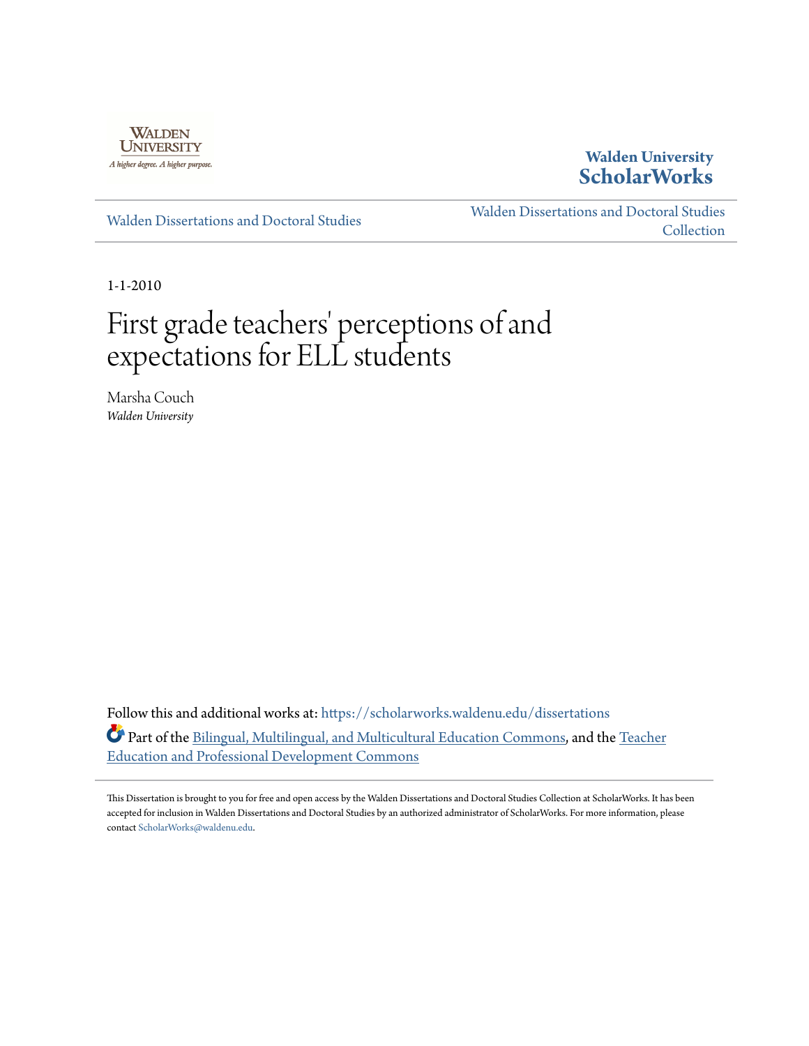Walden University

**Walden University ScholarWorks**

Walden Dissertations and Doctoral Studies | Walden Dissertations and Doctoral Studies Collection

1-1-2010

# First grade teachers' perceptions of and expectations for ELL students

Marsha Couch
*Walden University*

Follow this and additional works at: https://scholarworks.waldenu.edu/dissertations

Part of the Bilingual, Multilingual, and Multicultural Education Commons, and the Teacher Education and Professional Development Commons

This Dissertation is brought to you for free and open access by the Walden Dissertations and Doctoral Studies Collection at ScholarWorks. It has been accepted for inclusion in Walden Dissertations and Doctoral Studies by an authorized administrator of ScholarWorks. For more information, please contact ScholarWorks@waldenu.edu.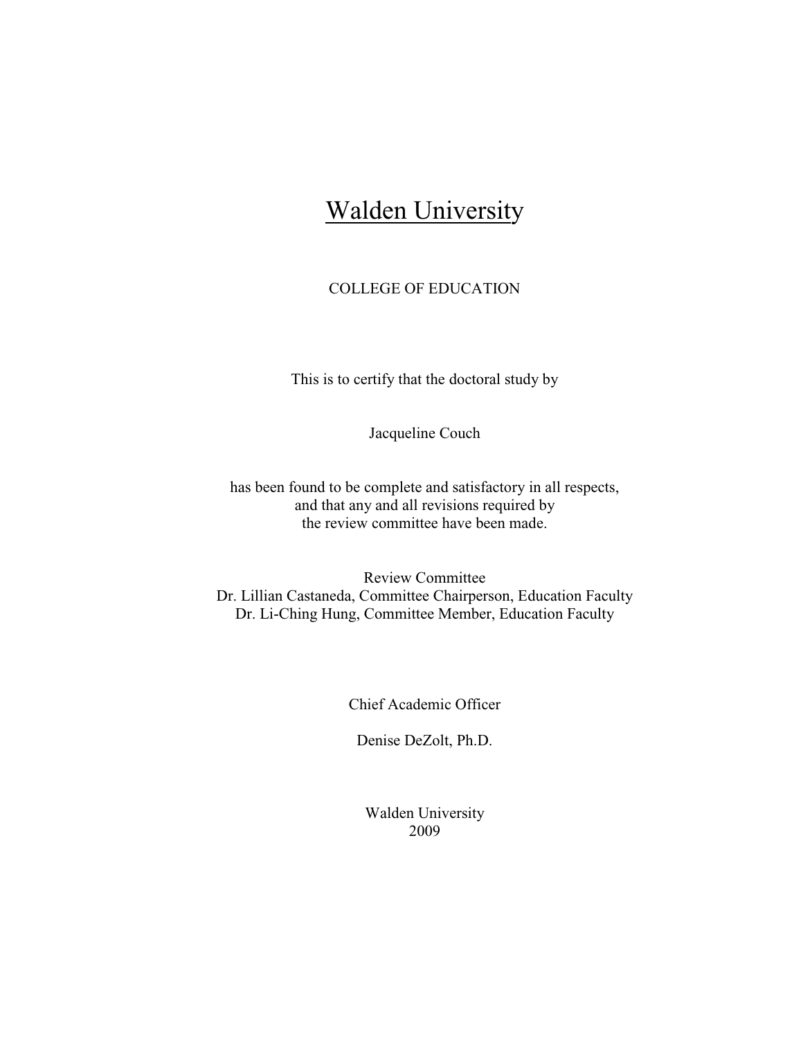# Walden University

COLLEGE OF EDUCATION

This is to certify that the doctoral study by

Jacqueline Couch

has been found to be complete and satisfactory in all respects,
and that any and all revisions required by
the review committee have been made.

Review Committee
Dr. Lillian Castaneda, Committee Chairperson, Education Faculty
Dr. Li-Ching Hung, Committee Member, Education Faculty

Chief Academic Officer

Denise DeZolt, Ph.D.

Walden University
2009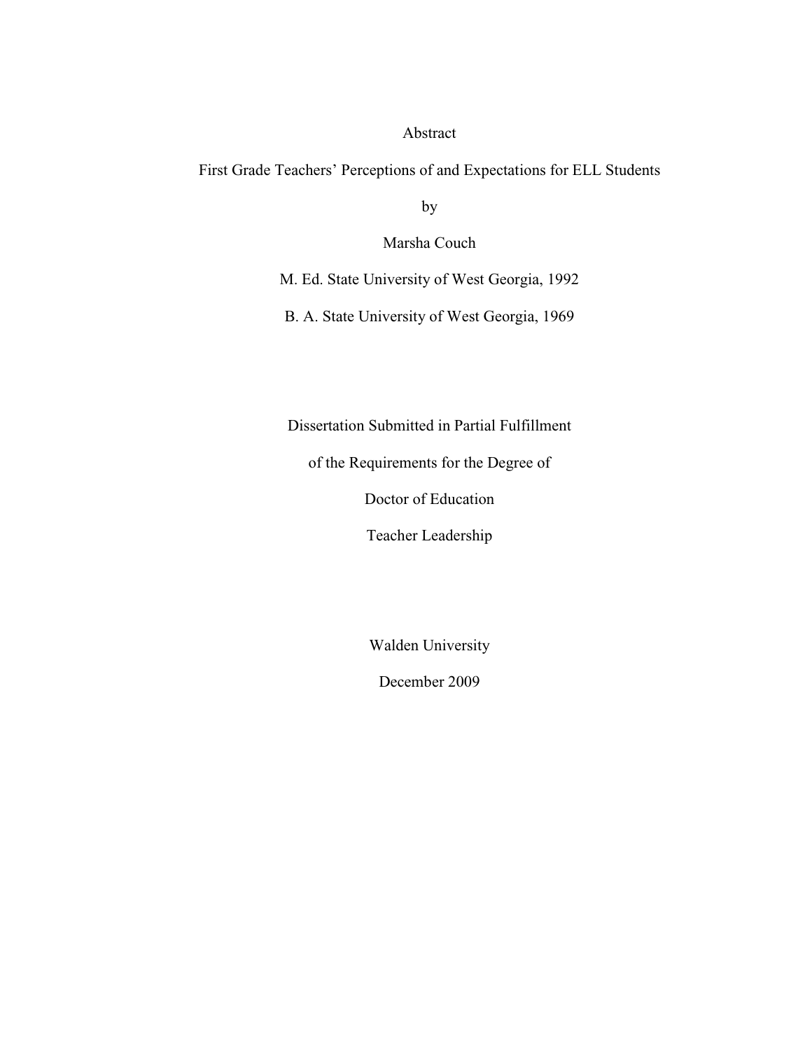# Abstract

First Grade Teachers' Perceptions of and Expectations for ELL Students

by

Marsha Couch

M. Ed. State University of West Georgia, 1992

B. A. State University of West Georgia, 1969

Dissertation Submitted in Partial Fulfillment

of the Requirements for the Degree of

Doctor of Education

Teacher Leadership

Walden University

December 2009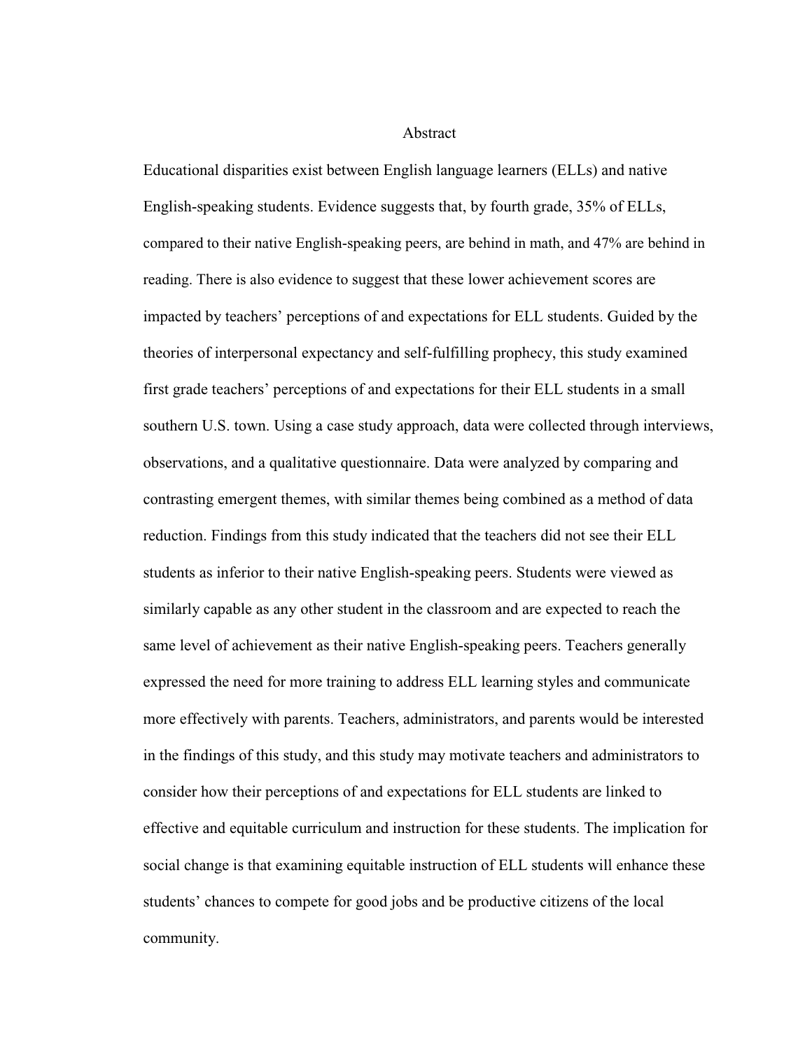# Abstract

Educational disparities exist between English language learners (ELLs) and native English-speaking students. Evidence suggests that, by fourth grade, 35% of ELLs, compared to their native English-speaking peers, are behind in math, and 47% are behind in reading. There is also evidence to suggest that these lower achievement scores are impacted by teachers' perceptions of and expectations for ELL students. Guided by the theories of interpersonal expectancy and self-fulfilling prophecy, this study examined first grade teachers' perceptions of and expectations for their ELL students in a small southern U.S. town. Using a case study approach, data were collected through interviews, observations, and a qualitative questionnaire. Data were analyzed by comparing and contrasting emergent themes, with similar themes being combined as a method of data reduction. Findings from this study indicated that the teachers did not see their ELL students as inferior to their native English-speaking peers. Students were viewed as similarly capable as any other student in the classroom and are expected to reach the same level of achievement as their native English-speaking peers. Teachers generally expressed the need for more training to address ELL learning styles and communicate more effectively with parents. Teachers, administrators, and parents would be interested in the findings of this study, and this study may motivate teachers and administrators to consider how their perceptions of and expectations for ELL students are linked to effective and equitable curriculum and instruction for these students. The implication for social change is that examining equitable instruction of ELL students will enhance these students' chances to compete for good jobs and be productive citizens of the local community.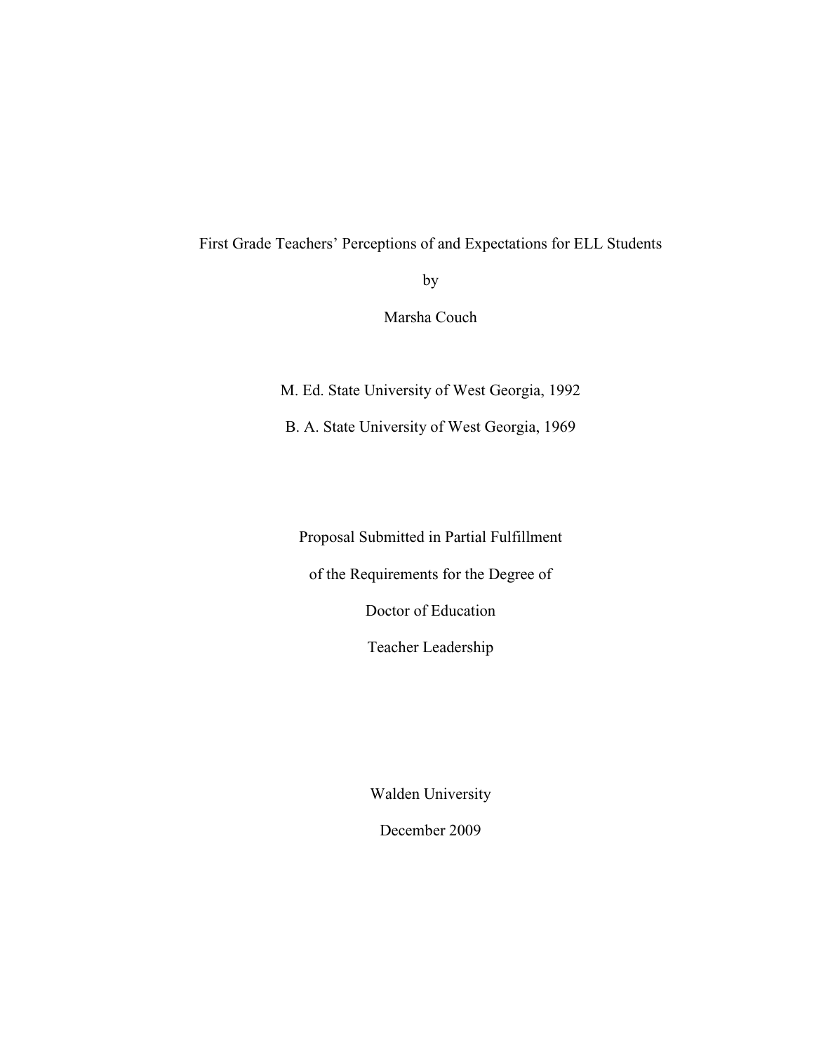First Grade Teachers' Perceptions of and Expectations for ELL Students

by

Marsha Couch

M. Ed. State University of West Georgia, 1992

B. A. State University of West Georgia, 1969

Proposal Submitted in Partial Fulfillment

of the Requirements for the Degree of

Doctor of Education

Teacher Leadership

Walden University

December 2009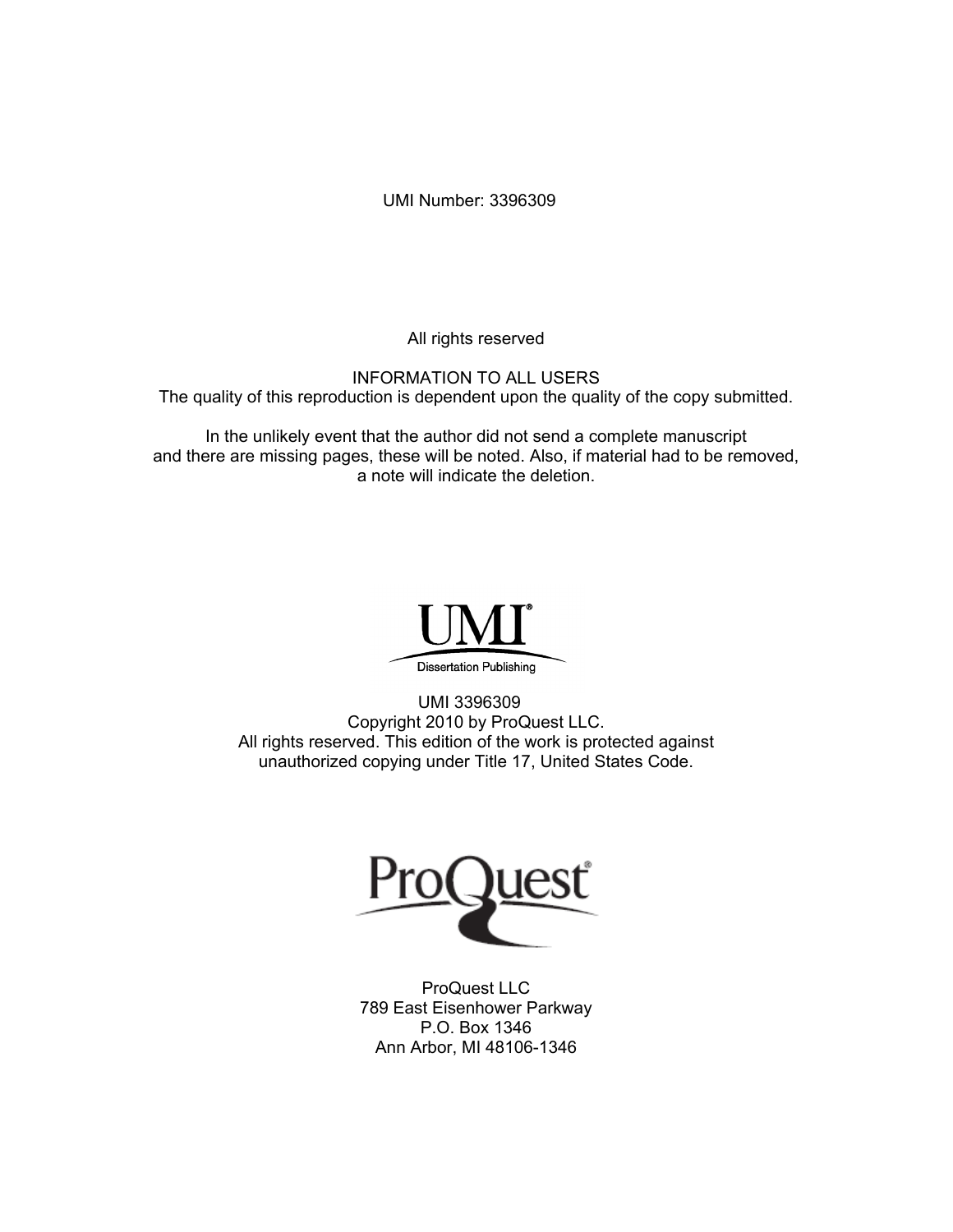UMI Number: 3396309

All rights reserved

INFORMATION TO ALL USERS
The quality of this reproduction is dependent upon the quality of the copy submitted.

In the unlikely event that the author did not send a complete manuscript
and there are missing pages, these will be noted. Also, if material had to be removed,
a note will indicate the deletion.

UMI
Dissertation Publishing

UMI 3396309
Copyright 2010 by ProQuest LLC.
All rights reserved. This edition of the work is protected against
unauthorized copying under Title 17, United States Code.

ProQuest

ProQuest LLC
789 East Eisenhower Parkway
P.O. Box 1346
Ann Arbor, MI 48106-1346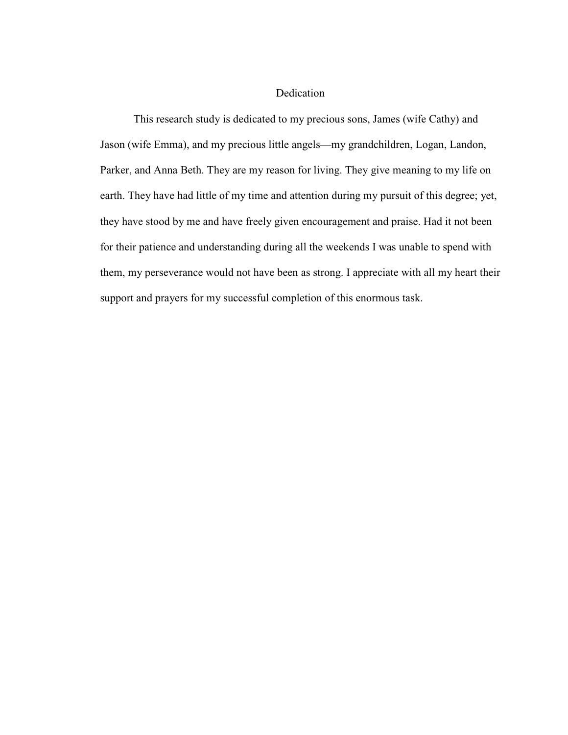# Dedication

This research study is dedicated to my precious sons, James (wife Cathy) and Jason (wife Emma), and my precious little angels—my grandchildren, Logan, Landon, Parker, and Anna Beth. They are my reason for living. They give meaning to my life on earth. They have had little of my time and attention during my pursuit of this degree; yet, they have stood by me and have freely given encouragement and praise. Had it not been for their patience and understanding during all the weekends I was unable to spend with them, my perseverance would not have been as strong. I appreciate with all my heart their support and prayers for my successful completion of this enormous task.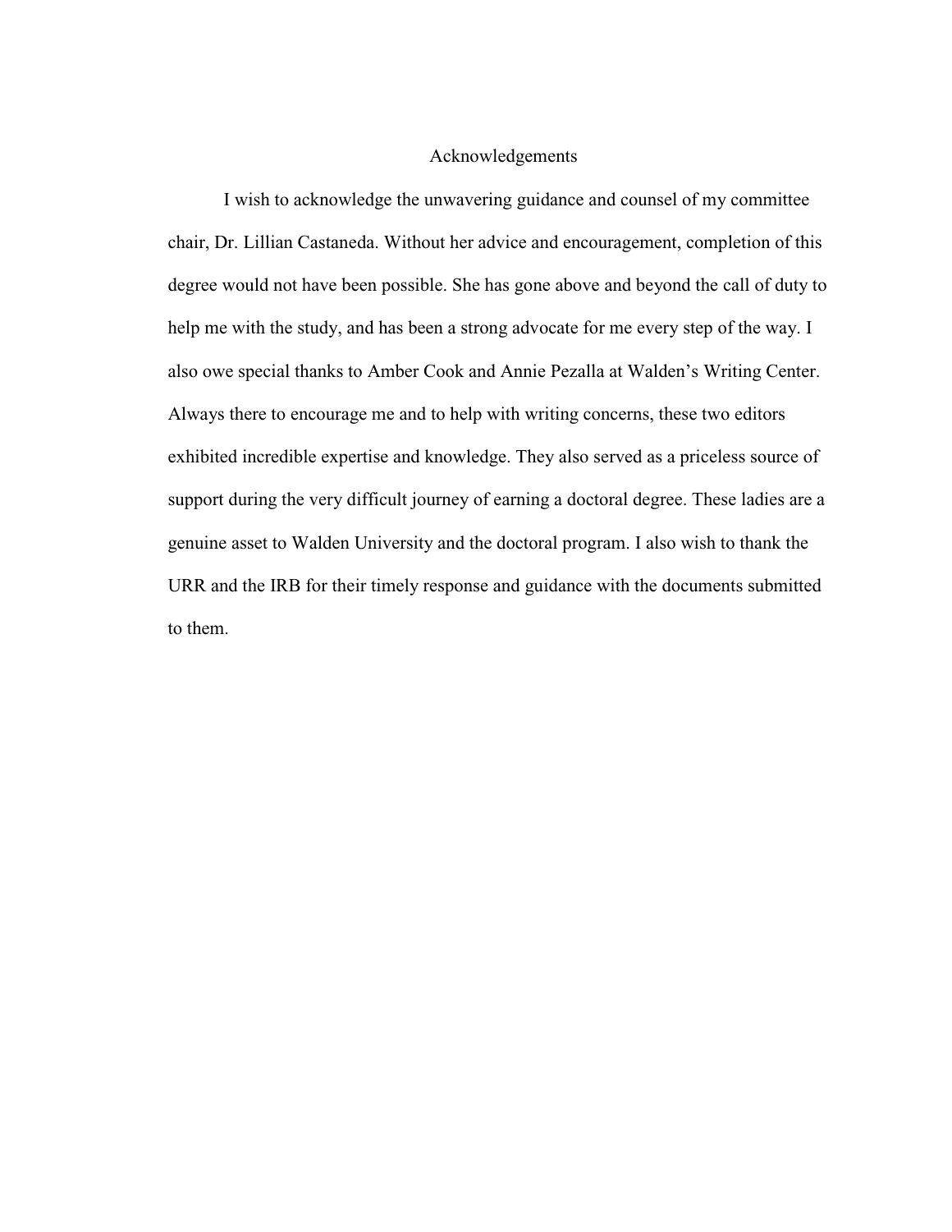# Acknowledgements

I wish to acknowledge the unwavering guidance and counsel of my committee chair, Dr. Lillian Castaneda. Without her advice and encouragement, completion of this degree would not have been possible. She has gone above and beyond the call of duty to help me with the study, and has been a strong advocate for me every step of the way. I also owe special thanks to Amber Cook and Annie Pezalla at Walden's Writing Center. Always there to encourage me and to help with writing concerns, these two editors exhibited incredible expertise and knowledge. They also served as a priceless source of support during the very difficult journey of earning a doctoral degree. These ladies are a genuine asset to Walden University and the doctoral program. I also wish to thank the URR and the IRB for their timely response and guidance with the documents submitted to them.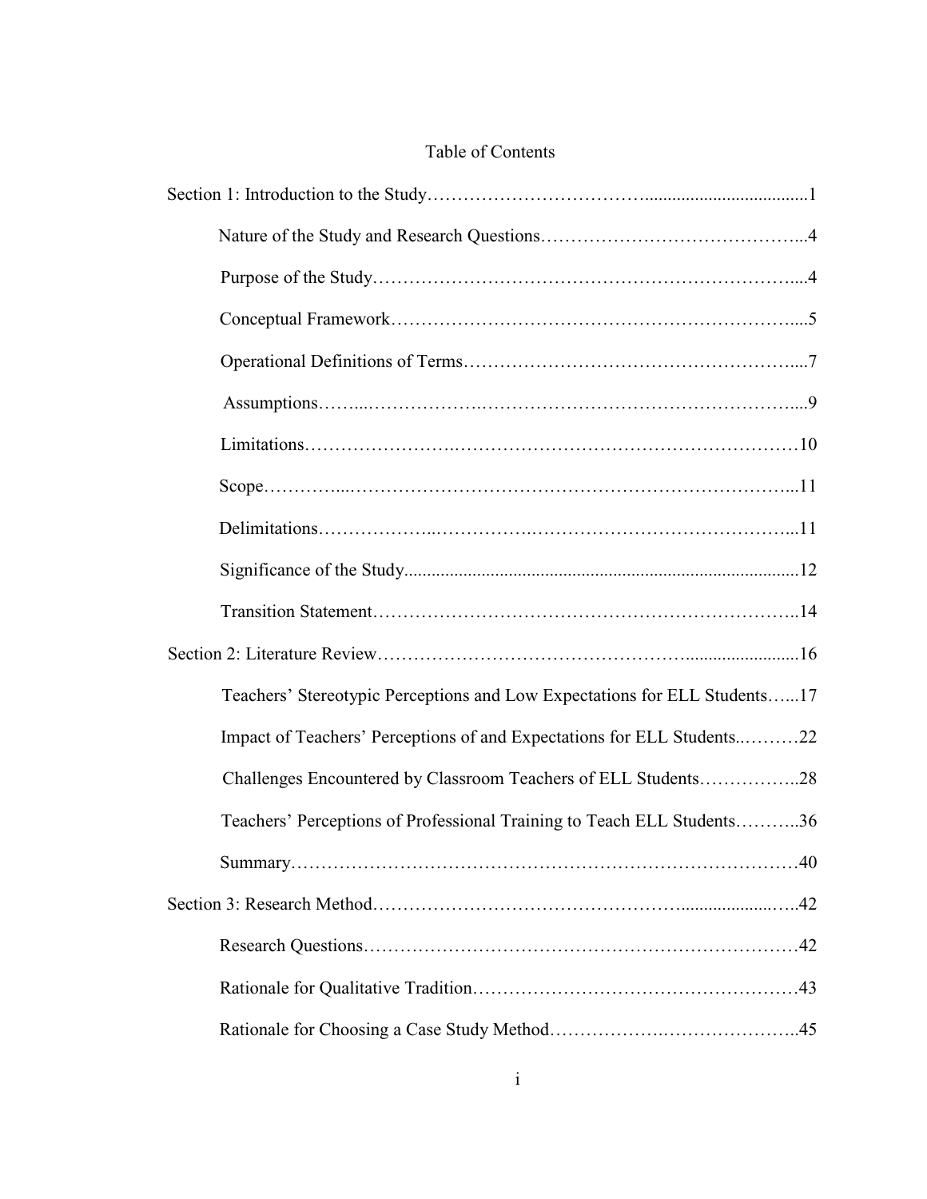# Table of Contents

Section 1: Introduction to the Study ........................................................... 1

- Nature of the Study and Research Questions ........................................... 4
- Purpose of the Study ........................................................................... 4
- Conceptual Framework ........................................................................ 5
- Operational Definitions of Terms .......................................................... 7
- Assumptions ....................................................................................... 9
- Limitations ......................................................................................... 10
- Scope ................................................................................................ 11
- Delimitations ...................................................................................... 11
- Significance of the Study ..................................................................... 12
- Transition Statement ........................................................................... 14

Section 2: Literature Review ......................................................................... 16

- Teachers' Stereotypic Perceptions and Low Expectations for ELL Students ...... 17
- Impact of Teachers' Perceptions of and Expectations for ELL Students .......... 22
- Challenges Encountered by Classroom Teachers of ELL Students ................ 28
- Teachers' Perceptions of Professional Training to Teach ELL Students ........... 36
- Summary ............................................................................................ 40

Section 3: Research Method .......................................................................... 42

- Research Questions ............................................................................. 42
- Rationale for Qualitative Tradition ......................................................... 43
- Rationale for Choosing a Case Study Method ........................................... 45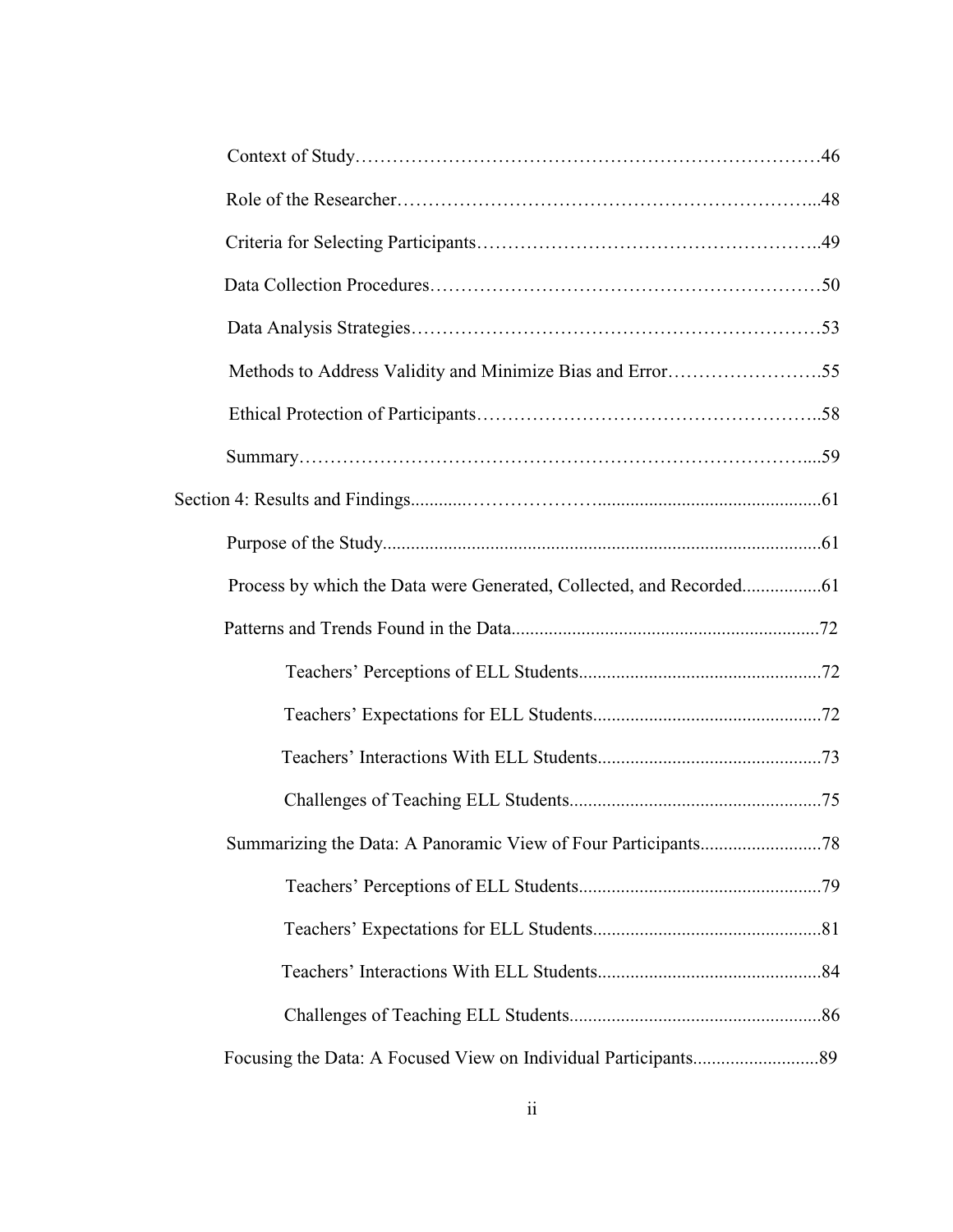Context of Study……………………………………………………………………46

Role of the Researcher…………………………………………………………...48

Criteria for Selecting Participants……………………………………………..49

Data Collection Procedures……………………………………………………50

Data Analysis Strategies………………………………………………………53

Methods to Address Validity and Minimize Bias and Error……………………55

Ethical Protection of Participants……………………………………………..58

Summary…………………………………………………………………….....59

Section 4: Results and Findings...........…………………...............................................61

Purpose of the Study.............................................................................................61

Process by which the Data were Generated, Collected, and Recorded.................61

Patterns and Trends Found in the Data.................................................................72

Teachers' Perceptions of ELL Students...................................................72

Teachers' Expectations for ELL Students................................................72

Teachers' Interactions With ELL Students................................................73

Challenges of Teaching ELL Students.....................................................75

Summarizing the Data: A Panoramic View of Four Participants..........................78

Teachers' Perceptions of ELL Students...................................................79

Teachers' Expectations for ELL Students................................................81

Teachers' Interactions With ELL Students................................................84

Challenges of Teaching ELL Students.....................................................86

Focusing the Data: A Focused View on Individual Participants...........................89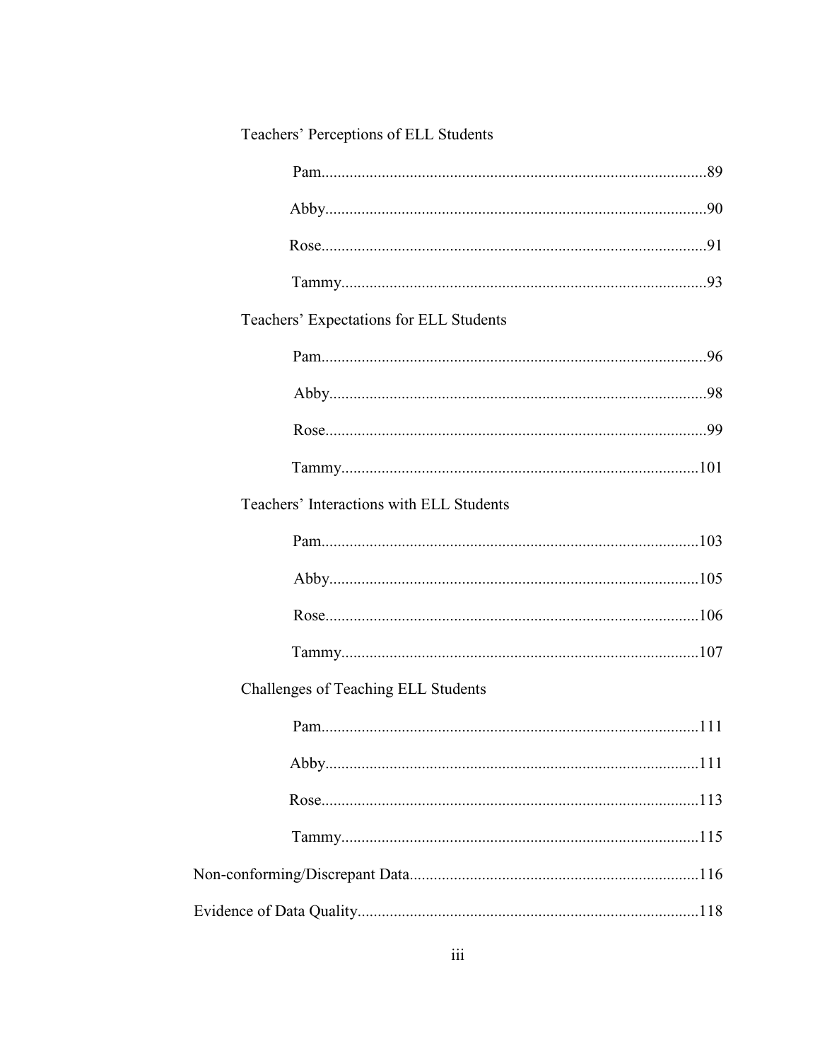Teachers' Perceptions of ELL Students

Pam.......................................................................................89

Abby.....................................................................................90

Rose......................................................................................91

Tammy..................................................................................93

Teachers' Expectations for ELL Students

Pam.......................................................................................96

Abby.....................................................................................98

Rose......................................................................................99

Tammy..................................................................................101

Teachers' Interactions with ELL Students

Pam.......................................................................................103

Abby.....................................................................................105

Rose......................................................................................106

Tammy..................................................................................107

Challenges of Teaching ELL Students

Pam.......................................................................................111

Abby.....................................................................................111

Rose......................................................................................113

Tammy..................................................................................115

Non-conforming/Discrepant Data..........................................................116

Evidence of Data Quality.......................................................................118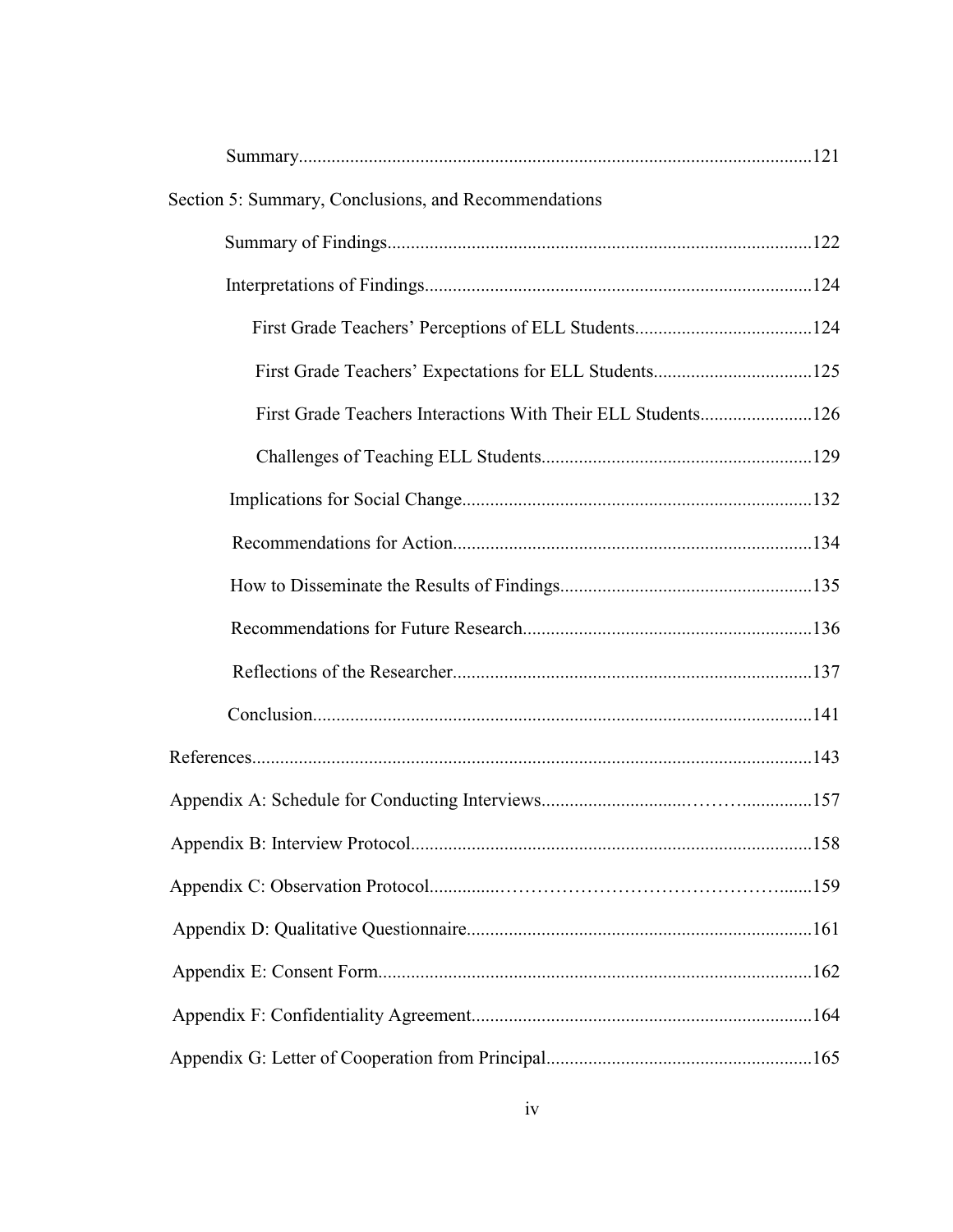Summary.............................................................................................................121

Section 5: Summary, Conclusions, and Recommendations

Summary of Findings..........................................................................................122

Interpretations of Findings..................................................................................124

First Grade Teachers' Perceptions of ELL Students.....................................124

First Grade Teachers' Expectations for ELL Students.................................125

First Grade Teachers Interactions With Their ELL Students........................126

Challenges of Teaching ELL Students.........................................................129

Implications for Social Change..........................................................................132

Recommendations for Action............................................................................134

How to Disseminate the Results of Findings.....................................................135

Recommendations for Future Research.............................................................136

Reflections of the Researcher............................................................................137

Conclusion..........................................................................................................141

References........................................................................................................................143

Appendix A: Schedule for Conducting Interviews...........................………..............157

Appendix B: Interview Protocol.....................................................................................158

Appendix C: Observation Protocol..............……………………………………......159

Appendix D: Qualitative Questionnaire.........................................................................161

Appendix E: Consent Form............................................................................................162

Appendix F: Confidentiality Agreement........................................................................164

Appendix G: Letter of Cooperation from Principal........................................................165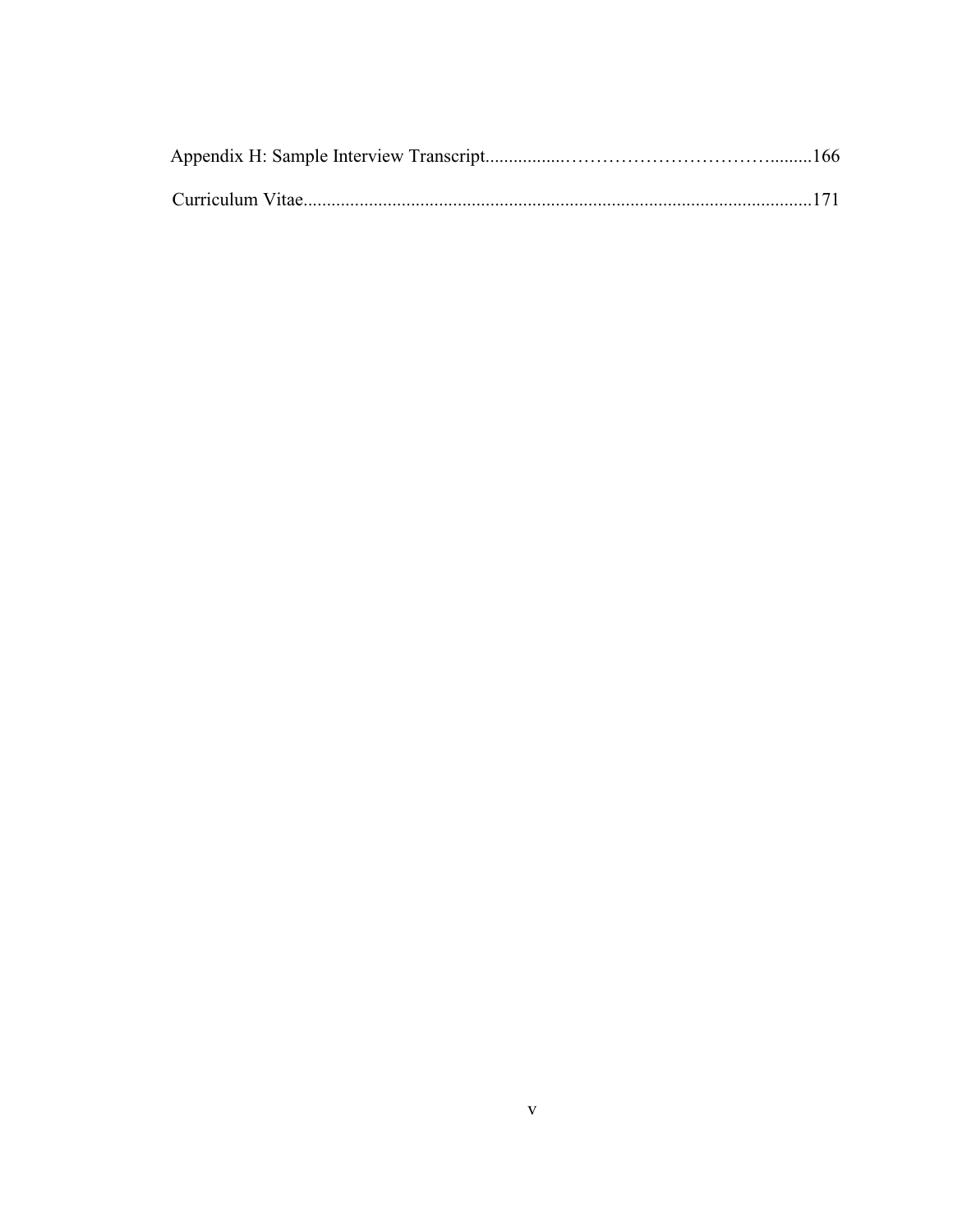Appendix H: Sample Interview Transcript.................…………………………….........166

Curriculum Vitae...........................................................................................................171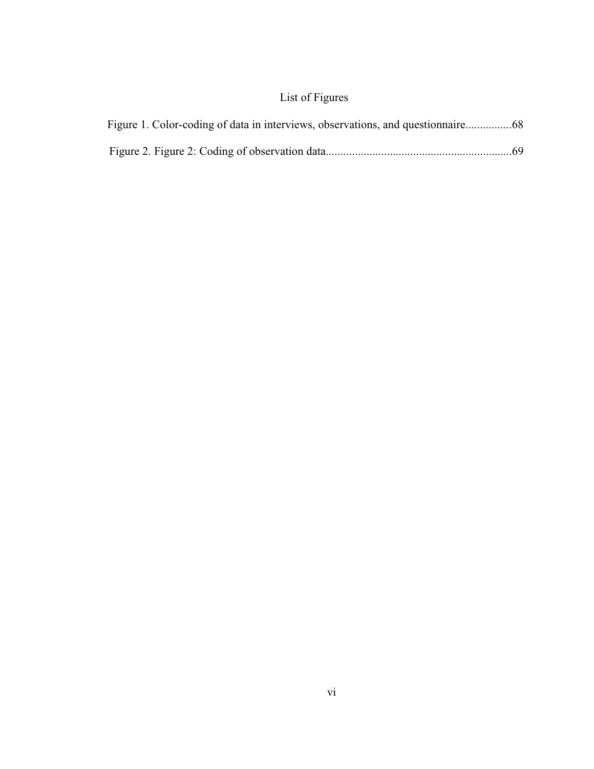# List of Figures

Figure 1. Color-coding of data in interviews, observations, and questionnaire................68

Figure 2. Figure 2: Coding of observation data................................................................69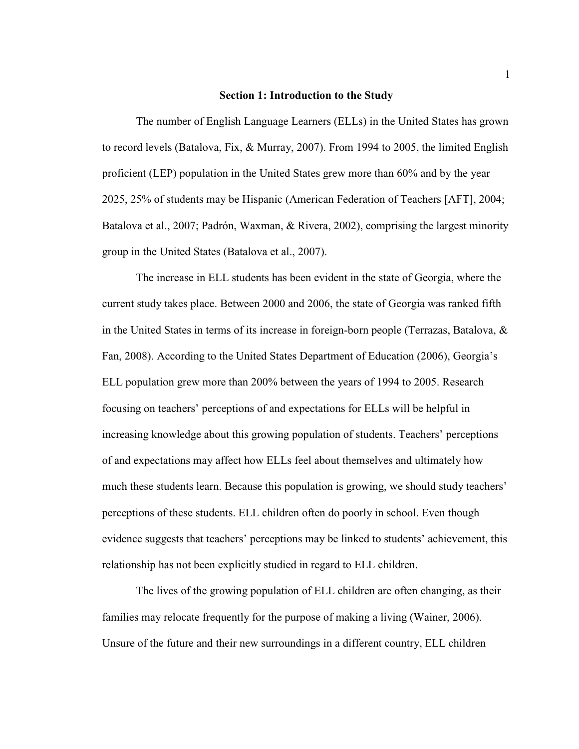## Section 1: Introduction to the Study

The number of English Language Learners (ELLs) in the United States has grown to record levels (Batalova, Fix, & Murray, 2007). From 1994 to 2005, the limited English proficient (LEP) population in the United States grew more than 60% and by the year 2025, 25% of students may be Hispanic (American Federation of Teachers [AFT], 2004; Batalova et al., 2007; Padrón, Waxman, & Rivera, 2002), comprising the largest minority group in the United States (Batalova et al., 2007).

The increase in ELL students has been evident in the state of Georgia, where the current study takes place. Between 2000 and 2006, the state of Georgia was ranked fifth in the United States in terms of its increase in foreign-born people (Terrazas, Batalova, & Fan, 2008). According to the United States Department of Education (2006), Georgia's ELL population grew more than 200% between the years of 1994 to 2005. Research focusing on teachers' perceptions of and expectations for ELLs will be helpful in increasing knowledge about this growing population of students. Teachers' perceptions of and expectations may affect how ELLs feel about themselves and ultimately how much these students learn. Because this population is growing, we should study teachers' perceptions of these students. ELL children often do poorly in school. Even though evidence suggests that teachers' perceptions may be linked to students' achievement, this relationship has not been explicitly studied in regard to ELL children.

The lives of the growing population of ELL children are often changing, as their families may relocate frequently for the purpose of making a living (Wainer, 2006). Unsure of the future and their new surroundings in a different country, ELL children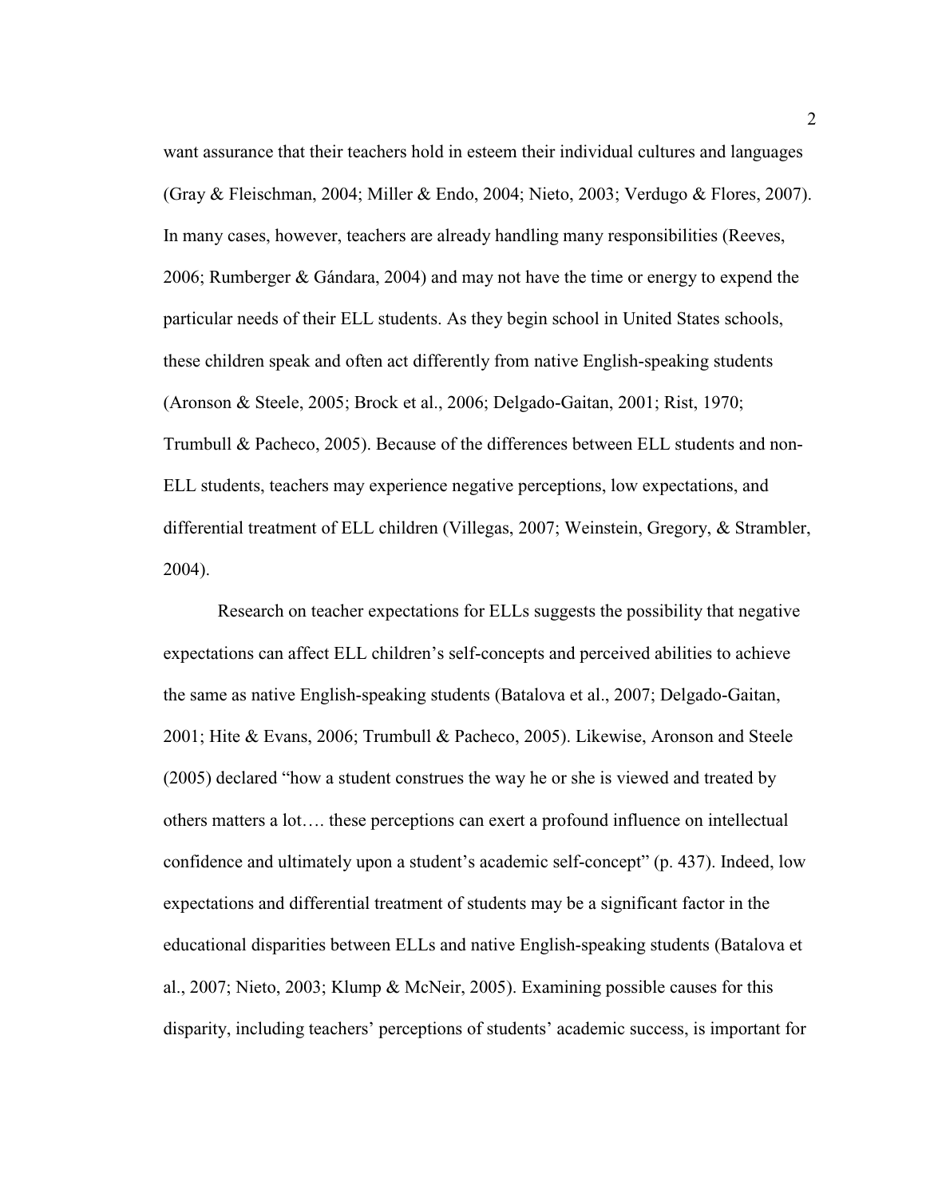want assurance that their teachers hold in esteem their individual cultures and languages (Gray & Fleischman, 2004; Miller & Endo, 2004; Nieto, 2003; Verdugo & Flores, 2007). In many cases, however, teachers are already handling many responsibilities (Reeves, 2006; Rumberger & Gándara, 2004) and may not have the time or energy to expend the particular needs of their ELL students. As they begin school in United States schools, these children speak and often act differently from native English-speaking students (Aronson & Steele, 2005; Brock et al., 2006; Delgado-Gaitan, 2001; Rist, 1970; Trumbull & Pacheco, 2005). Because of the differences between ELL students and non-ELL students, teachers may experience negative perceptions, low expectations, and differential treatment of ELL children (Villegas, 2007; Weinstein, Gregory, & Strambler, 2004).

Research on teacher expectations for ELLs suggests the possibility that negative expectations can affect ELL children's self-concepts and perceived abilities to achieve the same as native English-speaking students (Batalova et al., 2007; Delgado-Gaitan, 2001; Hite & Evans, 2006; Trumbull & Pacheco, 2005). Likewise, Aronson and Steele (2005) declared "how a student construes the way he or she is viewed and treated by others matters a lot…. these perceptions can exert a profound influence on intellectual confidence and ultimately upon a student's academic self-concept" (p. 437). Indeed, low expectations and differential treatment of students may be a significant factor in the educational disparities between ELLs and native English-speaking students (Batalova et al., 2007; Nieto, 2003; Klump & McNeir, 2005). Examining possible causes for this disparity, including teachers' perceptions of students' academic success, is important for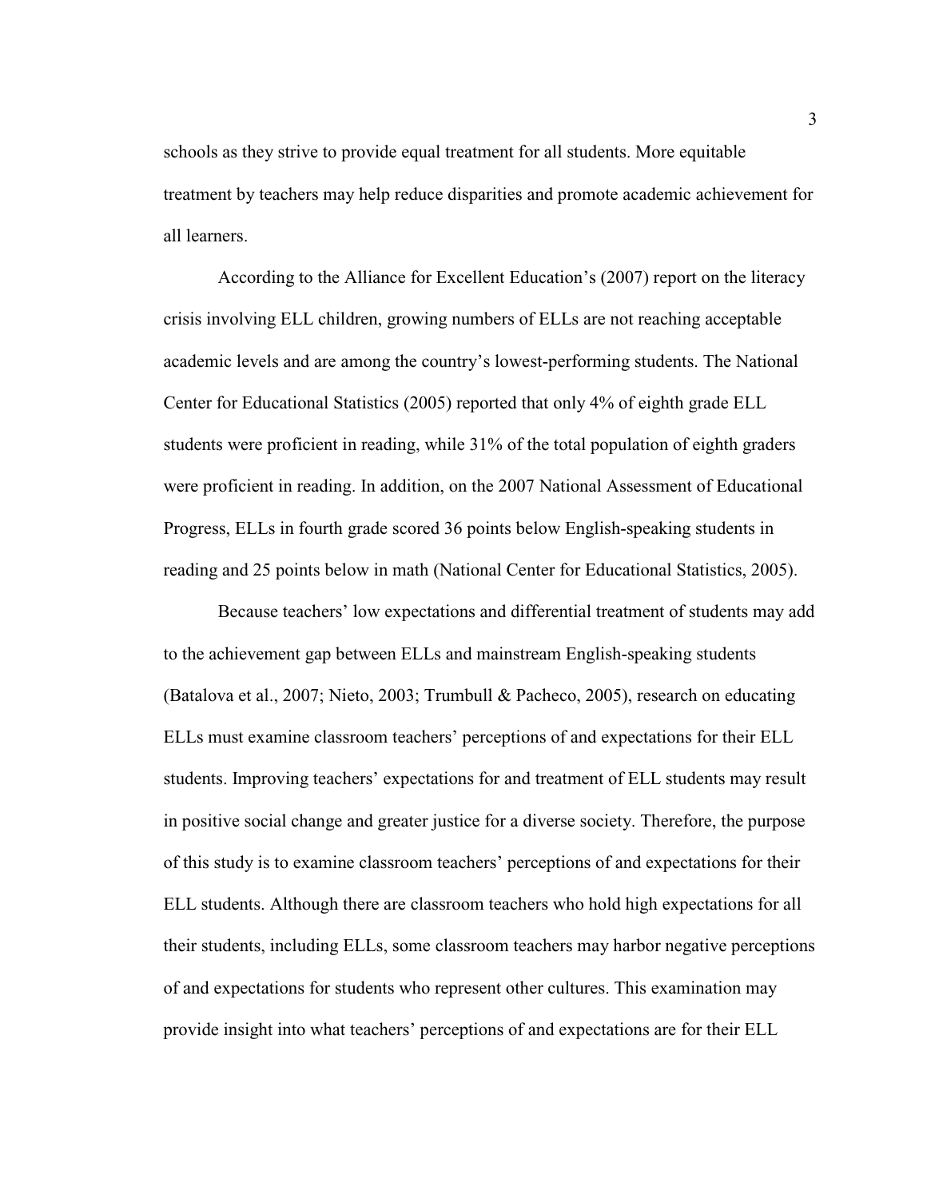schools as they strive to provide equal treatment for all students. More equitable treatment by teachers may help reduce disparities and promote academic achievement for all learners.

According to the Alliance for Excellent Education's (2007) report on the literacy crisis involving ELL children, growing numbers of ELLs are not reaching acceptable academic levels and are among the country's lowest-performing students. The National Center for Educational Statistics (2005) reported that only 4% of eighth grade ELL students were proficient in reading, while 31% of the total population of eighth graders were proficient in reading. In addition, on the 2007 National Assessment of Educational Progress, ELLs in fourth grade scored 36 points below English-speaking students in reading and 25 points below in math (National Center for Educational Statistics, 2005).

Because teachers' low expectations and differential treatment of students may add to the achievement gap between ELLs and mainstream English-speaking students (Batalova et al., 2007; Nieto, 2003; Trumbull & Pacheco, 2005), research on educating ELLs must examine classroom teachers' perceptions of and expectations for their ELL students. Improving teachers' expectations for and treatment of ELL students may result in positive social change and greater justice for a diverse society. Therefore, the purpose of this study is to examine classroom teachers' perceptions of and expectations for their ELL students. Although there are classroom teachers who hold high expectations for all their students, including ELLs, some classroom teachers may harbor negative perceptions of and expectations for students who represent other cultures. This examination may provide insight into what teachers' perceptions of and expectations are for their ELL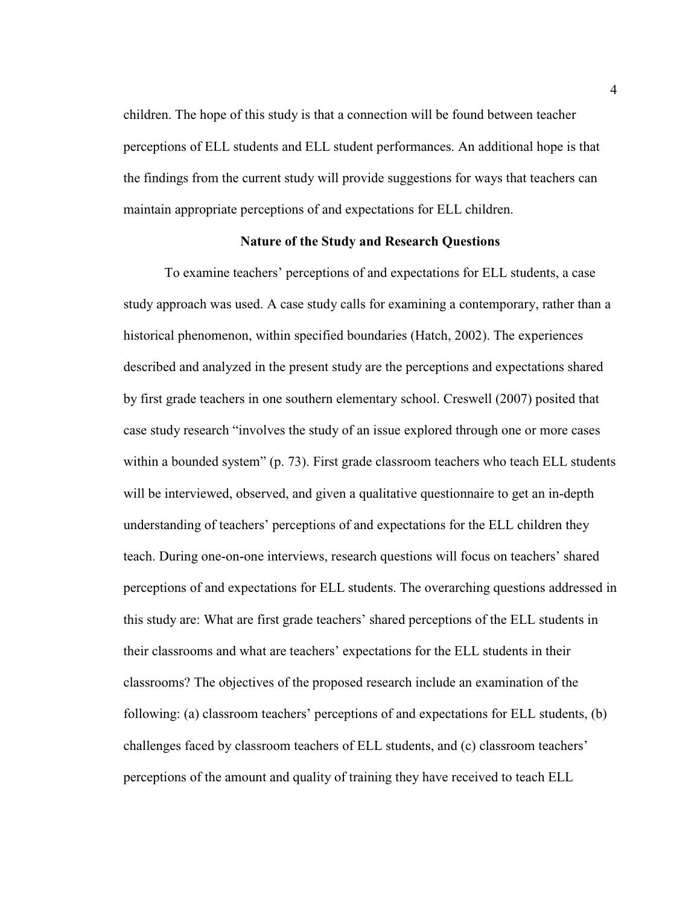children. The hope of this study is that a connection will be found between teacher perceptions of ELL students and ELL student performances. An additional hope is that the findings from the current study will provide suggestions for ways that teachers can maintain appropriate perceptions of and expectations for ELL children.

## Nature of the Study and Research Questions

To examine teachers' perceptions of and expectations for ELL students, a case study approach was used. A case study calls for examining a contemporary, rather than a historical phenomenon, within specified boundaries (Hatch, 2002). The experiences described and analyzed in the present study are the perceptions and expectations shared by first grade teachers in one southern elementary school. Creswell (2007) posited that case study research "involves the study of an issue explored through one or more cases within a bounded system" (p. 73). First grade classroom teachers who teach ELL students will be interviewed, observed, and given a qualitative questionnaire to get an in-depth understanding of teachers' perceptions of and expectations for the ELL children they teach. During one-on-one interviews, research questions will focus on teachers' shared perceptions of and expectations for ELL students. The overarching questions addressed in this study are: What are first grade teachers' shared perceptions of the ELL students in their classrooms and what are teachers' expectations for the ELL students in their classrooms? The objectives of the proposed research include an examination of the following: (a) classroom teachers' perceptions of and expectations for ELL students, (b) challenges faced by classroom teachers of ELL students, and (c) classroom teachers' perceptions of the amount and quality of training they have received to teach ELL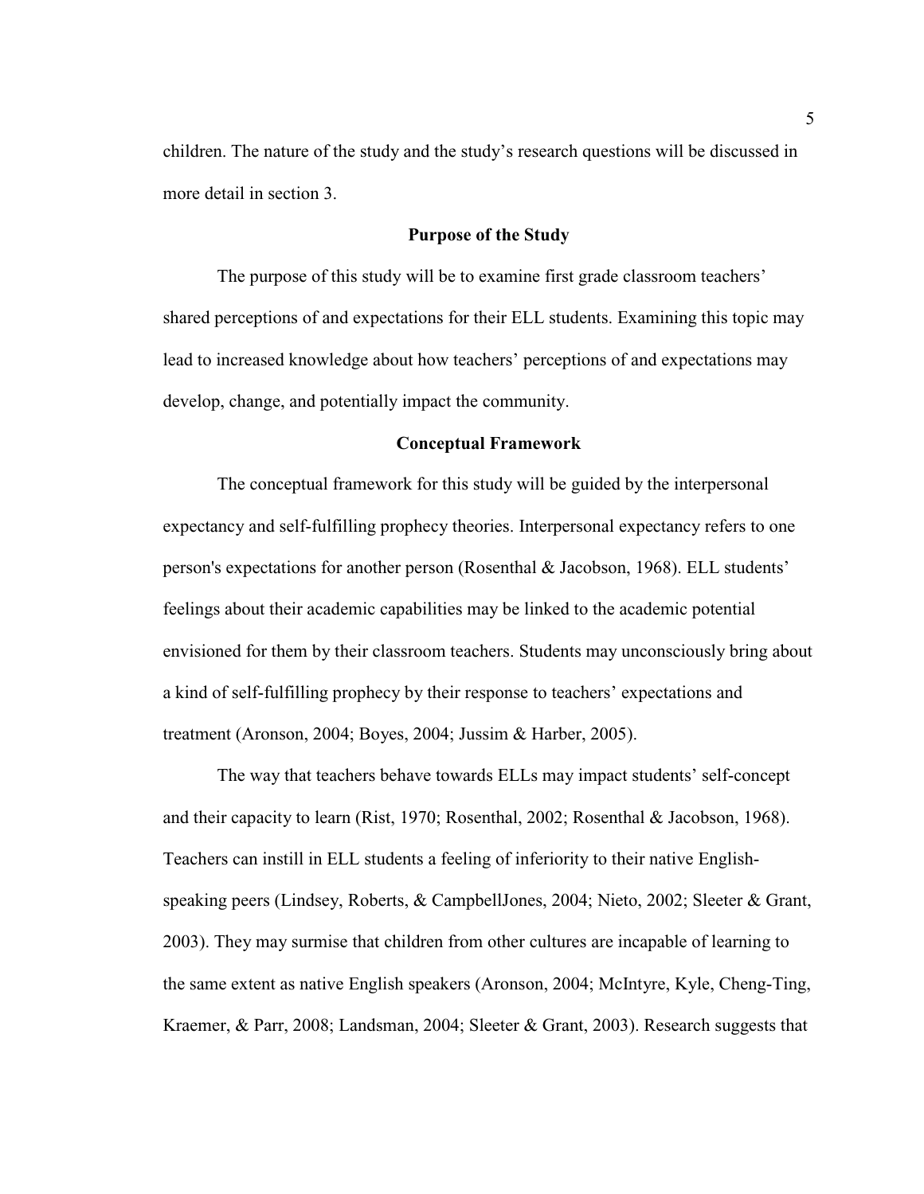children. The nature of the study and the study's research questions will be discussed in more detail in section 3.

## Purpose of the Study

The purpose of this study will be to examine first grade classroom teachers' shared perceptions of and expectations for their ELL students. Examining this topic may lead to increased knowledge about how teachers' perceptions of and expectations may develop, change, and potentially impact the community.

## Conceptual Framework

The conceptual framework for this study will be guided by the interpersonal expectancy and self-fulfilling prophecy theories. Interpersonal expectancy refers to one person's expectations for another person (Rosenthal & Jacobson, 1968). ELL students' feelings about their academic capabilities may be linked to the academic potential envisioned for them by their classroom teachers. Students may unconsciously bring about a kind of self-fulfilling prophecy by their response to teachers' expectations and treatment (Aronson, 2004; Boyes, 2004; Jussim & Harber, 2005).

The way that teachers behave towards ELLs may impact students' self-concept and their capacity to learn (Rist, 1970; Rosenthal, 2002; Rosenthal & Jacobson, 1968). Teachers can instill in ELL students a feeling of inferiority to their native English-speaking peers (Lindsey, Roberts, & CampbellJones, 2004; Nieto, 2002; Sleeter & Grant, 2003). They may surmise that children from other cultures are incapable of learning to the same extent as native English speakers (Aronson, 2004; McIntyre, Kyle, Cheng-Ting, Kraemer, & Parr, 2008; Landsman, 2004; Sleeter & Grant, 2003). Research suggests that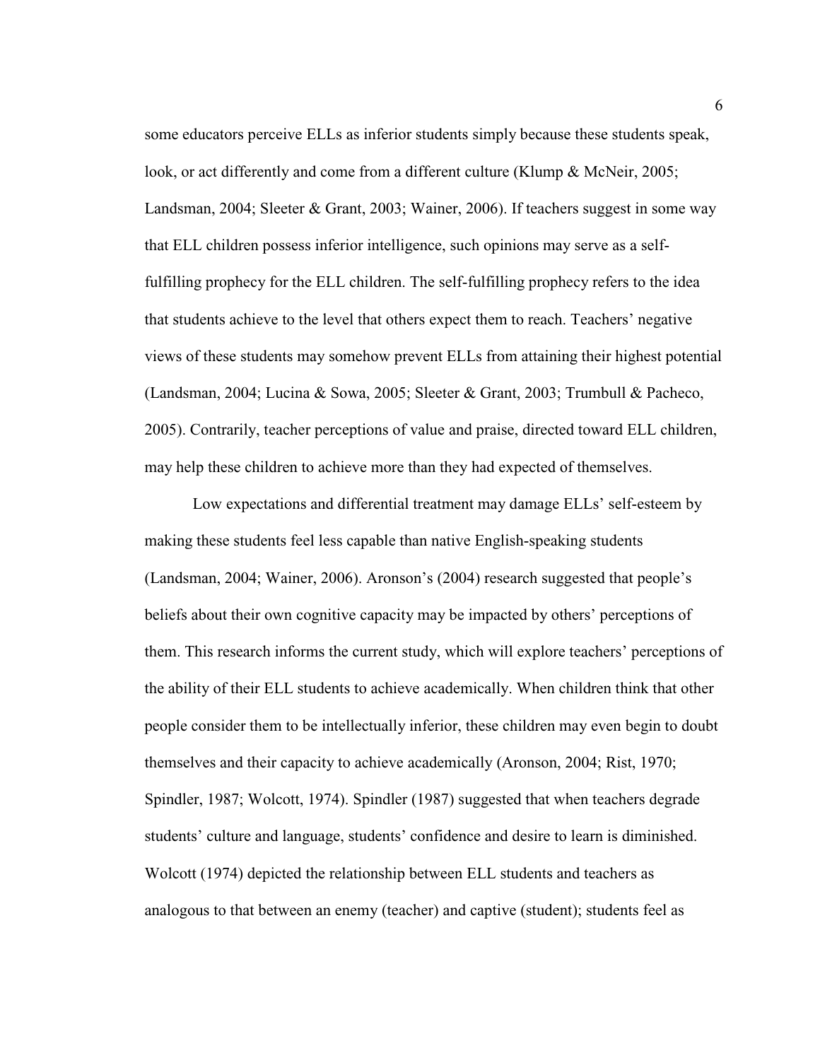some educators perceive ELLs as inferior students simply because these students speak, look, or act differently and come from a different culture (Klump & McNeir, 2005; Landsman, 2004; Sleeter & Grant, 2003; Wainer, 2006). If teachers suggest in some way that ELL children possess inferior intelligence, such opinions may serve as a self-fulfilling prophecy for the ELL children. The self-fulfilling prophecy refers to the idea that students achieve to the level that others expect them to reach. Teachers' negative views of these students may somehow prevent ELLs from attaining their highest potential (Landsman, 2004; Lucina & Sowa, 2005; Sleeter & Grant, 2003; Trumbull & Pacheco, 2005). Contrarily, teacher perceptions of value and praise, directed toward ELL children, may help these children to achieve more than they had expected of themselves.

Low expectations and differential treatment may damage ELLs' self-esteem by making these students feel less capable than native English-speaking students (Landsman, 2004; Wainer, 2006). Aronson's (2004) research suggested that people's beliefs about their own cognitive capacity may be impacted by others' perceptions of them. This research informs the current study, which will explore teachers' perceptions of the ability of their ELL students to achieve academically. When children think that other people consider them to be intellectually inferior, these children may even begin to doubt themselves and their capacity to achieve academically (Aronson, 2004; Rist, 1970; Spindler, 1987; Wolcott, 1974). Spindler (1987) suggested that when teachers degrade students' culture and language, students' confidence and desire to learn is diminished. Wolcott (1974) depicted the relationship between ELL students and teachers as analogous to that between an enemy (teacher) and captive (student); students feel as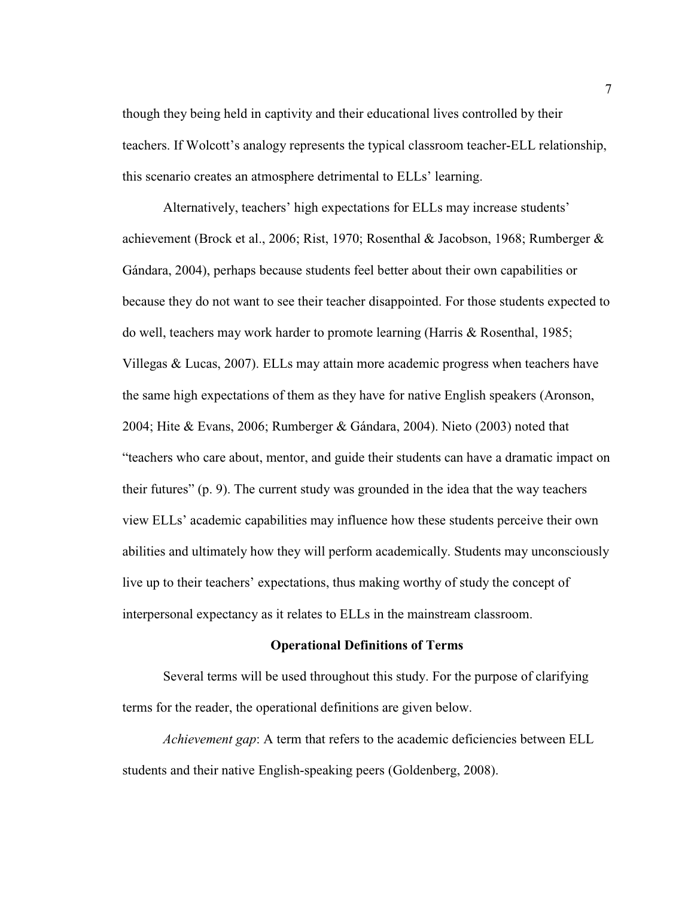though they being held in captivity and their educational lives controlled by their teachers. If Wolcott's analogy represents the typical classroom teacher-ELL relationship, this scenario creates an atmosphere detrimental to ELLs' learning.

Alternatively, teachers' high expectations for ELLs may increase students' achievement (Brock et al., 2006; Rist, 1970; Rosenthal & Jacobson, 1968; Rumberger & Gándara, 2004), perhaps because students feel better about their own capabilities or because they do not want to see their teacher disappointed. For those students expected to do well, teachers may work harder to promote learning (Harris & Rosenthal, 1985; Villegas & Lucas, 2007). ELLs may attain more academic progress when teachers have the same high expectations of them as they have for native English speakers (Aronson, 2004; Hite & Evans, 2006; Rumberger & Gándara, 2004). Nieto (2003) noted that "teachers who care about, mentor, and guide their students can have a dramatic impact on their futures" (p. 9). The current study was grounded in the idea that the way teachers view ELLs' academic capabilities may influence how these students perceive their own abilities and ultimately how they will perform academically. Students may unconsciously live up to their teachers' expectations, thus making worthy of study the concept of interpersonal expectancy as it relates to ELLs in the mainstream classroom.

## Operational Definitions of Terms

Several terms will be used throughout this study. For the purpose of clarifying terms for the reader, the operational definitions are given below.

*Achievement gap*: A term that refers to the academic deficiencies between ELL students and their native English-speaking peers (Goldenberg, 2008).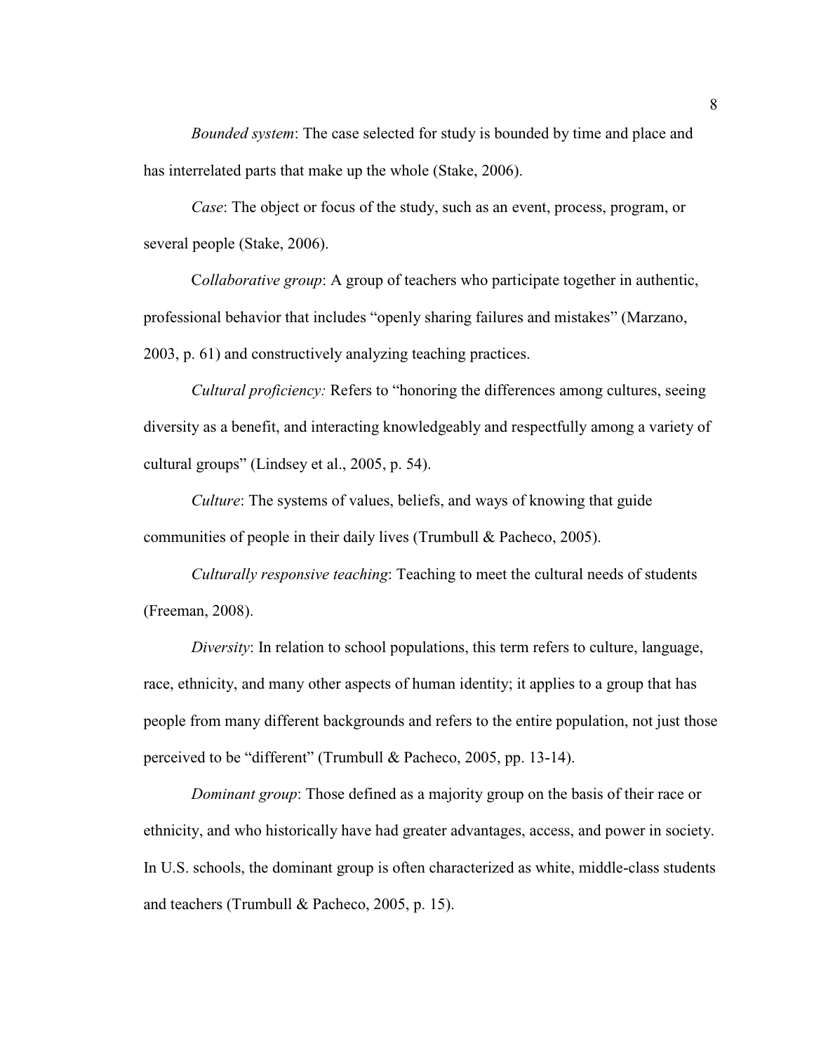*Bounded system*: The case selected for study is bounded by time and place and has interrelated parts that make up the whole (Stake, 2006).

*Case*: The object or focus of the study, such as an event, process, program, or several people (Stake, 2006).

C*ollaborative group*: A group of teachers who participate together in authentic, professional behavior that includes "openly sharing failures and mistakes" (Marzano, 2003, p. 61) and constructively analyzing teaching practices.

*Cultural proficiency:* Refers to "honoring the differences among cultures, seeing diversity as a benefit, and interacting knowledgeably and respectfully among a variety of cultural groups" (Lindsey et al., 2005, p. 54).

*Culture*: The systems of values, beliefs, and ways of knowing that guide communities of people in their daily lives (Trumbull & Pacheco, 2005).

*Culturally responsive teaching*: Teaching to meet the cultural needs of students (Freeman, 2008).

*Diversity*: In relation to school populations, this term refers to culture, language, race, ethnicity, and many other aspects of human identity; it applies to a group that has people from many different backgrounds and refers to the entire population, not just those perceived to be "different" (Trumbull & Pacheco, 2005, pp. 13-14).

*Dominant group*: Those defined as a majority group on the basis of their race or ethnicity, and who historically have had greater advantages, access, and power in society. In U.S. schools, the dominant group is often characterized as white, middle-class students and teachers (Trumbull & Pacheco, 2005, p. 15).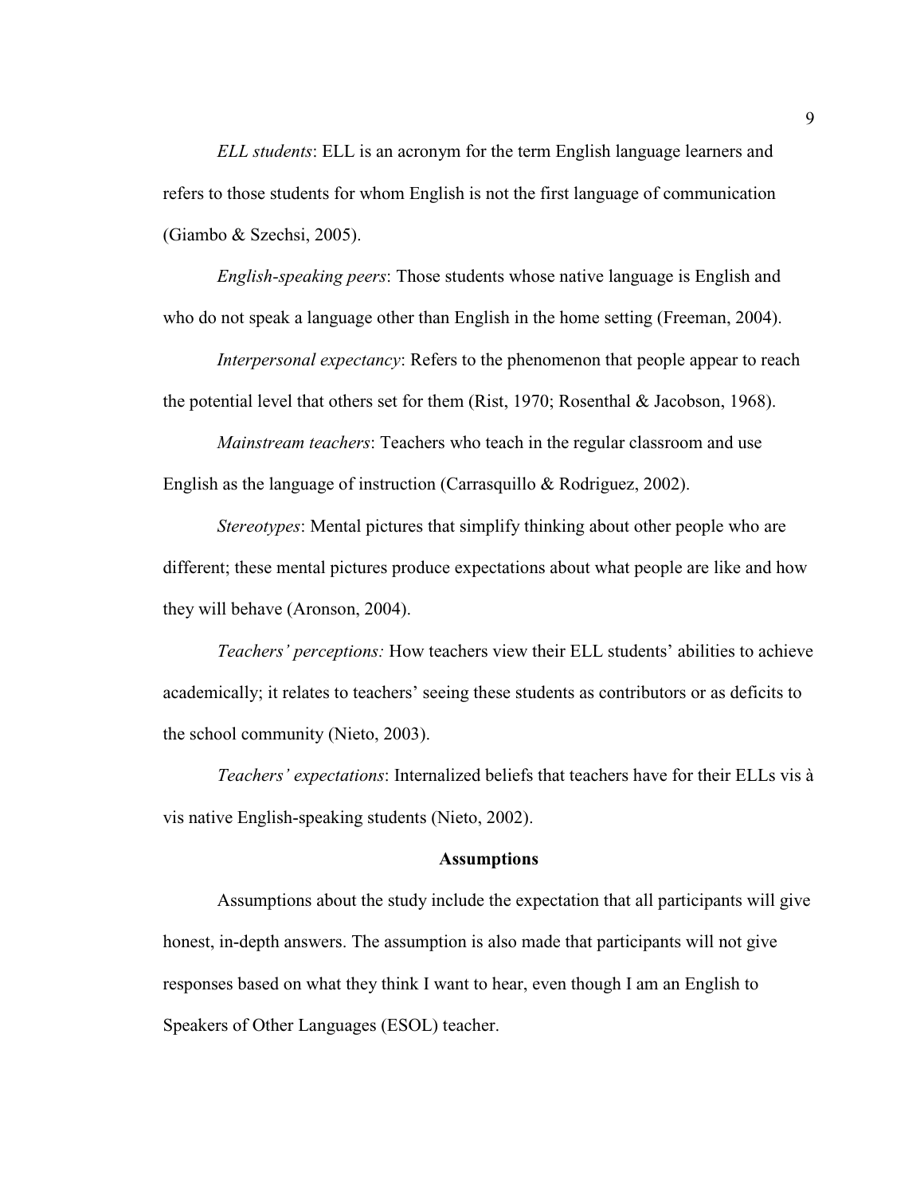*ELL students*: ELL is an acronym for the term English language learners and refers to those students for whom English is not the first language of communication (Giambo & Szechsi, 2005).

*English-speaking peers*: Those students whose native language is English and who do not speak a language other than English in the home setting (Freeman, 2004).

*Interpersonal expectancy*: Refers to the phenomenon that people appear to reach the potential level that others set for them (Rist, 1970; Rosenthal & Jacobson, 1968).

*Mainstream teachers*: Teachers who teach in the regular classroom and use English as the language of instruction (Carrasquillo & Rodriguez, 2002).

*Stereotypes*: Mental pictures that simplify thinking about other people who are different; these mental pictures produce expectations about what people are like and how they will behave (Aronson, 2004).

*Teachers' perceptions:* How teachers view their ELL students' abilities to achieve academically; it relates to teachers' seeing these students as contributors or as deficits to the school community (Nieto, 2003).

*Teachers' expectations*: Internalized beliefs that teachers have for their ELLs vis à vis native English-speaking students (Nieto, 2002).

## Assumptions

Assumptions about the study include the expectation that all participants will give honest, in-depth answers. The assumption is also made that participants will not give responses based on what they think I want to hear, even though I am an English to Speakers of Other Languages (ESOL) teacher.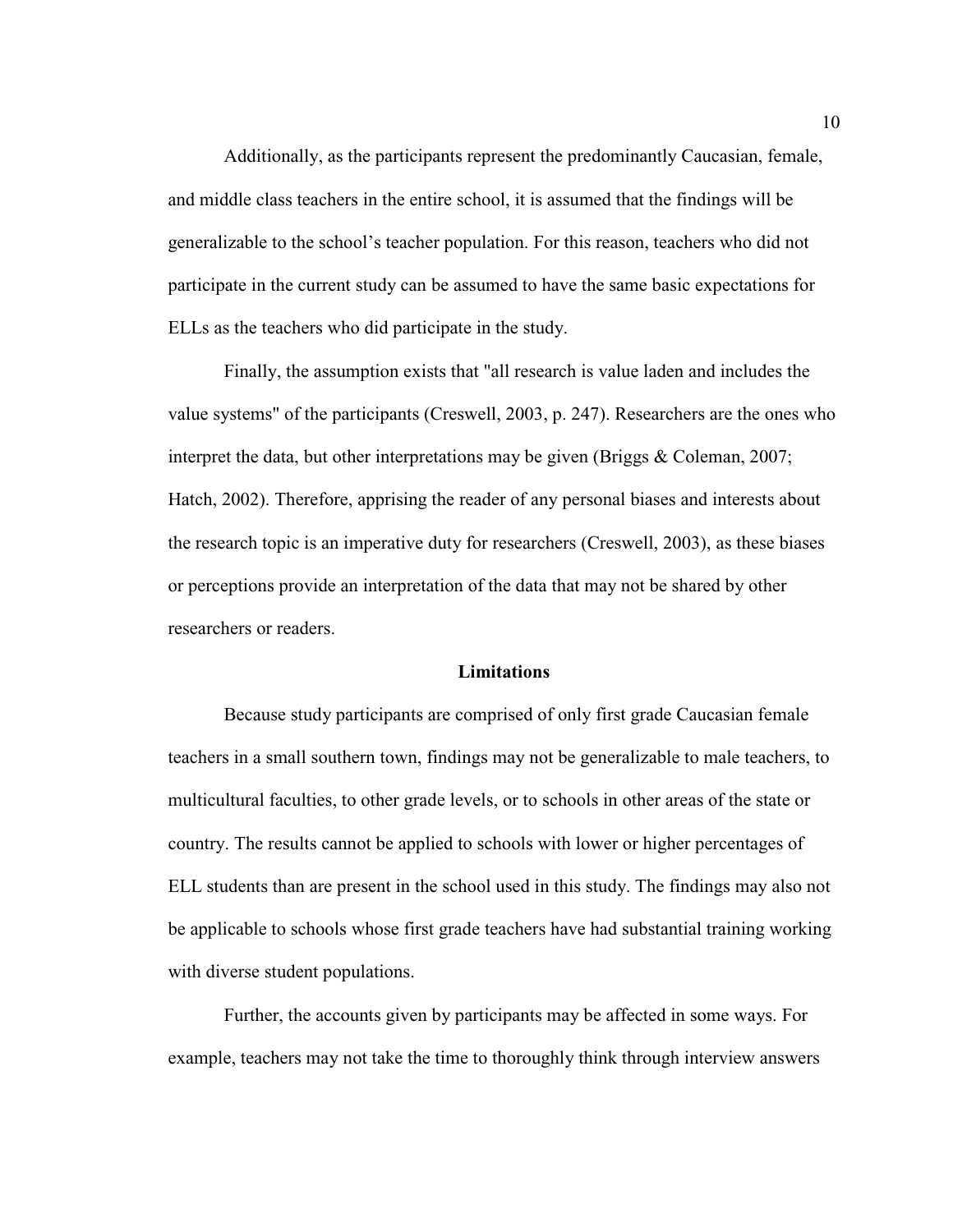Additionally, as the participants represent the predominantly Caucasian, female, and middle class teachers in the entire school, it is assumed that the findings will be generalizable to the school's teacher population. For this reason, teachers who did not participate in the current study can be assumed to have the same basic expectations for ELLs as the teachers who did participate in the study.

Finally, the assumption exists that "all research is value laden and includes the value systems" of the participants (Creswell, 2003, p. 247). Researchers are the ones who interpret the data, but other interpretations may be given (Briggs & Coleman, 2007; Hatch, 2002). Therefore, apprising the reader of any personal biases and interests about the research topic is an imperative duty for researchers (Creswell, 2003), as these biases or perceptions provide an interpretation of the data that may not be shared by other researchers or readers.

## Limitations

Because study participants are comprised of only first grade Caucasian female teachers in a small southern town, findings may not be generalizable to male teachers, to multicultural faculties, to other grade levels, or to schools in other areas of the state or country. The results cannot be applied to schools with lower or higher percentages of ELL students than are present in the school used in this study. The findings may also not be applicable to schools whose first grade teachers have had substantial training working with diverse student populations.

Further, the accounts given by participants may be affected in some ways. For example, teachers may not take the time to thoroughly think through interview answers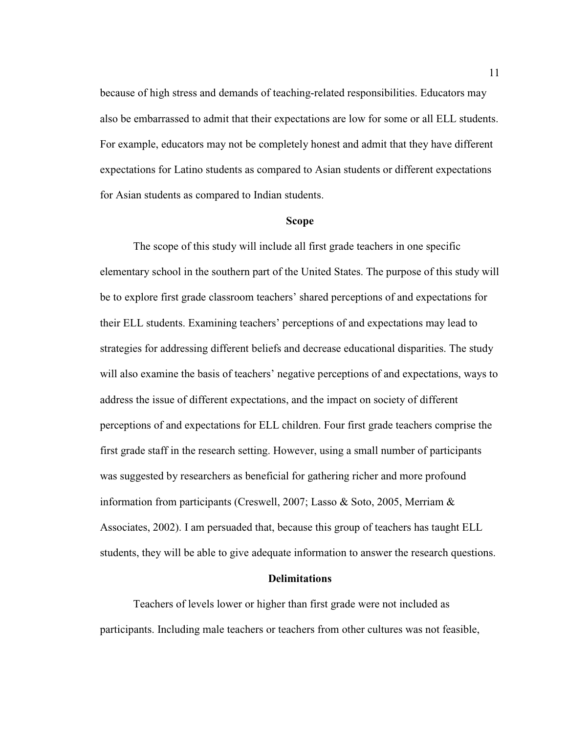because of high stress and demands of teaching-related responsibilities. Educators may also be embarrassed to admit that their expectations are low for some or all ELL students. For example, educators may not be completely honest and admit that they have different expectations for Latino students as compared to Asian students or different expectations for Asian students as compared to Indian students.

## Scope

The scope of this study will include all first grade teachers in one specific elementary school in the southern part of the United States. The purpose of this study will be to explore first grade classroom teachers' shared perceptions of and expectations for their ELL students. Examining teachers' perceptions of and expectations may lead to strategies for addressing different beliefs and decrease educational disparities. The study will also examine the basis of teachers' negative perceptions of and expectations, ways to address the issue of different expectations, and the impact on society of different perceptions of and expectations for ELL children. Four first grade teachers comprise the first grade staff in the research setting. However, using a small number of participants was suggested by researchers as beneficial for gathering richer and more profound information from participants (Creswell, 2007; Lasso & Soto, 2005, Merriam & Associates, 2002). I am persuaded that, because this group of teachers has taught ELL students, they will be able to give adequate information to answer the research questions.

## Delimitations

Teachers of levels lower or higher than first grade were not included as participants. Including male teachers or teachers from other cultures was not feasible,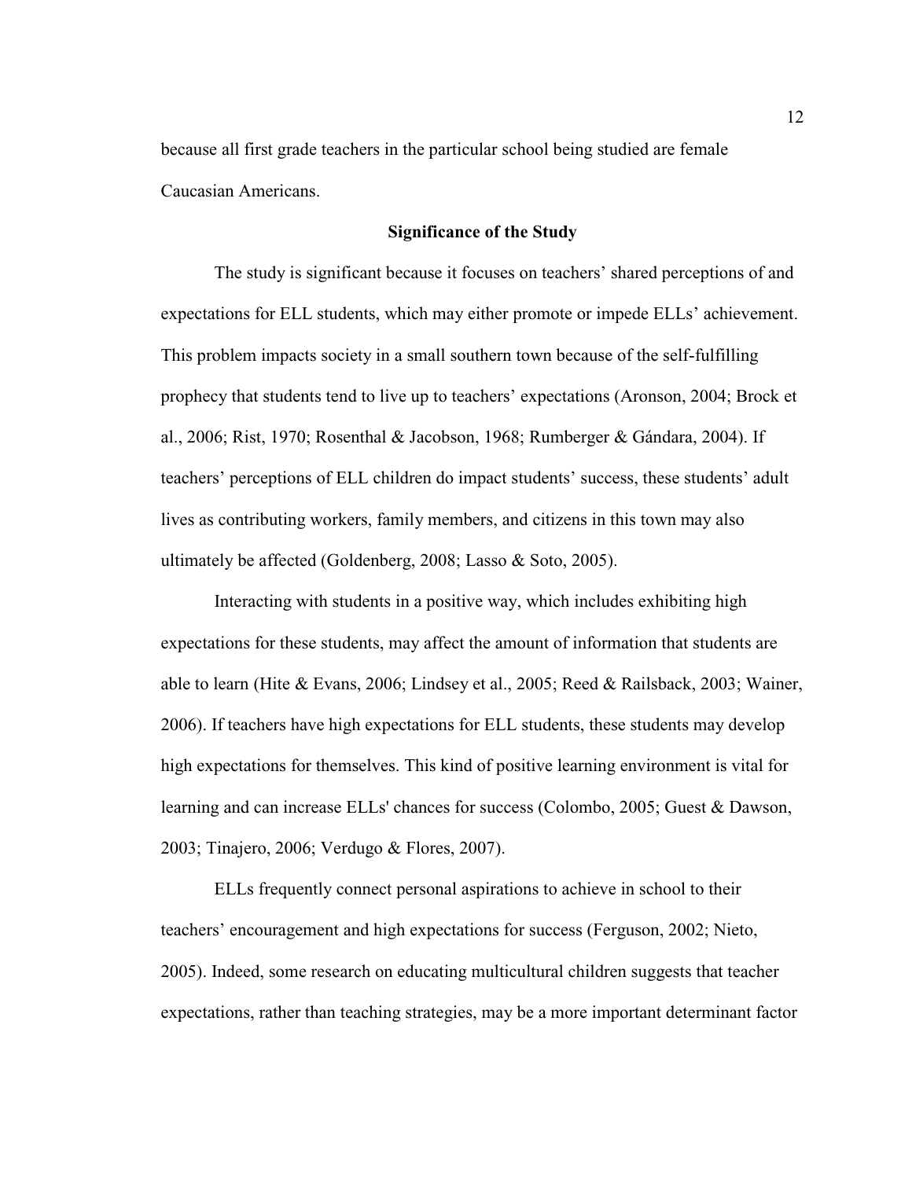because all first grade teachers in the particular school being studied are female Caucasian Americans.

## Significance of the Study

The study is significant because it focuses on teachers' shared perceptions of and expectations for ELL students, which may either promote or impede ELLs' achievement. This problem impacts society in a small southern town because of the self-fulfilling prophecy that students tend to live up to teachers' expectations (Aronson, 2004; Brock et al., 2006; Rist, 1970; Rosenthal & Jacobson, 1968; Rumberger & Gándara, 2004). If teachers' perceptions of ELL children do impact students' success, these students' adult lives as contributing workers, family members, and citizens in this town may also ultimately be affected (Goldenberg, 2008; Lasso & Soto, 2005).

Interacting with students in a positive way, which includes exhibiting high expectations for these students, may affect the amount of information that students are able to learn (Hite & Evans, 2006; Lindsey et al., 2005; Reed & Railsback, 2003; Wainer, 2006). If teachers have high expectations for ELL students, these students may develop high expectations for themselves. This kind of positive learning environment is vital for learning and can increase ELLs' chances for success (Colombo, 2005; Guest & Dawson, 2003; Tinajero, 2006; Verdugo & Flores, 2007).

ELLs frequently connect personal aspirations to achieve in school to their teachers' encouragement and high expectations for success (Ferguson, 2002; Nieto, 2005). Indeed, some research on educating multicultural children suggests that teacher expectations, rather than teaching strategies, may be a more important determinant factor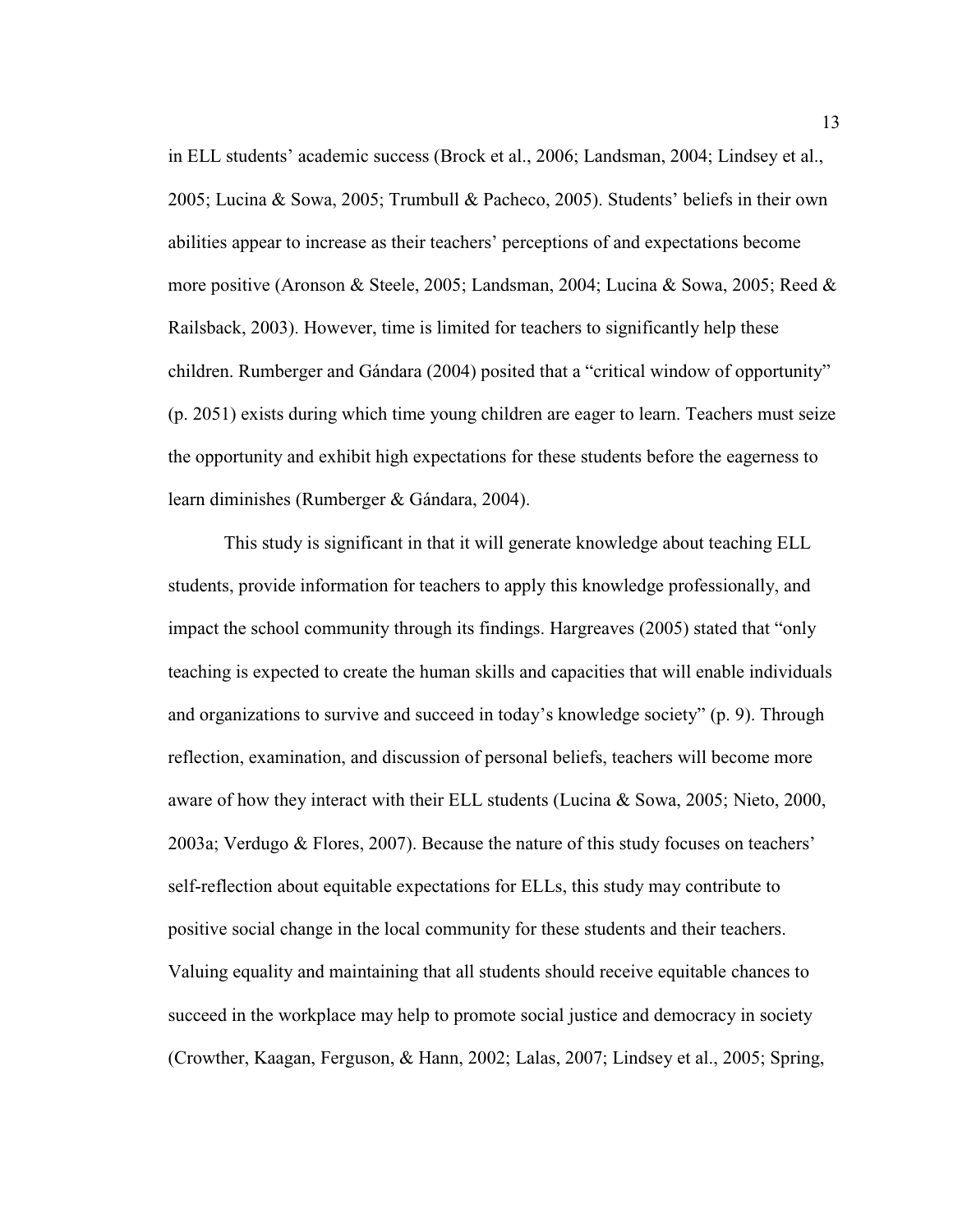in ELL students' academic success (Brock et al., 2006; Landsman, 2004; Lindsey et al., 2005; Lucina & Sowa, 2005; Trumbull & Pacheco, 2005). Students' beliefs in their own abilities appear to increase as their teachers' perceptions of and expectations become more positive (Aronson & Steele, 2005; Landsman, 2004; Lucina & Sowa, 2005; Reed & Railsback, 2003). However, time is limited for teachers to significantly help these children. Rumberger and Gándara (2004) posited that a "critical window of opportunity" (p. 2051) exists during which time young children are eager to learn. Teachers must seize the opportunity and exhibit high expectations for these students before the eagerness to learn diminishes (Rumberger & Gándara, 2004).

This study is significant in that it will generate knowledge about teaching ELL students, provide information for teachers to apply this knowledge professionally, and impact the school community through its findings. Hargreaves (2005) stated that "only teaching is expected to create the human skills and capacities that will enable individuals and organizations to survive and succeed in today's knowledge society" (p. 9). Through reflection, examination, and discussion of personal beliefs, teachers will become more aware of how they interact with their ELL students (Lucina & Sowa, 2005; Nieto, 2000, 2003a; Verdugo & Flores, 2007). Because the nature of this study focuses on teachers' self-reflection about equitable expectations for ELLs, this study may contribute to positive social change in the local community for these students and their teachers. Valuing equality and maintaining that all students should receive equitable chances to succeed in the workplace may help to promote social justice and democracy in society (Crowther, Kaagan, Ferguson, & Hann, 2002; Lalas, 2007; Lindsey et al., 2005; Spring,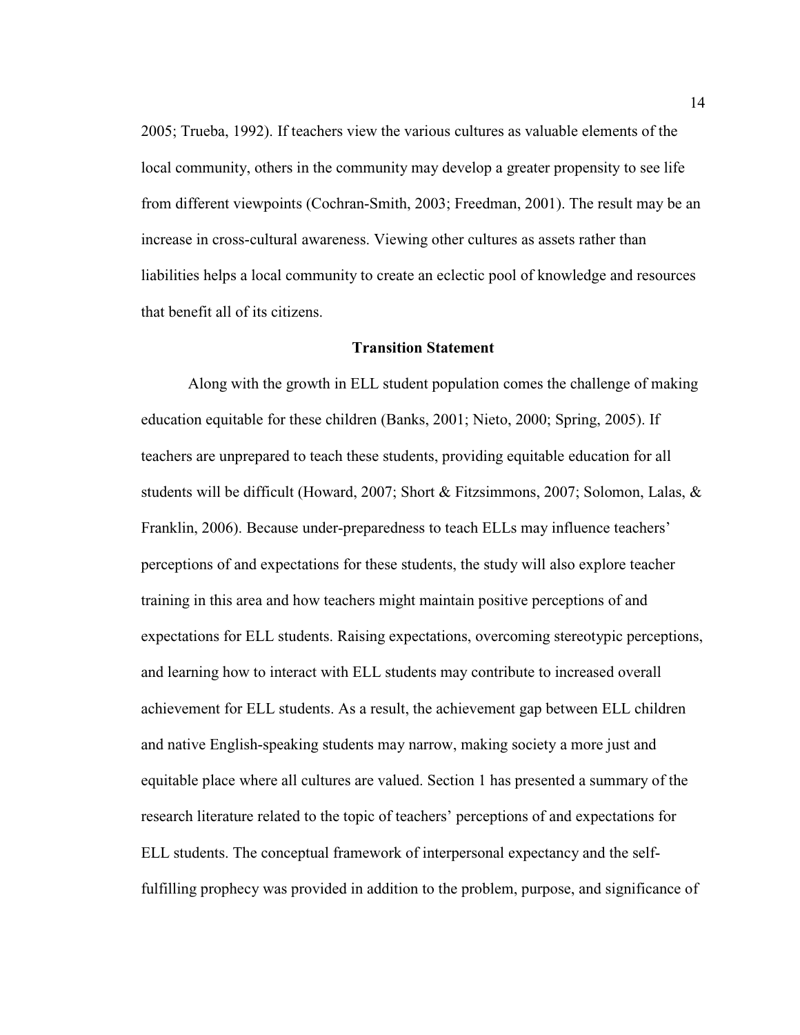2005; Trueba, 1992). If teachers view the various cultures as valuable elements of the local community, others in the community may develop a greater propensity to see life from different viewpoints (Cochran-Smith, 2003; Freedman, 2001). The result may be an increase in cross-cultural awareness. Viewing other cultures as assets rather than liabilities helps a local community to create an eclectic pool of knowledge and resources that benefit all of its citizens.

## Transition Statement

Along with the growth in ELL student population comes the challenge of making education equitable for these children (Banks, 2001; Nieto, 2000; Spring, 2005). If teachers are unprepared to teach these students, providing equitable education for all students will be difficult (Howard, 2007; Short & Fitzsimmons, 2007; Solomon, Lalas, & Franklin, 2006). Because under-preparedness to teach ELLs may influence teachers' perceptions of and expectations for these students, the study will also explore teacher training in this area and how teachers might maintain positive perceptions of and expectations for ELL students. Raising expectations, overcoming stereotypic perceptions, and learning how to interact with ELL students may contribute to increased overall achievement for ELL students. As a result, the achievement gap between ELL children and native English-speaking students may narrow, making society a more just and equitable place where all cultures are valued. Section 1 has presented a summary of the research literature related to the topic of teachers' perceptions of and expectations for ELL students. The conceptual framework of interpersonal expectancy and the self-fulfilling prophecy was provided in addition to the problem, purpose, and significance of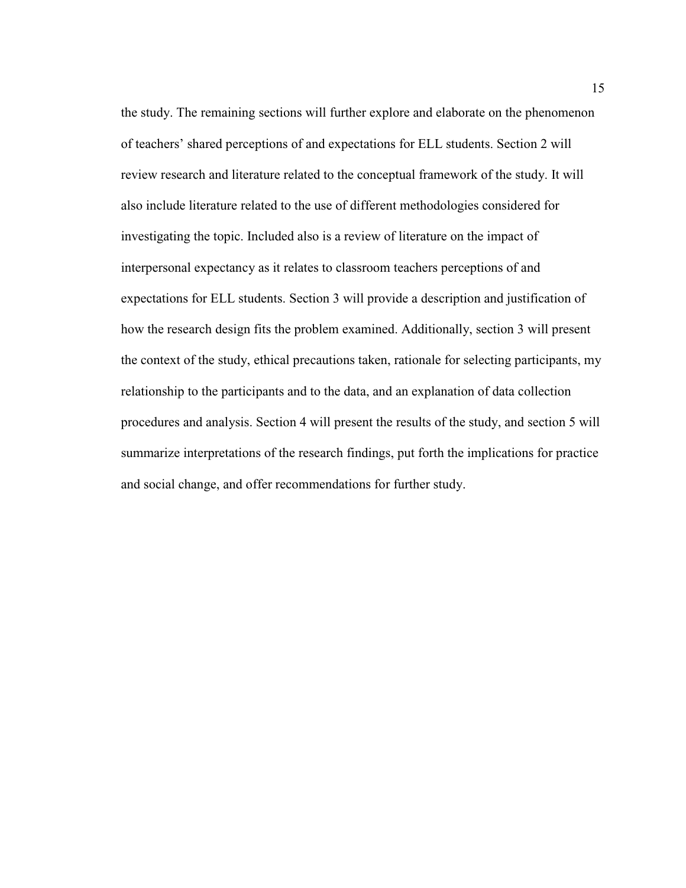the study. The remaining sections will further explore and elaborate on the phenomenon of teachers' shared perceptions of and expectations for ELL students. Section 2 will review research and literature related to the conceptual framework of the study. It will also include literature related to the use of different methodologies considered for investigating the topic. Included also is a review of literature on the impact of interpersonal expectancy as it relates to classroom teachers perceptions of and expectations for ELL students. Section 3 will provide a description and justification of how the research design fits the problem examined. Additionally, section 3 will present the context of the study, ethical precautions taken, rationale for selecting participants, my relationship to the participants and to the data, and an explanation of data collection procedures and analysis. Section 4 will present the results of the study, and section 5 will summarize interpretations of the research findings, put forth the implications for practice and social change, and offer recommendations for further study.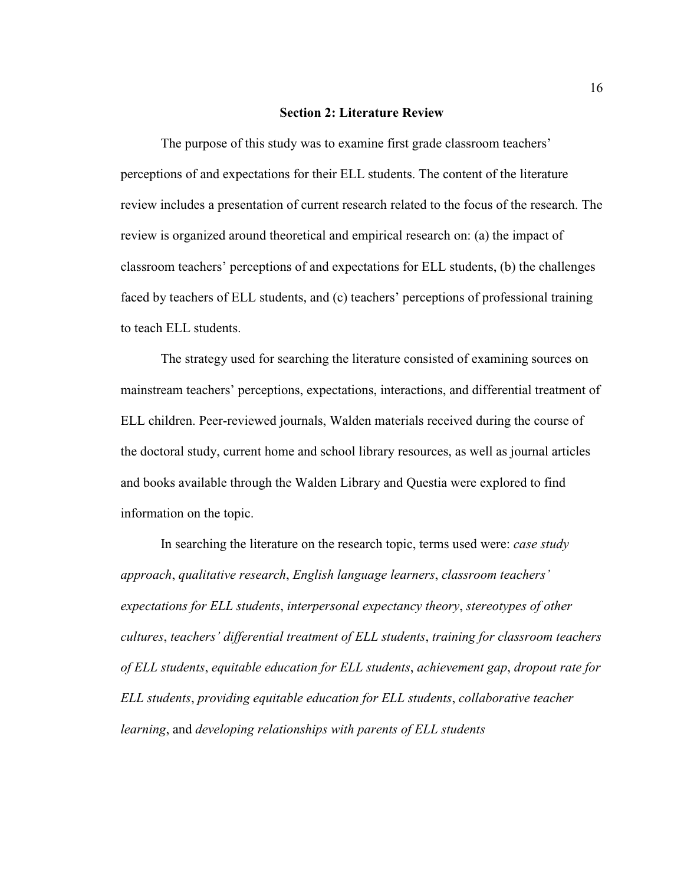## Section 2: Literature Review

The purpose of this study was to examine first grade classroom teachers' perceptions of and expectations for their ELL students. The content of the literature review includes a presentation of current research related to the focus of the research. The review is organized around theoretical and empirical research on: (a) the impact of classroom teachers' perceptions of and expectations for ELL students, (b) the challenges faced by teachers of ELL students, and (c) teachers' perceptions of professional training to teach ELL students.

The strategy used for searching the literature consisted of examining sources on mainstream teachers' perceptions, expectations, interactions, and differential treatment of ELL children. Peer-reviewed journals, Walden materials received during the course of the doctoral study, current home and school library resources, as well as journal articles and books available through the Walden Library and Questia were explored to find information on the topic.

In searching the literature on the research topic, terms used were: *case study approach*, *qualitative research*, *English language learners*, *classroom teachers' expectations for ELL students*, *interpersonal expectancy theory*, *stereotypes of other cultures*, *teachers' differential treatment of ELL students*, *training for classroom teachers of ELL students*, *equitable education for ELL students*, *achievement gap*, *dropout rate for ELL students*, *providing equitable education for ELL students*, *collaborative teacher learning*, and *developing relationships with parents of ELL students*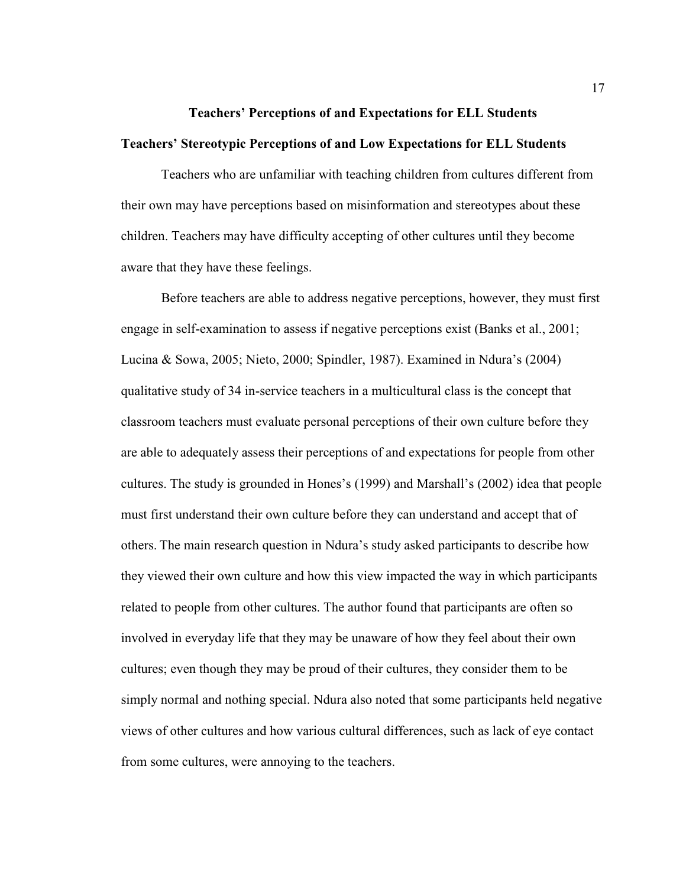## Teachers' Perceptions of and Expectations for ELL Students

### Teachers' Stereotypic Perceptions of and Low Expectations for ELL Students

Teachers who are unfamiliar with teaching children from cultures different from their own may have perceptions based on misinformation and stereotypes about these children. Teachers may have difficulty accepting of other cultures until they become aware that they have these feelings.

Before teachers are able to address negative perceptions, however, they must first engage in self-examination to assess if negative perceptions exist (Banks et al., 2001; Lucina & Sowa, 2005; Nieto, 2000; Spindler, 1987). Examined in Ndura's (2004) qualitative study of 34 in-service teachers in a multicultural class is the concept that classroom teachers must evaluate personal perceptions of their own culture before they are able to adequately assess their perceptions of and expectations for people from other cultures. The study is grounded in Hones's (1999) and Marshall's (2002) idea that people must first understand their own culture before they can understand and accept that of others. The main research question in Ndura's study asked participants to describe how they viewed their own culture and how this view impacted the way in which participants related to people from other cultures. The author found that participants are often so involved in everyday life that they may be unaware of how they feel about their own cultures; even though they may be proud of their cultures, they consider them to be simply normal and nothing special. Ndura also noted that some participants held negative views of other cultures and how various cultural differences, such as lack of eye contact from some cultures, were annoying to the teachers.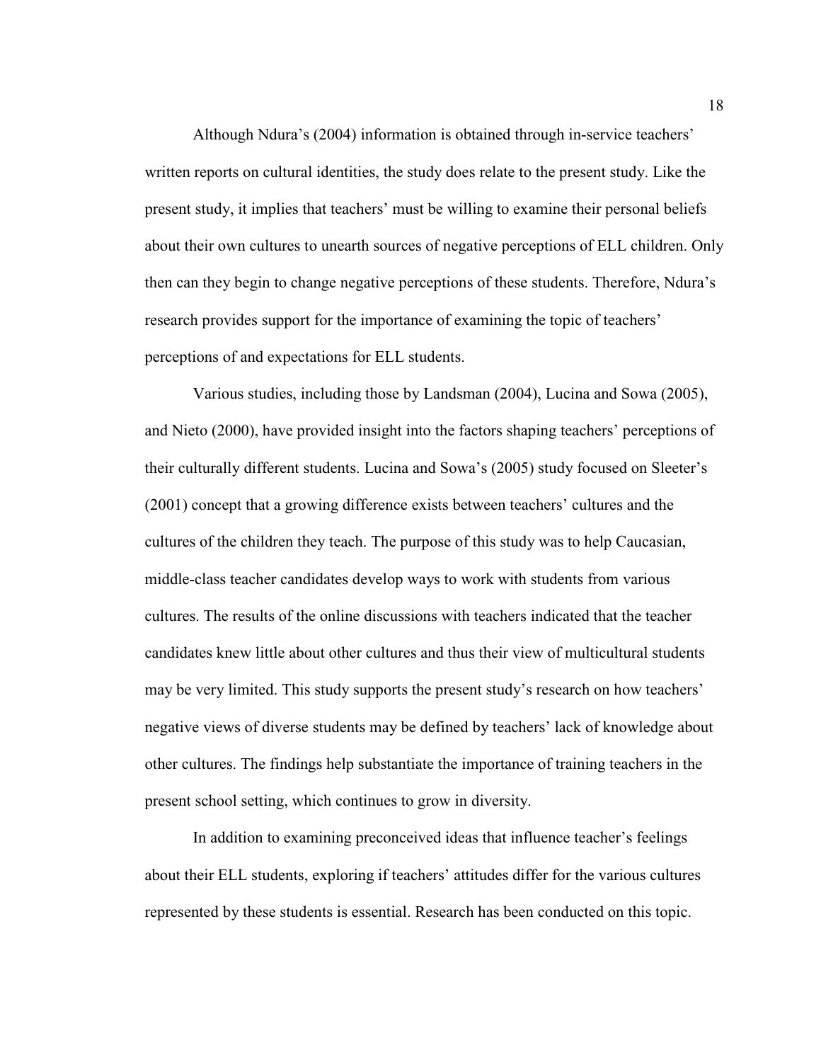Although Ndura's (2004) information is obtained through in-service teachers' written reports on cultural identities, the study does relate to the present study. Like the present study, it implies that teachers' must be willing to examine their personal beliefs about their own cultures to unearth sources of negative perceptions of ELL children. Only then can they begin to change negative perceptions of these students. Therefore, Ndura's research provides support for the importance of examining the topic of teachers' perceptions of and expectations for ELL students.

Various studies, including those by Landsman (2004), Lucina and Sowa (2005), and Nieto (2000), have provided insight into the factors shaping teachers' perceptions of their culturally different students. Lucina and Sowa's (2005) study focused on Sleeter's (2001) concept that a growing difference exists between teachers' cultures and the cultures of the children they teach. The purpose of this study was to help Caucasian, middle-class teacher candidates develop ways to work with students from various cultures. The results of the online discussions with teachers indicated that the teacher candidates knew little about other cultures and thus their view of multicultural students may be very limited. This study supports the present study's research on how teachers' negative views of diverse students may be defined by teachers' lack of knowledge about other cultures. The findings help substantiate the importance of training teachers in the present school setting, which continues to grow in diversity.

In addition to examining preconceived ideas that influence teacher's feelings about their ELL students, exploring if teachers' attitudes differ for the various cultures represented by these students is essential. Research has been conducted on this topic.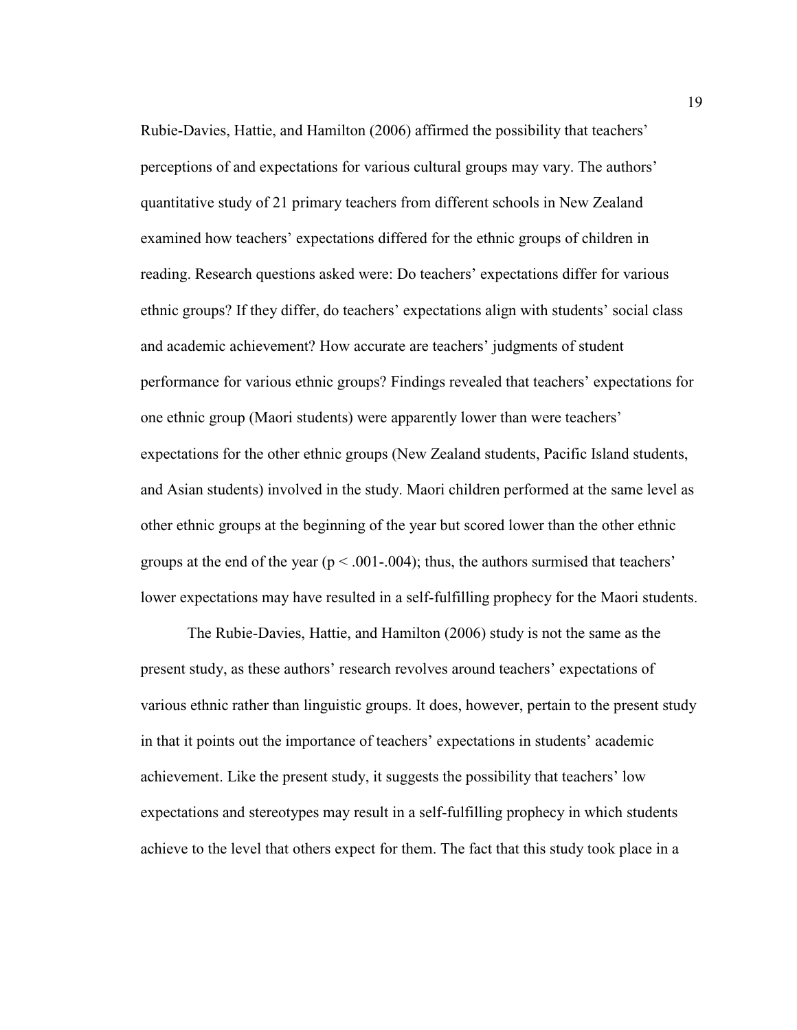Rubie-Davies, Hattie, and Hamilton (2006) affirmed the possibility that teachers' perceptions of and expectations for various cultural groups may vary. The authors' quantitative study of 21 primary teachers from different schools in New Zealand examined how teachers' expectations differed for the ethnic groups of children in reading. Research questions asked were: Do teachers' expectations differ for various ethnic groups? If they differ, do teachers' expectations align with students' social class and academic achievement? How accurate are teachers' judgments of student performance for various ethnic groups? Findings revealed that teachers' expectations for one ethnic group (Maori students) were apparently lower than were teachers' expectations for the other ethnic groups (New Zealand students, Pacific Island students, and Asian students) involved in the study. Maori children performed at the same level as other ethnic groups at the beginning of the year but scored lower than the other ethnic groups at the end of the year ($p < .001$-$.004$); thus, the authors surmised that teachers' lower expectations may have resulted in a self-fulfilling prophecy for the Maori students.

The Rubie-Davies, Hattie, and Hamilton (2006) study is not the same as the present study, as these authors' research revolves around teachers' expectations of various ethnic rather than linguistic groups. It does, however, pertain to the present study in that it points out the importance of teachers' expectations in students' academic achievement. Like the present study, it suggests the possibility that teachers' low expectations and stereotypes may result in a self-fulfilling prophecy in which students achieve to the level that others expect for them. The fact that this study took place in a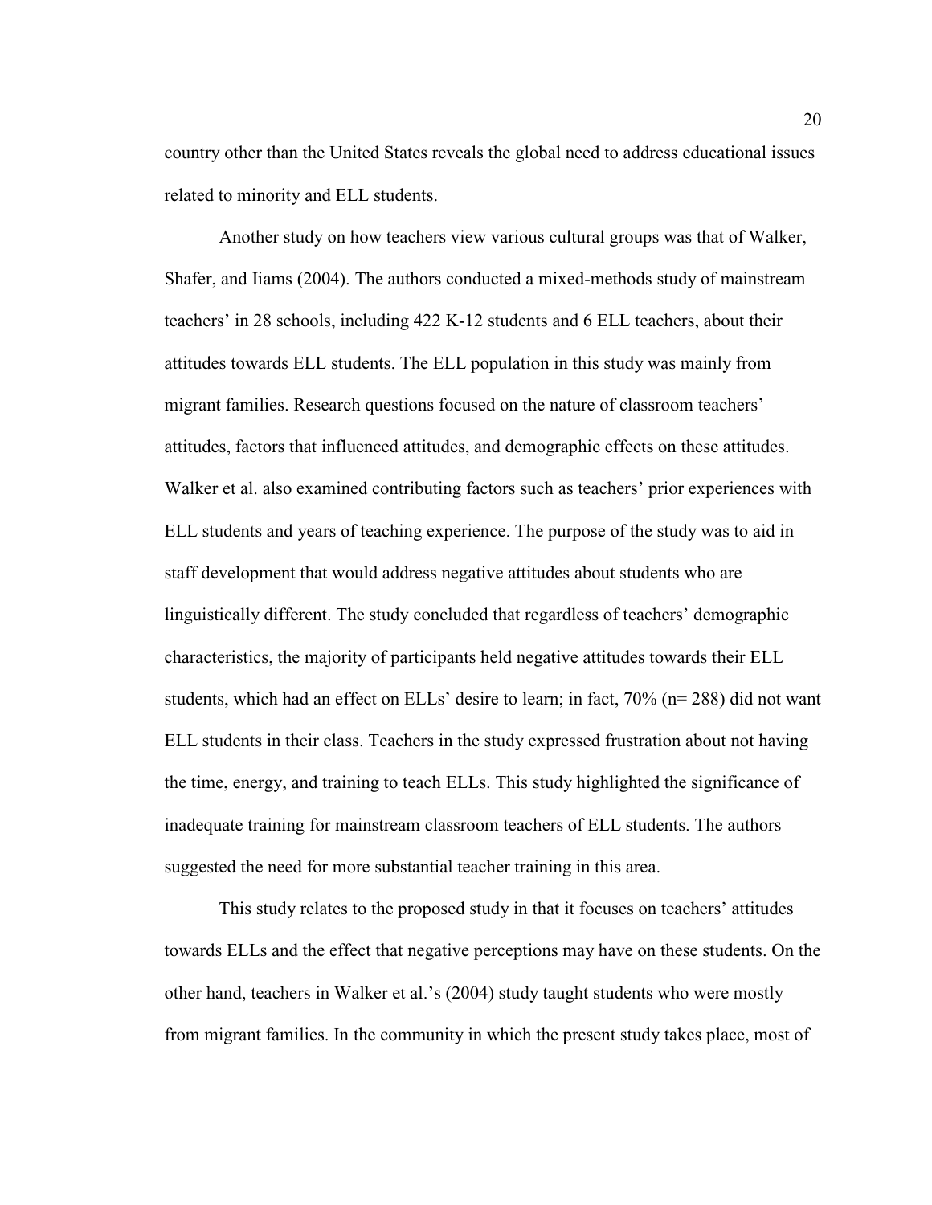country other than the United States reveals the global need to address educational issues related to minority and ELL students.

Another study on how teachers view various cultural groups was that of Walker, Shafer, and Iiams (2004). The authors conducted a mixed-methods study of mainstream teachers' in 28 schools, including 422 K-12 students and 6 ELL teachers, about their attitudes towards ELL students. The ELL population in this study was mainly from migrant families. Research questions focused on the nature of classroom teachers' attitudes, factors that influenced attitudes, and demographic effects on these attitudes. Walker et al. also examined contributing factors such as teachers' prior experiences with ELL students and years of teaching experience. The purpose of the study was to aid in staff development that would address negative attitudes about students who are linguistically different. The study concluded that regardless of teachers' demographic characteristics, the majority of participants held negative attitudes towards their ELL students, which had an effect on ELLs' desire to learn; in fact, 70% (n= 288) did not want ELL students in their class. Teachers in the study expressed frustration about not having the time, energy, and training to teach ELLs. This study highlighted the significance of inadequate training for mainstream classroom teachers of ELL students. The authors suggested the need for more substantial teacher training in this area.

This study relates to the proposed study in that it focuses on teachers' attitudes towards ELLs and the effect that negative perceptions may have on these students. On the other hand, teachers in Walker et al.'s (2004) study taught students who were mostly from migrant families. In the community in which the present study takes place, most of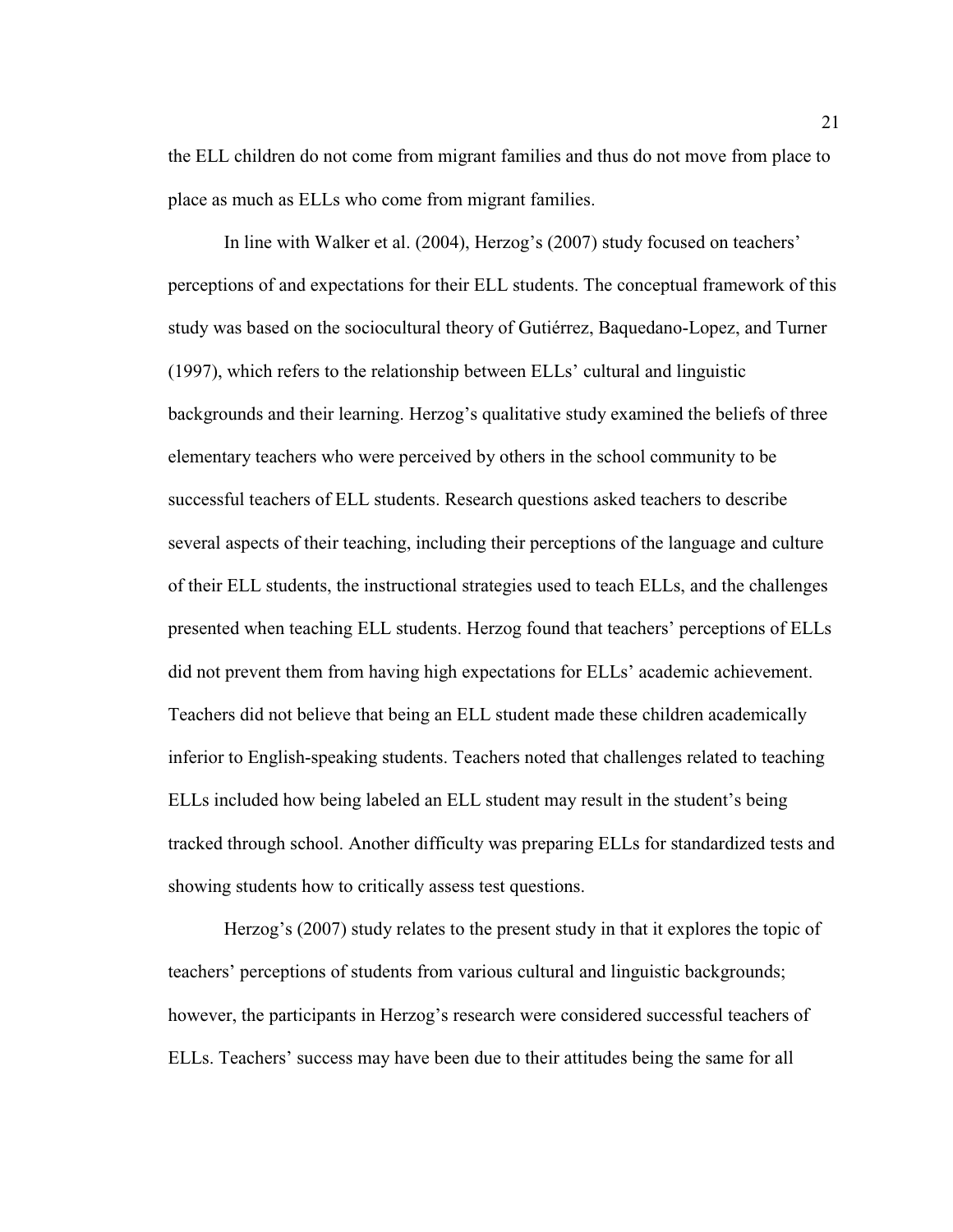the ELL children do not come from migrant families and thus do not move from place to place as much as ELLs who come from migrant families.

In line with Walker et al. (2004), Herzog's (2007) study focused on teachers' perceptions of and expectations for their ELL students. The conceptual framework of this study was based on the sociocultural theory of Gutiérrez, Baquedano-Lopez, and Turner (1997), which refers to the relationship between ELLs' cultural and linguistic backgrounds and their learning. Herzog's qualitative study examined the beliefs of three elementary teachers who were perceived by others in the school community to be successful teachers of ELL students. Research questions asked teachers to describe several aspects of their teaching, including their perceptions of the language and culture of their ELL students, the instructional strategies used to teach ELLs, and the challenges presented when teaching ELL students. Herzog found that teachers' perceptions of ELLs did not prevent them from having high expectations for ELLs' academic achievement. Teachers did not believe that being an ELL student made these children academically inferior to English-speaking students. Teachers noted that challenges related to teaching ELLs included how being labeled an ELL student may result in the student's being tracked through school. Another difficulty was preparing ELLs for standardized tests and showing students how to critically assess test questions.

Herzog's (2007) study relates to the present study in that it explores the topic of teachers' perceptions of students from various cultural and linguistic backgrounds; however, the participants in Herzog's research were considered successful teachers of ELLs. Teachers' success may have been due to their attitudes being the same for all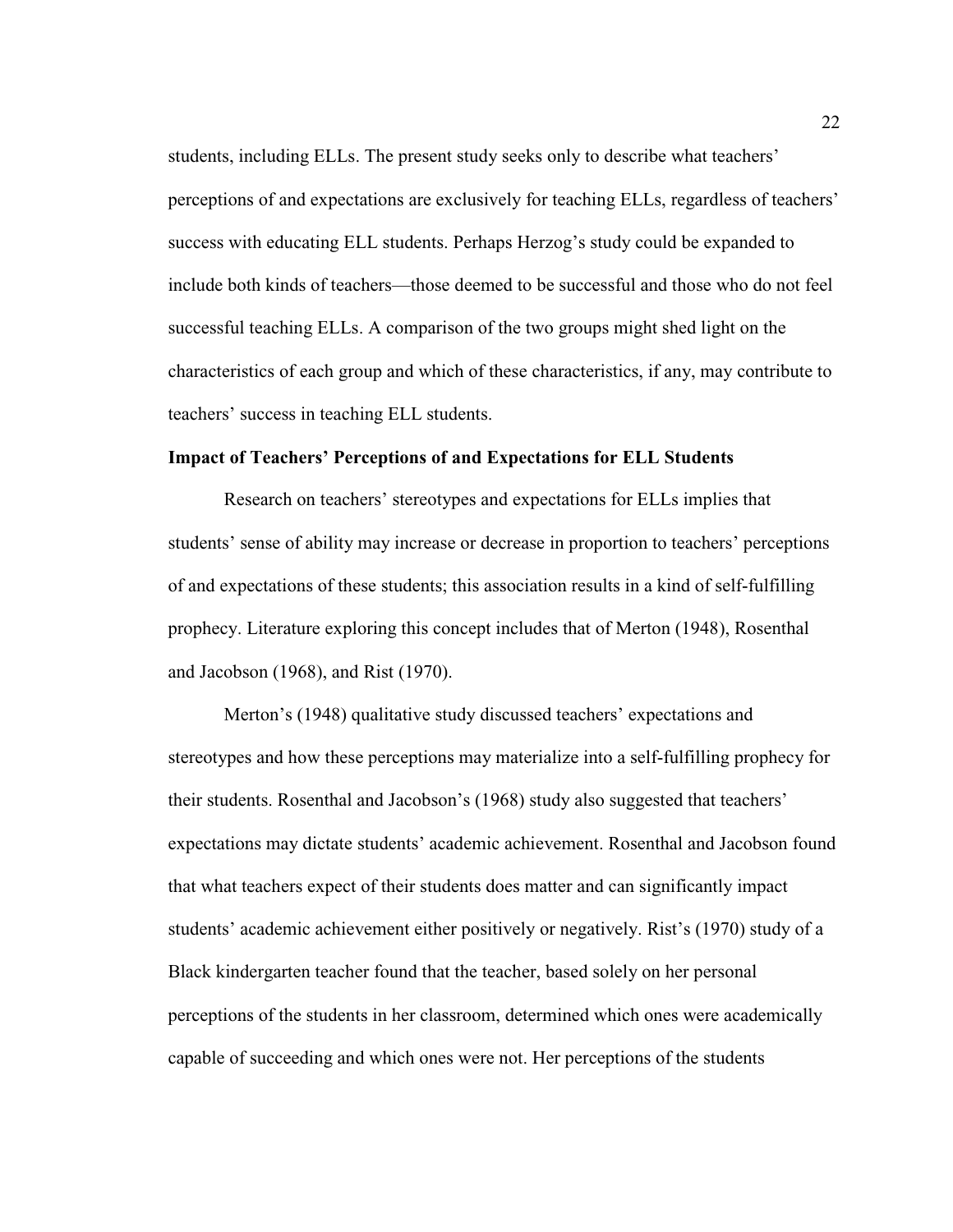students, including ELLs. The present study seeks only to describe what teachers' perceptions of and expectations are exclusively for teaching ELLs, regardless of teachers' success with educating ELL students. Perhaps Herzog's study could be expanded to include both kinds of teachers—those deemed to be successful and those who do not feel successful teaching ELLs. A comparison of the two groups might shed light on the characteristics of each group and which of these characteristics, if any, may contribute to teachers' success in teaching ELL students.

**Impact of Teachers' Perceptions of and Expectations for ELL Students**

Research on teachers' stereotypes and expectations for ELLs implies that students' sense of ability may increase or decrease in proportion to teachers' perceptions of and expectations of these students; this association results in a kind of self-fulfilling prophecy. Literature exploring this concept includes that of Merton (1948), Rosenthal and Jacobson (1968), and Rist (1970).

Merton's (1948) qualitative study discussed teachers' expectations and stereotypes and how these perceptions may materialize into a self-fulfilling prophecy for their students. Rosenthal and Jacobson's (1968) study also suggested that teachers' expectations may dictate students' academic achievement. Rosenthal and Jacobson found that what teachers expect of their students does matter and can significantly impact students' academic achievement either positively or negatively. Rist's (1970) study of a Black kindergarten teacher found that the teacher, based solely on her personal perceptions of the students in her classroom, determined which ones were academically capable of succeeding and which ones were not. Her perceptions of the students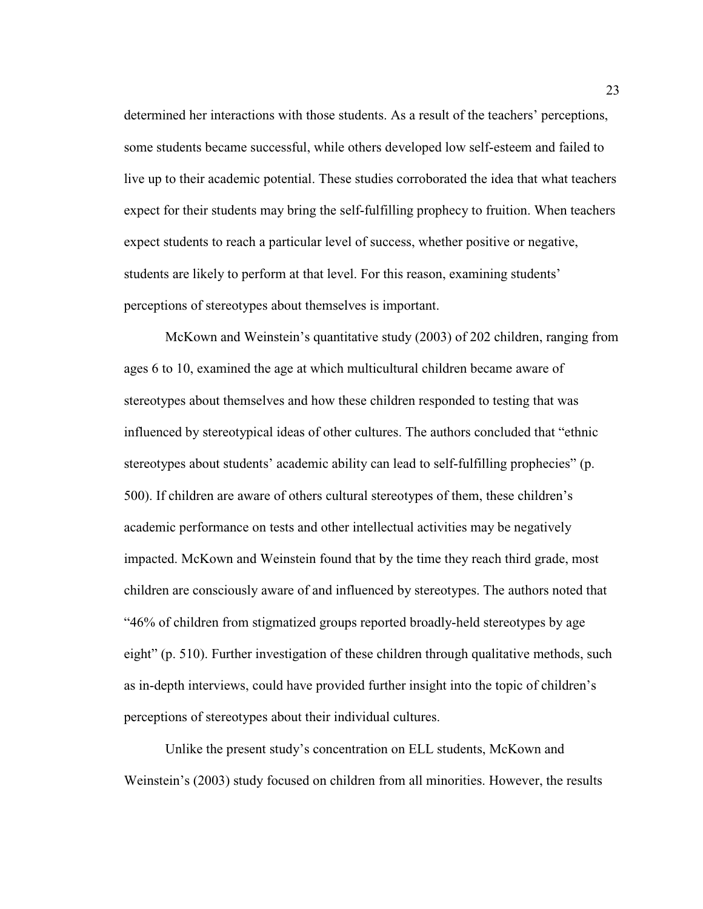determined her interactions with those students. As a result of the teachers' perceptions, some students became successful, while others developed low self-esteem and failed to live up to their academic potential. These studies corroborated the idea that what teachers expect for their students may bring the self-fulfilling prophecy to fruition. When teachers expect students to reach a particular level of success, whether positive or negative, students are likely to perform at that level. For this reason, examining students' perceptions of stereotypes about themselves is important.

McKown and Weinstein's quantitative study (2003) of 202 children, ranging from ages 6 to 10, examined the age at which multicultural children became aware of stereotypes about themselves and how these children responded to testing that was influenced by stereotypical ideas of other cultures. The authors concluded that "ethnic stereotypes about students' academic ability can lead to self-fulfilling prophecies" (p. 500). If children are aware of others cultural stereotypes of them, these children's academic performance on tests and other intellectual activities may be negatively impacted. McKown and Weinstein found that by the time they reach third grade, most children are consciously aware of and influenced by stereotypes. The authors noted that "46% of children from stigmatized groups reported broadly-held stereotypes by age eight" (p. 510). Further investigation of these children through qualitative methods, such as in-depth interviews, could have provided further insight into the topic of children's perceptions of stereotypes about their individual cultures.

Unlike the present study's concentration on ELL students, McKown and Weinstein's (2003) study focused on children from all minorities. However, the results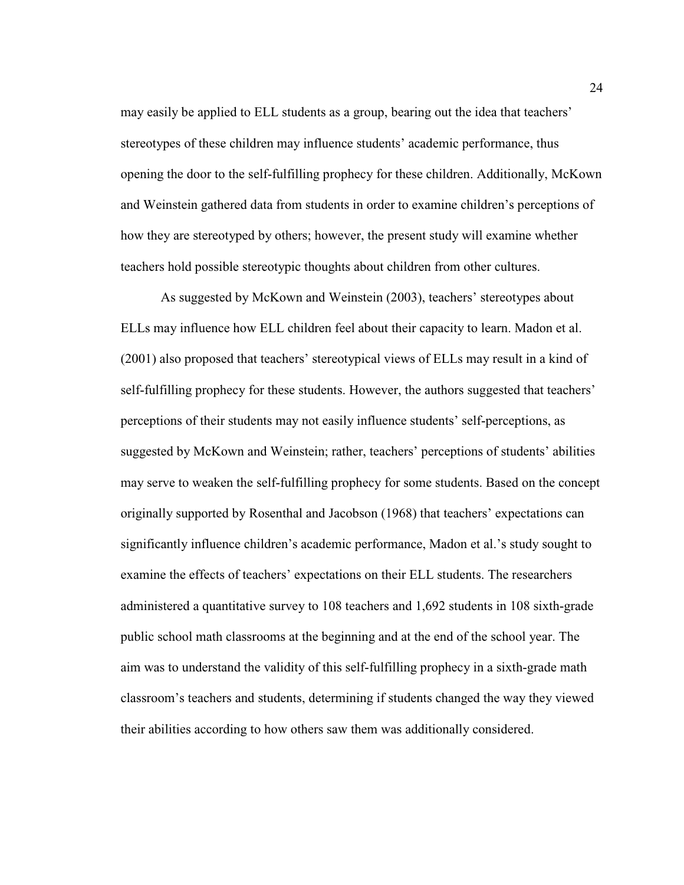may easily be applied to ELL students as a group, bearing out the idea that teachers' stereotypes of these children may influence students' academic performance, thus opening the door to the self-fulfilling prophecy for these children. Additionally, McKown and Weinstein gathered data from students in order to examine children's perceptions of how they are stereotyped by others; however, the present study will examine whether teachers hold possible stereotypic thoughts about children from other cultures.

As suggested by McKown and Weinstein (2003), teachers' stereotypes about ELLs may influence how ELL children feel about their capacity to learn. Madon et al. (2001) also proposed that teachers' stereotypical views of ELLs may result in a kind of self-fulfilling prophecy for these students. However, the authors suggested that teachers' perceptions of their students may not easily influence students' self-perceptions, as suggested by McKown and Weinstein; rather, teachers' perceptions of students' abilities may serve to weaken the self-fulfilling prophecy for some students. Based on the concept originally supported by Rosenthal and Jacobson (1968) that teachers' expectations can significantly influence children's academic performance, Madon et al.'s study sought to examine the effects of teachers' expectations on their ELL students. The researchers administered a quantitative survey to 108 teachers and 1,692 students in 108 sixth-grade public school math classrooms at the beginning and at the end of the school year. The aim was to understand the validity of this self-fulfilling prophecy in a sixth-grade math classroom's teachers and students, determining if students changed the way they viewed their abilities according to how others saw them was additionally considered.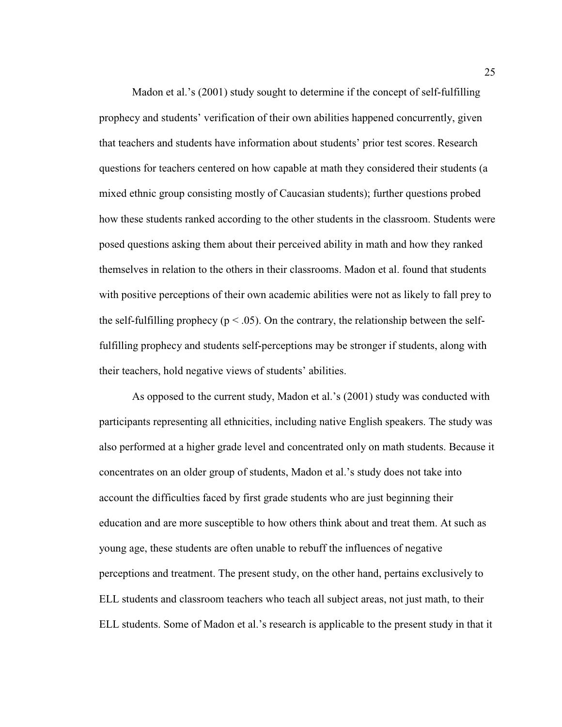Madon et al.'s (2001) study sought to determine if the concept of self-fulfilling prophecy and students' verification of their own abilities happened concurrently, given that teachers and students have information about students' prior test scores. Research questions for teachers centered on how capable at math they considered their students (a mixed ethnic group consisting mostly of Caucasian students); further questions probed how these students ranked according to the other students in the classroom. Students were posed questions asking them about their perceived ability in math and how they ranked themselves in relation to the others in their classrooms. Madon et al. found that students with positive perceptions of their own academic abilities were not as likely to fall prey to the self-fulfilling prophecy ($p < .05$). On the contrary, the relationship between the self-fulfilling prophecy and students self-perceptions may be stronger if students, along with their teachers, hold negative views of students' abilities.

As opposed to the current study, Madon et al.'s (2001) study was conducted with participants representing all ethnicities, including native English speakers. The study was also performed at a higher grade level and concentrated only on math students. Because it concentrates on an older group of students, Madon et al.'s study does not take into account the difficulties faced by first grade students who are just beginning their education and are more susceptible to how others think about and treat them. At such as young age, these students are often unable to rebuff the influences of negative perceptions and treatment. The present study, on the other hand, pertains exclusively to ELL students and classroom teachers who teach all subject areas, not just math, to their ELL students. Some of Madon et al.'s research is applicable to the present study in that it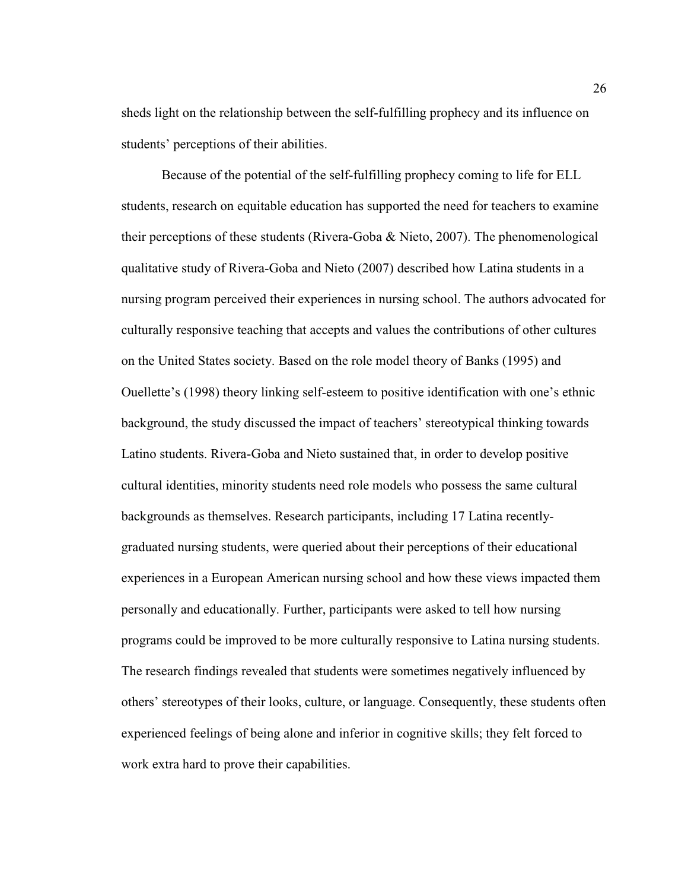sheds light on the relationship between the self-fulfilling prophecy and its influence on students' perceptions of their abilities.

Because of the potential of the self-fulfilling prophecy coming to life for ELL students, research on equitable education has supported the need for teachers to examine their perceptions of these students (Rivera-Goba & Nieto, 2007). The phenomenological qualitative study of Rivera-Goba and Nieto (2007) described how Latina students in a nursing program perceived their experiences in nursing school. The authors advocated for culturally responsive teaching that accepts and values the contributions of other cultures on the United States society. Based on the role model theory of Banks (1995) and Ouellette's (1998) theory linking self-esteem to positive identification with one's ethnic background, the study discussed the impact of teachers' stereotypical thinking towards Latino students. Rivera-Goba and Nieto sustained that, in order to develop positive cultural identities, minority students need role models who possess the same cultural backgrounds as themselves. Research participants, including 17 Latina recently-graduated nursing students, were queried about their perceptions of their educational experiences in a European American nursing school and how these views impacted them personally and educationally. Further, participants were asked to tell how nursing programs could be improved to be more culturally responsive to Latina nursing students. The research findings revealed that students were sometimes negatively influenced by others' stereotypes of their looks, culture, or language. Consequently, these students often experienced feelings of being alone and inferior in cognitive skills; they felt forced to work extra hard to prove their capabilities.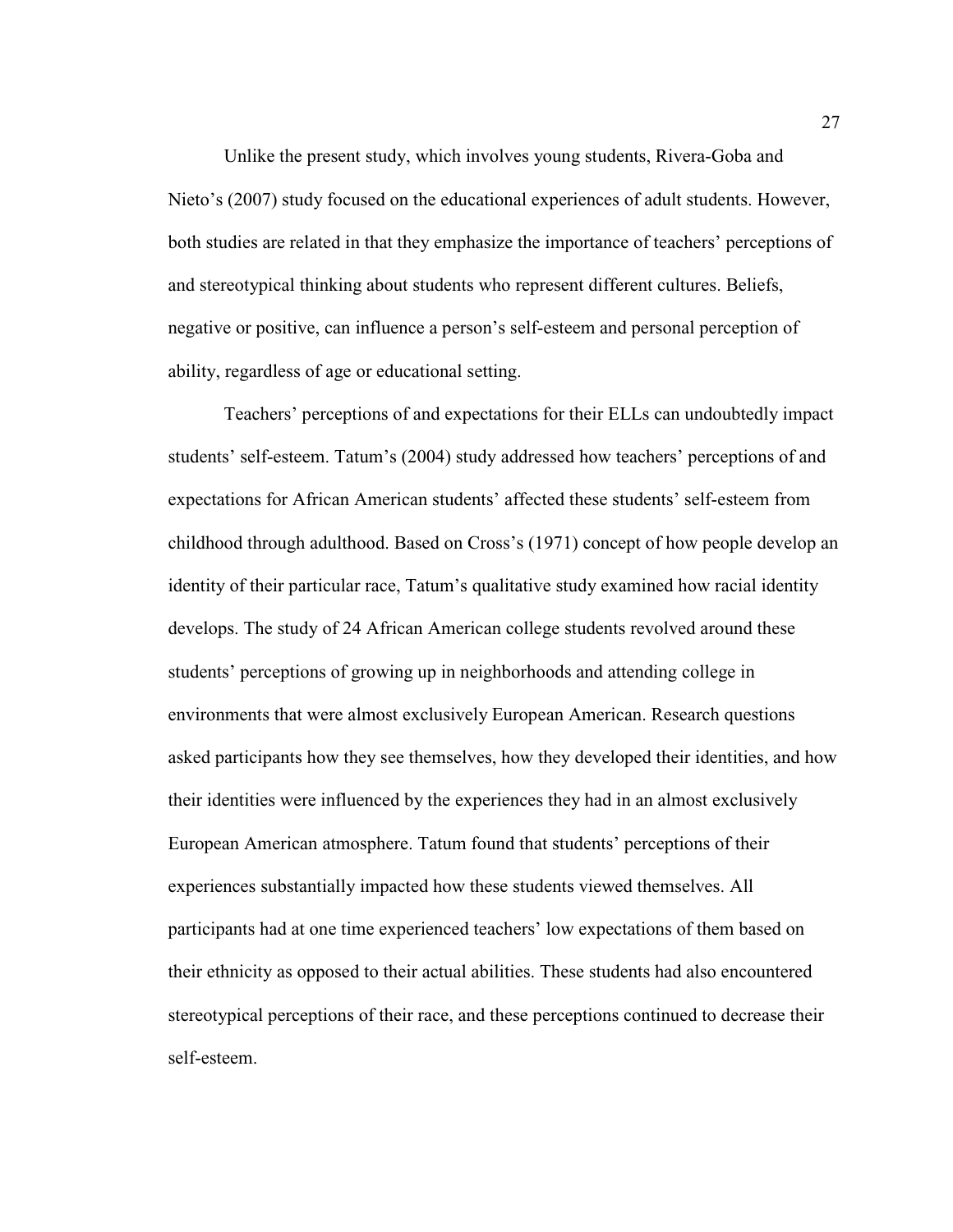Unlike the present study, which involves young students, Rivera-Goba and Nieto's (2007) study focused on the educational experiences of adult students. However, both studies are related in that they emphasize the importance of teachers' perceptions of and stereotypical thinking about students who represent different cultures. Beliefs, negative or positive, can influence a person's self-esteem and personal perception of ability, regardless of age or educational setting.

Teachers' perceptions of and expectations for their ELLs can undoubtedly impact students' self-esteem. Tatum's (2004) study addressed how teachers' perceptions of and expectations for African American students' affected these students' self-esteem from childhood through adulthood. Based on Cross's (1971) concept of how people develop an identity of their particular race, Tatum's qualitative study examined how racial identity develops. The study of 24 African American college students revolved around these students' perceptions of growing up in neighborhoods and attending college in environments that were almost exclusively European American. Research questions asked participants how they see themselves, how they developed their identities, and how their identities were influenced by the experiences they had in an almost exclusively European American atmosphere. Tatum found that students' perceptions of their experiences substantially impacted how these students viewed themselves. All participants had at one time experienced teachers' low expectations of them based on their ethnicity as opposed to their actual abilities. These students had also encountered stereotypical perceptions of their race, and these perceptions continued to decrease their self-esteem.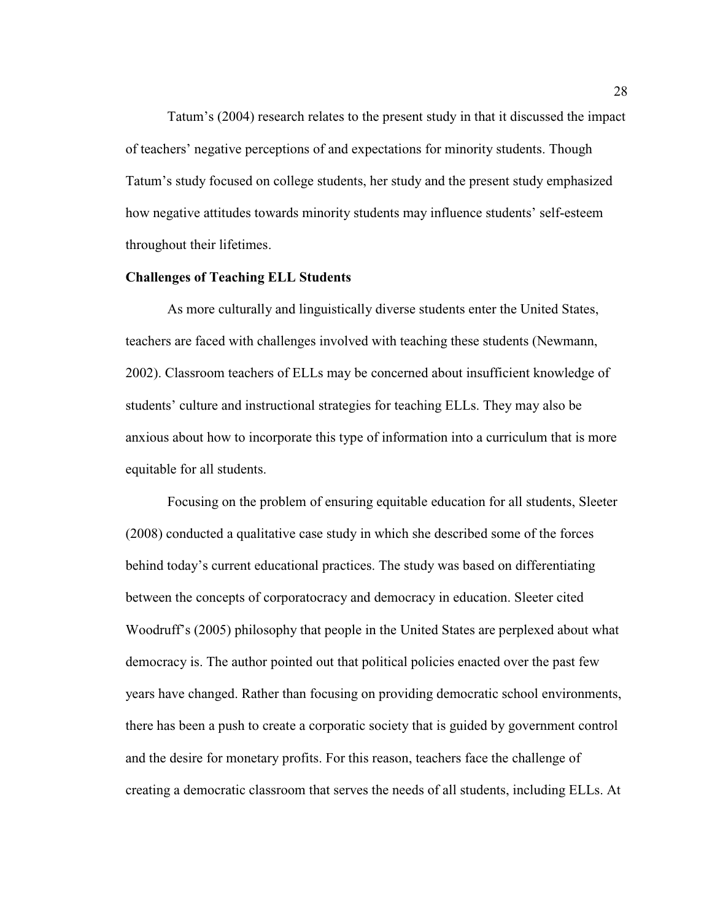Tatum's (2004) research relates to the present study in that it discussed the impact of teachers' negative perceptions of and expectations for minority students. Though Tatum's study focused on college students, her study and the present study emphasized how negative attitudes towards minority students may influence students' self-esteem throughout their lifetimes.

**Challenges of Teaching ELL Students**

As more culturally and linguistically diverse students enter the United States, teachers are faced with challenges involved with teaching these students (Newmann, 2002). Classroom teachers of ELLs may be concerned about insufficient knowledge of students' culture and instructional strategies for teaching ELLs. They may also be anxious about how to incorporate this type of information into a curriculum that is more equitable for all students.

Focusing on the problem of ensuring equitable education for all students, Sleeter (2008) conducted a qualitative case study in which she described some of the forces behind today's current educational practices. The study was based on differentiating between the concepts of corporatocracy and democracy in education. Sleeter cited Woodruff's (2005) philosophy that people in the United States are perplexed about what democracy is. The author pointed out that political policies enacted over the past few years have changed. Rather than focusing on providing democratic school environments, there has been a push to create a corporatic society that is guided by government control and the desire for monetary profits. For this reason, teachers face the challenge of creating a democratic classroom that serves the needs of all students, including ELLs. At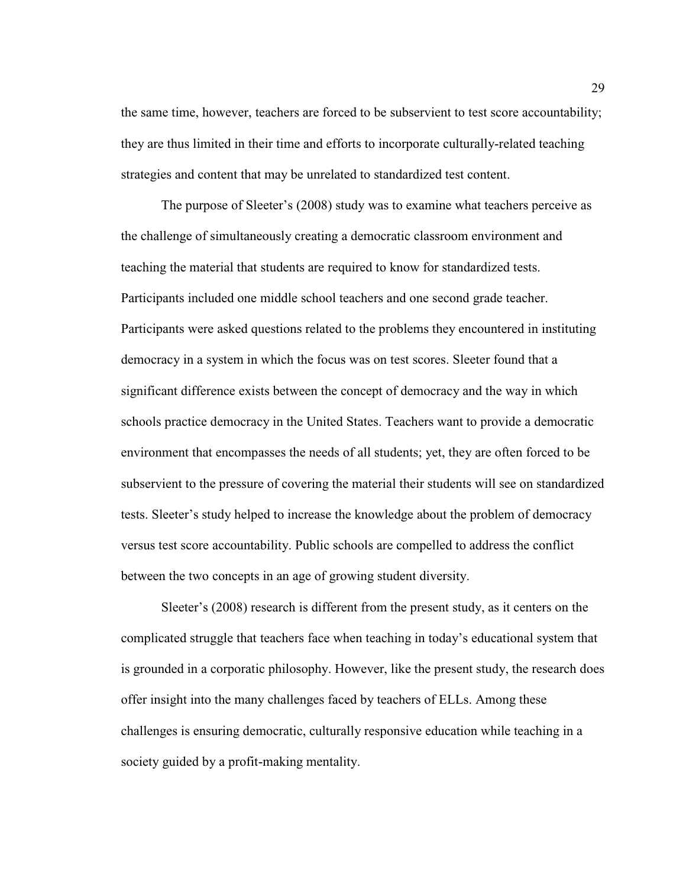the same time, however, teachers are forced to be subservient to test score accountability; they are thus limited in their time and efforts to incorporate culturally-related teaching strategies and content that may be unrelated to standardized test content.

The purpose of Sleeter's (2008) study was to examine what teachers perceive as the challenge of simultaneously creating a democratic classroom environment and teaching the material that students are required to know for standardized tests. Participants included one middle school teachers and one second grade teacher. Participants were asked questions related to the problems they encountered in instituting democracy in a system in which the focus was on test scores. Sleeter found that a significant difference exists between the concept of democracy and the way in which schools practice democracy in the United States. Teachers want to provide a democratic environment that encompasses the needs of all students; yet, they are often forced to be subservient to the pressure of covering the material their students will see on standardized tests. Sleeter's study helped to increase the knowledge about the problem of democracy versus test score accountability. Public schools are compelled to address the conflict between the two concepts in an age of growing student diversity.

Sleeter's (2008) research is different from the present study, as it centers on the complicated struggle that teachers face when teaching in today's educational system that is grounded in a corporatic philosophy. However, like the present study, the research does offer insight into the many challenges faced by teachers of ELLs. Among these challenges is ensuring democratic, culturally responsive education while teaching in a society guided by a profit-making mentality.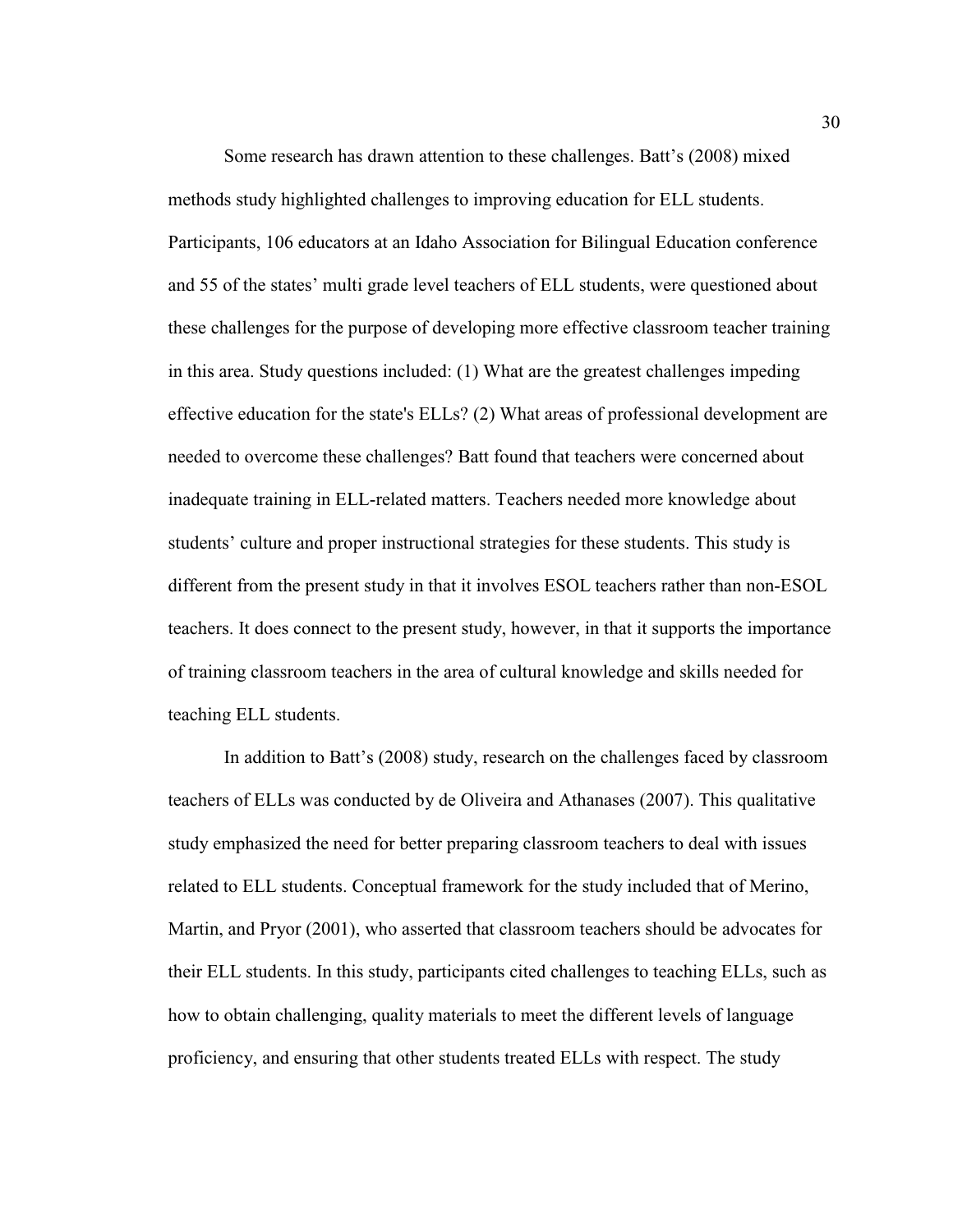Some research has drawn attention to these challenges. Batt's (2008) mixed methods study highlighted challenges to improving education for ELL students. Participants, 106 educators at an Idaho Association for Bilingual Education conference and 55 of the states' multi grade level teachers of ELL students, were questioned about these challenges for the purpose of developing more effective classroom teacher training in this area. Study questions included: (1) What are the greatest challenges impeding effective education for the state's ELLs? (2) What areas of professional development are needed to overcome these challenges? Batt found that teachers were concerned about inadequate training in ELL-related matters. Teachers needed more knowledge about students' culture and proper instructional strategies for these students. This study is different from the present study in that it involves ESOL teachers rather than non-ESOL teachers. It does connect to the present study, however, in that it supports the importance of training classroom teachers in the area of cultural knowledge and skills needed for teaching ELL students.

In addition to Batt's (2008) study, research on the challenges faced by classroom teachers of ELLs was conducted by de Oliveira and Athanases (2007). This qualitative study emphasized the need for better preparing classroom teachers to deal with issues related to ELL students. Conceptual framework for the study included that of Merino, Martin, and Pryor (2001), who asserted that classroom teachers should be advocates for their ELL students. In this study, participants cited challenges to teaching ELLs, such as how to obtain challenging, quality materials to meet the different levels of language proficiency, and ensuring that other students treated ELLs with respect. The study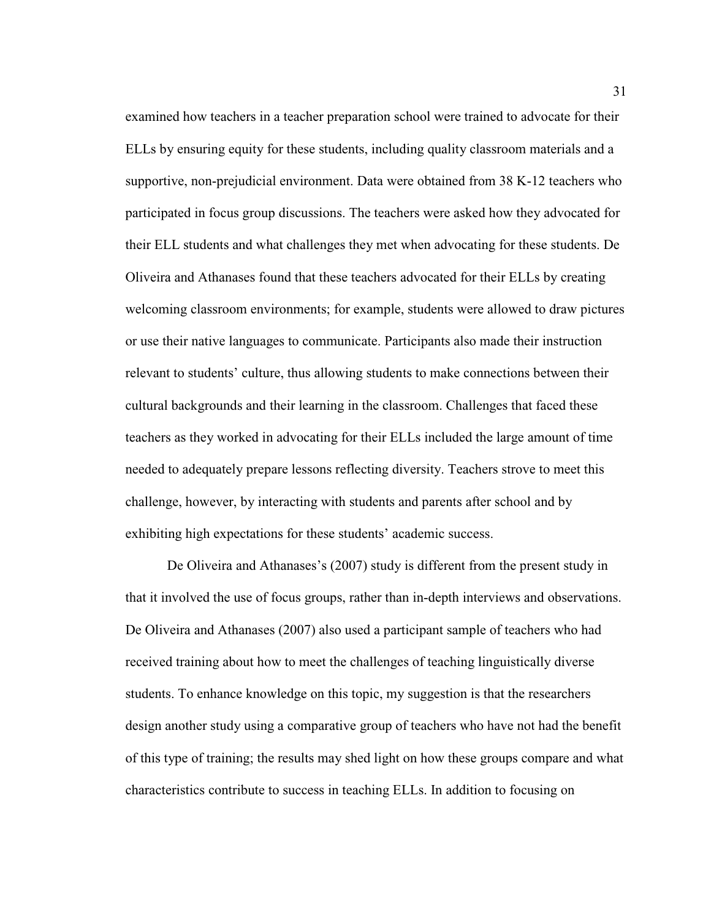examined how teachers in a teacher preparation school were trained to advocate for their ELLs by ensuring equity for these students, including quality classroom materials and a supportive, non-prejudicial environment. Data were obtained from 38 K-12 teachers who participated in focus group discussions. The teachers were asked how they advocated for their ELL students and what challenges they met when advocating for these students. De Oliveira and Athanases found that these teachers advocated for their ELLs by creating welcoming classroom environments; for example, students were allowed to draw pictures or use their native languages to communicate. Participants also made their instruction relevant to students' culture, thus allowing students to make connections between their cultural backgrounds and their learning in the classroom. Challenges that faced these teachers as they worked in advocating for their ELLs included the large amount of time needed to adequately prepare lessons reflecting diversity. Teachers strove to meet this challenge, however, by interacting with students and parents after school and by exhibiting high expectations for these students' academic success.

De Oliveira and Athanases's (2007) study is different from the present study in that it involved the use of focus groups, rather than in-depth interviews and observations. De Oliveira and Athanases (2007) also used a participant sample of teachers who had received training about how to meet the challenges of teaching linguistically diverse students. To enhance knowledge on this topic, my suggestion is that the researchers design another study using a comparative group of teachers who have not had the benefit of this type of training; the results may shed light on how these groups compare and what characteristics contribute to success in teaching ELLs. In addition to focusing on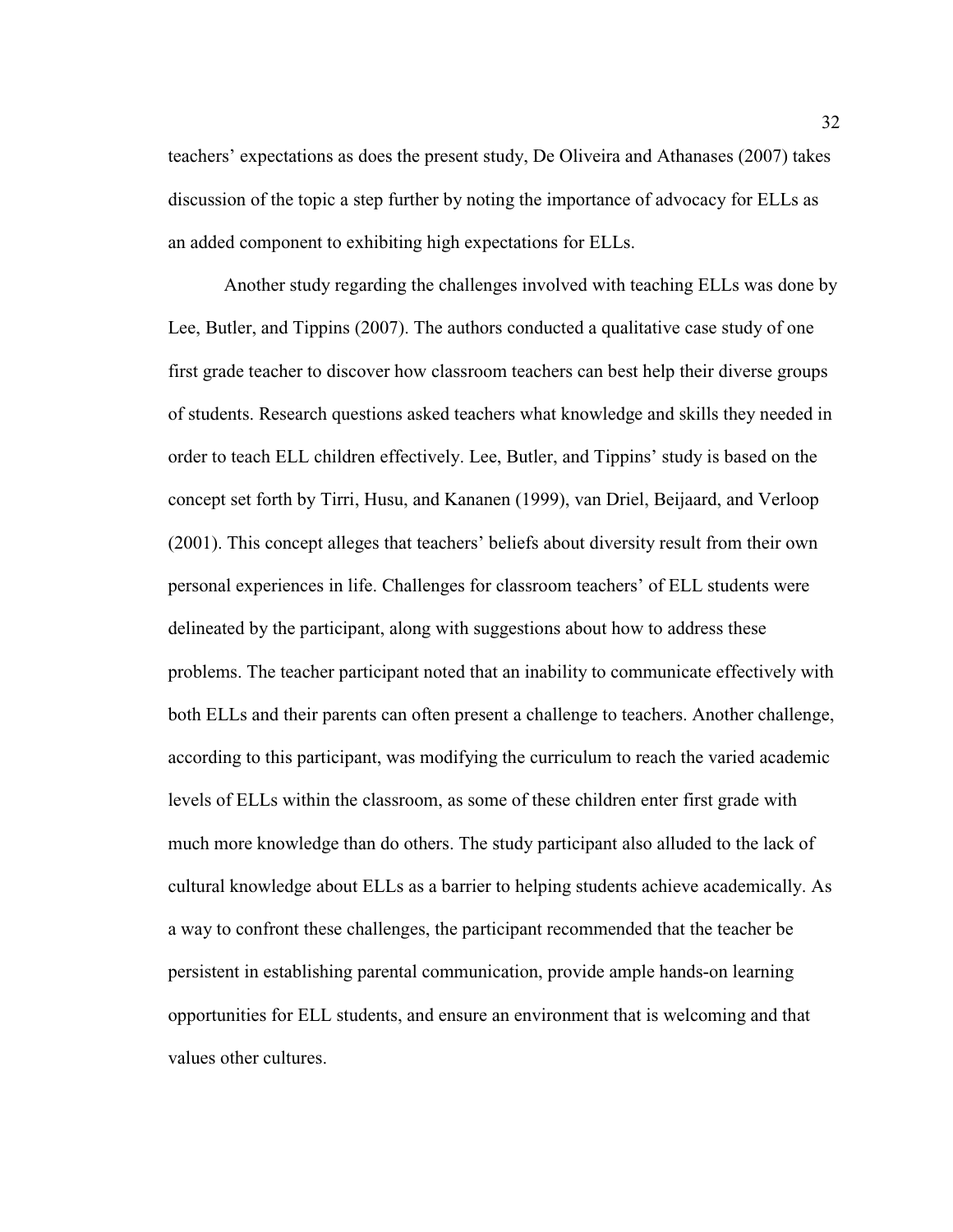teachers' expectations as does the present study, De Oliveira and Athanases (2007) takes discussion of the topic a step further by noting the importance of advocacy for ELLs as an added component to exhibiting high expectations for ELLs.

Another study regarding the challenges involved with teaching ELLs was done by Lee, Butler, and Tippins (2007). The authors conducted a qualitative case study of one first grade teacher to discover how classroom teachers can best help their diverse groups of students. Research questions asked teachers what knowledge and skills they needed in order to teach ELL children effectively. Lee, Butler, and Tippins' study is based on the concept set forth by Tirri, Husu, and Kananen (1999), van Driel, Beijaard, and Verloop (2001). This concept alleges that teachers' beliefs about diversity result from their own personal experiences in life. Challenges for classroom teachers' of ELL students were delineated by the participant, along with suggestions about how to address these problems. The teacher participant noted that an inability to communicate effectively with both ELLs and their parents can often present a challenge to teachers. Another challenge, according to this participant, was modifying the curriculum to reach the varied academic levels of ELLs within the classroom, as some of these children enter first grade with much more knowledge than do others. The study participant also alluded to the lack of cultural knowledge about ELLs as a barrier to helping students achieve academically. As a way to confront these challenges, the participant recommended that the teacher be persistent in establishing parental communication, provide ample hands-on learning opportunities for ELL students, and ensure an environment that is welcoming and that values other cultures.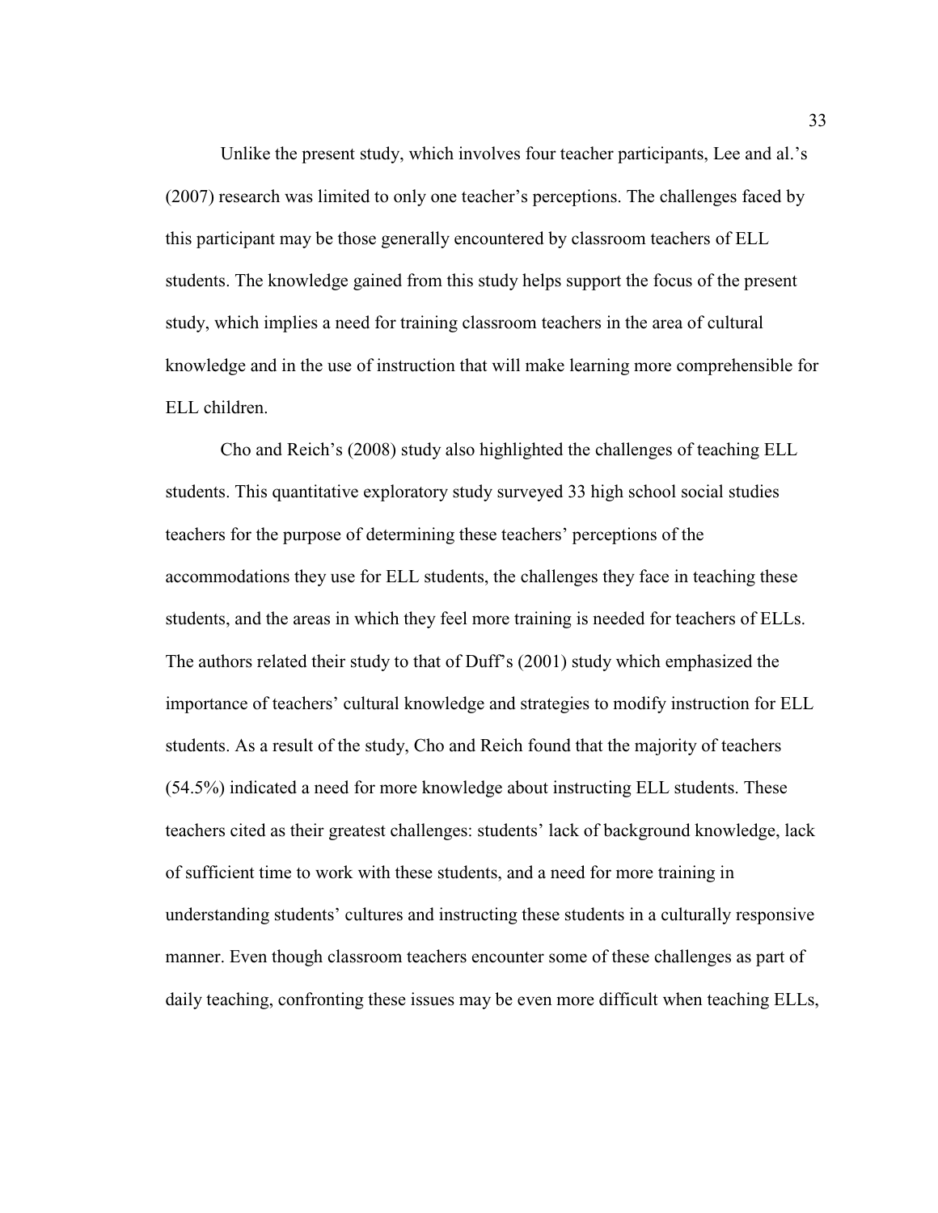Unlike the present study, which involves four teacher participants, Lee and al.'s (2007) research was limited to only one teacher's perceptions. The challenges faced by this participant may be those generally encountered by classroom teachers of ELL students. The knowledge gained from this study helps support the focus of the present study, which implies a need for training classroom teachers in the area of cultural knowledge and in the use of instruction that will make learning more comprehensible for ELL children.

Cho and Reich's (2008) study also highlighted the challenges of teaching ELL students. This quantitative exploratory study surveyed 33 high school social studies teachers for the purpose of determining these teachers' perceptions of the accommodations they use for ELL students, the challenges they face in teaching these students, and the areas in which they feel more training is needed for teachers of ELLs. The authors related their study to that of Duff's (2001) study which emphasized the importance of teachers' cultural knowledge and strategies to modify instruction for ELL students. As a result of the study, Cho and Reich found that the majority of teachers (54.5%) indicated a need for more knowledge about instructing ELL students. These teachers cited as their greatest challenges: students' lack of background knowledge, lack of sufficient time to work with these students, and a need for more training in understanding students' cultures and instructing these students in a culturally responsive manner. Even though classroom teachers encounter some of these challenges as part of daily teaching, confronting these issues may be even more difficult when teaching ELLs,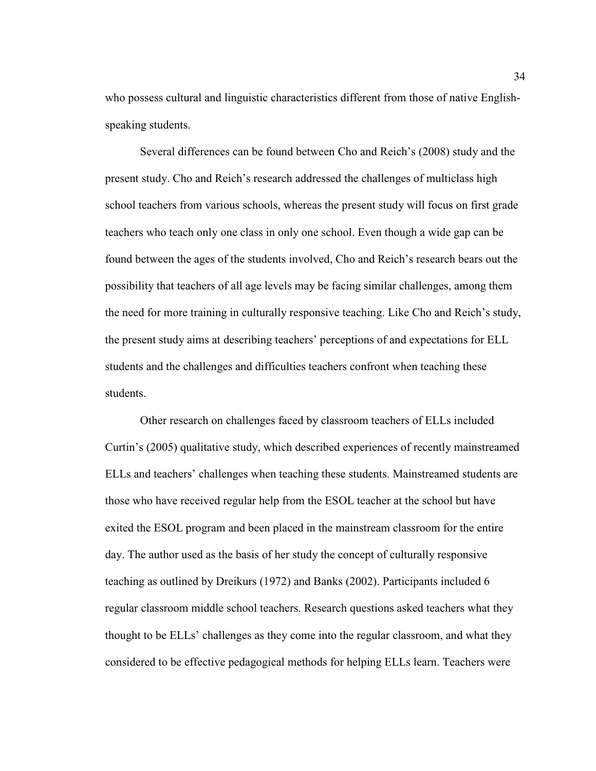who possess cultural and linguistic characteristics different from those of native English-speaking students.

Several differences can be found between Cho and Reich's (2008) study and the present study. Cho and Reich's research addressed the challenges of multiclass high school teachers from various schools, whereas the present study will focus on first grade teachers who teach only one class in only one school. Even though a wide gap can be found between the ages of the students involved, Cho and Reich's research bears out the possibility that teachers of all age levels may be facing similar challenges, among them the need for more training in culturally responsive teaching. Like Cho and Reich's study, the present study aims at describing teachers' perceptions of and expectations for ELL students and the challenges and difficulties teachers confront when teaching these students.

Other research on challenges faced by classroom teachers of ELLs included Curtin's (2005) qualitative study, which described experiences of recently mainstreamed ELLs and teachers' challenges when teaching these students. Mainstreamed students are those who have received regular help from the ESOL teacher at the school but have exited the ESOL program and been placed in the mainstream classroom for the entire day. The author used as the basis of her study the concept of culturally responsive teaching as outlined by Dreikurs (1972) and Banks (2002). Participants included 6 regular classroom middle school teachers. Research questions asked teachers what they thought to be ELLs' challenges as they come into the regular classroom, and what they considered to be effective pedagogical methods for helping ELLs learn. Teachers were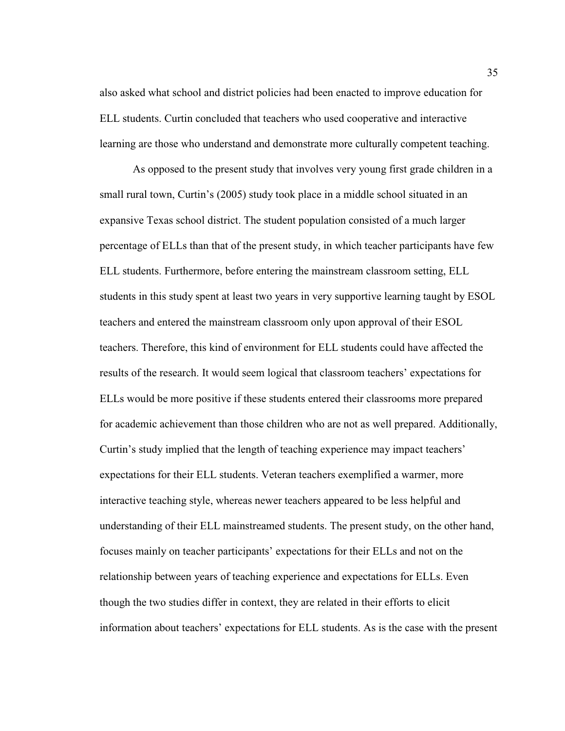also asked what school and district policies had been enacted to improve education for ELL students. Curtin concluded that teachers who used cooperative and interactive learning are those who understand and demonstrate more culturally competent teaching.

As opposed to the present study that involves very young first grade children in a small rural town, Curtin's (2005) study took place in a middle school situated in an expansive Texas school district. The student population consisted of a much larger percentage of ELLs than that of the present study, in which teacher participants have few ELL students. Furthermore, before entering the mainstream classroom setting, ELL students in this study spent at least two years in very supportive learning taught by ESOL teachers and entered the mainstream classroom only upon approval of their ESOL teachers. Therefore, this kind of environment for ELL students could have affected the results of the research. It would seem logical that classroom teachers' expectations for ELLs would be more positive if these students entered their classrooms more prepared for academic achievement than those children who are not as well prepared. Additionally, Curtin's study implied that the length of teaching experience may impact teachers' expectations for their ELL students. Veteran teachers exemplified a warmer, more interactive teaching style, whereas newer teachers appeared to be less helpful and understanding of their ELL mainstreamed students. The present study, on the other hand, focuses mainly on teacher participants' expectations for their ELLs and not on the relationship between years of teaching experience and expectations for ELLs. Even though the two studies differ in context, they are related in their efforts to elicit information about teachers' expectations for ELL students. As is the case with the present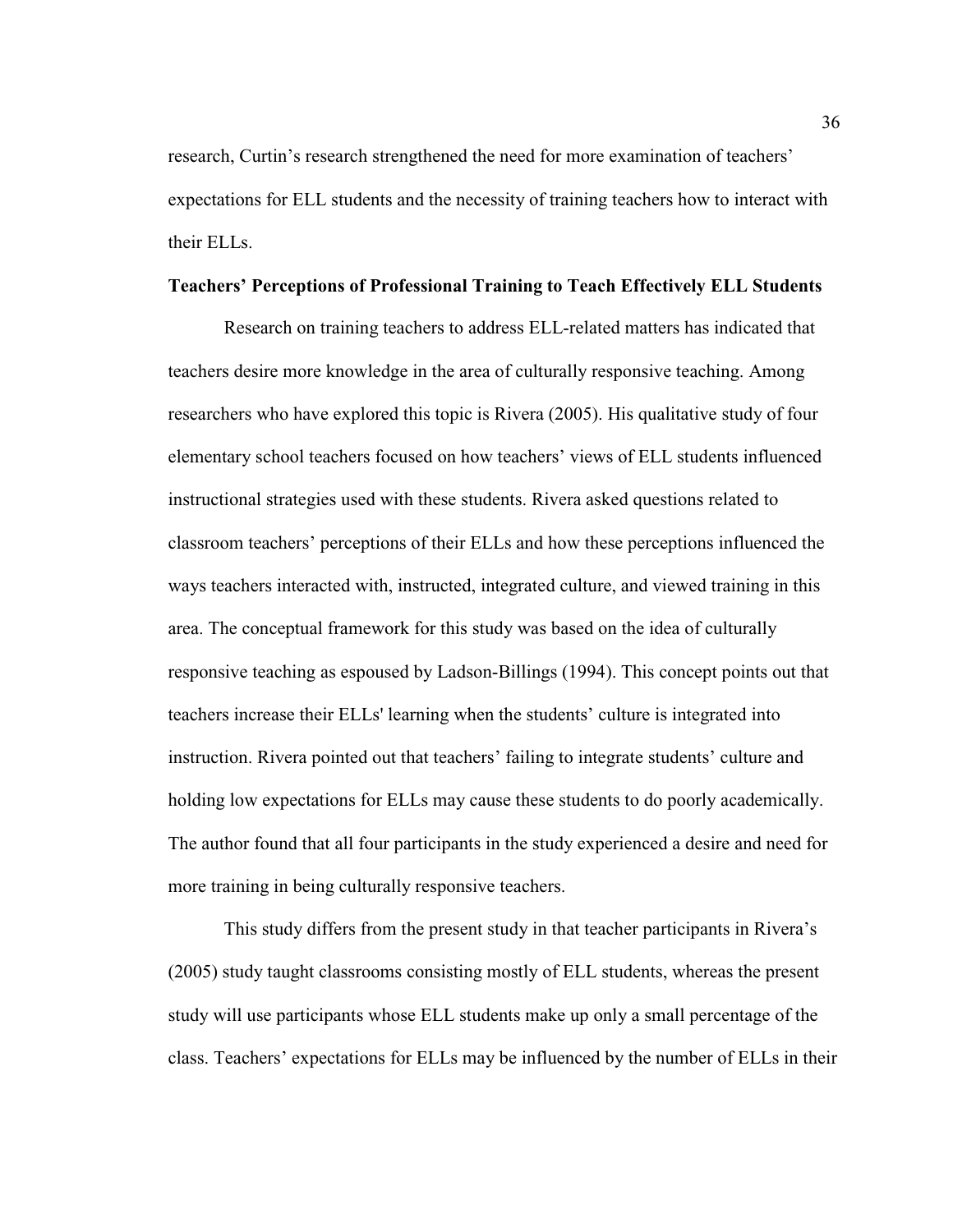research, Curtin's research strengthened the need for more examination of teachers' expectations for ELL students and the necessity of training teachers how to interact with their ELLs.

**Teachers' Perceptions of Professional Training to Teach Effectively ELL Students**

Research on training teachers to address ELL-related matters has indicated that teachers desire more knowledge in the area of culturally responsive teaching. Among researchers who have explored this topic is Rivera (2005). His qualitative study of four elementary school teachers focused on how teachers' views of ELL students influenced instructional strategies used with these students. Rivera asked questions related to classroom teachers' perceptions of their ELLs and how these perceptions influenced the ways teachers interacted with, instructed, integrated culture, and viewed training in this area. The conceptual framework for this study was based on the idea of culturally responsive teaching as espoused by Ladson-Billings (1994). This concept points out that teachers increase their ELLs' learning when the students' culture is integrated into instruction. Rivera pointed out that teachers' failing to integrate students' culture and holding low expectations for ELLs may cause these students to do poorly academically. The author found that all four participants in the study experienced a desire and need for more training in being culturally responsive teachers.

This study differs from the present study in that teacher participants in Rivera's (2005) study taught classrooms consisting mostly of ELL students, whereas the present study will use participants whose ELL students make up only a small percentage of the class. Teachers' expectations for ELLs may be influenced by the number of ELLs in their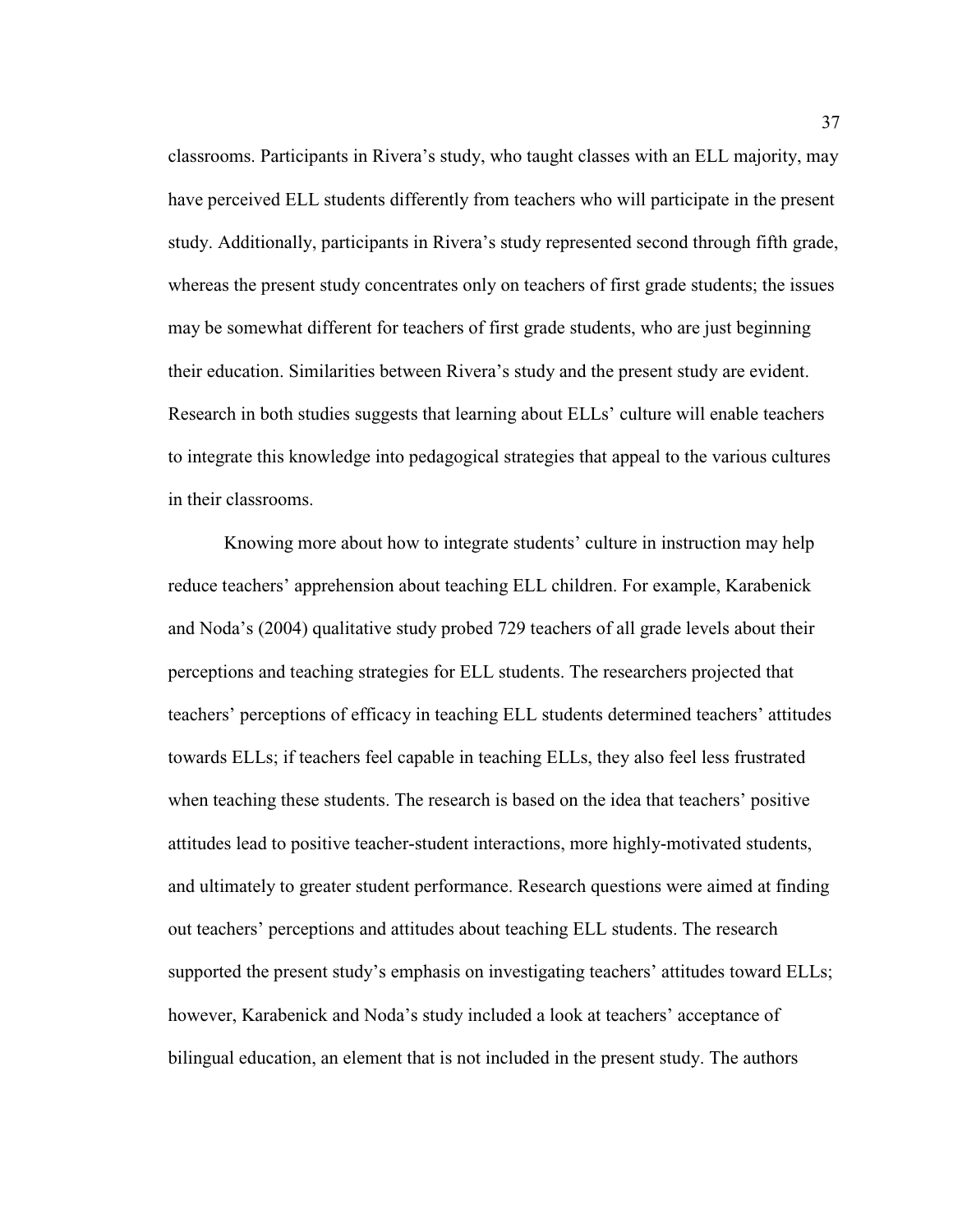classrooms. Participants in Rivera's study, who taught classes with an ELL majority, may have perceived ELL students differently from teachers who will participate in the present study. Additionally, participants in Rivera's study represented second through fifth grade, whereas the present study concentrates only on teachers of first grade students; the issues may be somewhat different for teachers of first grade students, who are just beginning their education. Similarities between Rivera's study and the present study are evident. Research in both studies suggests that learning about ELLs' culture will enable teachers to integrate this knowledge into pedagogical strategies that appeal to the various cultures in their classrooms.

Knowing more about how to integrate students' culture in instruction may help reduce teachers' apprehension about teaching ELL children. For example, Karabenick and Noda's (2004) qualitative study probed 729 teachers of all grade levels about their perceptions and teaching strategies for ELL students. The researchers projected that teachers' perceptions of efficacy in teaching ELL students determined teachers' attitudes towards ELLs; if teachers feel capable in teaching ELLs, they also feel less frustrated when teaching these students. The research is based on the idea that teachers' positive attitudes lead to positive teacher-student interactions, more highly-motivated students, and ultimately to greater student performance. Research questions were aimed at finding out teachers' perceptions and attitudes about teaching ELL students. The research supported the present study's emphasis on investigating teachers' attitudes toward ELLs; however, Karabenick and Noda's study included a look at teachers' acceptance of bilingual education, an element that is not included in the present study. The authors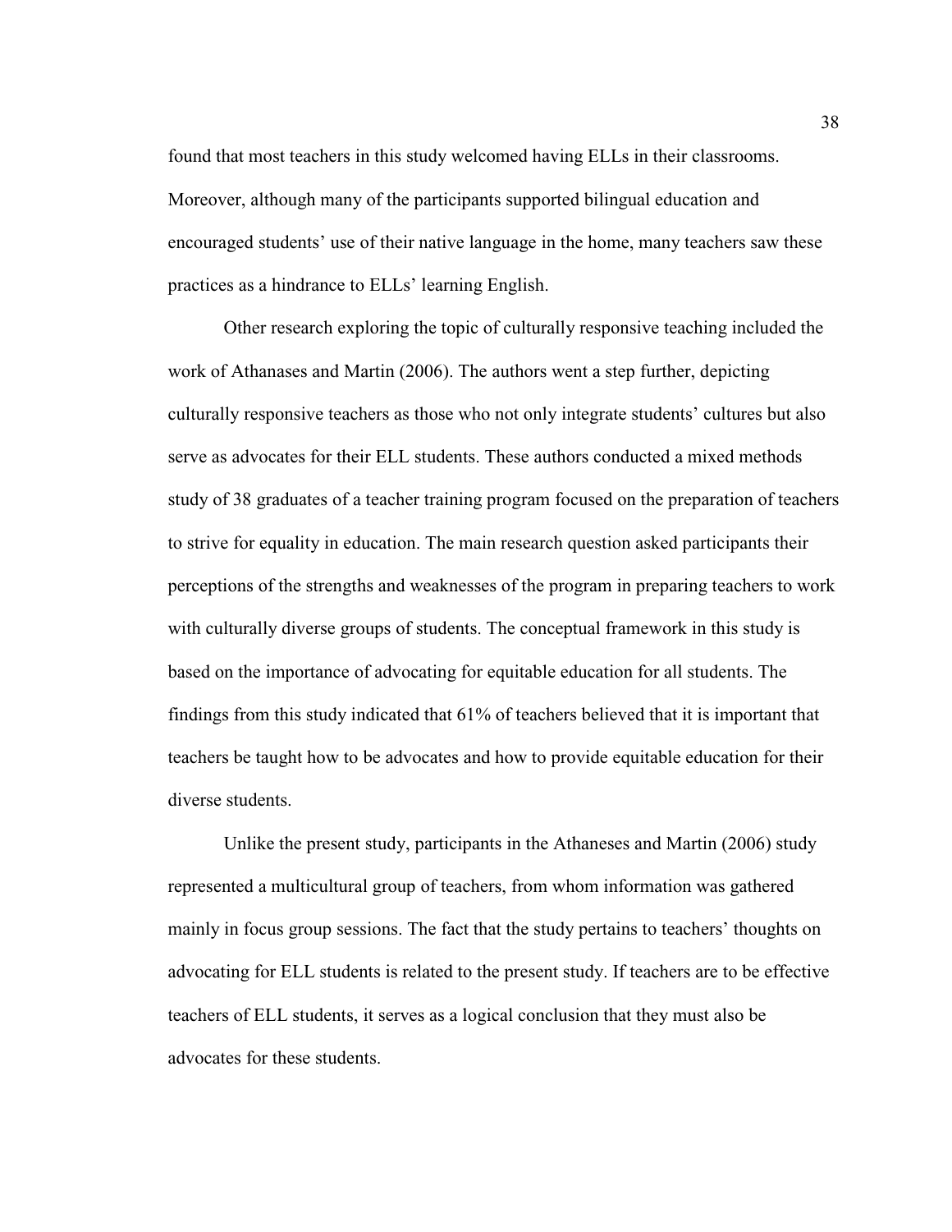found that most teachers in this study welcomed having ELLs in their classrooms. Moreover, although many of the participants supported bilingual education and encouraged students' use of their native language in the home, many teachers saw these practices as a hindrance to ELLs' learning English.

Other research exploring the topic of culturally responsive teaching included the work of Athanases and Martin (2006). The authors went a step further, depicting culturally responsive teachers as those who not only integrate students' cultures but also serve as advocates for their ELL students. These authors conducted a mixed methods study of 38 graduates of a teacher training program focused on the preparation of teachers to strive for equality in education. The main research question asked participants their perceptions of the strengths and weaknesses of the program in preparing teachers to work with culturally diverse groups of students. The conceptual framework in this study is based on the importance of advocating for equitable education for all students. The findings from this study indicated that 61% of teachers believed that it is important that teachers be taught how to be advocates and how to provide equitable education for their diverse students.

Unlike the present study, participants in the Athaneses and Martin (2006) study represented a multicultural group of teachers, from whom information was gathered mainly in focus group sessions. The fact that the study pertains to teachers' thoughts on advocating for ELL students is related to the present study. If teachers are to be effective teachers of ELL students, it serves as a logical conclusion that they must also be advocates for these students.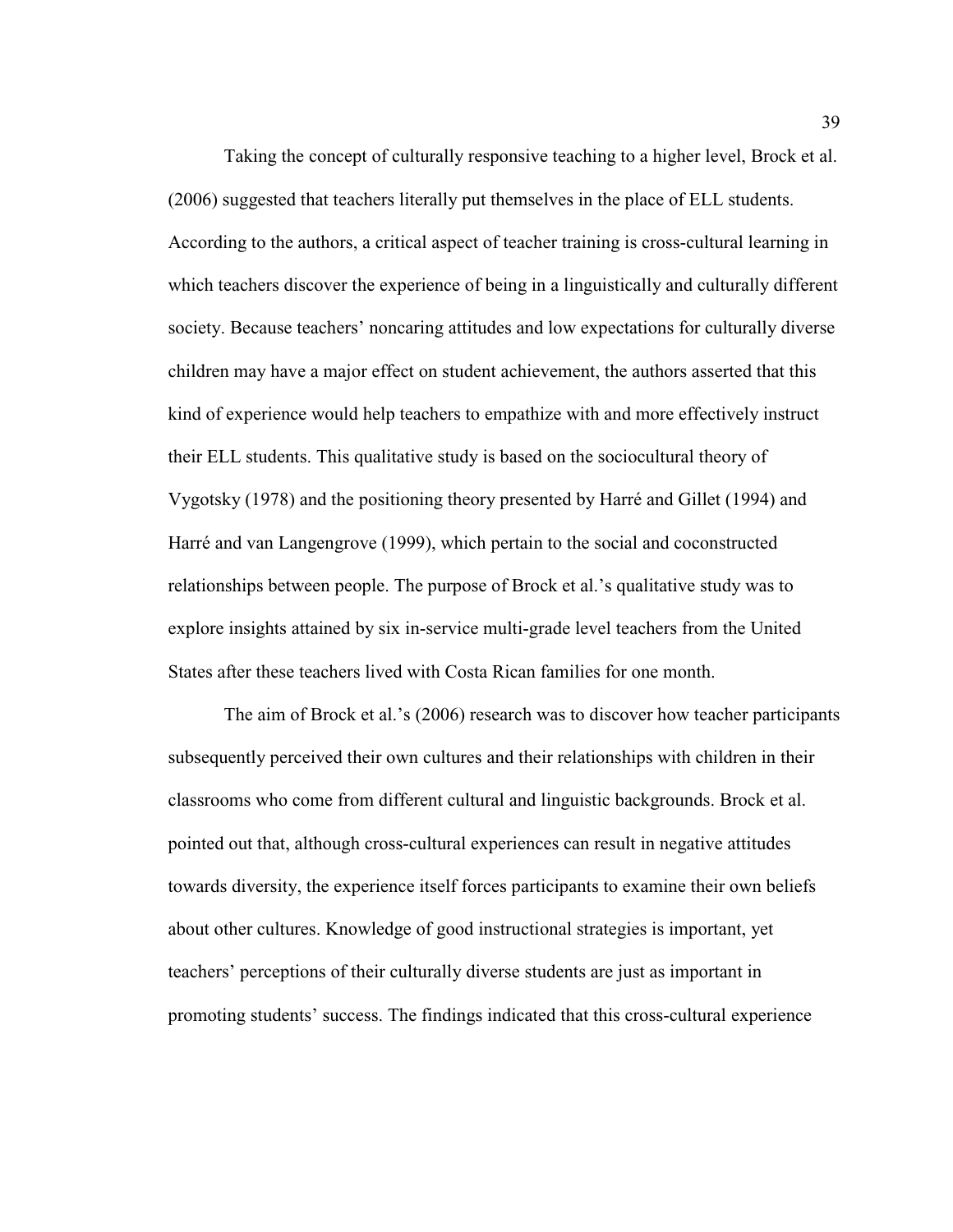Taking the concept of culturally responsive teaching to a higher level, Brock et al. (2006) suggested that teachers literally put themselves in the place of ELL students. According to the authors, a critical aspect of teacher training is cross-cultural learning in which teachers discover the experience of being in a linguistically and culturally different society. Because teachers' noncaring attitudes and low expectations for culturally diverse children may have a major effect on student achievement, the authors asserted that this kind of experience would help teachers to empathize with and more effectively instruct their ELL students. This qualitative study is based on the sociocultural theory of Vygotsky (1978) and the positioning theory presented by Harré and Gillet (1994) and Harré and van Langengrove (1999), which pertain to the social and coconstructed relationships between people. The purpose of Brock et al.'s qualitative study was to explore insights attained by six in-service multi-grade level teachers from the United States after these teachers lived with Costa Rican families for one month.

The aim of Brock et al.'s (2006) research was to discover how teacher participants subsequently perceived their own cultures and their relationships with children in their classrooms who come from different cultural and linguistic backgrounds. Brock et al. pointed out that, although cross-cultural experiences can result in negative attitudes towards diversity, the experience itself forces participants to examine their own beliefs about other cultures. Knowledge of good instructional strategies is important, yet teachers' perceptions of their culturally diverse students are just as important in promoting students' success. The findings indicated that this cross-cultural experience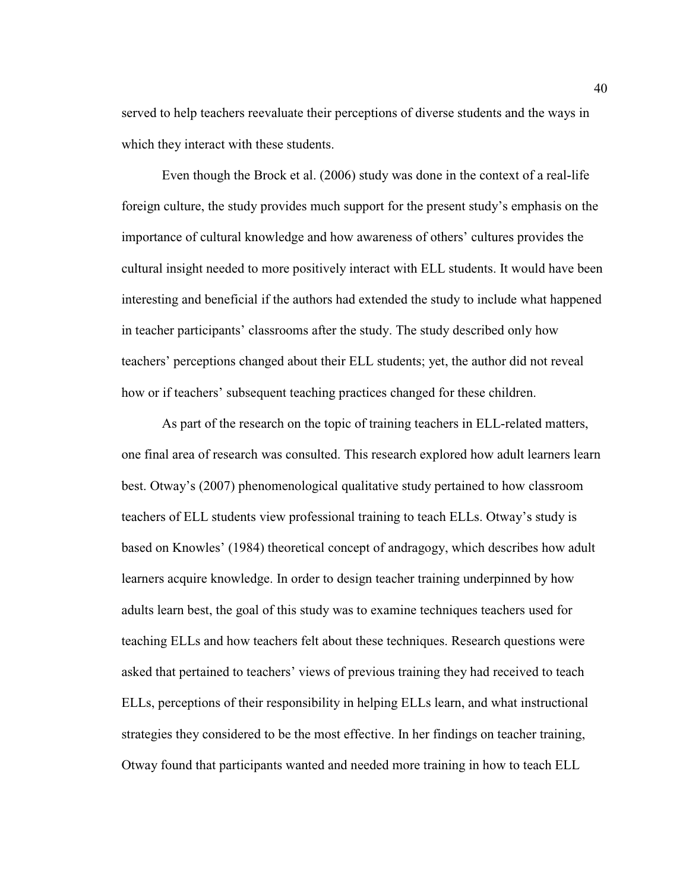served to help teachers reevaluate their perceptions of diverse students and the ways in which they interact with these students.

Even though the Brock et al. (2006) study was done in the context of a real-life foreign culture, the study provides much support for the present study's emphasis on the importance of cultural knowledge and how awareness of others' cultures provides the cultural insight needed to more positively interact with ELL students. It would have been interesting and beneficial if the authors had extended the study to include what happened in teacher participants' classrooms after the study. The study described only how teachers' perceptions changed about their ELL students; yet, the author did not reveal how or if teachers' subsequent teaching practices changed for these children.

As part of the research on the topic of training teachers in ELL-related matters, one final area of research was consulted. This research explored how adult learners learn best. Otway's (2007) phenomenological qualitative study pertained to how classroom teachers of ELL students view professional training to teach ELLs. Otway's study is based on Knowles' (1984) theoretical concept of andragogy, which describes how adult learners acquire knowledge. In order to design teacher training underpinned by how adults learn best, the goal of this study was to examine techniques teachers used for teaching ELLs and how teachers felt about these techniques. Research questions were asked that pertained to teachers' views of previous training they had received to teach ELLs, perceptions of their responsibility in helping ELLs learn, and what instructional strategies they considered to be the most effective. In her findings on teacher training, Otway found that participants wanted and needed more training in how to teach ELL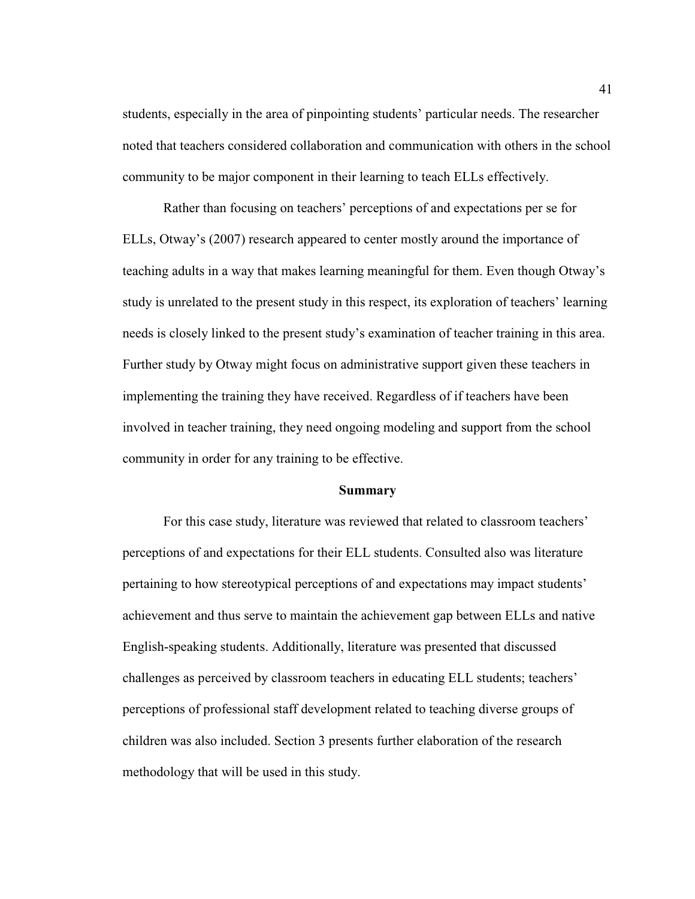students, especially in the area of pinpointing students' particular needs. The researcher noted that teachers considered collaboration and communication with others in the school community to be major component in their learning to teach ELLs effectively.

Rather than focusing on teachers' perceptions of and expectations per se for ELLs, Otway's (2007) research appeared to center mostly around the importance of teaching adults in a way that makes learning meaningful for them. Even though Otway's study is unrelated to the present study in this respect, its exploration of teachers' learning needs is closely linked to the present study's examination of teacher training in this area. Further study by Otway might focus on administrative support given these teachers in implementing the training they have received. Regardless of if teachers have been involved in teacher training, they need ongoing modeling and support from the school community in order for any training to be effective.

## Summary

For this case study, literature was reviewed that related to classroom teachers' perceptions of and expectations for their ELL students. Consulted also was literature pertaining to how stereotypical perceptions of and expectations may impact students' achievement and thus serve to maintain the achievement gap between ELLs and native English-speaking students. Additionally, literature was presented that discussed challenges as perceived by classroom teachers in educating ELL students; teachers' perceptions of professional staff development related to teaching diverse groups of children was also included. Section 3 presents further elaboration of the research methodology that will be used in this study.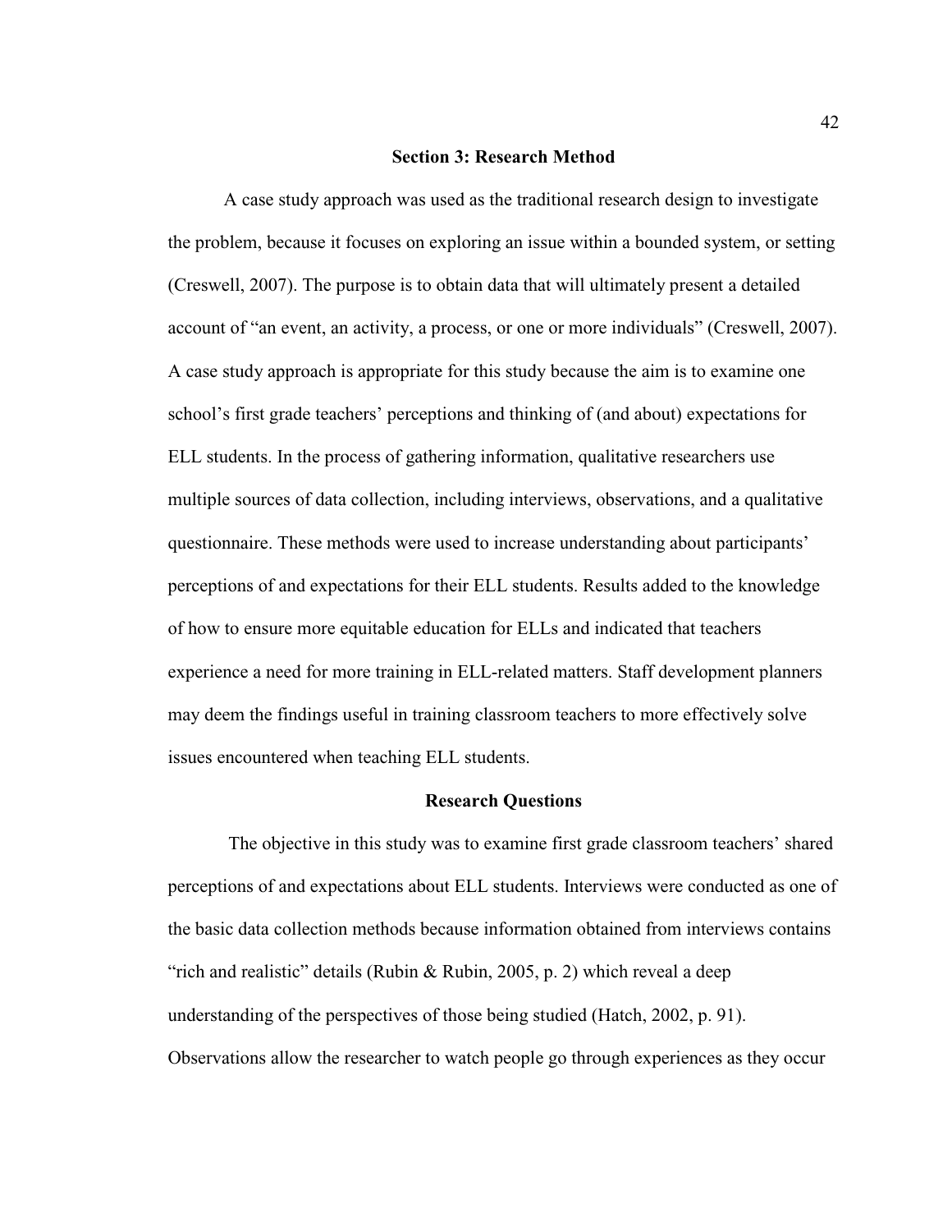## Section 3: Research Method

A case study approach was used as the traditional research design to investigate the problem, because it focuses on exploring an issue within a bounded system, or setting (Creswell, 2007). The purpose is to obtain data that will ultimately present a detailed account of "an event, an activity, a process, or one or more individuals" (Creswell, 2007). A case study approach is appropriate for this study because the aim is to examine one school's first grade teachers' perceptions and thinking of (and about) expectations for ELL students. In the process of gathering information, qualitative researchers use multiple sources of data collection, including interviews, observations, and a qualitative questionnaire. These methods were used to increase understanding about participants' perceptions of and expectations for their ELL students. Results added to the knowledge of how to ensure more equitable education for ELLs and indicated that teachers experience a need for more training in ELL-related matters. Staff development planners may deem the findings useful in training classroom teachers to more effectively solve issues encountered when teaching ELL students.

### Research Questions

The objective in this study was to examine first grade classroom teachers' shared perceptions of and expectations about ELL students. Interviews were conducted as one of the basic data collection methods because information obtained from interviews contains "rich and realistic" details (Rubin & Rubin, 2005, p. 2) which reveal a deep understanding of the perspectives of those being studied (Hatch, 2002, p. 91). Observations allow the researcher to watch people go through experiences as they occur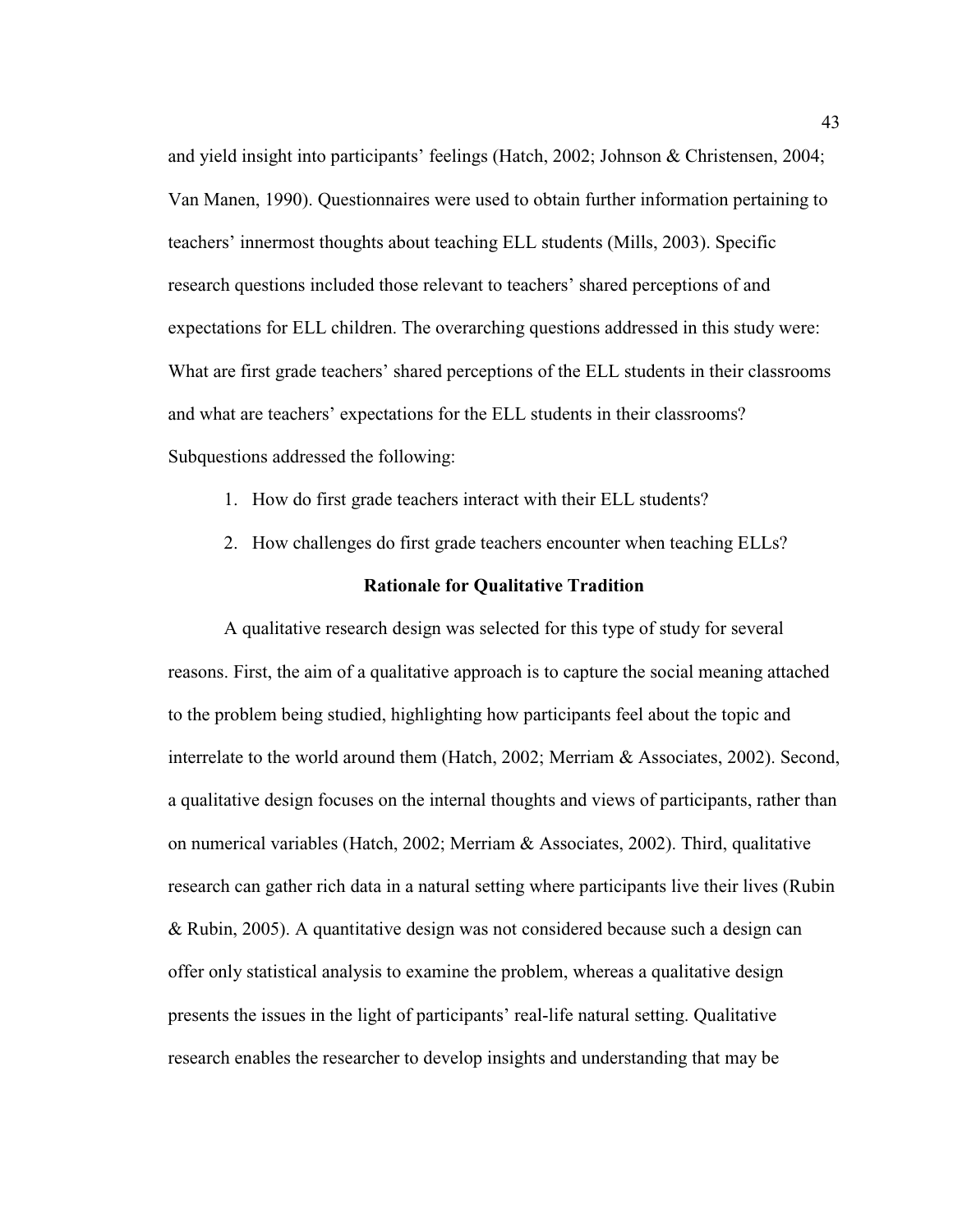and yield insight into participants' feelings (Hatch, 2002; Johnson & Christensen, 2004; Van Manen, 1990). Questionnaires were used to obtain further information pertaining to teachers' innermost thoughts about teaching ELL students (Mills, 2003). Specific research questions included those relevant to teachers' shared perceptions of and expectations for ELL children. The overarching questions addressed in this study were: What are first grade teachers' shared perceptions of the ELL students in their classrooms and what are teachers' expectations for the ELL students in their classrooms? Subquestions addressed the following:

1. How do first grade teachers interact with their ELL students?
2. How challenges do first grade teachers encounter when teaching ELLs?

### Rationale for Qualitative Tradition

A qualitative research design was selected for this type of study for several reasons. First, the aim of a qualitative approach is to capture the social meaning attached to the problem being studied, highlighting how participants feel about the topic and interrelate to the world around them (Hatch, 2002; Merriam & Associates, 2002). Second, a qualitative design focuses on the internal thoughts and views of participants, rather than on numerical variables (Hatch, 2002; Merriam & Associates, 2002). Third, qualitative research can gather rich data in a natural setting where participants live their lives (Rubin & Rubin, 2005). A quantitative design was not considered because such a design can offer only statistical analysis to examine the problem, whereas a qualitative design presents the issues in the light of participants' real-life natural setting. Qualitative research enables the researcher to develop insights and understanding that may be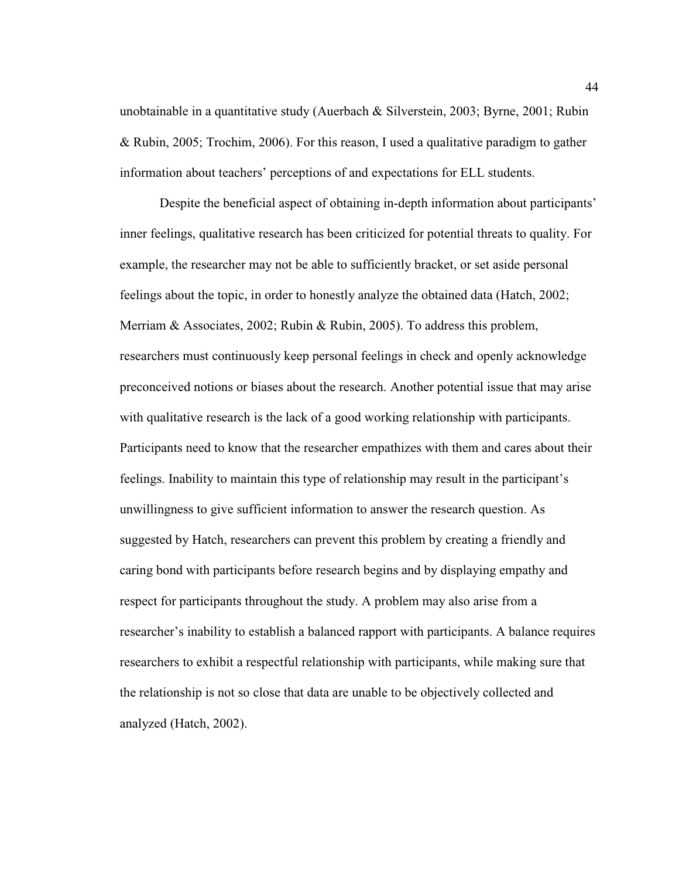unobtainable in a quantitative study (Auerbach & Silverstein, 2003; Byrne, 2001; Rubin & Rubin, 2005; Trochim, 2006). For this reason, I used a qualitative paradigm to gather information about teachers' perceptions of and expectations for ELL students.

Despite the beneficial aspect of obtaining in-depth information about participants' inner feelings, qualitative research has been criticized for potential threats to quality. For example, the researcher may not be able to sufficiently bracket, or set aside personal feelings about the topic, in order to honestly analyze the obtained data (Hatch, 2002; Merriam & Associates, 2002; Rubin & Rubin, 2005). To address this problem, researchers must continuously keep personal feelings in check and openly acknowledge preconceived notions or biases about the research. Another potential issue that may arise with qualitative research is the lack of a good working relationship with participants. Participants need to know that the researcher empathizes with them and cares about their feelings. Inability to maintain this type of relationship may result in the participant's unwillingness to give sufficient information to answer the research question. As suggested by Hatch, researchers can prevent this problem by creating a friendly and caring bond with participants before research begins and by displaying empathy and respect for participants throughout the study. A problem may also arise from a researcher's inability to establish a balanced rapport with participants. A balance requires researchers to exhibit a respectful relationship with participants, while making sure that the relationship is not so close that data are unable to be objectively collected and analyzed (Hatch, 2002).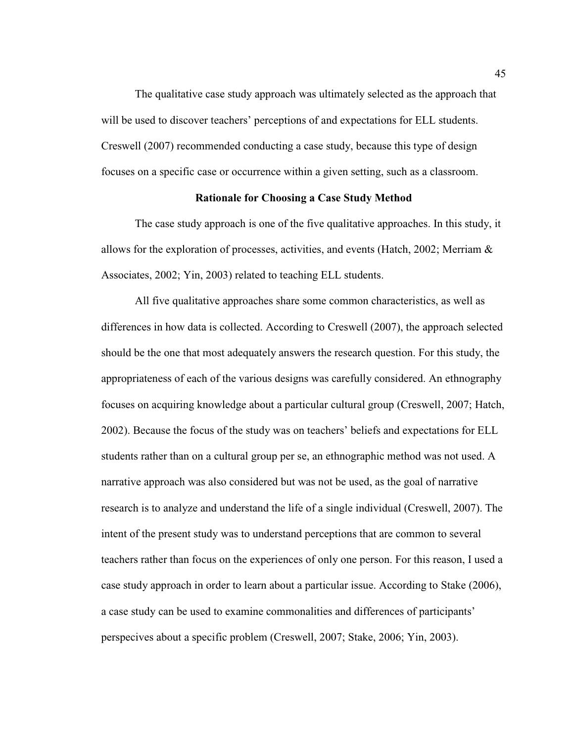The qualitative case study approach was ultimately selected as the approach that will be used to discover teachers' perceptions of and expectations for ELL students. Creswell (2007) recommended conducting a case study, because this type of design focuses on a specific case or occurrence within a given setting, such as a classroom.

### Rationale for Choosing a Case Study Method

The case study approach is one of the five qualitative approaches. In this study, it allows for the exploration of processes, activities, and events (Hatch, 2002; Merriam & Associates, 2002; Yin, 2003) related to teaching ELL students.

All five qualitative approaches share some common characteristics, as well as differences in how data is collected. According to Creswell (2007), the approach selected should be the one that most adequately answers the research question. For this study, the appropriateness of each of the various designs was carefully considered. An ethnography focuses on acquiring knowledge about a particular cultural group (Creswell, 2007; Hatch, 2002). Because the focus of the study was on teachers' beliefs and expectations for ELL students rather than on a cultural group per se, an ethnographic method was not used. A narrative approach was also considered but was not be used, as the goal of narrative research is to analyze and understand the life of a single individual (Creswell, 2007). The intent of the present study was to understand perceptions that are common to several teachers rather than focus on the experiences of only one person. For this reason, I used a case study approach in order to learn about a particular issue. According to Stake (2006), a case study can be used to examine commonalities and differences of participants' perspecives about a specific problem (Creswell, 2007; Stake, 2006; Yin, 2003).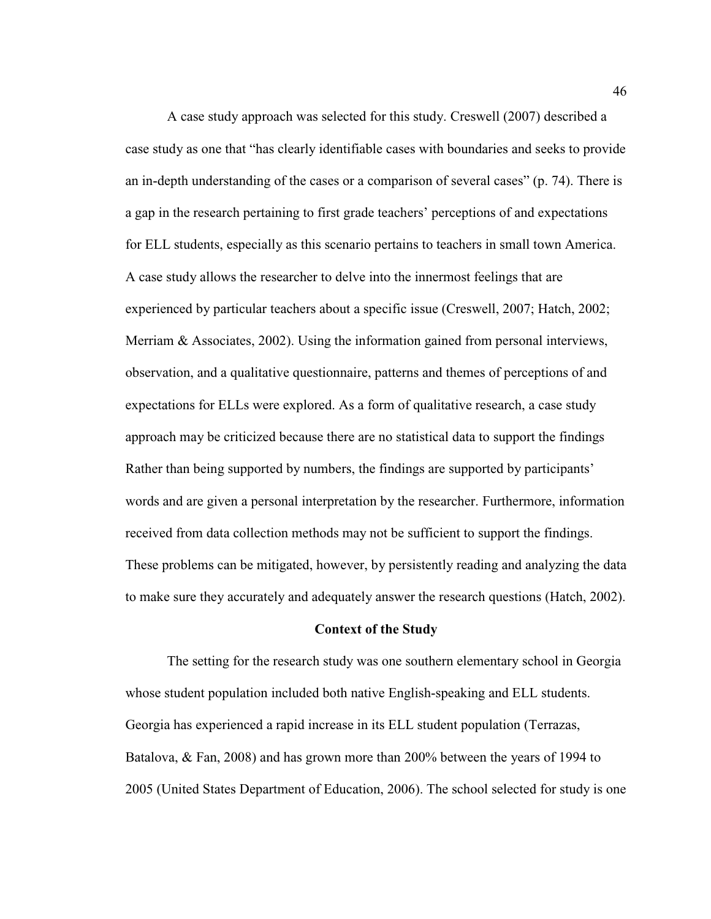A case study approach was selected for this study. Creswell (2007) described a case study as one that "has clearly identifiable cases with boundaries and seeks to provide an in-depth understanding of the cases or a comparison of several cases" (p. 74). There is a gap in the research pertaining to first grade teachers' perceptions of and expectations for ELL students, especially as this scenario pertains to teachers in small town America. A case study allows the researcher to delve into the innermost feelings that are experienced by particular teachers about a specific issue (Creswell, 2007; Hatch, 2002; Merriam & Associates, 2002). Using the information gained from personal interviews, observation, and a qualitative questionnaire, patterns and themes of perceptions of and expectations for ELLs were explored. As a form of qualitative research, a case study approach may be criticized because there are no statistical data to support the findings Rather than being supported by numbers, the findings are supported by participants' words and are given a personal interpretation by the researcher. Furthermore, information received from data collection methods may not be sufficient to support the findings. These problems can be mitigated, however, by persistently reading and analyzing the data to make sure they accurately and adequately answer the research questions (Hatch, 2002).

## Context of the Study

The setting for the research study was one southern elementary school in Georgia whose student population included both native English-speaking and ELL students. Georgia has experienced a rapid increase in its ELL student population (Terrazas, Batalova, & Fan, 2008) and has grown more than 200% between the years of 1994 to 2005 (United States Department of Education, 2006). The school selected for study is one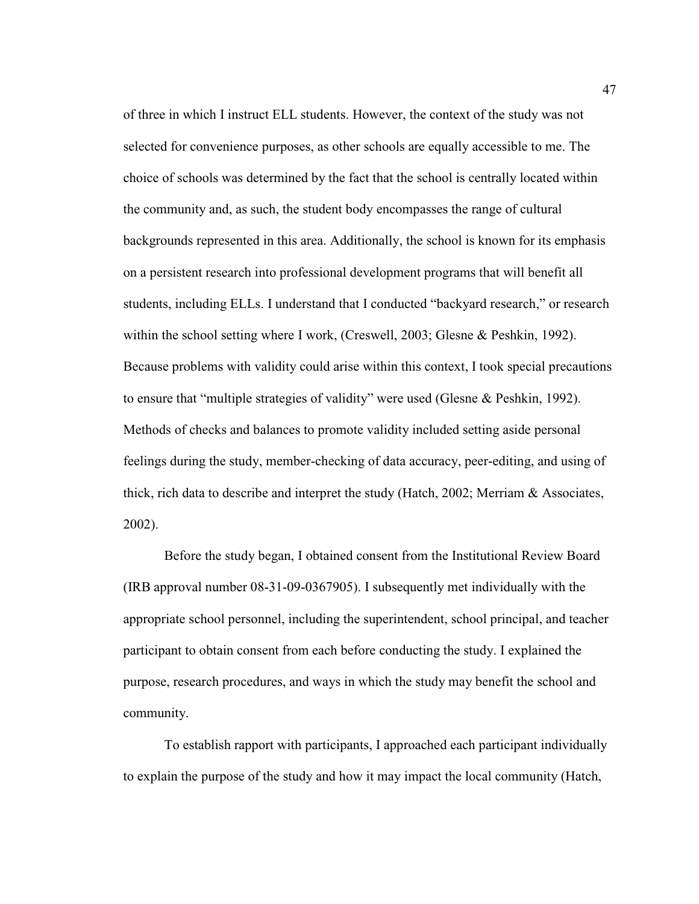of three in which I instruct ELL students. However, the context of the study was not selected for convenience purposes, as other schools are equally accessible to me. The choice of schools was determined by the fact that the school is centrally located within the community and, as such, the student body encompasses the range of cultural backgrounds represented in this area. Additionally, the school is known for its emphasis on a persistent research into professional development programs that will benefit all students, including ELLs. I understand that I conducted "backyard research," or research within the school setting where I work, (Creswell, 2003; Glesne & Peshkin, 1992). Because problems with validity could arise within this context, I took special precautions to ensure that "multiple strategies of validity" were used (Glesne & Peshkin, 1992). Methods of checks and balances to promote validity included setting aside personal feelings during the study, member-checking of data accuracy, peer-editing, and using of thick, rich data to describe and interpret the study (Hatch, 2002; Merriam & Associates, 2002).

Before the study began, I obtained consent from the Institutional Review Board (IRB approval number 08-31-09-0367905). I subsequently met individually with the appropriate school personnel, including the superintendent, school principal, and teacher participant to obtain consent from each before conducting the study. I explained the purpose, research procedures, and ways in which the study may benefit the school and community.

To establish rapport with participants, I approached each participant individually to explain the purpose of the study and how it may impact the local community (Hatch,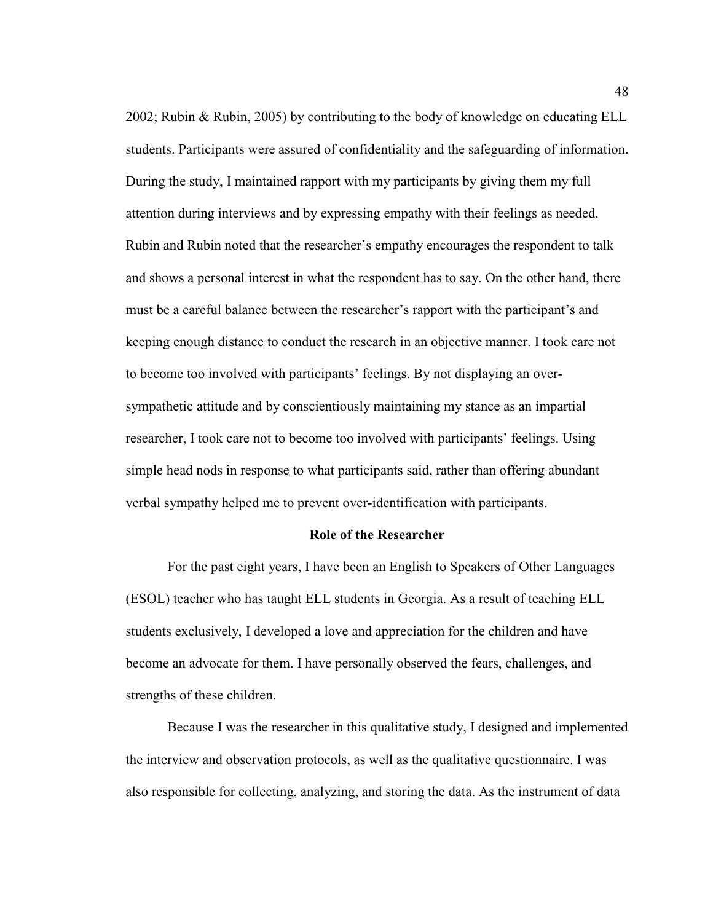2002; Rubin & Rubin, 2005) by contributing to the body of knowledge on educating ELL students. Participants were assured of confidentiality and the safeguarding of information. During the study, I maintained rapport with my participants by giving them my full attention during interviews and by expressing empathy with their feelings as needed. Rubin and Rubin noted that the researcher's empathy encourages the respondent to talk and shows a personal interest in what the respondent has to say. On the other hand, there must be a careful balance between the researcher's rapport with the participant's and keeping enough distance to conduct the research in an objective manner. I took care not to become too involved with participants' feelings. By not displaying an over-sympathetic attitude and by conscientiously maintaining my stance as an impartial researcher, I took care not to become too involved with participants' feelings. Using simple head nods in response to what participants said, rather than offering abundant verbal sympathy helped me to prevent over-identification with participants.

## Role of the Researcher

For the past eight years, I have been an English to Speakers of Other Languages (ESOL) teacher who has taught ELL students in Georgia. As a result of teaching ELL students exclusively, I developed a love and appreciation for the children and have become an advocate for them. I have personally observed the fears, challenges, and strengths of these children.

Because I was the researcher in this qualitative study, I designed and implemented the interview and observation protocols, as well as the qualitative questionnaire. I was also responsible for collecting, analyzing, and storing the data. As the instrument of data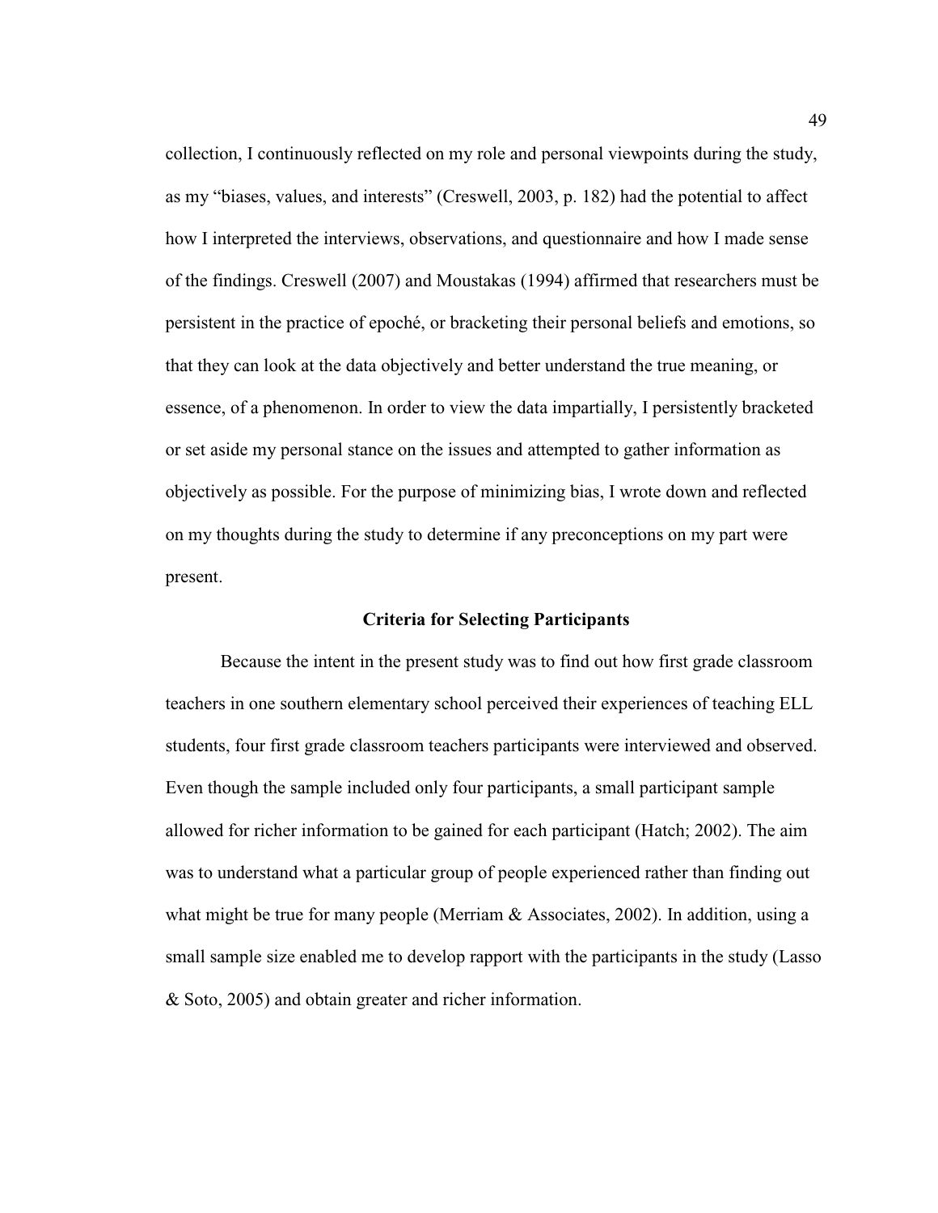collection, I continuously reflected on my role and personal viewpoints during the study, as my "biases, values, and interests" (Creswell, 2003, p. 182) had the potential to affect how I interpreted the interviews, observations, and questionnaire and how I made sense of the findings. Creswell (2007) and Moustakas (1994) affirmed that researchers must be persistent in the practice of epoché, or bracketing their personal beliefs and emotions, so that they can look at the data objectively and better understand the true meaning, or essence, of a phenomenon. In order to view the data impartially, I persistently bracketed or set aside my personal stance on the issues and attempted to gather information as objectively as possible. For the purpose of minimizing bias, I wrote down and reflected on my thoughts during the study to determine if any preconceptions on my part were present.

## Criteria for Selecting Participants

Because the intent in the present study was to find out how first grade classroom teachers in one southern elementary school perceived their experiences of teaching ELL students, four first grade classroom teachers participants were interviewed and observed. Even though the sample included only four participants, a small participant sample allowed for richer information to be gained for each participant (Hatch; 2002). The aim was to understand what a particular group of people experienced rather than finding out what might be true for many people (Merriam & Associates, 2002). In addition, using a small sample size enabled me to develop rapport with the participants in the study (Lasso & Soto, 2005) and obtain greater and richer information.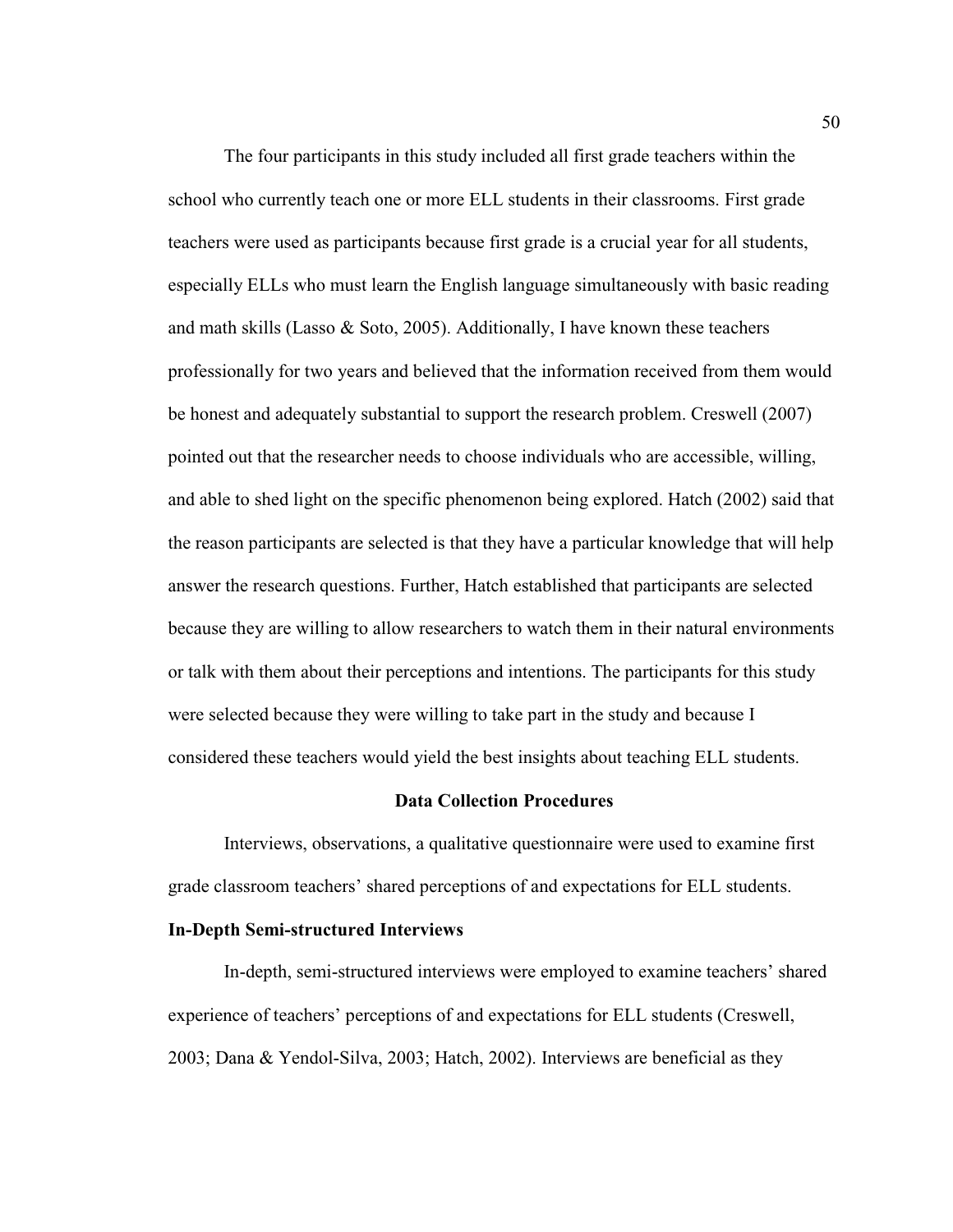The four participants in this study included all first grade teachers within the school who currently teach one or more ELL students in their classrooms. First grade teachers were used as participants because first grade is a crucial year for all students, especially ELLs who must learn the English language simultaneously with basic reading and math skills (Lasso & Soto, 2005). Additionally, I have known these teachers professionally for two years and believed that the information received from them would be honest and adequately substantial to support the research problem. Creswell (2007) pointed out that the researcher needs to choose individuals who are accessible, willing, and able to shed light on the specific phenomenon being explored. Hatch (2002) said that the reason participants are selected is that they have a particular knowledge that will help answer the research questions. Further, Hatch established that participants are selected because they are willing to allow researchers to watch them in their natural environments or talk with them about their perceptions and intentions. The participants for this study were selected because they were willing to take part in the study and because I considered these teachers would yield the best insights about teaching ELL students.

## Data Collection Procedures

Interviews, observations, a qualitative questionnaire were used to examine first grade classroom teachers' shared perceptions of and expectations for ELL students.

### In-Depth Semi-structured Interviews

In-depth, semi-structured interviews were employed to examine teachers' shared experience of teachers' perceptions of and expectations for ELL students (Creswell, 2003; Dana & Yendol-Silva, 2003; Hatch, 2002). Interviews are beneficial as they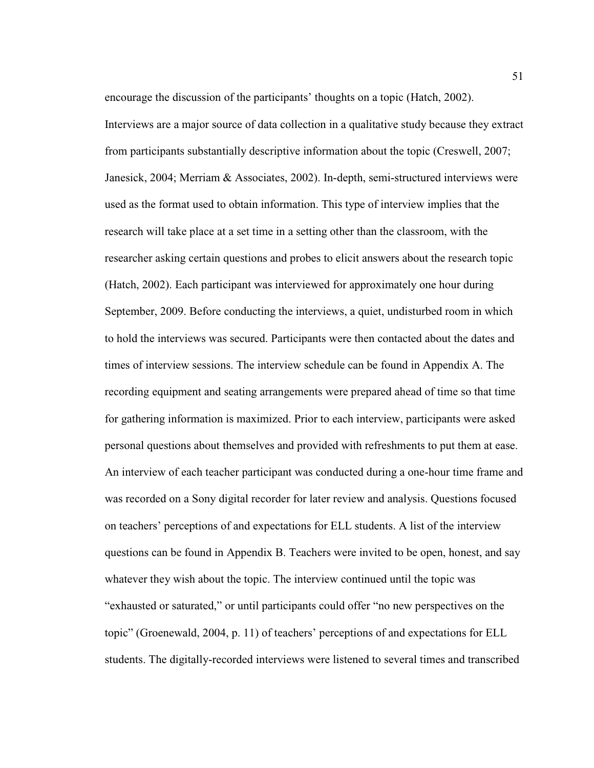encourage the discussion of the participants' thoughts on a topic (Hatch, 2002). Interviews are a major source of data collection in a qualitative study because they extract from participants substantially descriptive information about the topic (Creswell, 2007; Janesick, 2004; Merriam & Associates, 2002). In-depth, semi-structured interviews were used as the format used to obtain information. This type of interview implies that the research will take place at a set time in a setting other than the classroom, with the researcher asking certain questions and probes to elicit answers about the research topic (Hatch, 2002). Each participant was interviewed for approximately one hour during September, 2009. Before conducting the interviews, a quiet, undisturbed room in which to hold the interviews was secured. Participants were then contacted about the dates and times of interview sessions. The interview schedule can be found in Appendix A. The recording equipment and seating arrangements were prepared ahead of time so that time for gathering information is maximized. Prior to each interview, participants were asked personal questions about themselves and provided with refreshments to put them at ease. An interview of each teacher participant was conducted during a one-hour time frame and was recorded on a Sony digital recorder for later review and analysis. Questions focused on teachers' perceptions of and expectations for ELL students. A list of the interview questions can be found in Appendix B. Teachers were invited to be open, honest, and say whatever they wish about the topic. The interview continued until the topic was "exhausted or saturated," or until participants could offer "no new perspectives on the topic" (Groenewald, 2004, p. 11) of teachers' perceptions of and expectations for ELL students. The digitally-recorded interviews were listened to several times and transcribed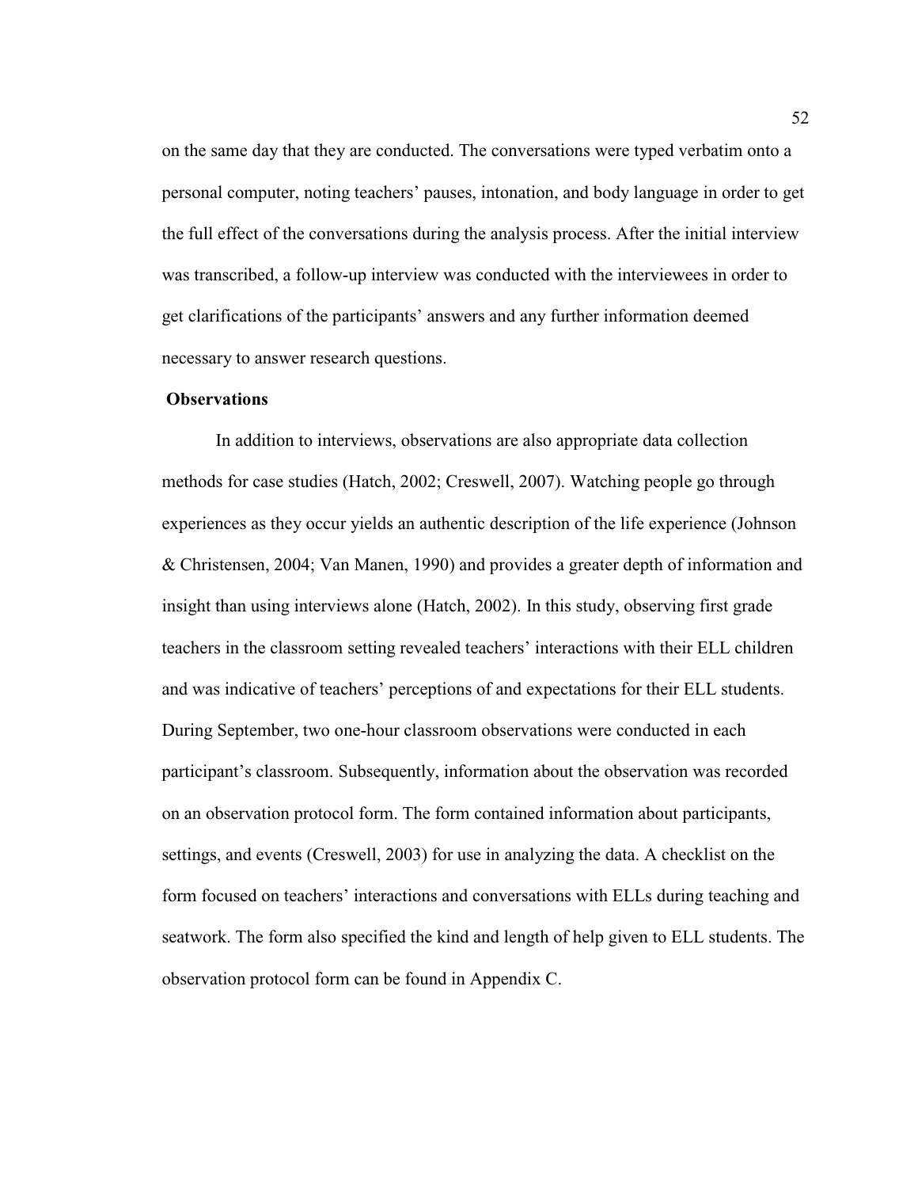on the same day that they are conducted. The conversations were typed verbatim onto a personal computer, noting teachers' pauses, intonation, and body language in order to get the full effect of the conversations during the analysis process. After the initial interview was transcribed, a follow-up interview was conducted with the interviewees in order to get clarifications of the participants' answers and any further information deemed necessary to answer research questions.

### Observations

In addition to interviews, observations are also appropriate data collection methods for case studies (Hatch, 2002; Creswell, 2007). Watching people go through experiences as they occur yields an authentic description of the life experience (Johnson & Christensen, 2004; Van Manen, 1990) and provides a greater depth of information and insight than using interviews alone (Hatch, 2002). In this study, observing first grade teachers in the classroom setting revealed teachers' interactions with their ELL children and was indicative of teachers' perceptions of and expectations for their ELL students. During September, two one-hour classroom observations were conducted in each participant's classroom. Subsequently, information about the observation was recorded on an observation protocol form. The form contained information about participants, settings, and events (Creswell, 2003) for use in analyzing the data. A checklist on the form focused on teachers' interactions and conversations with ELLs during teaching and seatwork. The form also specified the kind and length of help given to ELL students. The observation protocol form can be found in Appendix C.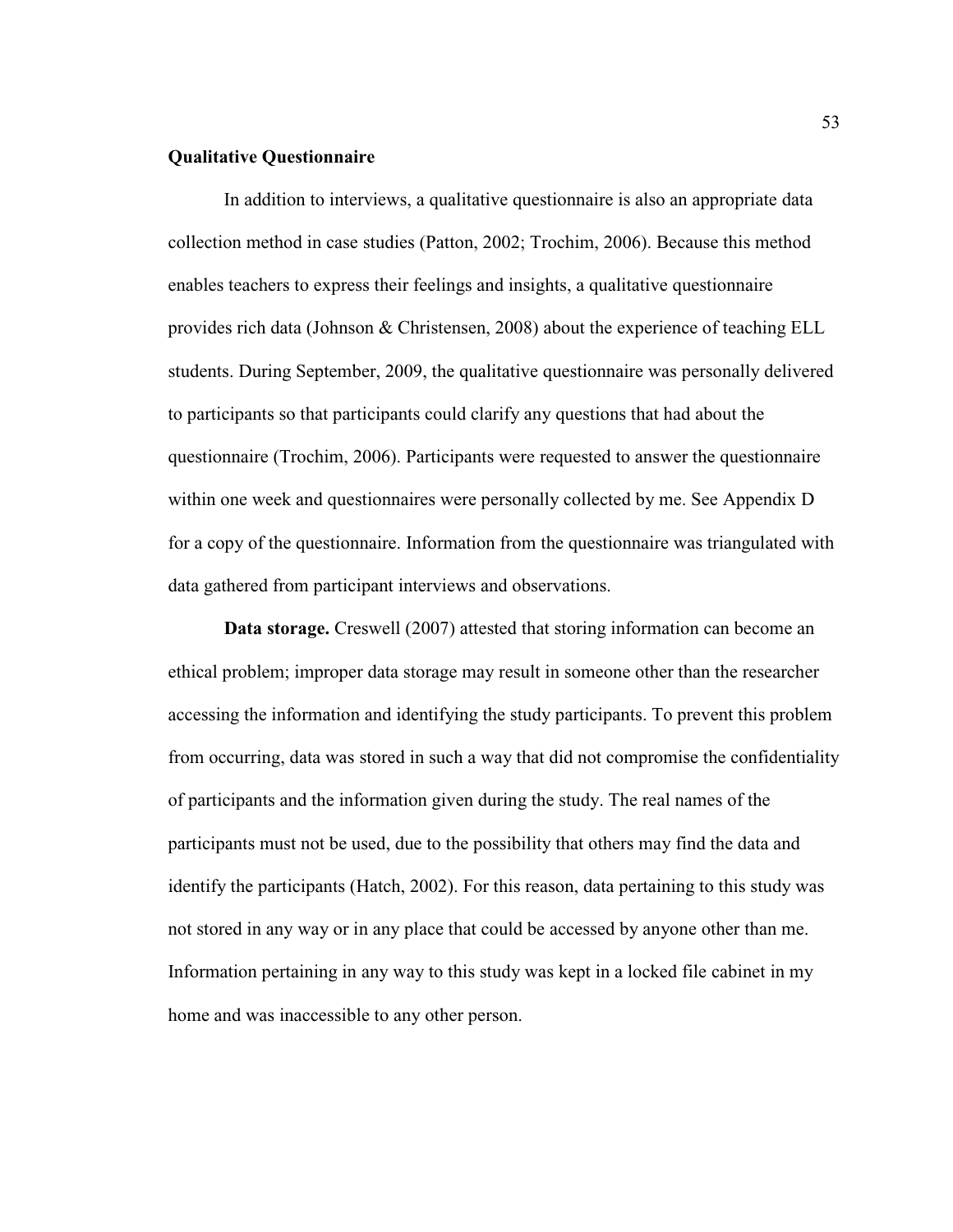## Qualitative Questionnaire

In addition to interviews, a qualitative questionnaire is also an appropriate data collection method in case studies (Patton, 2002; Trochim, 2006). Because this method enables teachers to express their feelings and insights, a qualitative questionnaire provides rich data (Johnson & Christensen, 2008) about the experience of teaching ELL students. During September, 2009, the qualitative questionnaire was personally delivered to participants so that participants could clarify any questions that had about the questionnaire (Trochim, 2006). Participants were requested to answer the questionnaire within one week and questionnaires were personally collected by me. See Appendix D for a copy of the questionnaire. Information from the questionnaire was triangulated with data gathered from participant interviews and observations.

**Data storage.** Creswell (2007) attested that storing information can become an ethical problem; improper data storage may result in someone other than the researcher accessing the information and identifying the study participants. To prevent this problem from occurring, data was stored in such a way that did not compromise the confidentiality of participants and the information given during the study. The real names of the participants must not be used, due to the possibility that others may find the data and identify the participants (Hatch, 2002). For this reason, data pertaining to this study was not stored in any way or in any place that could be accessed by anyone other than me. Information pertaining in any way to this study was kept in a locked file cabinet in my home and was inaccessible to any other person.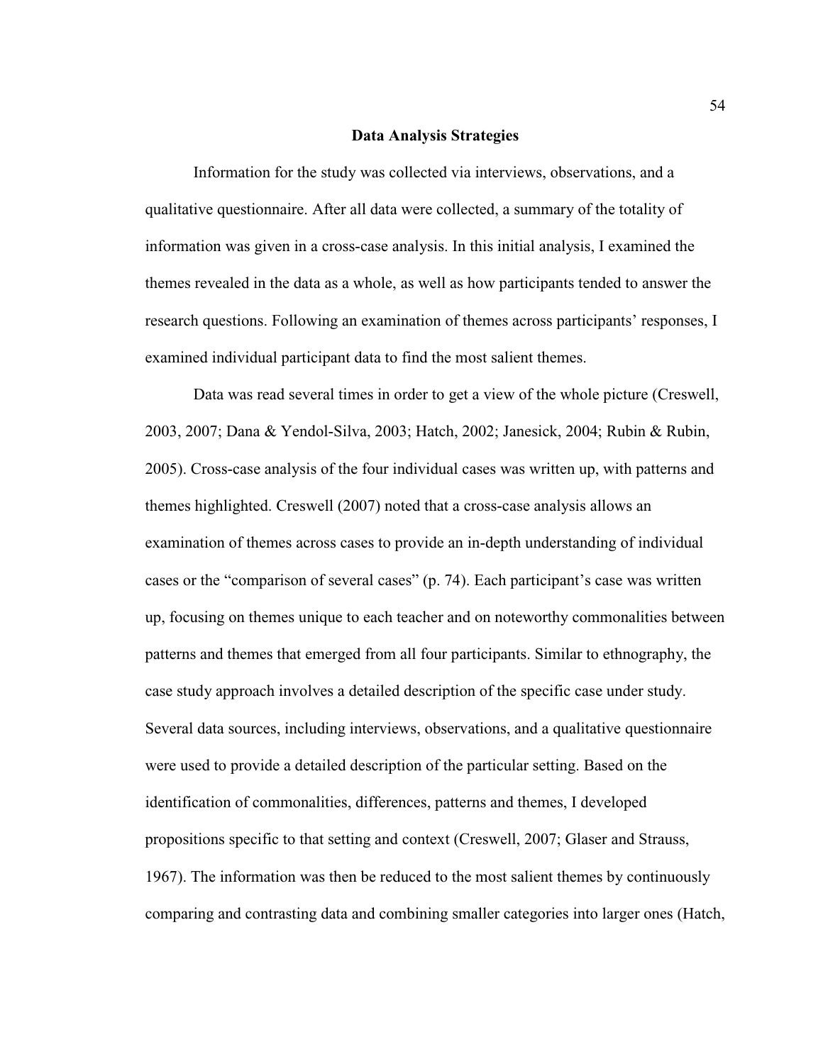## Data Analysis Strategies

Information for the study was collected via interviews, observations, and a qualitative questionnaire. After all data were collected, a summary of the totality of information was given in a cross-case analysis. In this initial analysis, I examined the themes revealed in the data as a whole, as well as how participants tended to answer the research questions. Following an examination of themes across participants' responses, I examined individual participant data to find the most salient themes.

Data was read several times in order to get a view of the whole picture (Creswell, 2003, 2007; Dana & Yendol-Silva, 2003; Hatch, 2002; Janesick, 2004; Rubin & Rubin, 2005). Cross-case analysis of the four individual cases was written up, with patterns and themes highlighted. Creswell (2007) noted that a cross-case analysis allows an examination of themes across cases to provide an in-depth understanding of individual cases or the "comparison of several cases" (p. 74). Each participant's case was written up, focusing on themes unique to each teacher and on noteworthy commonalities between patterns and themes that emerged from all four participants. Similar to ethnography, the case study approach involves a detailed description of the specific case under study. Several data sources, including interviews, observations, and a qualitative questionnaire were used to provide a detailed description of the particular setting. Based on the identification of commonalities, differences, patterns and themes, I developed propositions specific to that setting and context (Creswell, 2007; Glaser and Strauss, 1967). The information was then be reduced to the most salient themes by continuously comparing and contrasting data and combining smaller categories into larger ones (Hatch,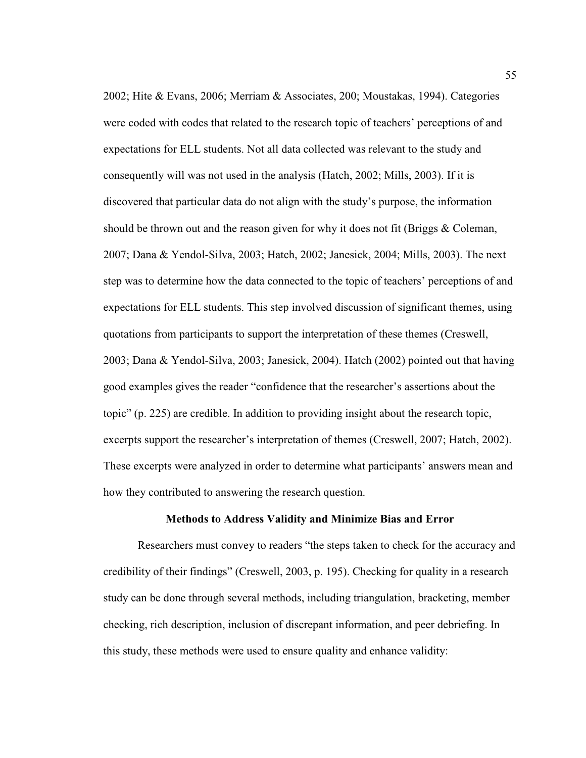2002; Hite & Evans, 2006; Merriam & Associates, 200; Moustakas, 1994). Categories were coded with codes that related to the research topic of teachers' perceptions of and expectations for ELL students. Not all data collected was relevant to the study and consequently will was not used in the analysis (Hatch, 2002; Mills, 2003). If it is discovered that particular data do not align with the study's purpose, the information should be thrown out and the reason given for why it does not fit (Briggs & Coleman, 2007; Dana & Yendol-Silva, 2003; Hatch, 2002; Janesick, 2004; Mills, 2003). The next step was to determine how the data connected to the topic of teachers' perceptions of and expectations for ELL students. This step involved discussion of significant themes, using quotations from participants to support the interpretation of these themes (Creswell, 2003; Dana & Yendol-Silva, 2003; Janesick, 2004). Hatch (2002) pointed out that having good examples gives the reader "confidence that the researcher's assertions about the topic" (p. 225) are credible. In addition to providing insight about the research topic, excerpts support the researcher's interpretation of themes (Creswell, 2007; Hatch, 2002). These excerpts were analyzed in order to determine what participants' answers mean and how they contributed to answering the research question.

## Methods to Address Validity and Minimize Bias and Error

Researchers must convey to readers "the steps taken to check for the accuracy and credibility of their findings" (Creswell, 2003, p. 195). Checking for quality in a research study can be done through several methods, including triangulation, bracketing, member checking, rich description, inclusion of discrepant information, and peer debriefing. In this study, these methods were used to ensure quality and enhance validity: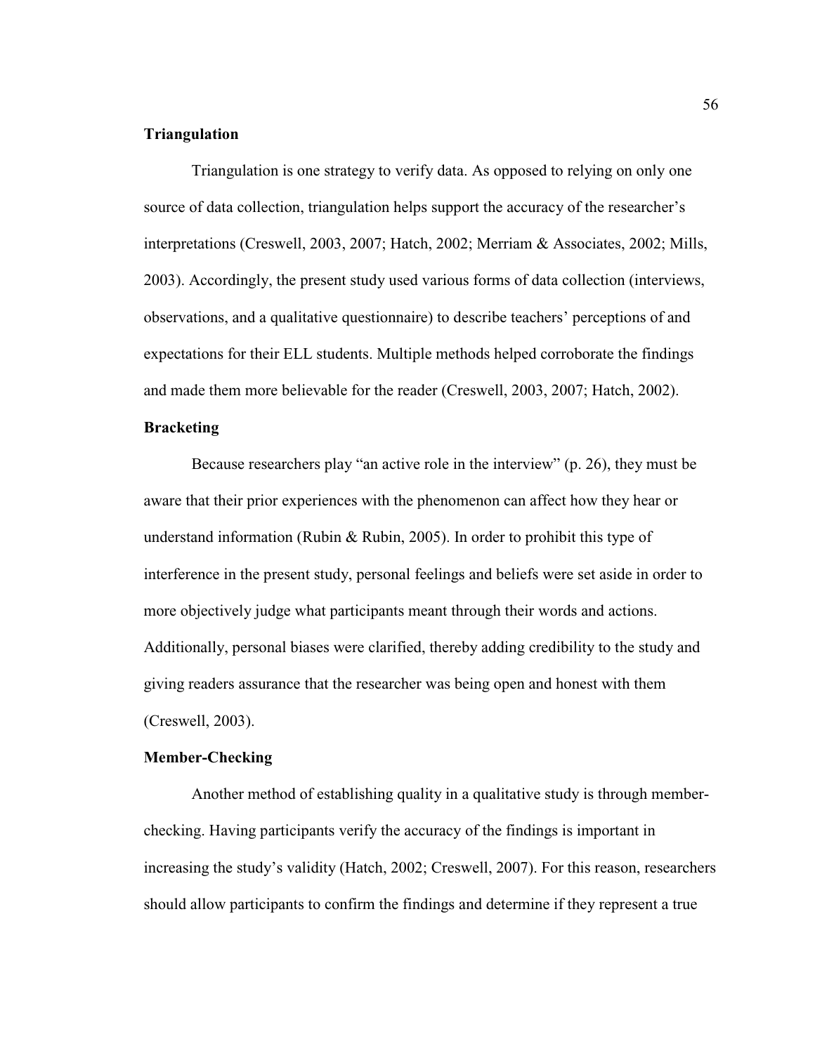### Triangulation

Triangulation is one strategy to verify data. As opposed to relying on only one source of data collection, triangulation helps support the accuracy of the researcher's interpretations (Creswell, 2003, 2007; Hatch, 2002; Merriam & Associates, 2002; Mills, 2003). Accordingly, the present study used various forms of data collection (interviews, observations, and a qualitative questionnaire) to describe teachers' perceptions of and expectations for their ELL students. Multiple methods helped corroborate the findings and made them more believable for the reader (Creswell, 2003, 2007; Hatch, 2002).

### Bracketing

Because researchers play "an active role in the interview" (p. 26), they must be aware that their prior experiences with the phenomenon can affect how they hear or understand information (Rubin & Rubin, 2005). In order to prohibit this type of interference in the present study, personal feelings and beliefs were set aside in order to more objectively judge what participants meant through their words and actions. Additionally, personal biases were clarified, thereby adding credibility to the study and giving readers assurance that the researcher was being open and honest with them (Creswell, 2003).

### Member-Checking

Another method of establishing quality in a qualitative study is through member-checking. Having participants verify the accuracy of the findings is important in increasing the study's validity (Hatch, 2002; Creswell, 2007). For this reason, researchers should allow participants to confirm the findings and determine if they represent a true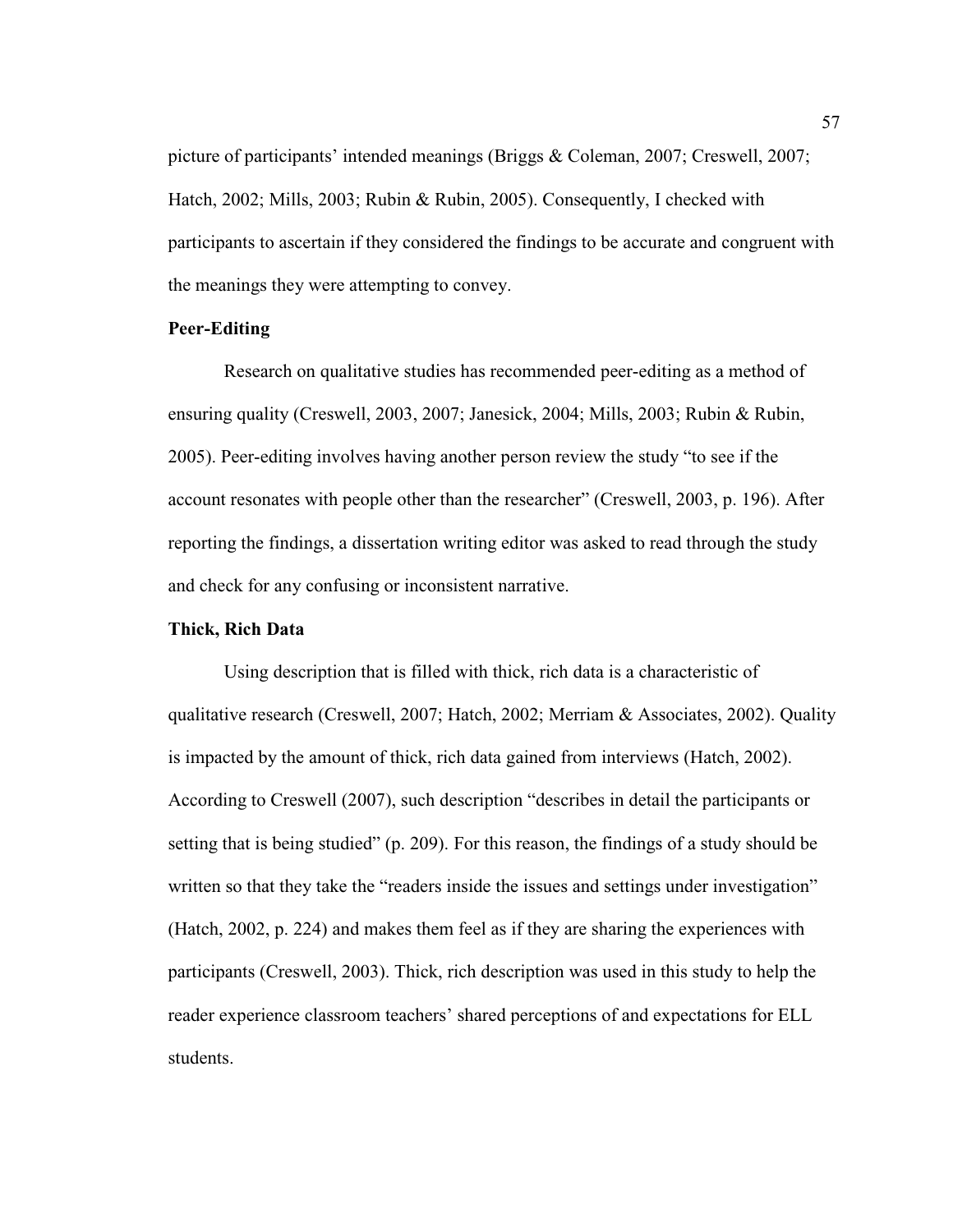picture of participants' intended meanings (Briggs & Coleman, 2007; Creswell, 2007; Hatch, 2002; Mills, 2003; Rubin & Rubin, 2005). Consequently, I checked with participants to ascertain if they considered the findings to be accurate and congruent with the meanings they were attempting to convey.

### Peer-Editing

Research on qualitative studies has recommended peer-editing as a method of ensuring quality (Creswell, 2003, 2007; Janesick, 2004; Mills, 2003; Rubin & Rubin, 2005). Peer-editing involves having another person review the study "to see if the account resonates with people other than the researcher" (Creswell, 2003, p. 196). After reporting the findings, a dissertation writing editor was asked to read through the study and check for any confusing or inconsistent narrative.

### Thick, Rich Data

Using description that is filled with thick, rich data is a characteristic of qualitative research (Creswell, 2007; Hatch, 2002; Merriam & Associates, 2002). Quality is impacted by the amount of thick, rich data gained from interviews (Hatch, 2002). According to Creswell (2007), such description "describes in detail the participants or setting that is being studied" (p. 209). For this reason, the findings of a study should be written so that they take the "readers inside the issues and settings under investigation" (Hatch, 2002, p. 224) and makes them feel as if they are sharing the experiences with participants (Creswell, 2003). Thick, rich description was used in this study to help the reader experience classroom teachers' shared perceptions of and expectations for ELL students.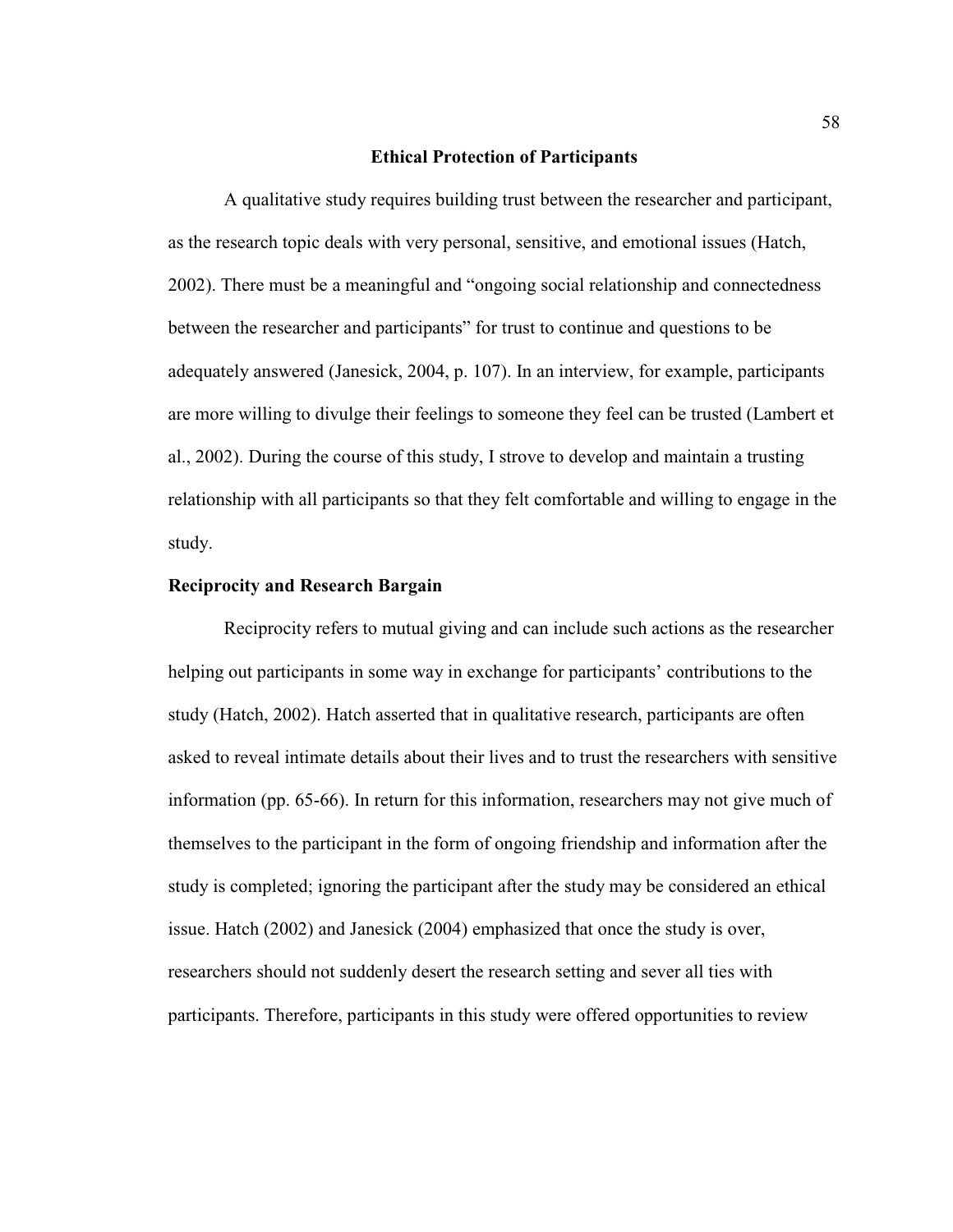## Ethical Protection of Participants

A qualitative study requires building trust between the researcher and participant, as the research topic deals with very personal, sensitive, and emotional issues (Hatch, 2002). There must be a meaningful and "ongoing social relationship and connectedness between the researcher and participants" for trust to continue and questions to be adequately answered (Janesick, 2004, p. 107). In an interview, for example, participants are more willing to divulge their feelings to someone they feel can be trusted (Lambert et al., 2002). During the course of this study, I strove to develop and maintain a trusting relationship with all participants so that they felt comfortable and willing to engage in the study.

### Reciprocity and Research Bargain

Reciprocity refers to mutual giving and can include such actions as the researcher helping out participants in some way in exchange for participants' contributions to the study (Hatch, 2002). Hatch asserted that in qualitative research, participants are often asked to reveal intimate details about their lives and to trust the researchers with sensitive information (pp. 65-66). In return for this information, researchers may not give much of themselves to the participant in the form of ongoing friendship and information after the study is completed; ignoring the participant after the study may be considered an ethical issue. Hatch (2002) and Janesick (2004) emphasized that once the study is over, researchers should not suddenly desert the research setting and sever all ties with participants. Therefore, participants in this study were offered opportunities to review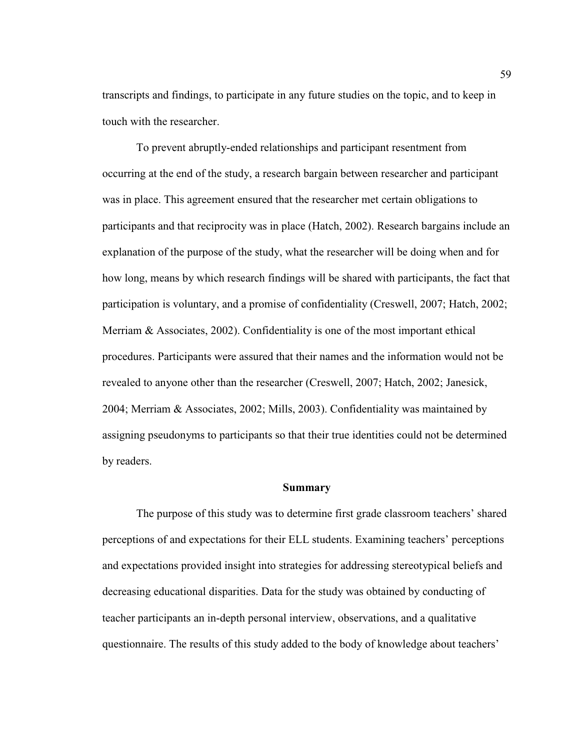transcripts and findings, to participate in any future studies on the topic, and to keep in touch with the researcher.

To prevent abruptly-ended relationships and participant resentment from occurring at the end of the study, a research bargain between researcher and participant was in place. This agreement ensured that the researcher met certain obligations to participants and that reciprocity was in place (Hatch, 2002). Research bargains include an explanation of the purpose of the study, what the researcher will be doing when and for how long, means by which research findings will be shared with participants, the fact that participation is voluntary, and a promise of confidentiality (Creswell, 2007; Hatch, 2002; Merriam & Associates, 2002). Confidentiality is one of the most important ethical procedures. Participants were assured that their names and the information would not be revealed to anyone other than the researcher (Creswell, 2007; Hatch, 2002; Janesick, 2004; Merriam & Associates, 2002; Mills, 2003). Confidentiality was maintained by assigning pseudonyms to participants so that their true identities could not be determined by readers.

## Summary

The purpose of this study was to determine first grade classroom teachers' shared perceptions of and expectations for their ELL students. Examining teachers' perceptions and expectations provided insight into strategies for addressing stereotypical beliefs and decreasing educational disparities. Data for the study was obtained by conducting of teacher participants an in-depth personal interview, observations, and a qualitative questionnaire. The results of this study added to the body of knowledge about teachers'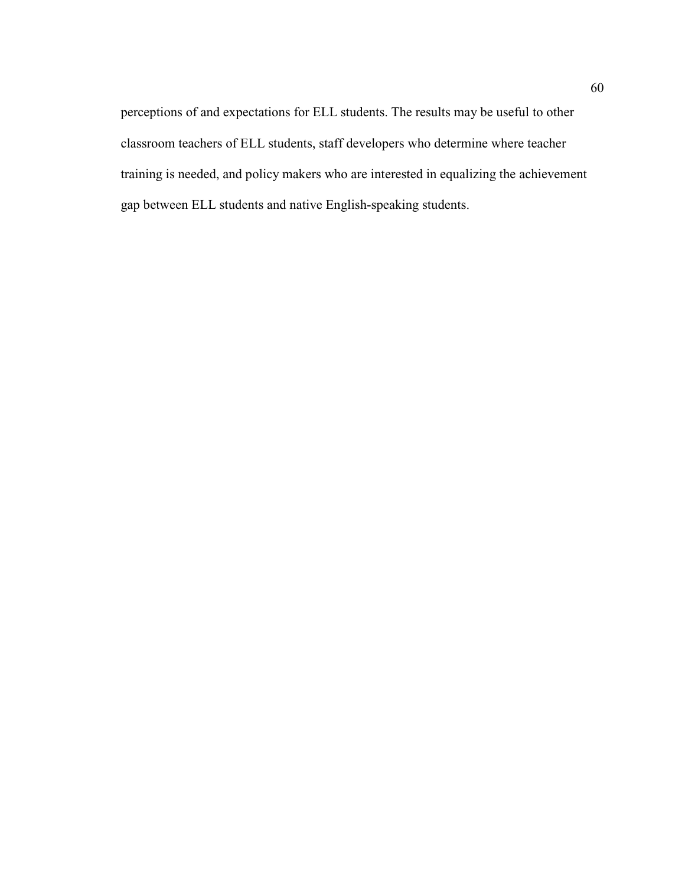perceptions of and expectations for ELL students. The results may be useful to other classroom teachers of ELL students, staff developers who determine where teacher training is needed, and policy makers who are interested in equalizing the achievement gap between ELL students and native English-speaking students.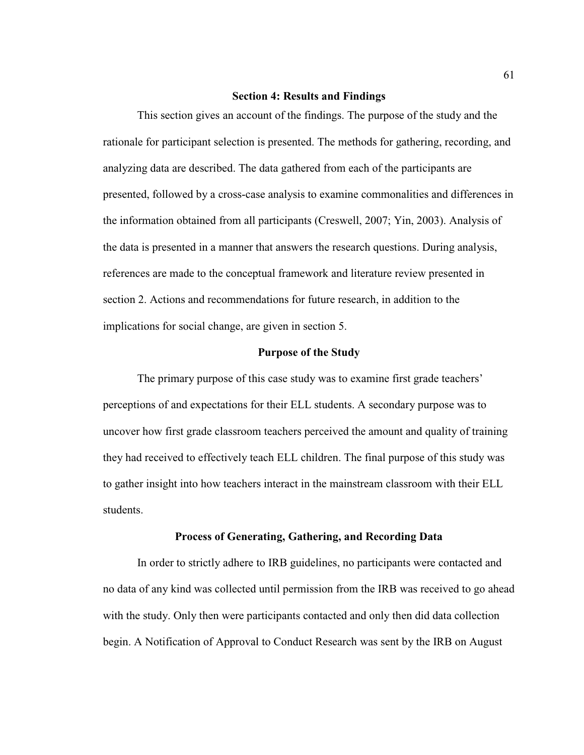## Section 4: Results and Findings

This section gives an account of the findings. The purpose of the study and the rationale for participant selection is presented. The methods for gathering, recording, and analyzing data are described. The data gathered from each of the participants are presented, followed by a cross-case analysis to examine commonalities and differences in the information obtained from all participants (Creswell, 2007; Yin, 2003). Analysis of the data is presented in a manner that answers the research questions. During analysis, references are made to the conceptual framework and literature review presented in section 2. Actions and recommendations for future research, in addition to the implications for social change, are given in section 5.

### Purpose of the Study

The primary purpose of this case study was to examine first grade teachers' perceptions of and expectations for their ELL students. A secondary purpose was to uncover how first grade classroom teachers perceived the amount and quality of training they had received to effectively teach ELL children. The final purpose of this study was to gather insight into how teachers interact in the mainstream classroom with their ELL students.

### Process of Generating, Gathering, and Recording Data

In order to strictly adhere to IRB guidelines, no participants were contacted and no data of any kind was collected until permission from the IRB was received to go ahead with the study. Only then were participants contacted and only then did data collection begin. A Notification of Approval to Conduct Research was sent by the IRB on August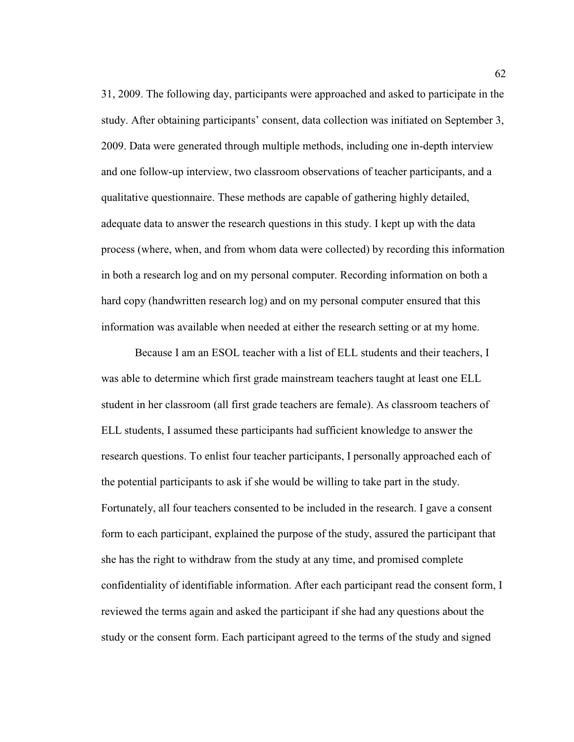31, 2009. The following day, participants were approached and asked to participate in the study. After obtaining participants' consent, data collection was initiated on September 3, 2009. Data were generated through multiple methods, including one in-depth interview and one follow-up interview, two classroom observations of teacher participants, and a qualitative questionnaire. These methods are capable of gathering highly detailed, adequate data to answer the research questions in this study. I kept up with the data process (where, when, and from whom data were collected) by recording this information in both a research log and on my personal computer. Recording information on both a hard copy (handwritten research log) and on my personal computer ensured that this information was available when needed at either the research setting or at my home.

Because I am an ESOL teacher with a list of ELL students and their teachers, I was able to determine which first grade mainstream teachers taught at least one ELL student in her classroom (all first grade teachers are female). As classroom teachers of ELL students, I assumed these participants had sufficient knowledge to answer the research questions. To enlist four teacher participants, I personally approached each of the potential participants to ask if she would be willing to take part in the study. Fortunately, all four teachers consented to be included in the research. I gave a consent form to each participant, explained the purpose of the study, assured the participant that she has the right to withdraw from the study at any time, and promised complete confidentiality of identifiable information. After each participant read the consent form, I reviewed the terms again and asked the participant if she had any questions about the study or the consent form. Each participant agreed to the terms of the study and signed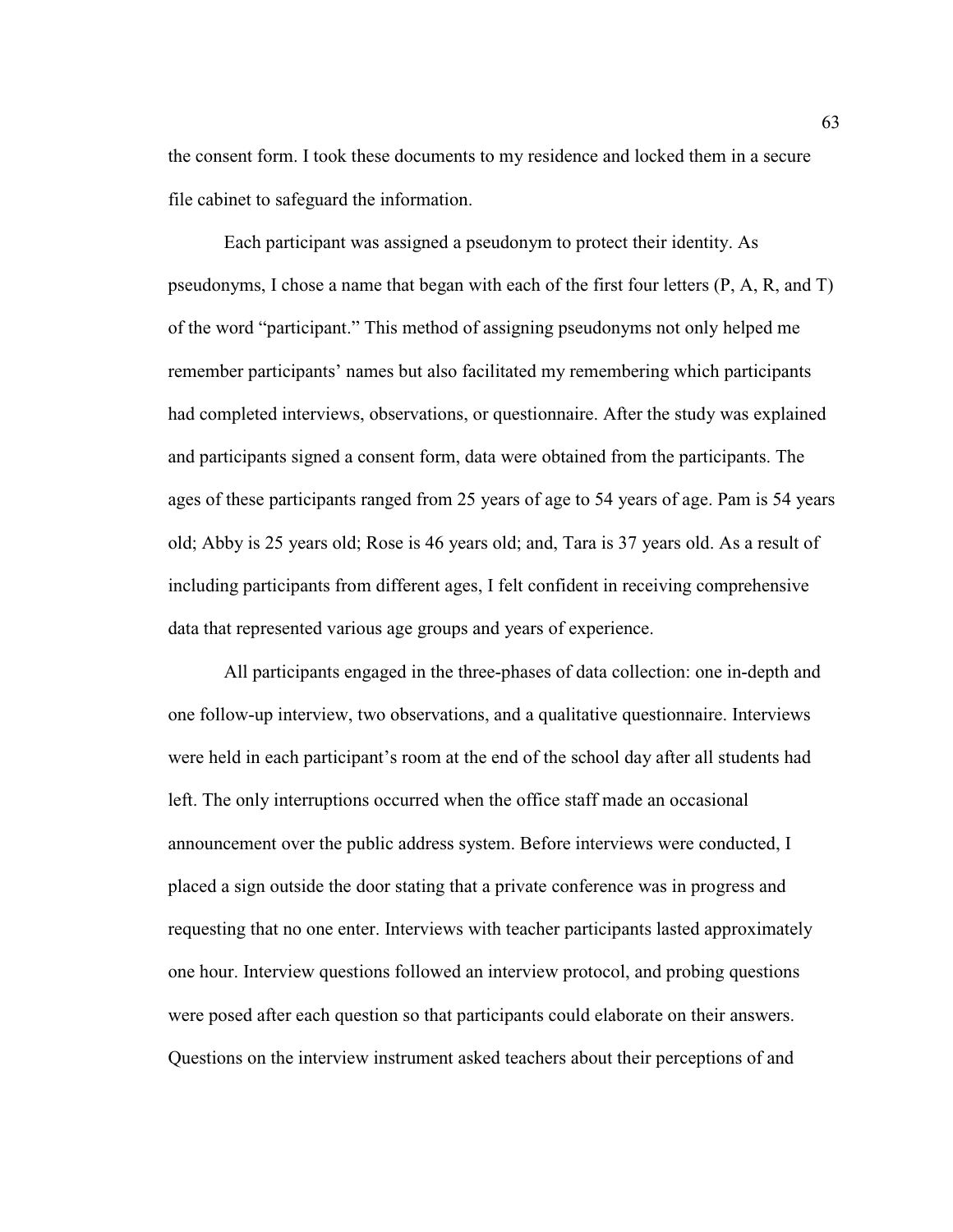the consent form. I took these documents to my residence and locked them in a secure file cabinet to safeguard the information.

Each participant was assigned a pseudonym to protect their identity. As pseudonyms, I chose a name that began with each of the first four letters (P, A, R, and T) of the word "participant." This method of assigning pseudonyms not only helped me remember participants' names but also facilitated my remembering which participants had completed interviews, observations, or questionnaire. After the study was explained and participants signed a consent form, data were obtained from the participants. The ages of these participants ranged from 25 years of age to 54 years of age. Pam is 54 years old; Abby is 25 years old; Rose is 46 years old; and, Tara is 37 years old. As a result of including participants from different ages, I felt confident in receiving comprehensive data that represented various age groups and years of experience.

All participants engaged in the three-phases of data collection: one in-depth and one follow-up interview, two observations, and a qualitative questionnaire. Interviews were held in each participant's room at the end of the school day after all students had left. The only interruptions occurred when the office staff made an occasional announcement over the public address system. Before interviews were conducted, I placed a sign outside the door stating that a private conference was in progress and requesting that no one enter. Interviews with teacher participants lasted approximately one hour. Interview questions followed an interview protocol, and probing questions were posed after each question so that participants could elaborate on their answers. Questions on the interview instrument asked teachers about their perceptions of and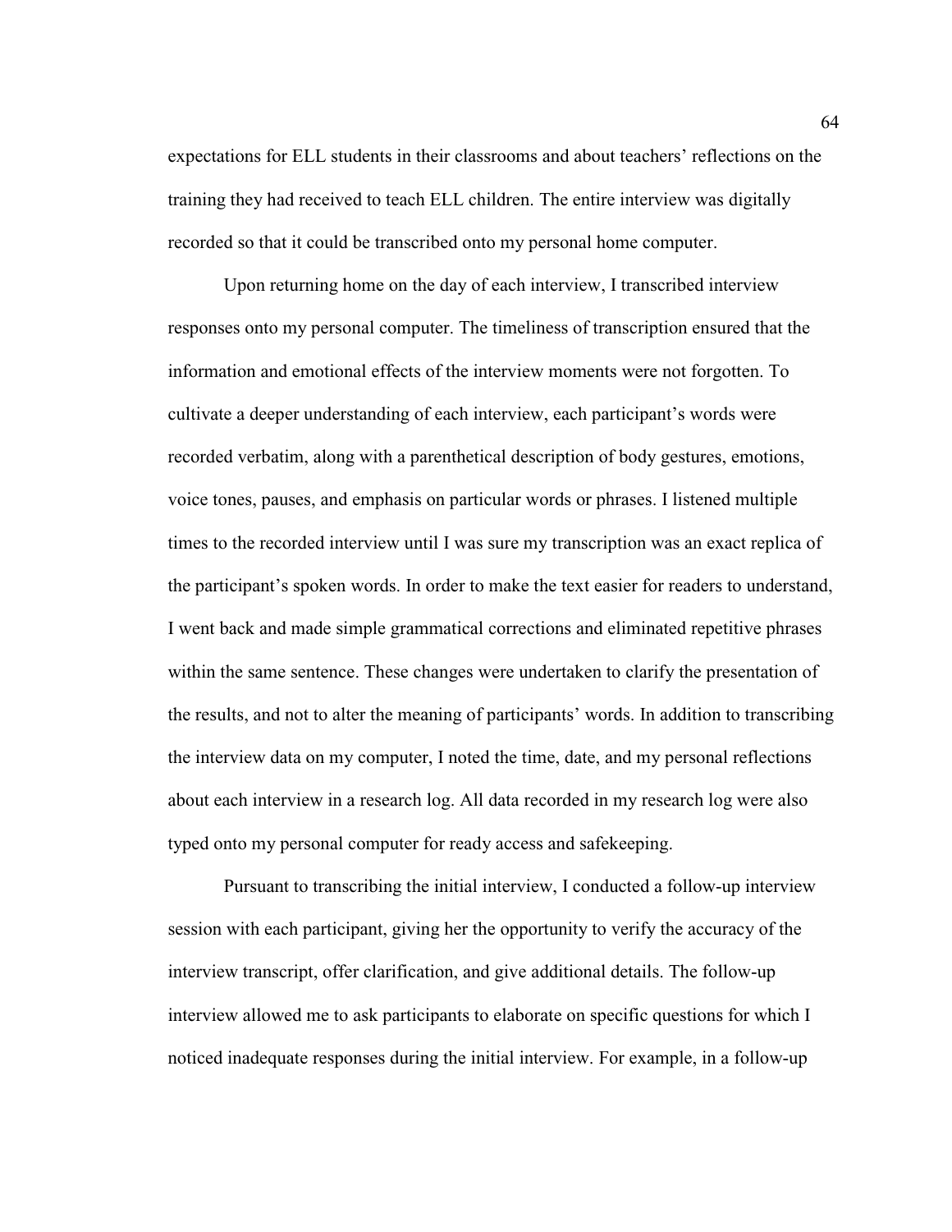expectations for ELL students in their classrooms and about teachers' reflections on the training they had received to teach ELL children. The entire interview was digitally recorded so that it could be transcribed onto my personal home computer.

Upon returning home on the day of each interview, I transcribed interview responses onto my personal computer. The timeliness of transcription ensured that the information and emotional effects of the interview moments were not forgotten. To cultivate a deeper understanding of each interview, each participant's words were recorded verbatim, along with a parenthetical description of body gestures, emotions, voice tones, pauses, and emphasis on particular words or phrases. I listened multiple times to the recorded interview until I was sure my transcription was an exact replica of the participant's spoken words. In order to make the text easier for readers to understand, I went back and made simple grammatical corrections and eliminated repetitive phrases within the same sentence. These changes were undertaken to clarify the presentation of the results, and not to alter the meaning of participants' words. In addition to transcribing the interview data on my computer, I noted the time, date, and my personal reflections about each interview in a research log. All data recorded in my research log were also typed onto my personal computer for ready access and safekeeping.

Pursuant to transcribing the initial interview, I conducted a follow-up interview session with each participant, giving her the opportunity to verify the accuracy of the interview transcript, offer clarification, and give additional details. The follow-up interview allowed me to ask participants to elaborate on specific questions for which I noticed inadequate responses during the initial interview. For example, in a follow-up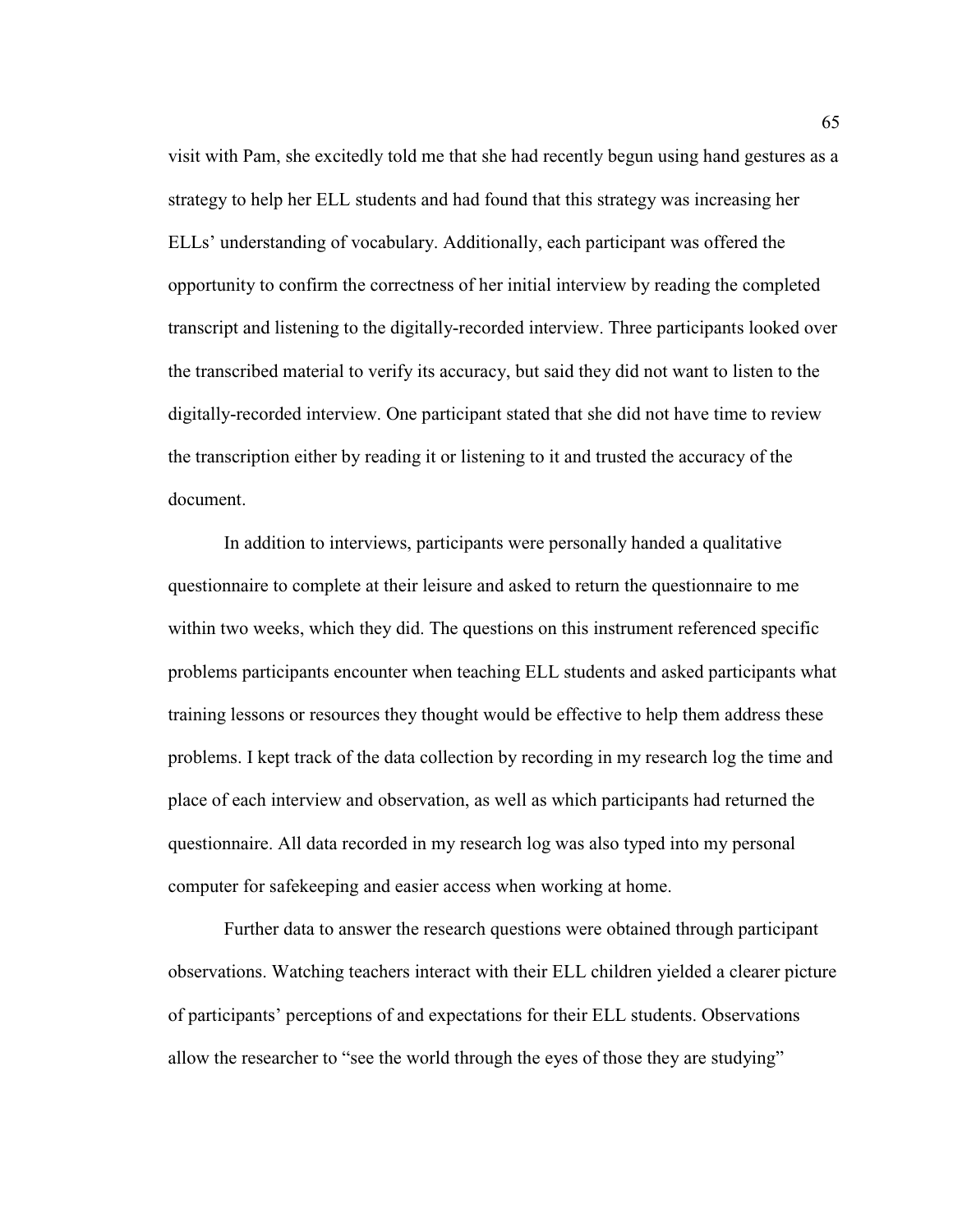visit with Pam, she excitedly told me that she had recently begun using hand gestures as a strategy to help her ELL students and had found that this strategy was increasing her ELLs' understanding of vocabulary. Additionally, each participant was offered the opportunity to confirm the correctness of her initial interview by reading the completed transcript and listening to the digitally-recorded interview. Three participants looked over the transcribed material to verify its accuracy, but said they did not want to listen to the digitally-recorded interview. One participant stated that she did not have time to review the transcription either by reading it or listening to it and trusted the accuracy of the document.

In addition to interviews, participants were personally handed a qualitative questionnaire to complete at their leisure and asked to return the questionnaire to me within two weeks, which they did. The questions on this instrument referenced specific problems participants encounter when teaching ELL students and asked participants what training lessons or resources they thought would be effective to help them address these problems. I kept track of the data collection by recording in my research log the time and place of each interview and observation, as well as which participants had returned the questionnaire. All data recorded in my research log was also typed into my personal computer for safekeeping and easier access when working at home.

Further data to answer the research questions were obtained through participant observations. Watching teachers interact with their ELL children yielded a clearer picture of participants' perceptions of and expectations for their ELL students. Observations allow the researcher to "see the world through the eyes of those they are studying"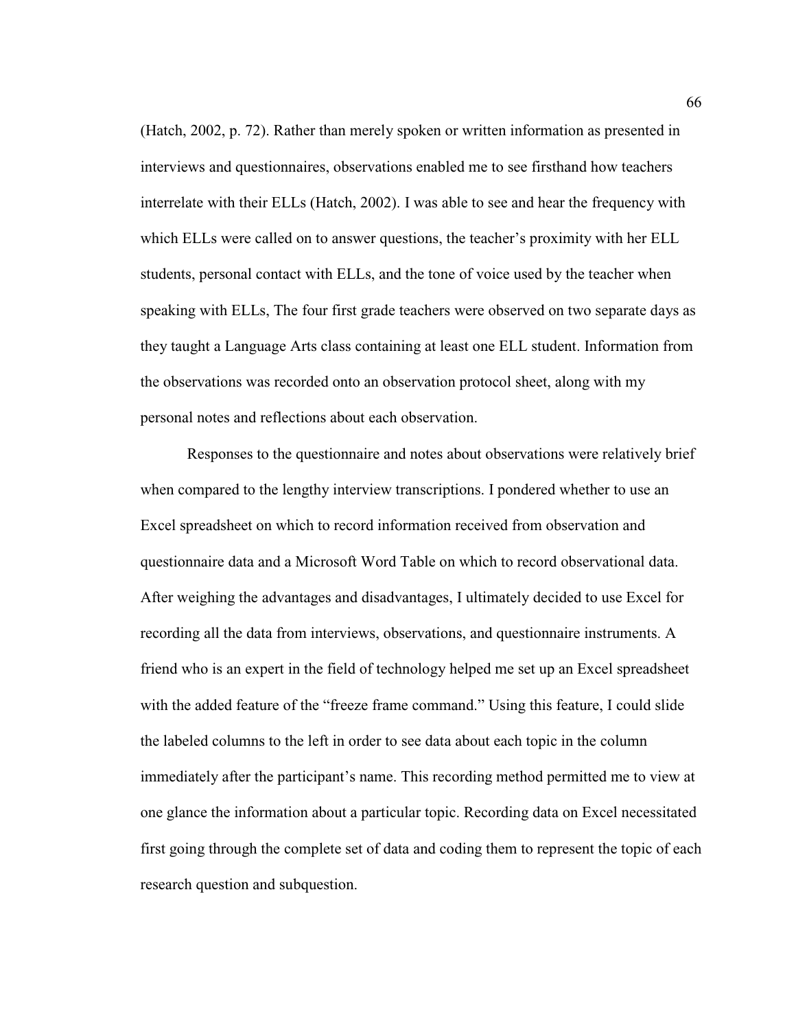(Hatch, 2002, p. 72). Rather than merely spoken or written information as presented in interviews and questionnaires, observations enabled me to see firsthand how teachers interrelate with their ELLs (Hatch, 2002). I was able to see and hear the frequency with which ELLs were called on to answer questions, the teacher's proximity with her ELL students, personal contact with ELLs, and the tone of voice used by the teacher when speaking with ELLs, The four first grade teachers were observed on two separate days as they taught a Language Arts class containing at least one ELL student. Information from the observations was recorded onto an observation protocol sheet, along with my personal notes and reflections about each observation.

Responses to the questionnaire and notes about observations were relatively brief when compared to the lengthy interview transcriptions. I pondered whether to use an Excel spreadsheet on which to record information received from observation and questionnaire data and a Microsoft Word Table on which to record observational data. After weighing the advantages and disadvantages, I ultimately decided to use Excel for recording all the data from interviews, observations, and questionnaire instruments. A friend who is an expert in the field of technology helped me set up an Excel spreadsheet with the added feature of the "freeze frame command." Using this feature, I could slide the labeled columns to the left in order to see data about each topic in the column immediately after the participant's name. This recording method permitted me to view at one glance the information about a particular topic. Recording data on Excel necessitated first going through the complete set of data and coding them to represent the topic of each research question and subquestion.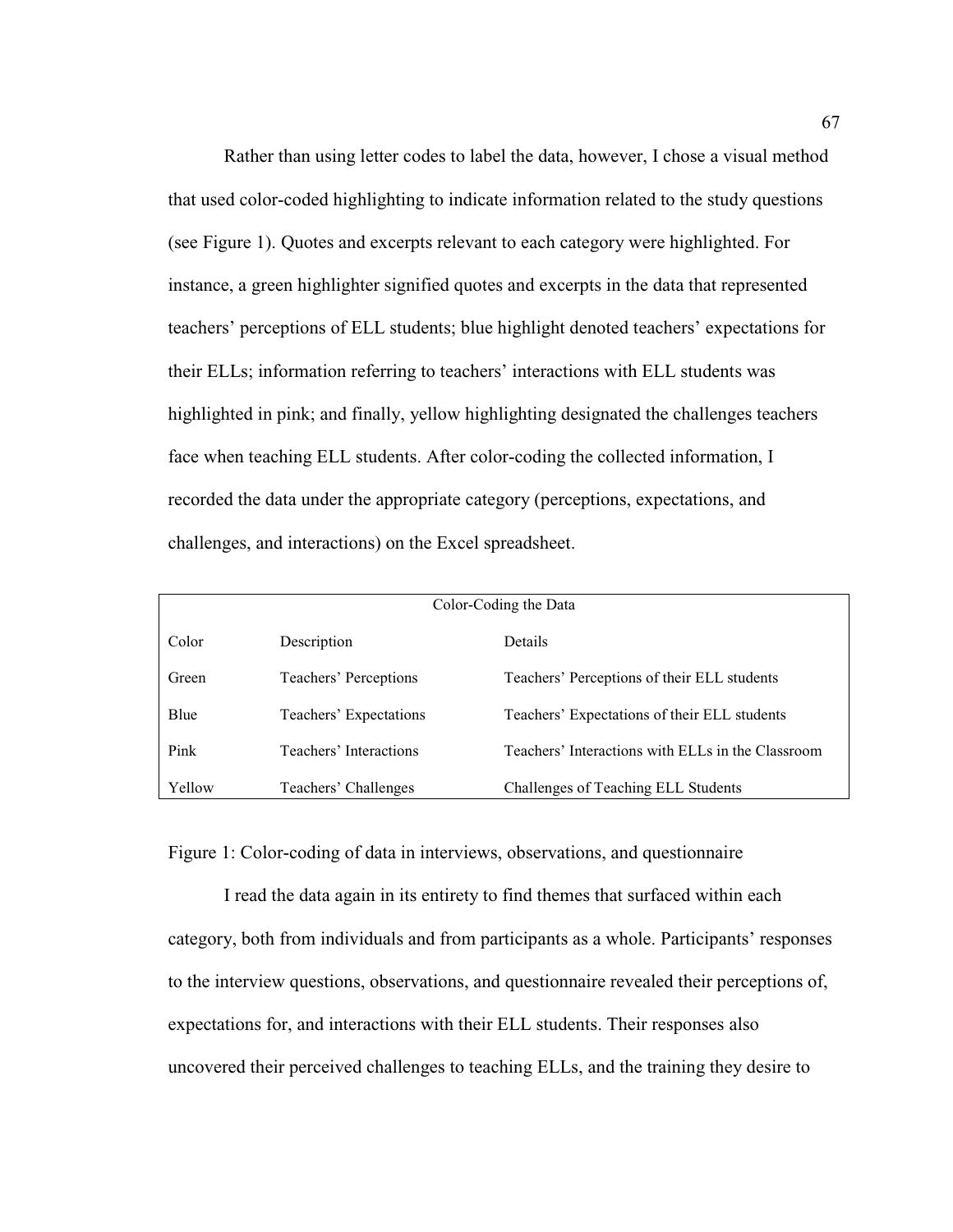Rather than using letter codes to label the data, however, I chose a visual method that used color-coded highlighting to indicate information related to the study questions (see Figure 1). Quotes and excerpts relevant to each category were highlighted. For instance, a green highlighter signified quotes and excerpts in the data that represented teachers' perceptions of ELL students; blue highlight denoted teachers' expectations for their ELLs; information referring to teachers' interactions with ELL students was highlighted in pink; and finally, yellow highlighting designated the challenges teachers face when teaching ELL students. After color-coding the collected information, I recorded the data under the appropriate category (perceptions, expectations, and challenges, and interactions) on the Excel spreadsheet.

| Color-Coding the Data | | |
|---|---|---|
| Color | Description | Details |
| Green | Teachers' Perceptions | Teachers' Perceptions of their ELL students |
| Blue | Teachers' Expectations | Teachers' Expectations of their ELL students |
| Pink | Teachers' Interactions | Teachers' Interactions with ELLs in the Classroom |
| Yellow | Teachers' Challenges | Challenges of Teaching ELL Students |

Figure 1: Color-coding of data in interviews, observations, and questionnaire

I read the data again in its entirety to find themes that surfaced within each category, both from individuals and from participants as a whole. Participants' responses to the interview questions, observations, and questionnaire revealed their perceptions of, expectations for, and interactions with their ELL students. Their responses also uncovered their perceived challenges to teaching ELLs, and the training they desire to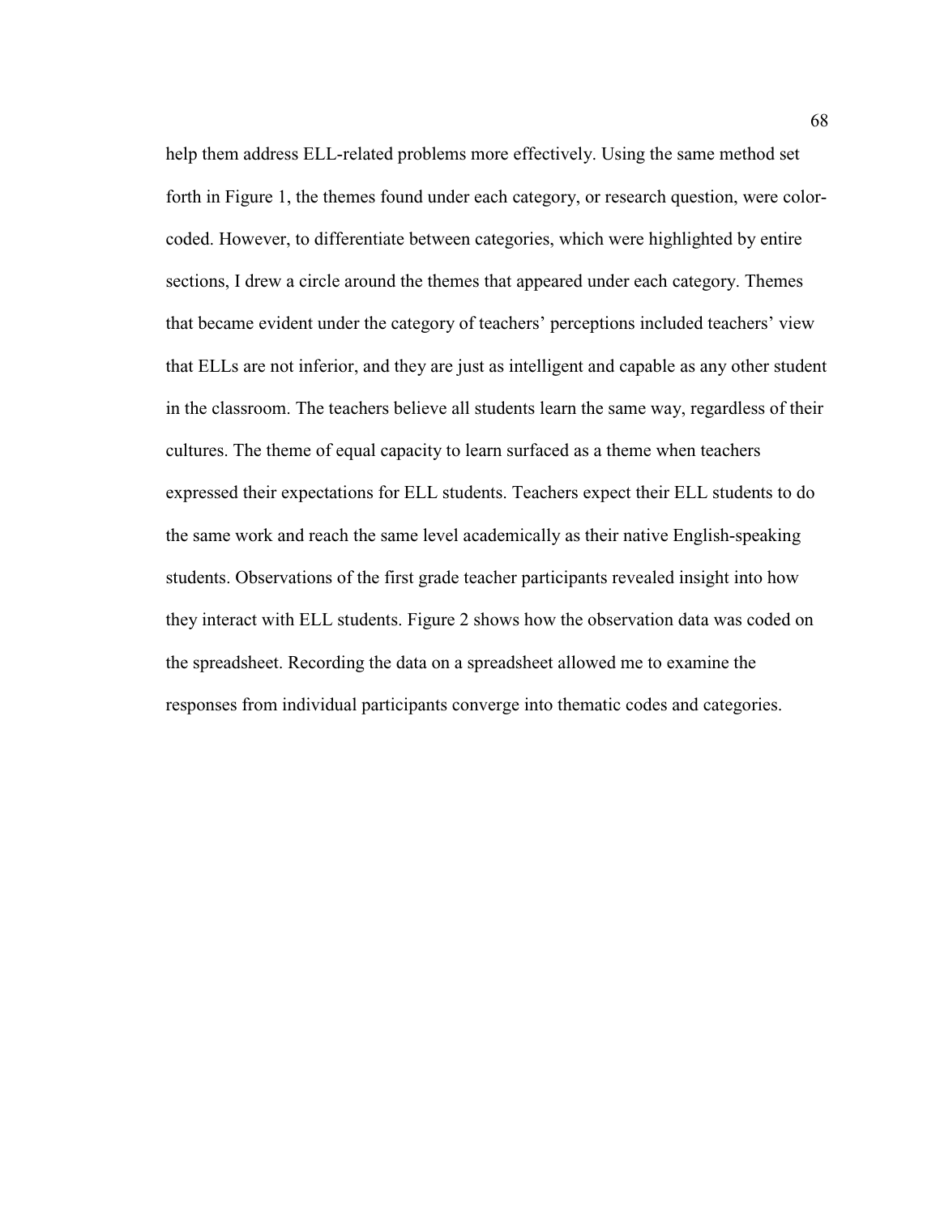help them address ELL-related problems more effectively. Using the same method set forth in Figure 1, the themes found under each category, or research question, were color-coded. However, to differentiate between categories, which were highlighted by entire sections, I drew a circle around the themes that appeared under each category. Themes that became evident under the category of teachers' perceptions included teachers' view that ELLs are not inferior, and they are just as intelligent and capable as any other student in the classroom. The teachers believe all students learn the same way, regardless of their cultures. The theme of equal capacity to learn surfaced as a theme when teachers expressed their expectations for ELL students. Teachers expect their ELL students to do the same work and reach the same level academically as their native English-speaking students. Observations of the first grade teacher participants revealed insight into how they interact with ELL students. Figure 2 shows how the observation data was coded on the spreadsheet. Recording the data on a spreadsheet allowed me to examine the responses from individual participants converge into thematic codes and categories.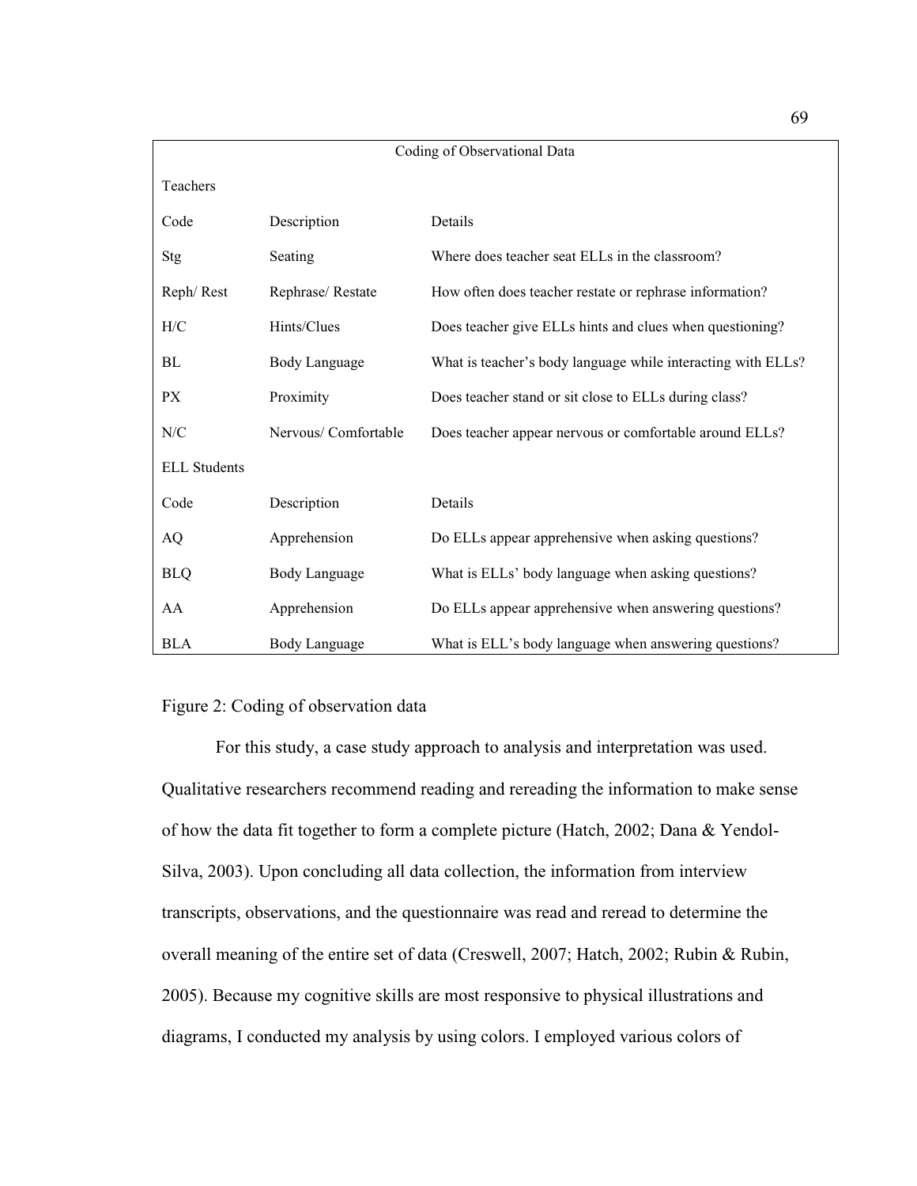| Coding of Observational Data | | |
|---|---|---|
| Teachers | | |
| Code | Description | Details |
| Stg | Seating | Where does teacher seat ELLs in the classroom? |
| Reph/ Rest | Rephrase/ Restate | How often does teacher restate or rephrase information? |
| H/C | Hints/Clues | Does teacher give ELLs hints and clues when questioning? |
| BL | Body Language | What is teacher's body language while interacting with ELLs? |
| PX | Proximity | Does teacher stand or sit close to ELLs during class? |
| N/C | Nervous/ Comfortable | Does teacher appear nervous or comfortable around ELLs? |
| ELL Students | | |
| Code | Description | Details |
| AQ | Apprehension | Do ELLs appear apprehensive when asking questions? |
| BLQ | Body Language | What is ELLs' body language when asking questions? |
| AA | Apprehension | Do ELLs appear apprehensive when answering questions? |
| BLA | Body Language | What is ELL's body language when answering questions? |

Figure 2: Coding of observation data

For this study, a case study approach to analysis and interpretation was used. Qualitative researchers recommend reading and rereading the information to make sense of how the data fit together to form a complete picture (Hatch, 2002; Dana & Yendol-Silva, 2003). Upon concluding all data collection, the information from interview transcripts, observations, and the questionnaire was read and reread to determine the overall meaning of the entire set of data (Creswell, 2007; Hatch, 2002; Rubin & Rubin, 2005). Because my cognitive skills are most responsive to physical illustrations and diagrams, I conducted my analysis by using colors. I employed various colors of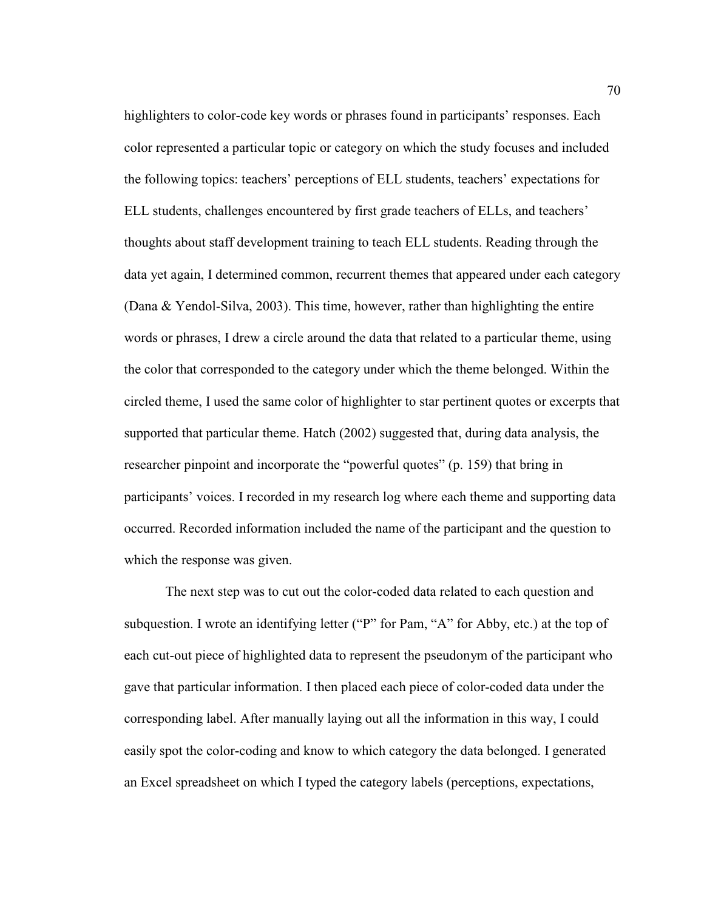highlighters to color-code key words or phrases found in participants' responses. Each color represented a particular topic or category on which the study focuses and included the following topics: teachers' perceptions of ELL students, teachers' expectations for ELL students, challenges encountered by first grade teachers of ELLs, and teachers' thoughts about staff development training to teach ELL students. Reading through the data yet again, I determined common, recurrent themes that appeared under each category (Dana & Yendol-Silva, 2003). This time, however, rather than highlighting the entire words or phrases, I drew a circle around the data that related to a particular theme, using the color that corresponded to the category under which the theme belonged. Within the circled theme, I used the same color of highlighter to star pertinent quotes or excerpts that supported that particular theme. Hatch (2002) suggested that, during data analysis, the researcher pinpoint and incorporate the "powerful quotes" (p. 159) that bring in participants' voices. I recorded in my research log where each theme and supporting data occurred. Recorded information included the name of the participant and the question to which the response was given.

The next step was to cut out the color-coded data related to each question and subquestion. I wrote an identifying letter ("P" for Pam, "A" for Abby, etc.) at the top of each cut-out piece of highlighted data to represent the pseudonym of the participant who gave that particular information. I then placed each piece of color-coded data under the corresponding label. After manually laying out all the information in this way, I could easily spot the color-coding and know to which category the data belonged. I generated an Excel spreadsheet on which I typed the category labels (perceptions, expectations,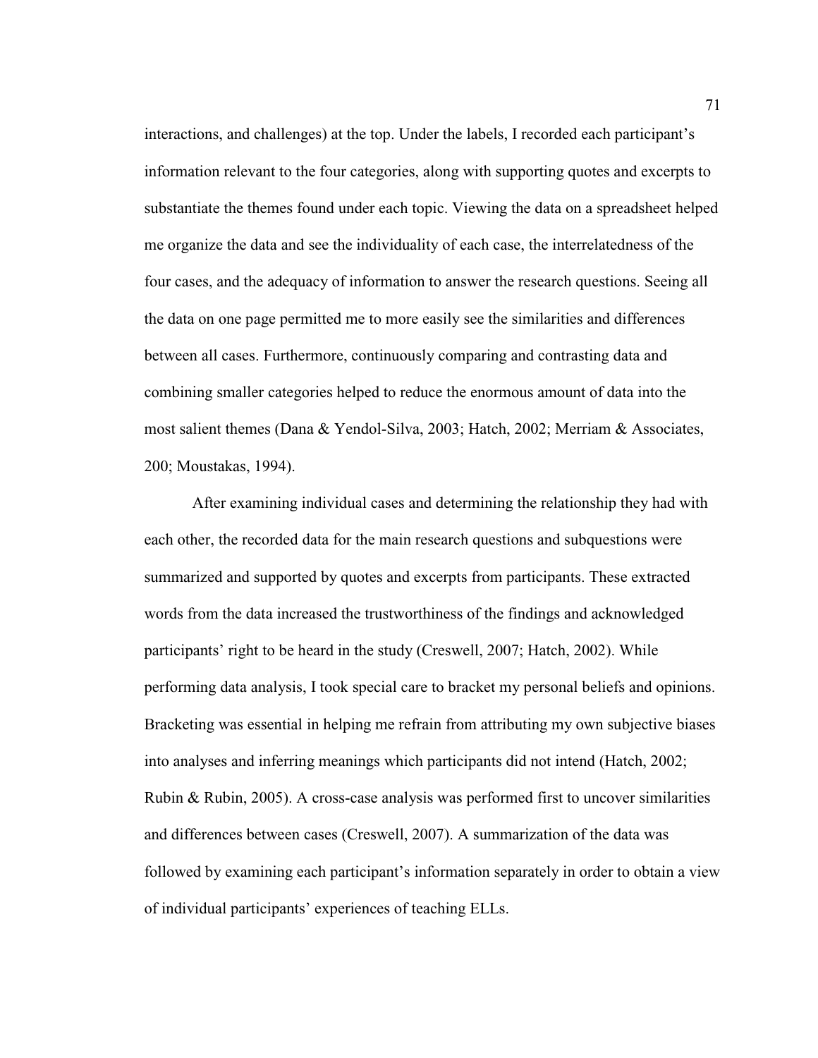interactions, and challenges) at the top. Under the labels, I recorded each participant's information relevant to the four categories, along with supporting quotes and excerpts to substantiate the themes found under each topic. Viewing the data on a spreadsheet helped me organize the data and see the individuality of each case, the interrelatedness of the four cases, and the adequacy of information to answer the research questions. Seeing all the data on one page permitted me to more easily see the similarities and differences between all cases. Furthermore, continuously comparing and contrasting data and combining smaller categories helped to reduce the enormous amount of data into the most salient themes (Dana & Yendol-Silva, 2003; Hatch, 2002; Merriam & Associates, 200; Moustakas, 1994).

After examining individual cases and determining the relationship they had with each other, the recorded data for the main research questions and subquestions were summarized and supported by quotes and excerpts from participants. These extracted words from the data increased the trustworthiness of the findings and acknowledged participants' right to be heard in the study (Creswell, 2007; Hatch, 2002). While performing data analysis, I took special care to bracket my personal beliefs and opinions. Bracketing was essential in helping me refrain from attributing my own subjective biases into analyses and inferring meanings which participants did not intend (Hatch, 2002; Rubin & Rubin, 2005). A cross-case analysis was performed first to uncover similarities and differences between cases (Creswell, 2007). A summarization of the data was followed by examining each participant's information separately in order to obtain a view of individual participants' experiences of teaching ELLs.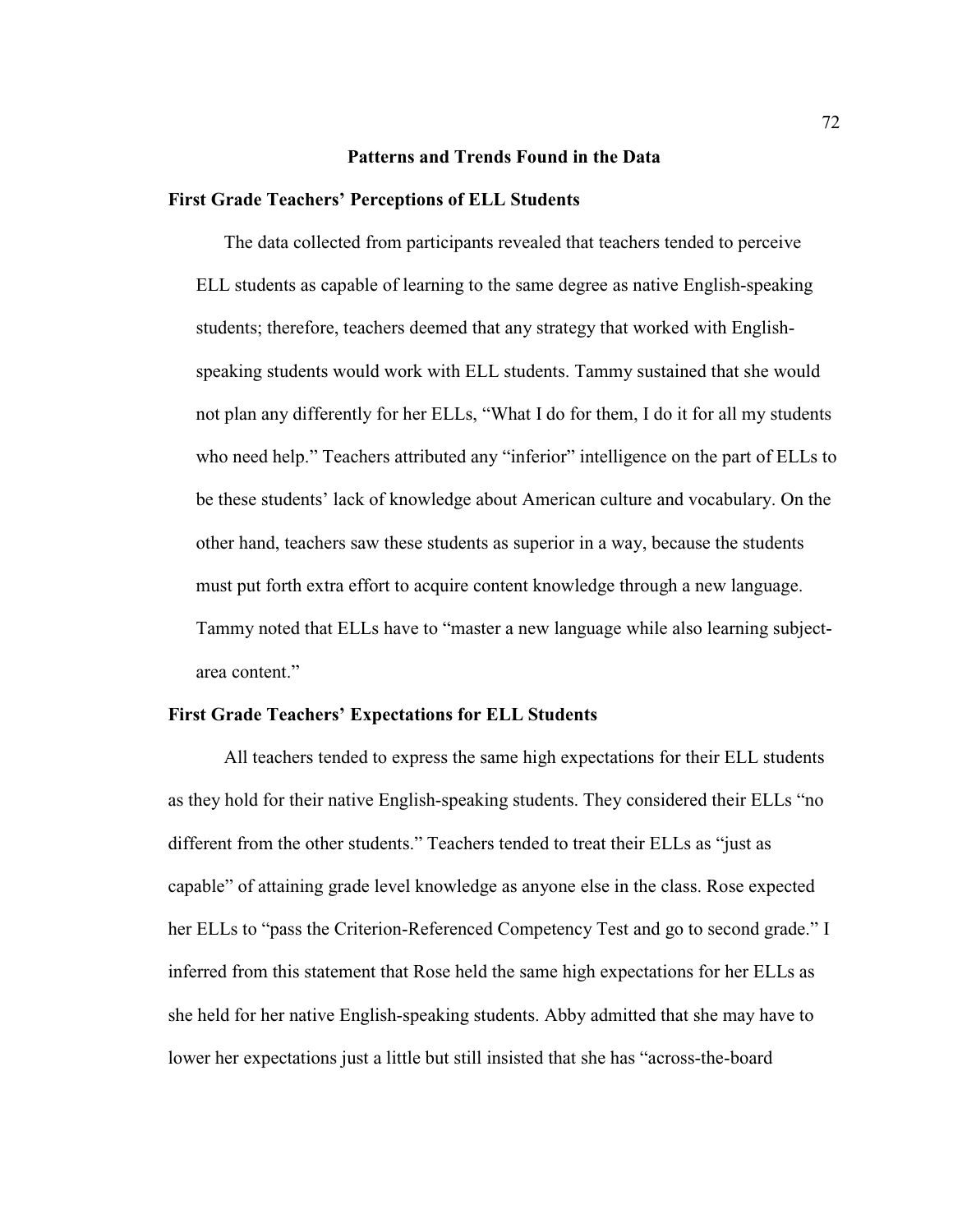## Patterns and Trends Found in the Data

### First Grade Teachers' Perceptions of ELL Students

The data collected from participants revealed that teachers tended to perceive ELL students as capable of learning to the same degree as native English-speaking students; therefore, teachers deemed that any strategy that worked with English-speaking students would work with ELL students. Tammy sustained that she would not plan any differently for her ELLs, "What I do for them, I do it for all my students who need help." Teachers attributed any "inferior" intelligence on the part of ELLs to be these students' lack of knowledge about American culture and vocabulary. On the other hand, teachers saw these students as superior in a way, because the students must put forth extra effort to acquire content knowledge through a new language. Tammy noted that ELLs have to "master a new language while also learning subject-area content."

### First Grade Teachers' Expectations for ELL Students

All teachers tended to express the same high expectations for their ELL students as they hold for their native English-speaking students. They considered their ELLs "no different from the other students." Teachers tended to treat their ELLs as "just as capable" of attaining grade level knowledge as anyone else in the class. Rose expected her ELLs to "pass the Criterion-Referenced Competency Test and go to second grade." I inferred from this statement that Rose held the same high expectations for her ELLs as she held for her native English-speaking students. Abby admitted that she may have to lower her expectations just a little but still insisted that she has "across-the-board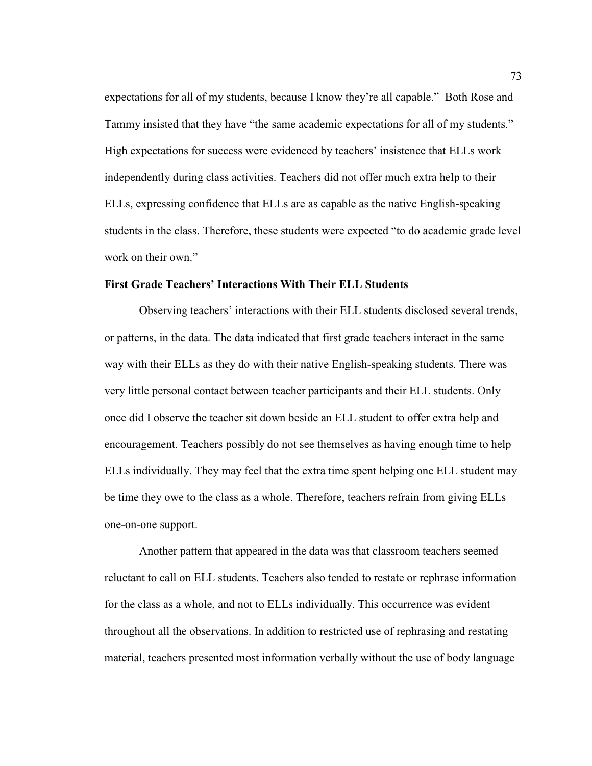expectations for all of my students, because I know they're all capable." Both Rose and Tammy insisted that they have "the same academic expectations for all of my students." High expectations for success were evidenced by teachers' insistence that ELLs work independently during class activities. Teachers did not offer much extra help to their ELLs, expressing confidence that ELLs are as capable as the native English-speaking students in the class. Therefore, these students were expected "to do academic grade level work on their own."

## First Grade Teachers' Interactions With Their ELL Students

Observing teachers' interactions with their ELL students disclosed several trends, or patterns, in the data. The data indicated that first grade teachers interact in the same way with their ELLs as they do with their native English-speaking students. There was very little personal contact between teacher participants and their ELL students. Only once did I observe the teacher sit down beside an ELL student to offer extra help and encouragement. Teachers possibly do not see themselves as having enough time to help ELLs individually. They may feel that the extra time spent helping one ELL student may be time they owe to the class as a whole. Therefore, teachers refrain from giving ELLs one-on-one support.

Another pattern that appeared in the data was that classroom teachers seemed reluctant to call on ELL students. Teachers also tended to restate or rephrase information for the class as a whole, and not to ELLs individually. This occurrence was evident throughout all the observations. In addition to restricted use of rephrasing and restating material, teachers presented most information verbally without the use of body language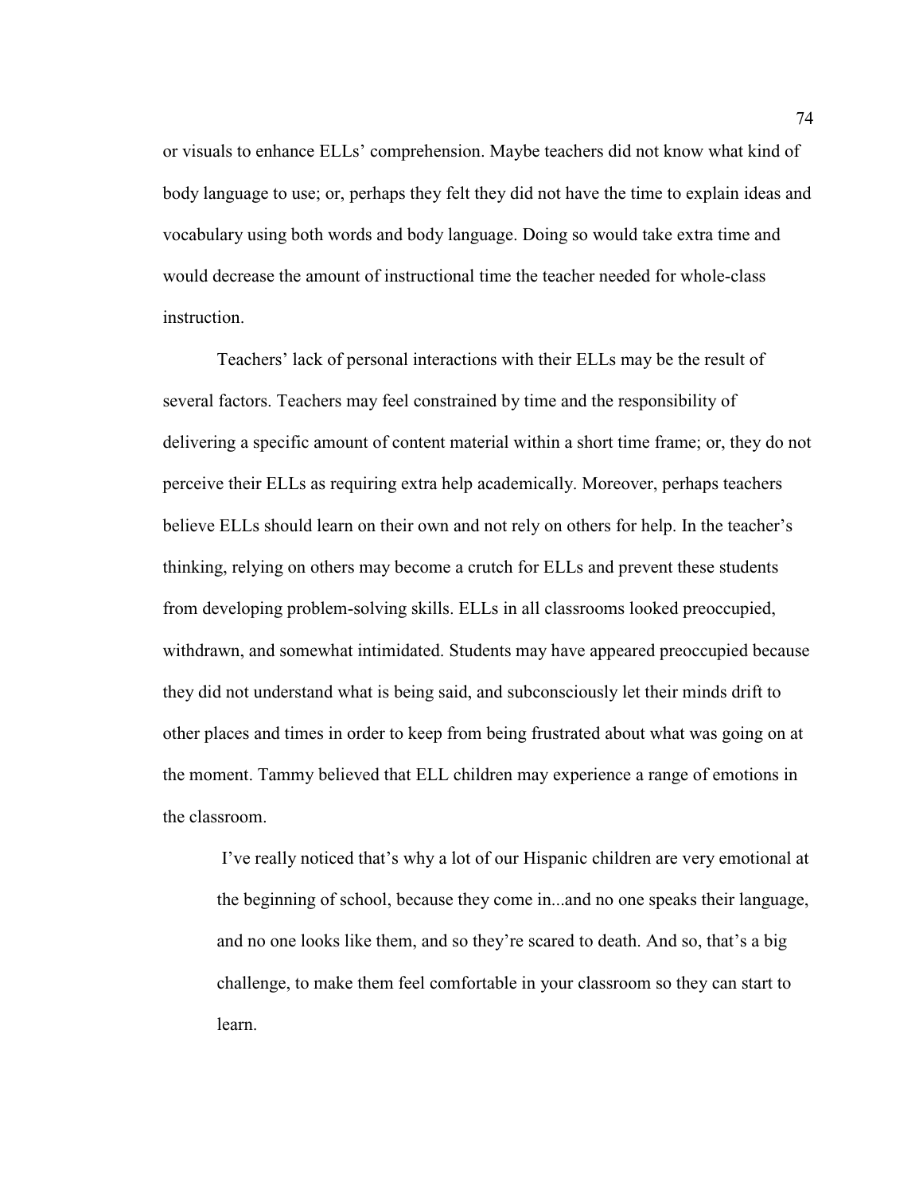or visuals to enhance ELLs' comprehension. Maybe teachers did not know what kind of body language to use; or, perhaps they felt they did not have the time to explain ideas and vocabulary using both words and body language. Doing so would take extra time and would decrease the amount of instructional time the teacher needed for whole-class instruction.

Teachers' lack of personal interactions with their ELLs may be the result of several factors. Teachers may feel constrained by time and the responsibility of delivering a specific amount of content material within a short time frame; or, they do not perceive their ELLs as requiring extra help academically. Moreover, perhaps teachers believe ELLs should learn on their own and not rely on others for help. In the teacher's thinking, relying on others may become a crutch for ELLs and prevent these students from developing problem-solving skills. ELLs in all classrooms looked preoccupied, withdrawn, and somewhat intimidated. Students may have appeared preoccupied because they did not understand what is being said, and subconsciously let their minds drift to other places and times in order to keep from being frustrated about what was going on at the moment. Tammy believed that ELL children may experience a range of emotions in the classroom.

> I've really noticed that's why a lot of our Hispanic children are very emotional at the beginning of school, because they come in...and no one speaks their language, and no one looks like them, and so they're scared to death. And so, that's a big challenge, to make them feel comfortable in your classroom so they can start to learn.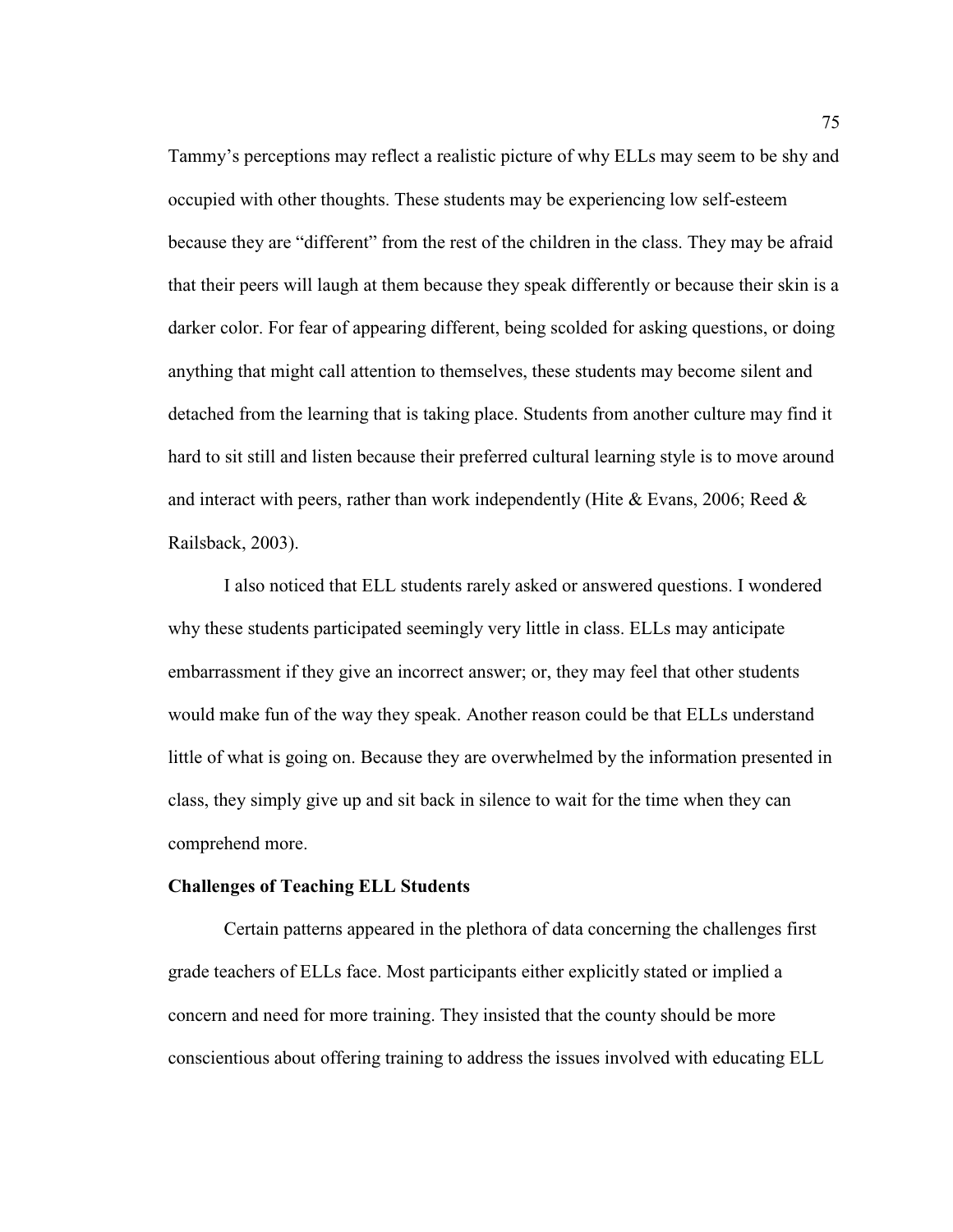Tammy's perceptions may reflect a realistic picture of why ELLs may seem to be shy and occupied with other thoughts. These students may be experiencing low self-esteem because they are "different" from the rest of the children in the class. They may be afraid that their peers will laugh at them because they speak differently or because their skin is a darker color. For fear of appearing different, being scolded for asking questions, or doing anything that might call attention to themselves, these students may become silent and detached from the learning that is taking place. Students from another culture may find it hard to sit still and listen because their preferred cultural learning style is to move around and interact with peers, rather than work independently (Hite & Evans, 2006; Reed & Railsback, 2003).

I also noticed that ELL students rarely asked or answered questions. I wondered why these students participated seemingly very little in class. ELLs may anticipate embarrassment if they give an incorrect answer; or, they may feel that other students would make fun of the way they speak. Another reason could be that ELLs understand little of what is going on. Because they are overwhelmed by the information presented in class, they simply give up and sit back in silence to wait for the time when they can comprehend more.

**Challenges of Teaching ELL Students**

Certain patterns appeared in the plethora of data concerning the challenges first grade teachers of ELLs face. Most participants either explicitly stated or implied a concern and need for more training. They insisted that the county should be more conscientious about offering training to address the issues involved with educating ELL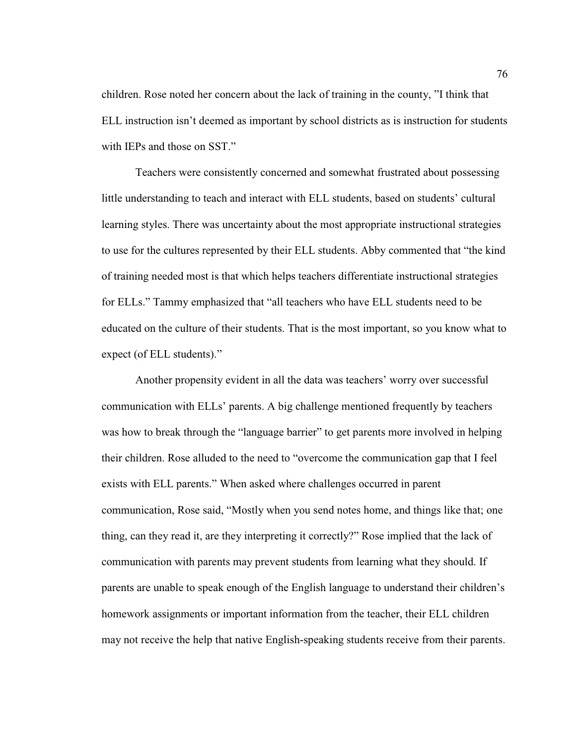children. Rose noted her concern about the lack of training in the county, ”I think that ELL instruction isn't deemed as important by school districts as is instruction for students with IEPs and those on SST.”

Teachers were consistently concerned and somewhat frustrated about possessing little understanding to teach and interact with ELL students, based on students' cultural learning styles. There was uncertainty about the most appropriate instructional strategies to use for the cultures represented by their ELL students. Abby commented that “the kind of training needed most is that which helps teachers differentiate instructional strategies for ELLs.” Tammy emphasized that “all teachers who have ELL students need to be educated on the culture of their students. That is the most important, so you know what to expect (of ELL students).”

Another propensity evident in all the data was teachers' worry over successful communication with ELLs' parents. A big challenge mentioned frequently by teachers was how to break through the “language barrier” to get parents more involved in helping their children. Rose alluded to the need to “overcome the communication gap that I feel exists with ELL parents.” When asked where challenges occurred in parent communication, Rose said, “Mostly when you send notes home, and things like that; one thing, can they read it, are they interpreting it correctly?” Rose implied that the lack of communication with parents may prevent students from learning what they should. If parents are unable to speak enough of the English language to understand their children's homework assignments or important information from the teacher, their ELL children may not receive the help that native English-speaking students receive from their parents.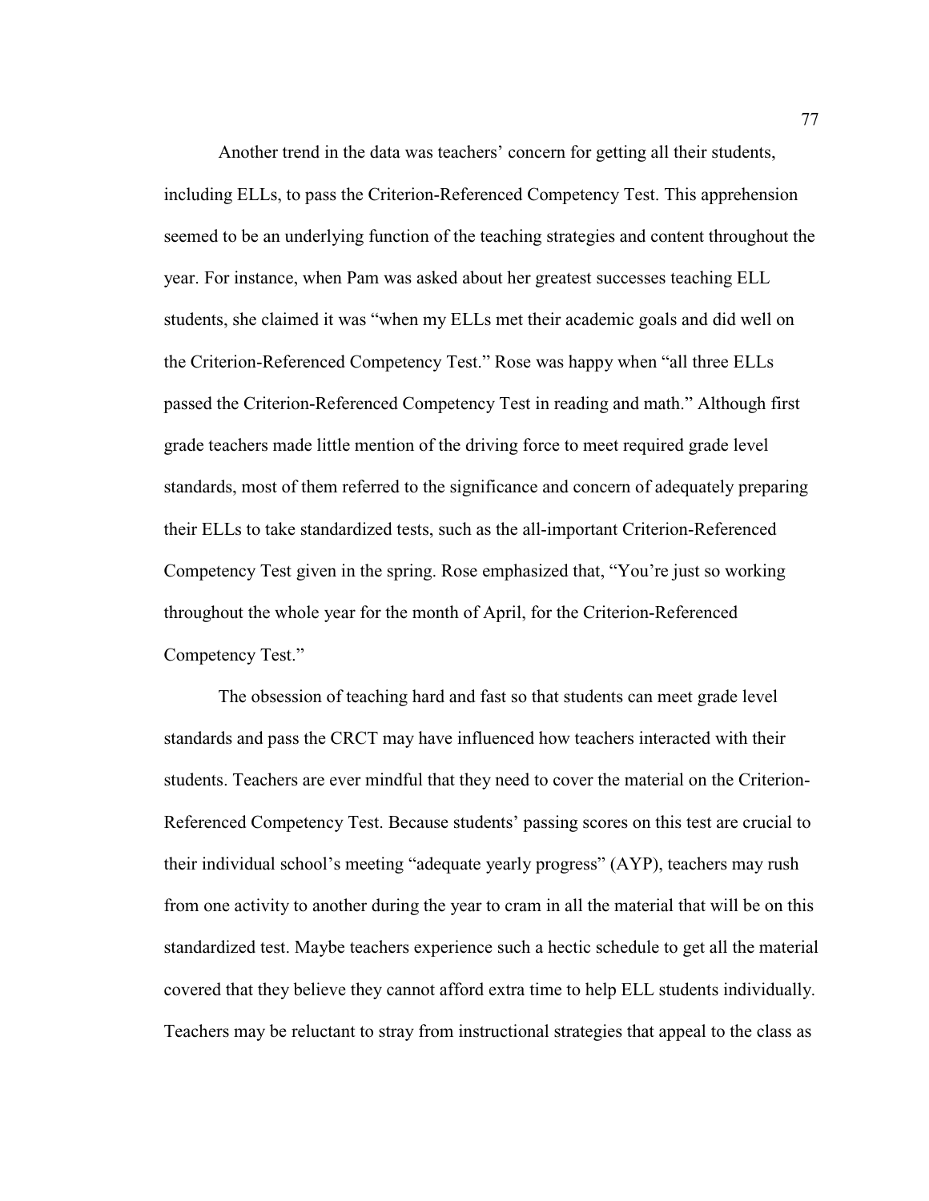Another trend in the data was teachers' concern for getting all their students, including ELLs, to pass the Criterion-Referenced Competency Test. This apprehension seemed to be an underlying function of the teaching strategies and content throughout the year. For instance, when Pam was asked about her greatest successes teaching ELL students, she claimed it was "when my ELLs met their academic goals and did well on the Criterion-Referenced Competency Test." Rose was happy when "all three ELLs passed the Criterion-Referenced Competency Test in reading and math." Although first grade teachers made little mention of the driving force to meet required grade level standards, most of them referred to the significance and concern of adequately preparing their ELLs to take standardized tests, such as the all-important Criterion-Referenced Competency Test given in the spring. Rose emphasized that, "You're just so working throughout the whole year for the month of April, for the Criterion-Referenced Competency Test."

The obsession of teaching hard and fast so that students can meet grade level standards and pass the CRCT may have influenced how teachers interacted with their students. Teachers are ever mindful that they need to cover the material on the Criterion-Referenced Competency Test. Because students' passing scores on this test are crucial to their individual school's meeting "adequate yearly progress" (AYP), teachers may rush from one activity to another during the year to cram in all the material that will be on this standardized test. Maybe teachers experience such a hectic schedule to get all the material covered that they believe they cannot afford extra time to help ELL students individually. Teachers may be reluctant to stray from instructional strategies that appeal to the class as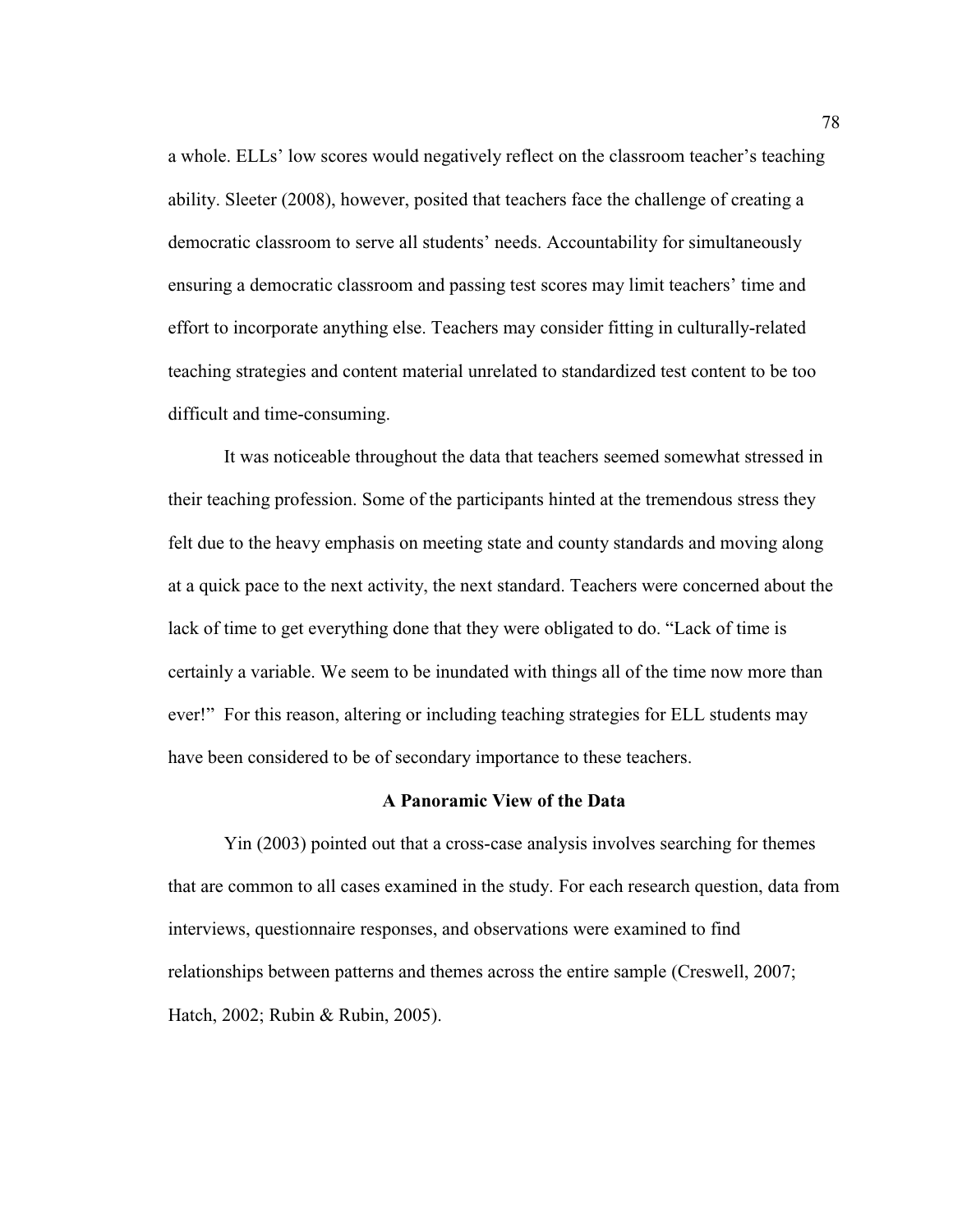a whole. ELLs' low scores would negatively reflect on the classroom teacher's teaching ability. Sleeter (2008), however, posited that teachers face the challenge of creating a democratic classroom to serve all students' needs. Accountability for simultaneously ensuring a democratic classroom and passing test scores may limit teachers' time and effort to incorporate anything else. Teachers may consider fitting in culturally-related teaching strategies and content material unrelated to standardized test content to be too difficult and time-consuming.

It was noticeable throughout the data that teachers seemed somewhat stressed in their teaching profession. Some of the participants hinted at the tremendous stress they felt due to the heavy emphasis on meeting state and county standards and moving along at a quick pace to the next activity, the next standard. Teachers were concerned about the lack of time to get everything done that they were obligated to do. "Lack of time is certainly a variable. We seem to be inundated with things all of the time now more than ever!" For this reason, altering or including teaching strategies for ELL students may have been considered to be of secondary importance to these teachers.

## A Panoramic View of the Data

Yin (2003) pointed out that a cross-case analysis involves searching for themes that are common to all cases examined in the study. For each research question, data from interviews, questionnaire responses, and observations were examined to find relationships between patterns and themes across the entire sample (Creswell, 2007; Hatch, 2002; Rubin & Rubin, 2005).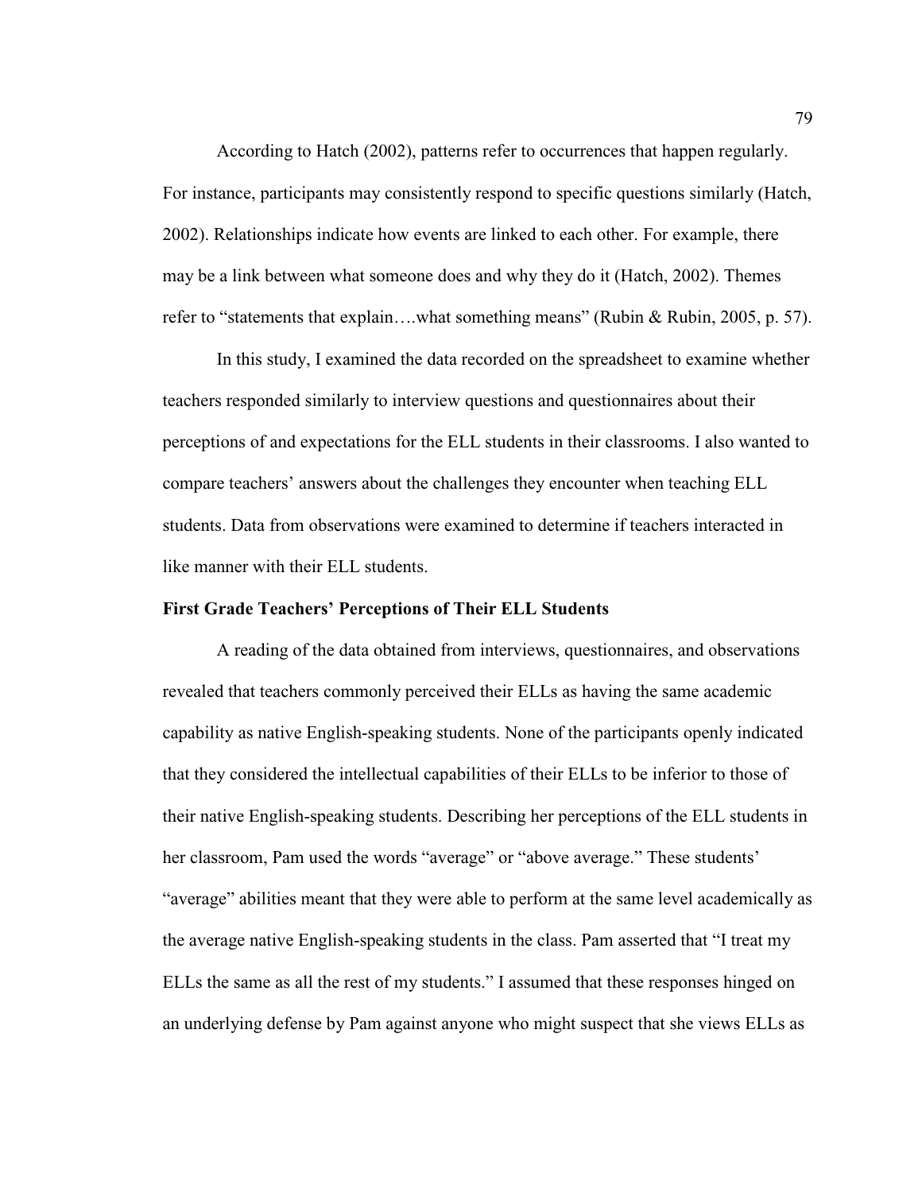According to Hatch (2002), patterns refer to occurrences that happen regularly. For instance, participants may consistently respond to specific questions similarly (Hatch, 2002). Relationships indicate how events are linked to each other. For example, there may be a link between what someone does and why they do it (Hatch, 2002). Themes refer to "statements that explain….what something means" (Rubin & Rubin, 2005, p. 57).

In this study, I examined the data recorded on the spreadsheet to examine whether teachers responded similarly to interview questions and questionnaires about their perceptions of and expectations for the ELL students in their classrooms. I also wanted to compare teachers' answers about the challenges they encounter when teaching ELL students. Data from observations were examined to determine if teachers interacted in like manner with their ELL students.

**First Grade Teachers' Perceptions of Their ELL Students**

A reading of the data obtained from interviews, questionnaires, and observations revealed that teachers commonly perceived their ELLs as having the same academic capability as native English-speaking students. None of the participants openly indicated that they considered the intellectual capabilities of their ELLs to be inferior to those of their native English-speaking students. Describing her perceptions of the ELL students in her classroom, Pam used the words "average" or "above average." These students' "average" abilities meant that they were able to perform at the same level academically as the average native English-speaking students in the class. Pam asserted that "I treat my ELLs the same as all the rest of my students." I assumed that these responses hinged on an underlying defense by Pam against anyone who might suspect that she views ELLs as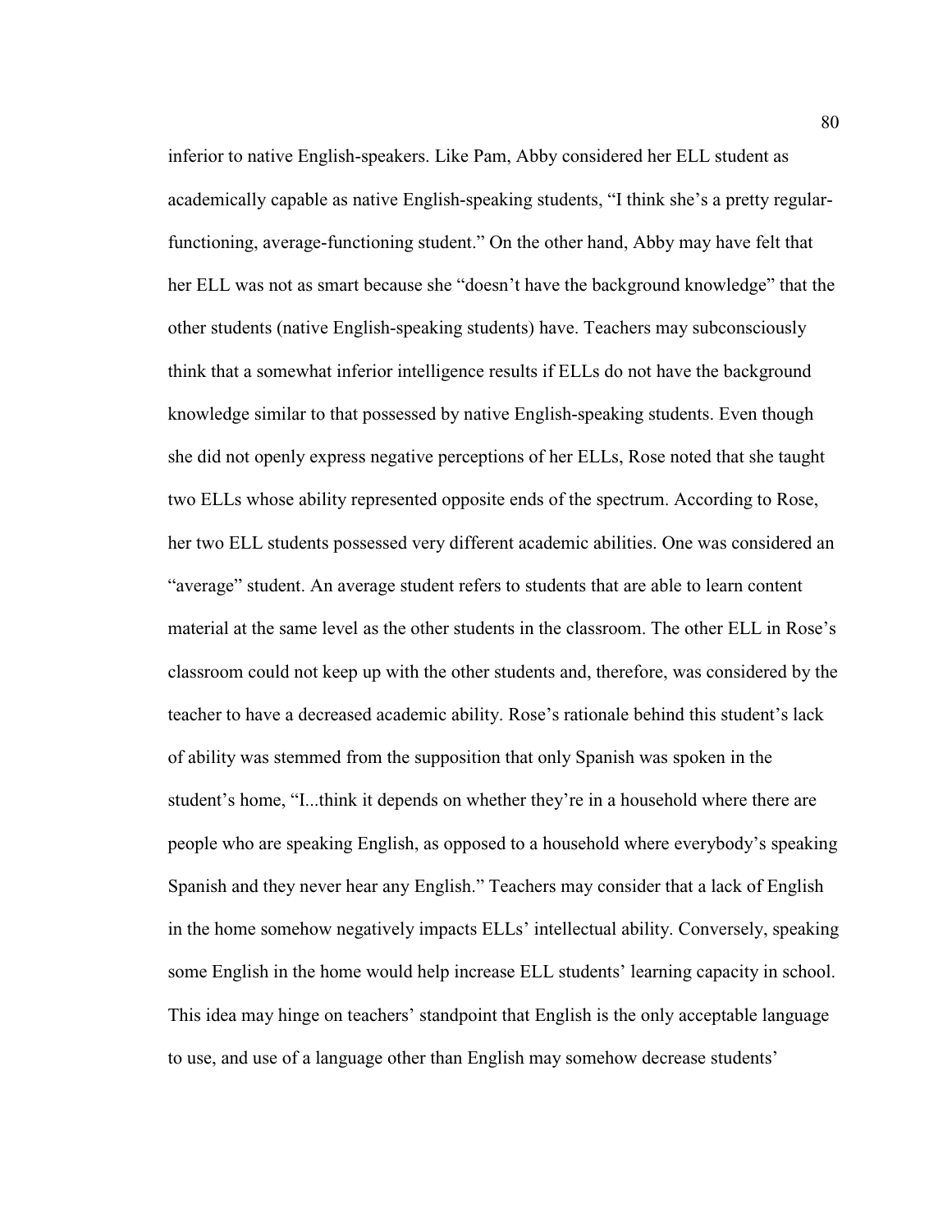inferior to native English-speakers. Like Pam, Abby considered her ELL student as academically capable as native English-speaking students, "I think she's a pretty regular-functioning, average-functioning student." On the other hand, Abby may have felt that her ELL was not as smart because she "doesn't have the background knowledge" that the other students (native English-speaking students) have. Teachers may subconsciously think that a somewhat inferior intelligence results if ELLs do not have the background knowledge similar to that possessed by native English-speaking students. Even though she did not openly express negative perceptions of her ELLs, Rose noted that she taught two ELLs whose ability represented opposite ends of the spectrum. According to Rose, her two ELL students possessed very different academic abilities. One was considered an "average" student. An average student refers to students that are able to learn content material at the same level as the other students in the classroom. The other ELL in Rose's classroom could not keep up with the other students and, therefore, was considered by the teacher to have a decreased academic ability. Rose's rationale behind this student's lack of ability was stemmed from the supposition that only Spanish was spoken in the student's home, "I...think it depends on whether they're in a household where there are people who are speaking English, as opposed to a household where everybody's speaking Spanish and they never hear any English." Teachers may consider that a lack of English in the home somehow negatively impacts ELLs' intellectual ability. Conversely, speaking some English in the home would help increase ELL students' learning capacity in school. This idea may hinge on teachers' standpoint that English is the only acceptable language to use, and use of a language other than English may somehow decrease students'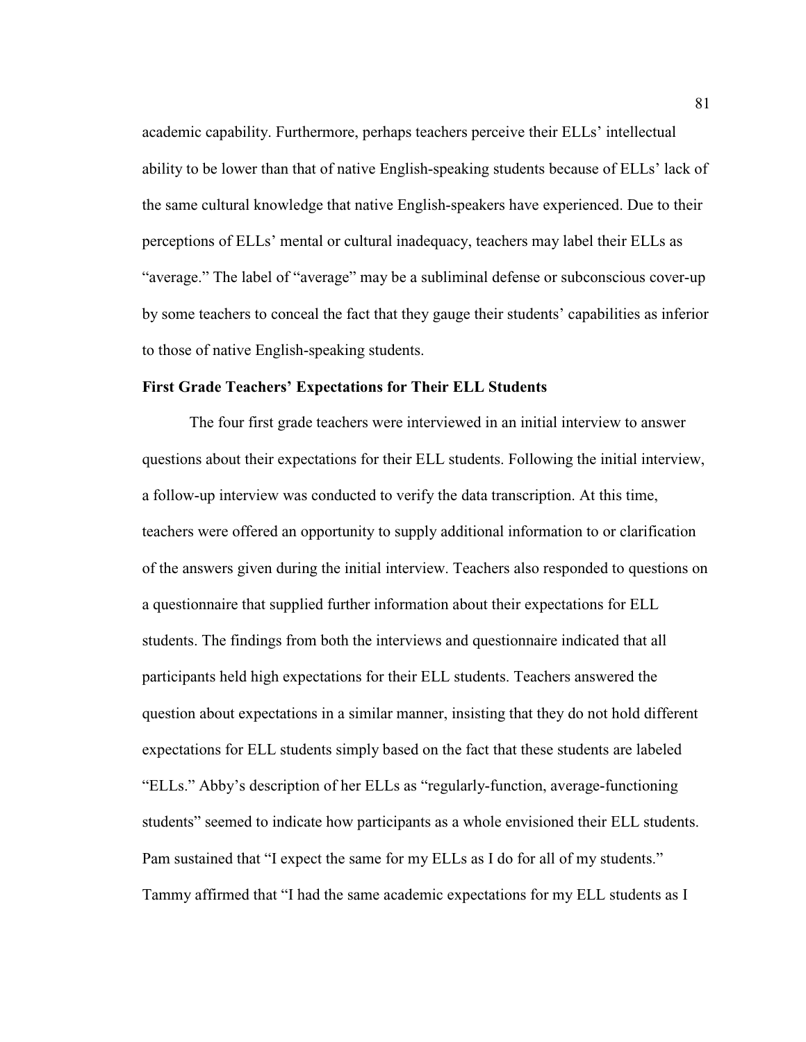academic capability. Furthermore, perhaps teachers perceive their ELLs' intellectual ability to be lower than that of native English-speaking students because of ELLs' lack of the same cultural knowledge that native English-speakers have experienced. Due to their perceptions of ELLs' mental or cultural inadequacy, teachers may label their ELLs as "average." The label of "average" may be a subliminal defense or subconscious cover-up by some teachers to conceal the fact that they gauge their students' capabilities as inferior to those of native English-speaking students.

**First Grade Teachers' Expectations for Their ELL Students**

The four first grade teachers were interviewed in an initial interview to answer questions about their expectations for their ELL students. Following the initial interview, a follow-up interview was conducted to verify the data transcription. At this time, teachers were offered an opportunity to supply additional information to or clarification of the answers given during the initial interview. Teachers also responded to questions on a questionnaire that supplied further information about their expectations for ELL students. The findings from both the interviews and questionnaire indicated that all participants held high expectations for their ELL students. Teachers answered the question about expectations in a similar manner, insisting that they do not hold different expectations for ELL students simply based on the fact that these students are labeled "ELLs." Abby's description of her ELLs as "regularly-function, average-functioning students" seemed to indicate how participants as a whole envisioned their ELL students. Pam sustained that "I expect the same for my ELLs as I do for all of my students." Tammy affirmed that "I had the same academic expectations for my ELL students as I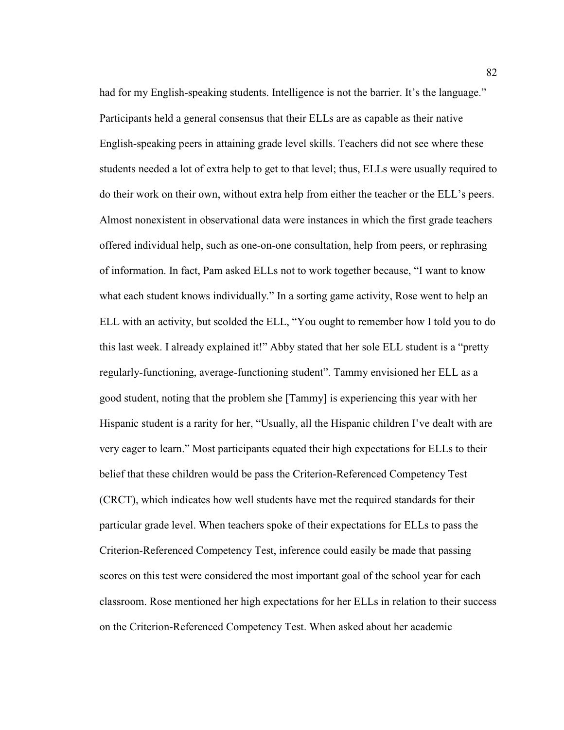had for my English-speaking students. Intelligence is not the barrier. It's the language." Participants held a general consensus that their ELLs are as capable as their native English-speaking peers in attaining grade level skills. Teachers did not see where these students needed a lot of extra help to get to that level; thus, ELLs were usually required to do their work on their own, without extra help from either the teacher or the ELL's peers. Almost nonexistent in observational data were instances in which the first grade teachers offered individual help, such as one-on-one consultation, help from peers, or rephrasing of information. In fact, Pam asked ELLs not to work together because, "I want to know what each student knows individually." In a sorting game activity, Rose went to help an ELL with an activity, but scolded the ELL, "You ought to remember how I told you to do this last week. I already explained it!" Abby stated that her sole ELL student is a "pretty regularly-functioning, average-functioning student". Tammy envisioned her ELL as a good student, noting that the problem she [Tammy] is experiencing this year with her Hispanic student is a rarity for her, "Usually, all the Hispanic children I've dealt with are very eager to learn." Most participants equated their high expectations for ELLs to their belief that these children would be pass the Criterion-Referenced Competency Test (CRCT), which indicates how well students have met the required standards for their particular grade level. When teachers spoke of their expectations for ELLs to pass the Criterion-Referenced Competency Test, inference could easily be made that passing scores on this test were considered the most important goal of the school year for each classroom. Rose mentioned her high expectations for her ELLs in relation to their success on the Criterion-Referenced Competency Test. When asked about her academic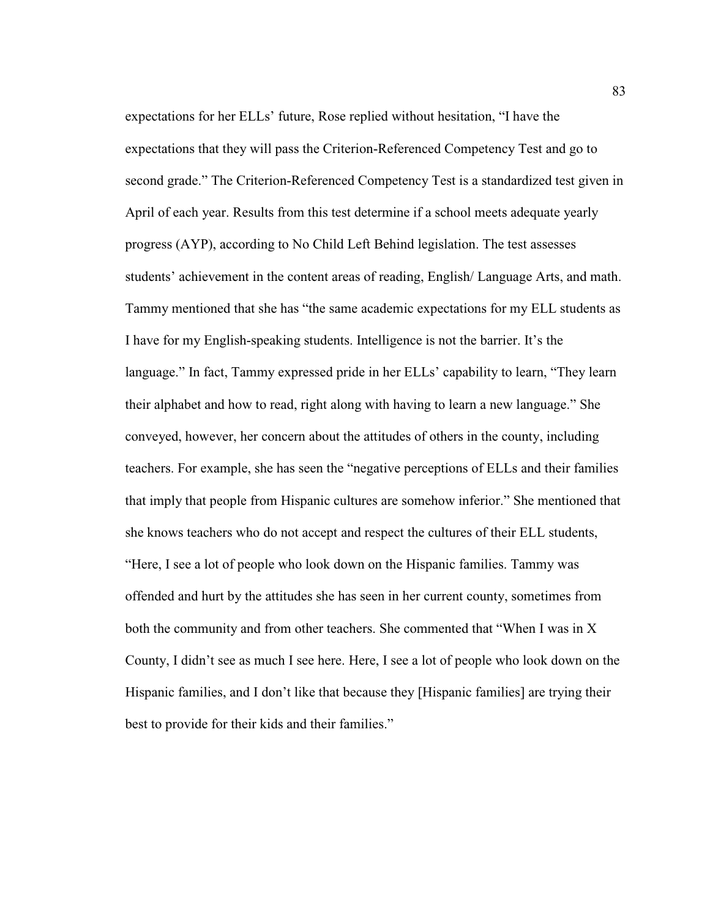expectations for her ELLs' future, Rose replied without hesitation, "I have the expectations that they will pass the Criterion-Referenced Competency Test and go to second grade." The Criterion-Referenced Competency Test is a standardized test given in April of each year. Results from this test determine if a school meets adequate yearly progress (AYP), according to No Child Left Behind legislation. The test assesses students' achievement in the content areas of reading, English/ Language Arts, and math. Tammy mentioned that she has "the same academic expectations for my ELL students as I have for my English-speaking students. Intelligence is not the barrier. It's the language." In fact, Tammy expressed pride in her ELLs' capability to learn, "They learn their alphabet and how to read, right along with having to learn a new language." She conveyed, however, her concern about the attitudes of others in the county, including teachers. For example, she has seen the "negative perceptions of ELLs and their families that imply that people from Hispanic cultures are somehow inferior." She mentioned that she knows teachers who do not accept and respect the cultures of their ELL students, "Here, I see a lot of people who look down on the Hispanic families. Tammy was offended and hurt by the attitudes she has seen in her current county, sometimes from both the community and from other teachers. She commented that "When I was in X County, I didn't see as much I see here. Here, I see a lot of people who look down on the Hispanic families, and I don't like that because they [Hispanic families] are trying their best to provide for their kids and their families."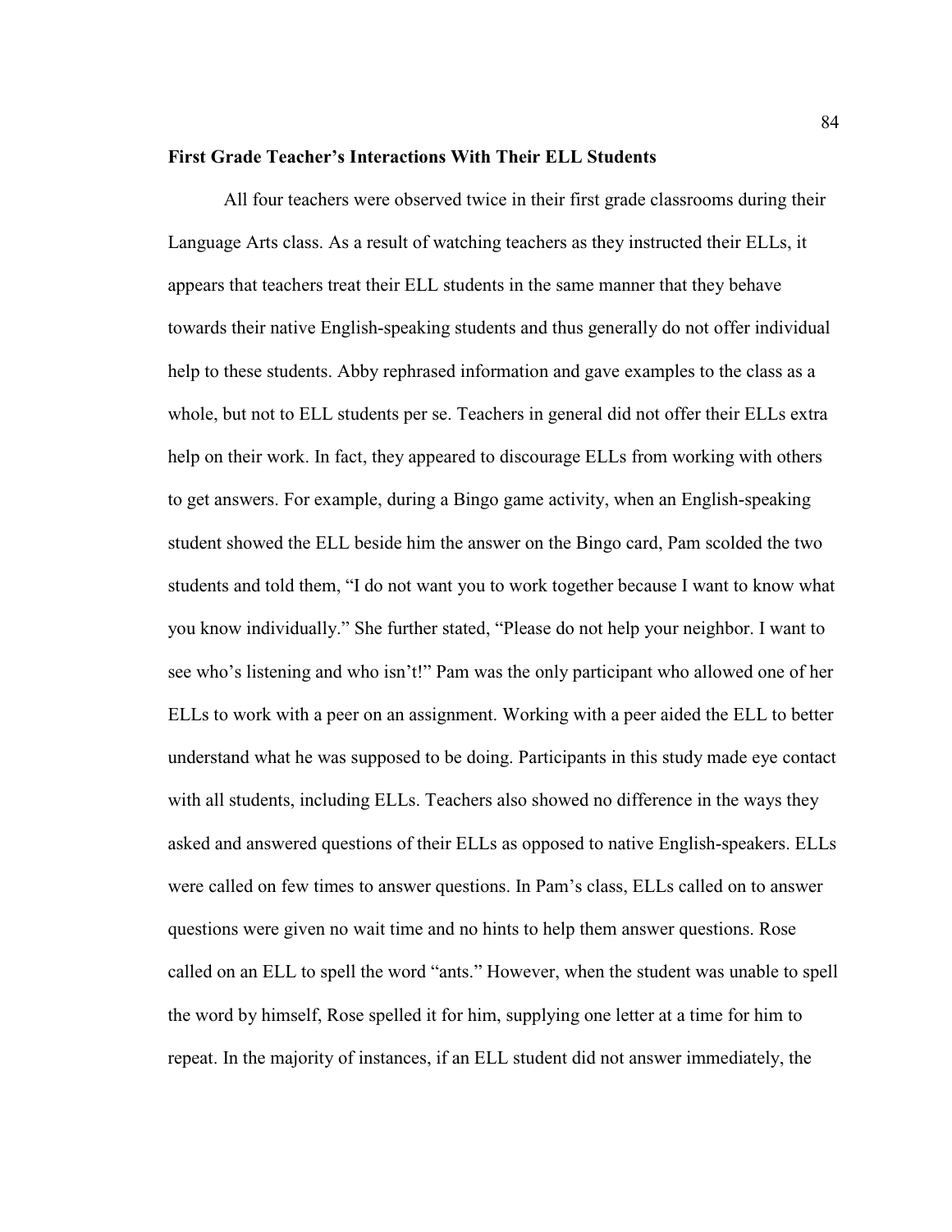**First Grade Teacher's Interactions With Their ELL Students**

All four teachers were observed twice in their first grade classrooms during their Language Arts class. As a result of watching teachers as they instructed their ELLs, it appears that teachers treat their ELL students in the same manner that they behave towards their native English-speaking students and thus generally do not offer individual help to these students. Abby rephrased information and gave examples to the class as a whole, but not to ELL students per se. Teachers in general did not offer their ELLs extra help on their work. In fact, they appeared to discourage ELLs from working with others to get answers. For example, during a Bingo game activity, when an English-speaking student showed the ELL beside him the answer on the Bingo card, Pam scolded the two students and told them, "I do not want you to work together because I want to know what you know individually." She further stated, "Please do not help your neighbor. I want to see who's listening and who isn't!" Pam was the only participant who allowed one of her ELLs to work with a peer on an assignment. Working with a peer aided the ELL to better understand what he was supposed to be doing. Participants in this study made eye contact with all students, including ELLs. Teachers also showed no difference in the ways they asked and answered questions of their ELLs as opposed to native English-speakers. ELLs were called on few times to answer questions. In Pam's class, ELLs called on to answer questions were given no wait time and no hints to help them answer questions. Rose called on an ELL to spell the word "ants." However, when the student was unable to spell the word by himself, Rose spelled it for him, supplying one letter at a time for him to repeat. In the majority of instances, if an ELL student did not answer immediately, the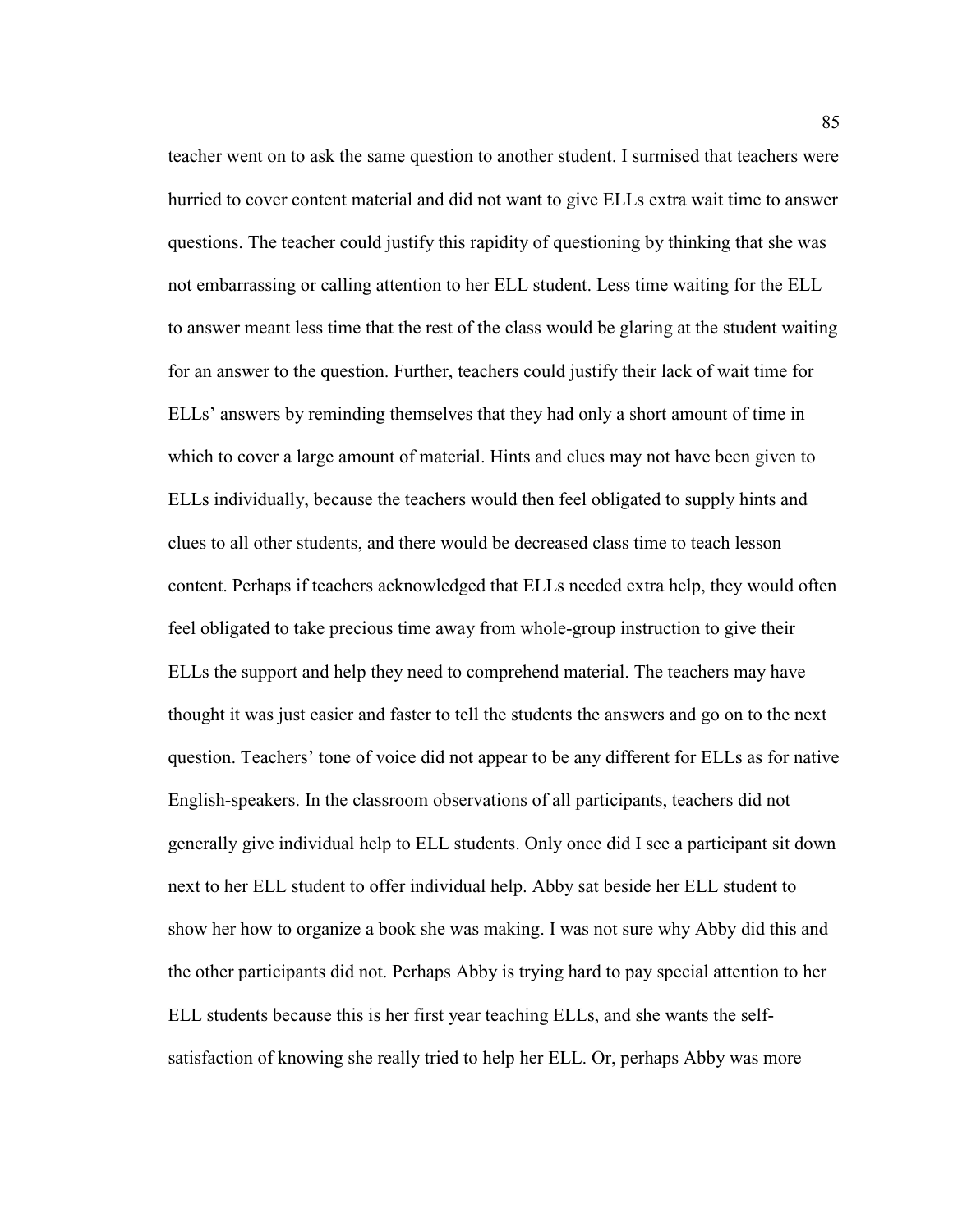teacher went on to ask the same question to another student. I surmised that teachers were hurried to cover content material and did not want to give ELLs extra wait time to answer questions. The teacher could justify this rapidity of questioning by thinking that she was not embarrassing or calling attention to her ELL student. Less time waiting for the ELL to answer meant less time that the rest of the class would be glaring at the student waiting for an answer to the question. Further, teachers could justify their lack of wait time for ELLs' answers by reminding themselves that they had only a short amount of time in which to cover a large amount of material. Hints and clues may not have been given to ELLs individually, because the teachers would then feel obligated to supply hints and clues to all other students, and there would be decreased class time to teach lesson content. Perhaps if teachers acknowledged that ELLs needed extra help, they would often feel obligated to take precious time away from whole-group instruction to give their ELLs the support and help they need to comprehend material. The teachers may have thought it was just easier and faster to tell the students the answers and go on to the next question. Teachers' tone of voice did not appear to be any different for ELLs as for native English-speakers. In the classroom observations of all participants, teachers did not generally give individual help to ELL students. Only once did I see a participant sit down next to her ELL student to offer individual help. Abby sat beside her ELL student to show her how to organize a book she was making. I was not sure why Abby did this and the other participants did not. Perhaps Abby is trying hard to pay special attention to her ELL students because this is her first year teaching ELLs, and she wants the self-satisfaction of knowing she really tried to help her ELL. Or, perhaps Abby was more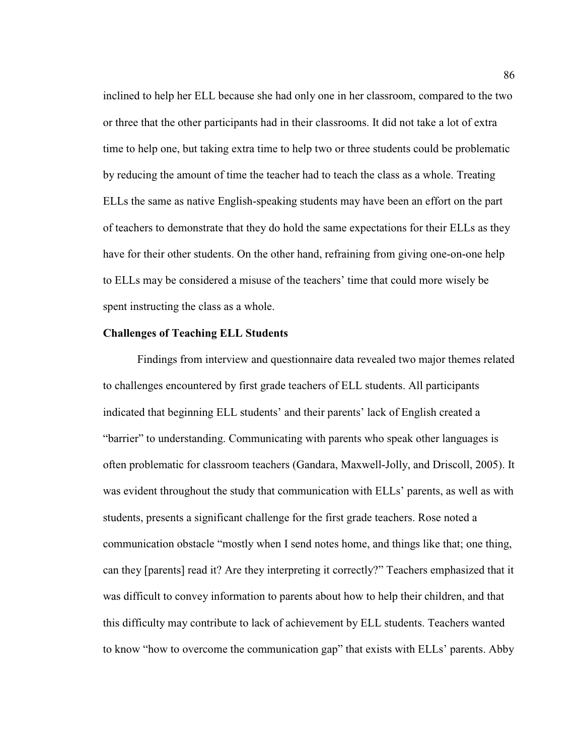inclined to help her ELL because she had only one in her classroom, compared to the two or three that the other participants had in their classrooms. It did not take a lot of extra time to help one, but taking extra time to help two or three students could be problematic by reducing the amount of time the teacher had to teach the class as a whole. Treating ELLs the same as native English-speaking students may have been an effort on the part of teachers to demonstrate that they do hold the same expectations for their ELLs as they have for their other students. On the other hand, refraining from giving one-on-one help to ELLs may be considered a misuse of the teachers' time that could more wisely be spent instructing the class as a whole.

### Challenges of Teaching ELL Students

Findings from interview and questionnaire data revealed two major themes related to challenges encountered by first grade teachers of ELL students. All participants indicated that beginning ELL students' and their parents' lack of English created a "barrier" to understanding. Communicating with parents who speak other languages is often problematic for classroom teachers (Gandara, Maxwell-Jolly, and Driscoll, 2005). It was evident throughout the study that communication with ELLs' parents, as well as with students, presents a significant challenge for the first grade teachers. Rose noted a communication obstacle "mostly when I send notes home, and things like that; one thing, can they [parents] read it? Are they interpreting it correctly?" Teachers emphasized that it was difficult to convey information to parents about how to help their children, and that this difficulty may contribute to lack of achievement by ELL students. Teachers wanted to know "how to overcome the communication gap" that exists with ELLs' parents. Abby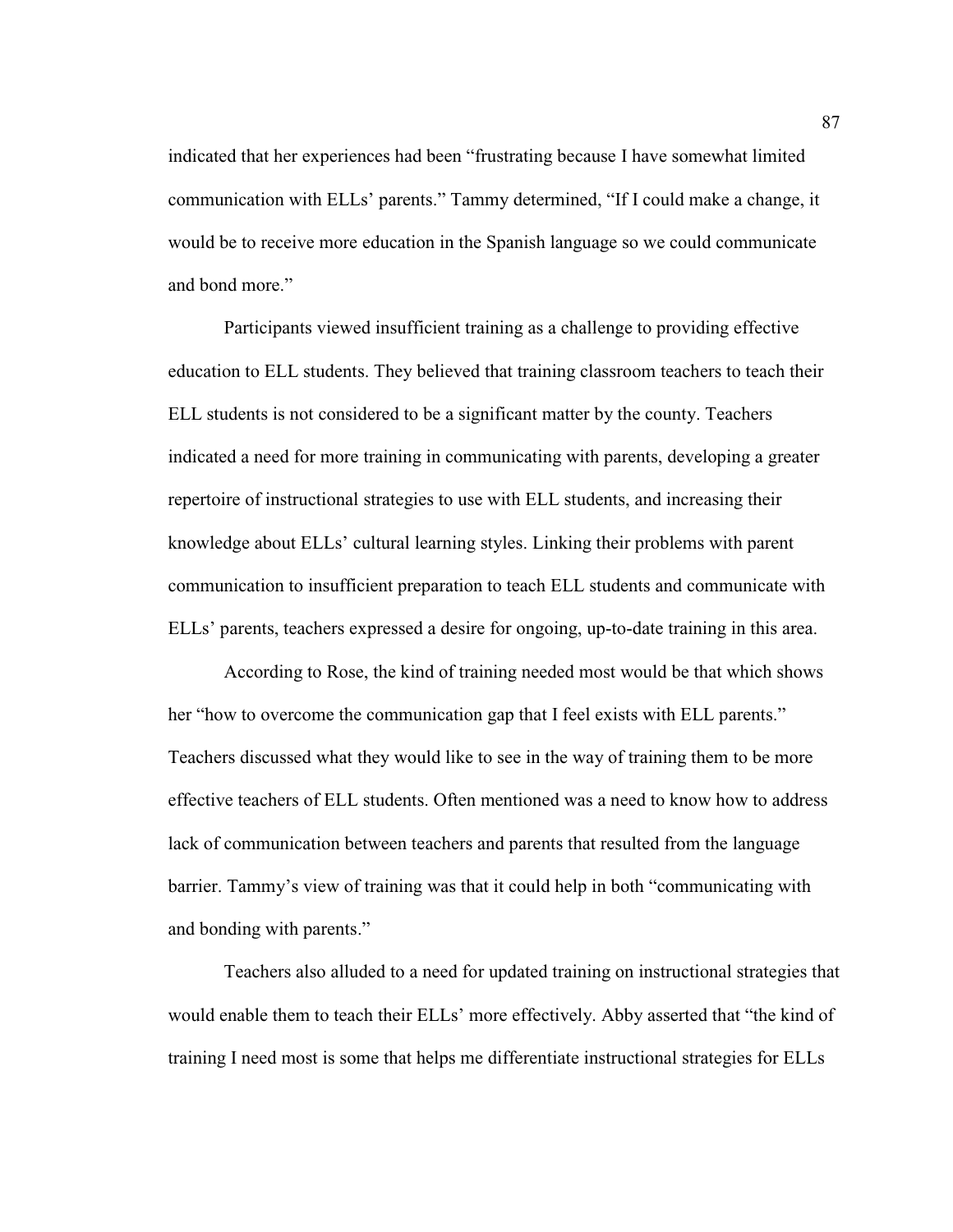indicated that her experiences had been "frustrating because I have somewhat limited communication with ELLs' parents." Tammy determined, "If I could make a change, it would be to receive more education in the Spanish language so we could communicate and bond more."

Participants viewed insufficient training as a challenge to providing effective education to ELL students. They believed that training classroom teachers to teach their ELL students is not considered to be a significant matter by the county. Teachers indicated a need for more training in communicating with parents, developing a greater repertoire of instructional strategies to use with ELL students, and increasing their knowledge about ELLs' cultural learning styles. Linking their problems with parent communication to insufficient preparation to teach ELL students and communicate with ELLs' parents, teachers expressed a desire for ongoing, up-to-date training in this area.

According to Rose, the kind of training needed most would be that which shows her "how to overcome the communication gap that I feel exists with ELL parents." Teachers discussed what they would like to see in the way of training them to be more effective teachers of ELL students. Often mentioned was a need to know how to address lack of communication between teachers and parents that resulted from the language barrier. Tammy's view of training was that it could help in both "communicating with and bonding with parents."

Teachers also alluded to a need for updated training on instructional strategies that would enable them to teach their ELLs' more effectively. Abby asserted that "the kind of training I need most is some that helps me differentiate instructional strategies for ELLs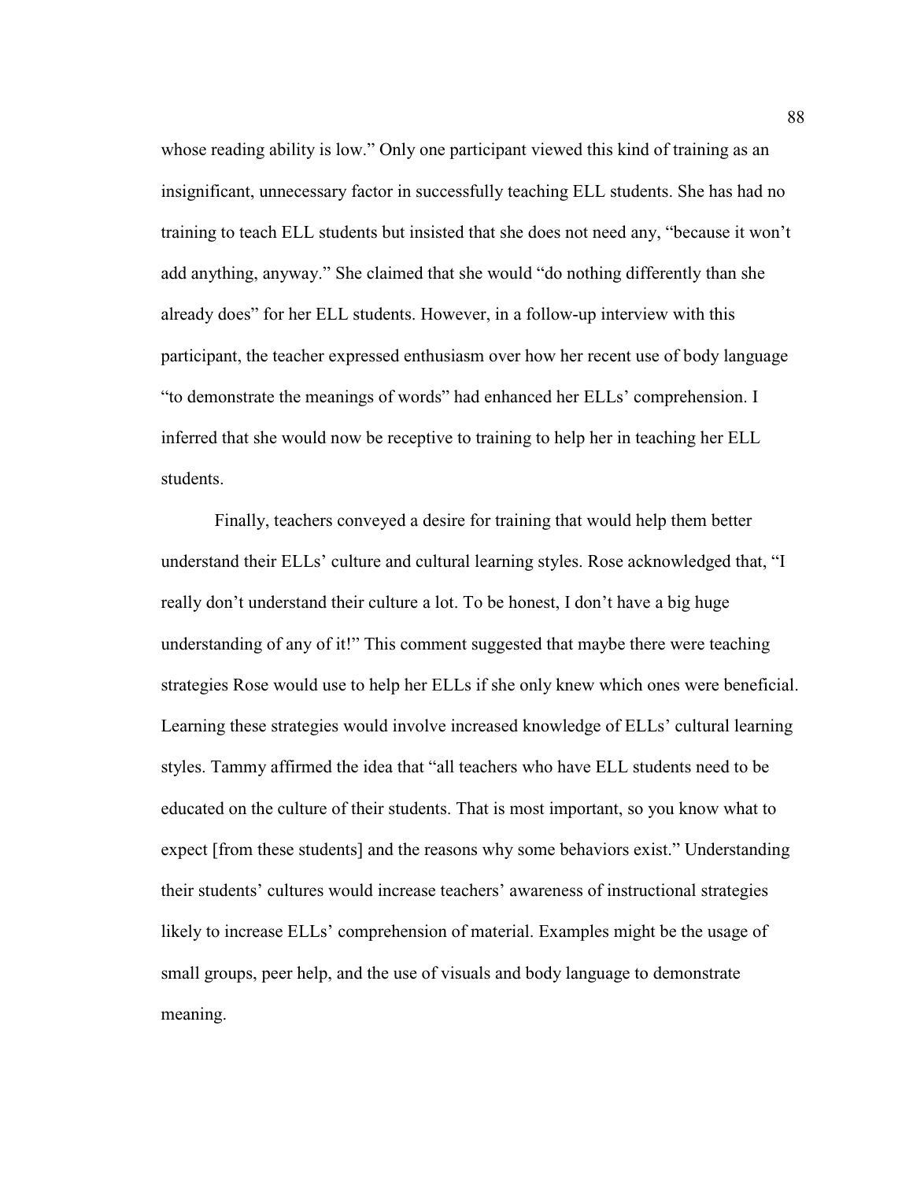whose reading ability is low." Only one participant viewed this kind of training as an insignificant, unnecessary factor in successfully teaching ELL students. She has had no training to teach ELL students but insisted that she does not need any, "because it won't add anything, anyway." She claimed that she would "do nothing differently than she already does" for her ELL students. However, in a follow-up interview with this participant, the teacher expressed enthusiasm over how her recent use of body language "to demonstrate the meanings of words" had enhanced her ELLs' comprehension. I inferred that she would now be receptive to training to help her in teaching her ELL students.

Finally, teachers conveyed a desire for training that would help them better understand their ELLs' culture and cultural learning styles. Rose acknowledged that, "I really don't understand their culture a lot. To be honest, I don't have a big huge understanding of any of it!" This comment suggested that maybe there were teaching strategies Rose would use to help her ELLs if she only knew which ones were beneficial. Learning these strategies would involve increased knowledge of ELLs' cultural learning styles. Tammy affirmed the idea that "all teachers who have ELL students need to be educated on the culture of their students. That is most important, so you know what to expect [from these students] and the reasons why some behaviors exist." Understanding their students' cultures would increase teachers' awareness of instructional strategies likely to increase ELLs' comprehension of material. Examples might be the usage of small groups, peer help, and the use of visuals and body language to demonstrate meaning.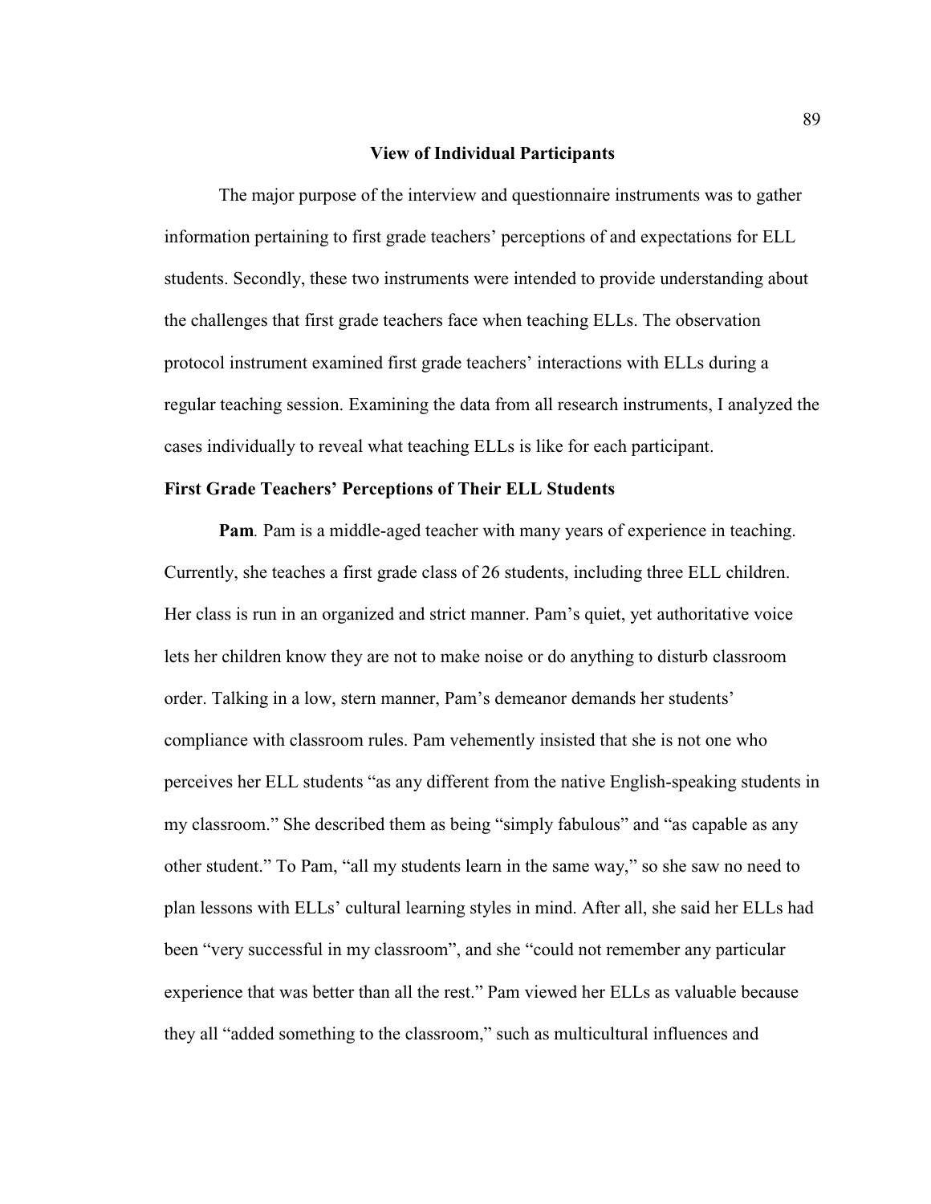## View of Individual Participants

The major purpose of the interview and questionnaire instruments was to gather information pertaining to first grade teachers' perceptions of and expectations for ELL students. Secondly, these two instruments were intended to provide understanding about the challenges that first grade teachers face when teaching ELLs. The observation protocol instrument examined first grade teachers' interactions with ELLs during a regular teaching session. Examining the data from all research instruments, I analyzed the cases individually to reveal what teaching ELLs is like for each participant.

### First Grade Teachers' Perceptions of Their ELL Students

**Pam***.* Pam is a middle-aged teacher with many years of experience in teaching. Currently, she teaches a first grade class of 26 students, including three ELL children. Her class is run in an organized and strict manner. Pam's quiet, yet authoritative voice lets her children know they are not to make noise or do anything to disturb classroom order. Talking in a low, stern manner, Pam's demeanor demands her students' compliance with classroom rules. Pam vehemently insisted that she is not one who perceives her ELL students "as any different from the native English-speaking students in my classroom." She described them as being "simply fabulous" and "as capable as any other student." To Pam, "all my students learn in the same way," so she saw no need to plan lessons with ELLs' cultural learning styles in mind. After all, she said her ELLs had been "very successful in my classroom", and she "could not remember any particular experience that was better than all the rest." Pam viewed her ELLs as valuable because they all "added something to the classroom," such as multicultural influences and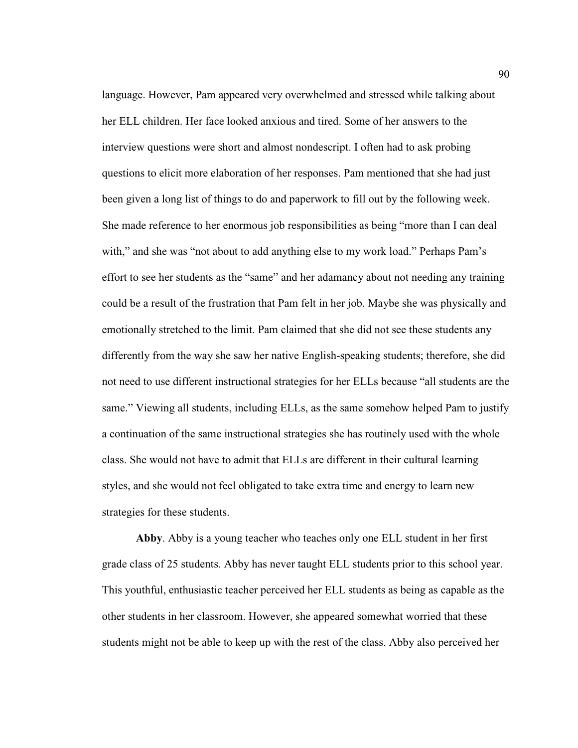language. However, Pam appeared very overwhelmed and stressed while talking about her ELL children. Her face looked anxious and tired. Some of her answers to the interview questions were short and almost nondescript. I often had to ask probing questions to elicit more elaboration of her responses. Pam mentioned that she had just been given a long list of things to do and paperwork to fill out by the following week. She made reference to her enormous job responsibilities as being "more than I can deal with," and she was "not about to add anything else to my work load." Perhaps Pam's effort to see her students as the "same" and her adamancy about not needing any training could be a result of the frustration that Pam felt in her job. Maybe she was physically and emotionally stretched to the limit. Pam claimed that she did not see these students any differently from the way she saw her native English-speaking students; therefore, she did not need to use different instructional strategies for her ELLs because "all students are the same." Viewing all students, including ELLs, as the same somehow helped Pam to justify a continuation of the same instructional strategies she has routinely used with the whole class. She would not have to admit that ELLs are different in their cultural learning styles, and she would not feel obligated to take extra time and energy to learn new strategies for these students.

**Abby**. Abby is a young teacher who teaches only one ELL student in her first grade class of 25 students. Abby has never taught ELL students prior to this school year. This youthful, enthusiastic teacher perceived her ELL students as being as capable as the other students in her classroom. However, she appeared somewhat worried that these students might not be able to keep up with the rest of the class. Abby also perceived her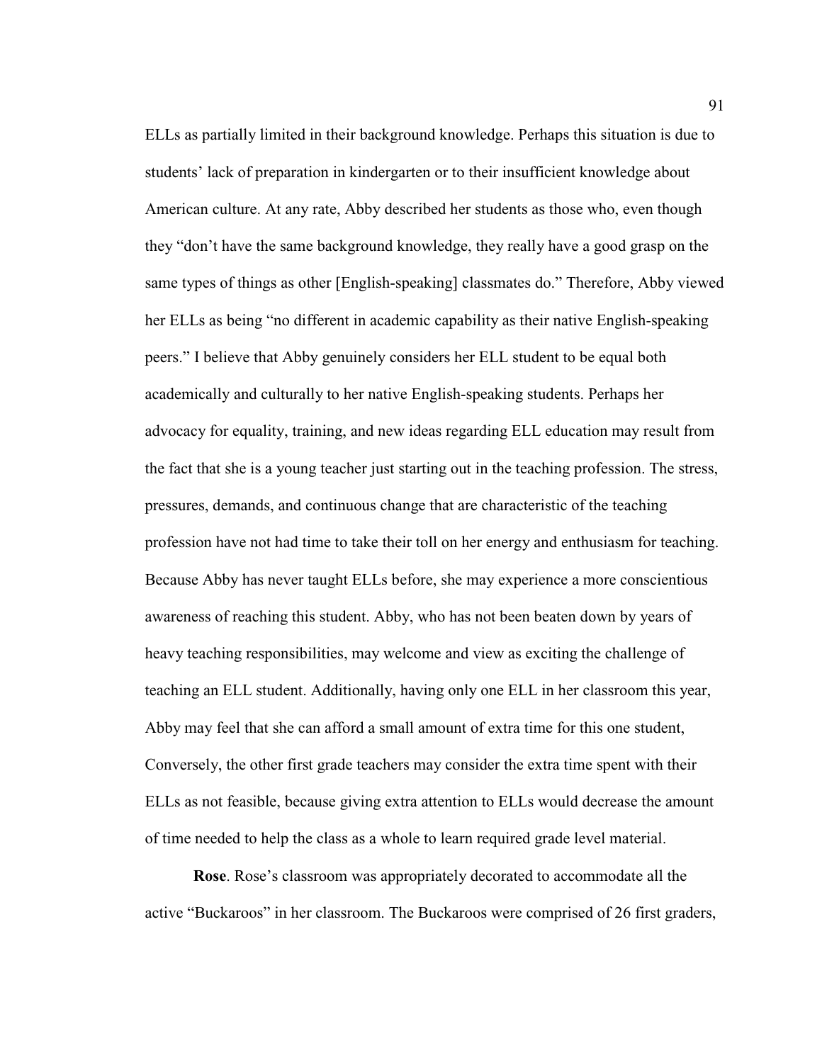ELLs as partially limited in their background knowledge. Perhaps this situation is due to students' lack of preparation in kindergarten or to their insufficient knowledge about American culture. At any rate, Abby described her students as those who, even though they "don't have the same background knowledge, they really have a good grasp on the same types of things as other [English-speaking] classmates do." Therefore, Abby viewed her ELLs as being "no different in academic capability as their native English-speaking peers." I believe that Abby genuinely considers her ELL student to be equal both academically and culturally to her native English-speaking students. Perhaps her advocacy for equality, training, and new ideas regarding ELL education may result from the fact that she is a young teacher just starting out in the teaching profession. The stress, pressures, demands, and continuous change that are characteristic of the teaching profession have not had time to take their toll on her energy and enthusiasm for teaching. Because Abby has never taught ELLs before, she may experience a more conscientious awareness of reaching this student. Abby, who has not been beaten down by years of heavy teaching responsibilities, may welcome and view as exciting the challenge of teaching an ELL student. Additionally, having only one ELL in her classroom this year, Abby may feel that she can afford a small amount of extra time for this one student, Conversely, the other first grade teachers may consider the extra time spent with their ELLs as not feasible, because giving extra attention to ELLs would decrease the amount of time needed to help the class as a whole to learn required grade level material.

**Rose**. Rose's classroom was appropriately decorated to accommodate all the active "Buckaroos" in her classroom. The Buckaroos were comprised of 26 first graders,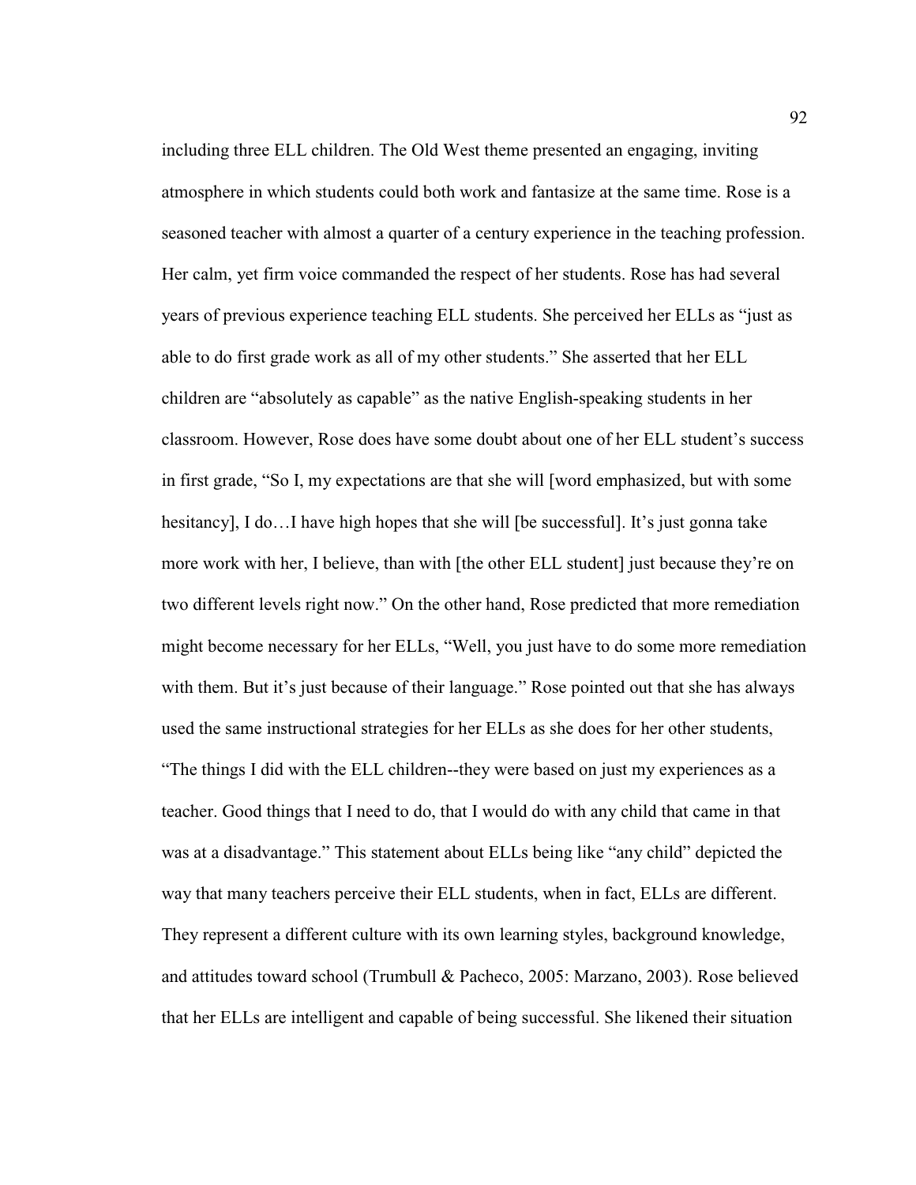including three ELL children. The Old West theme presented an engaging, inviting atmosphere in which students could both work and fantasize at the same time. Rose is a seasoned teacher with almost a quarter of a century experience in the teaching profession. Her calm, yet firm voice commanded the respect of her students. Rose has had several years of previous experience teaching ELL students. She perceived her ELLs as "just as able to do first grade work as all of my other students." She asserted that her ELL children are "absolutely as capable" as the native English-speaking students in her classroom. However, Rose does have some doubt about one of her ELL student's success in first grade, "So I, my expectations are that she will [word emphasized, but with some hesitancy], I do…I have high hopes that she will [be successful]. It's just gonna take more work with her, I believe, than with [the other ELL student] just because they're on two different levels right now." On the other hand, Rose predicted that more remediation might become necessary for her ELLs, "Well, you just have to do some more remediation with them. But it's just because of their language." Rose pointed out that she has always used the same instructional strategies for her ELLs as she does for her other students, "The things I did with the ELL children--they were based on just my experiences as a teacher. Good things that I need to do, that I would do with any child that came in that was at a disadvantage." This statement about ELLs being like "any child" depicted the way that many teachers perceive their ELL students, when in fact, ELLs are different. They represent a different culture with its own learning styles, background knowledge, and attitudes toward school (Trumbull & Pacheco, 2005: Marzano, 2003). Rose believed that her ELLs are intelligent and capable of being successful. She likened their situation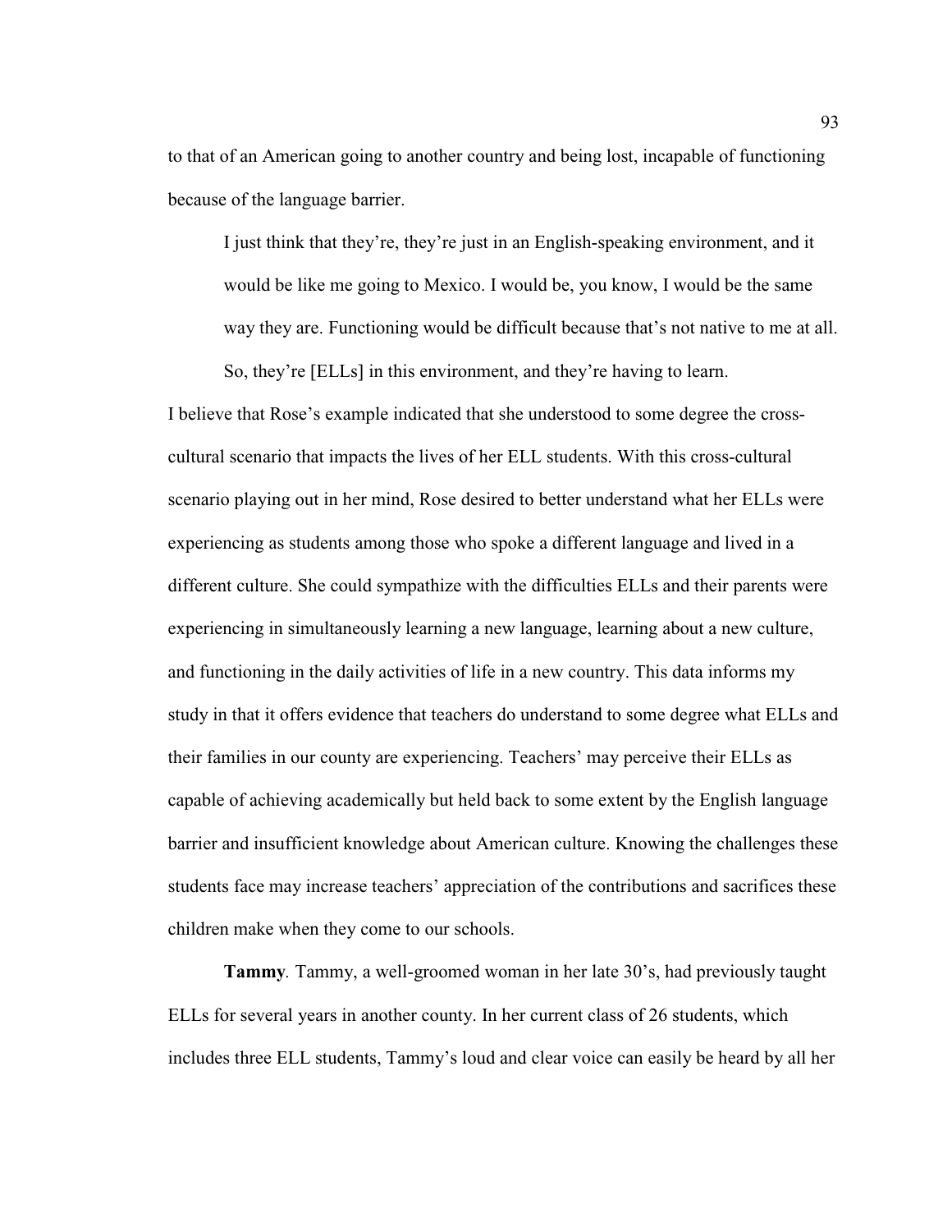to that of an American going to another country and being lost, incapable of functioning because of the language barrier.

> I just think that they're, they're just in an English-speaking environment, and it would be like me going to Mexico. I would be, you know, I would be the same way they are. Functioning would be difficult because that's not native to me at all. So, they're [ELLs] in this environment, and they're having to learn.

I believe that Rose's example indicated that she understood to some degree the cross-cultural scenario that impacts the lives of her ELL students. With this cross-cultural scenario playing out in her mind, Rose desired to better understand what her ELLs were experiencing as students among those who spoke a different language and lived in a different culture. She could sympathize with the difficulties ELLs and their parents were experiencing in simultaneously learning a new language, learning about a new culture, and functioning in the daily activities of life in a new country. This data informs my study in that it offers evidence that teachers do understand to some degree what ELLs and their families in our county are experiencing. Teachers' may perceive their ELLs as capable of achieving academically but held back to some extent by the English language barrier and insufficient knowledge about American culture. Knowing the challenges these students face may increase teachers' appreciation of the contributions and sacrifices these children make when they come to our schools.

**Tammy**. Tammy, a well-groomed woman in her late 30's, had previously taught ELLs for several years in another county. In her current class of 26 students, which includes three ELL students, Tammy's loud and clear voice can easily be heard by all her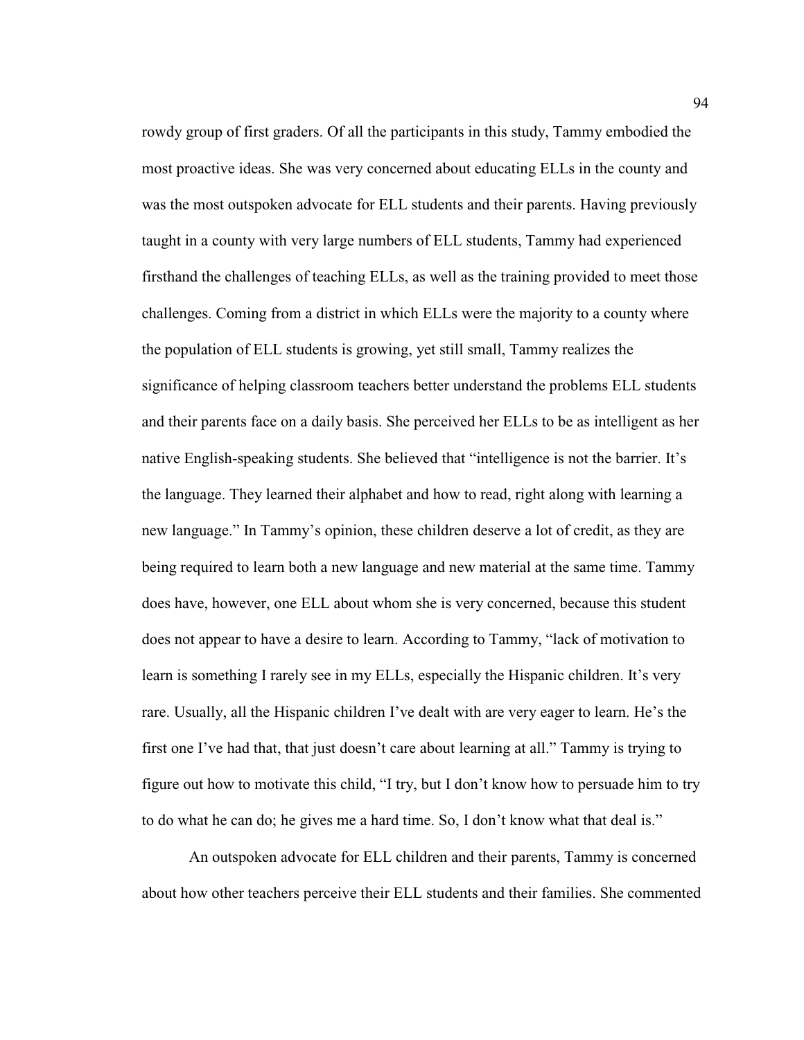rowdy group of first graders. Of all the participants in this study, Tammy embodied the most proactive ideas. She was very concerned about educating ELLs in the county and was the most outspoken advocate for ELL students and their parents. Having previously taught in a county with very large numbers of ELL students, Tammy had experienced firsthand the challenges of teaching ELLs, as well as the training provided to meet those challenges. Coming from a district in which ELLs were the majority to a county where the population of ELL students is growing, yet still small, Tammy realizes the significance of helping classroom teachers better understand the problems ELL students and their parents face on a daily basis. She perceived her ELLs to be as intelligent as her native English-speaking students. She believed that "intelligence is not the barrier. It's the language. They learned their alphabet and how to read, right along with learning a new language." In Tammy's opinion, these children deserve a lot of credit, as they are being required to learn both a new language and new material at the same time. Tammy does have, however, one ELL about whom she is very concerned, because this student does not appear to have a desire to learn. According to Tammy, "lack of motivation to learn is something I rarely see in my ELLs, especially the Hispanic children. It's very rare. Usually, all the Hispanic children I've dealt with are very eager to learn. He's the first one I've had that, that just doesn't care about learning at all." Tammy is trying to figure out how to motivate this child, "I try, but I don't know how to persuade him to try to do what he can do; he gives me a hard time. So, I don't know what that deal is."

An outspoken advocate for ELL children and their parents, Tammy is concerned about how other teachers perceive their ELL students and their families. She commented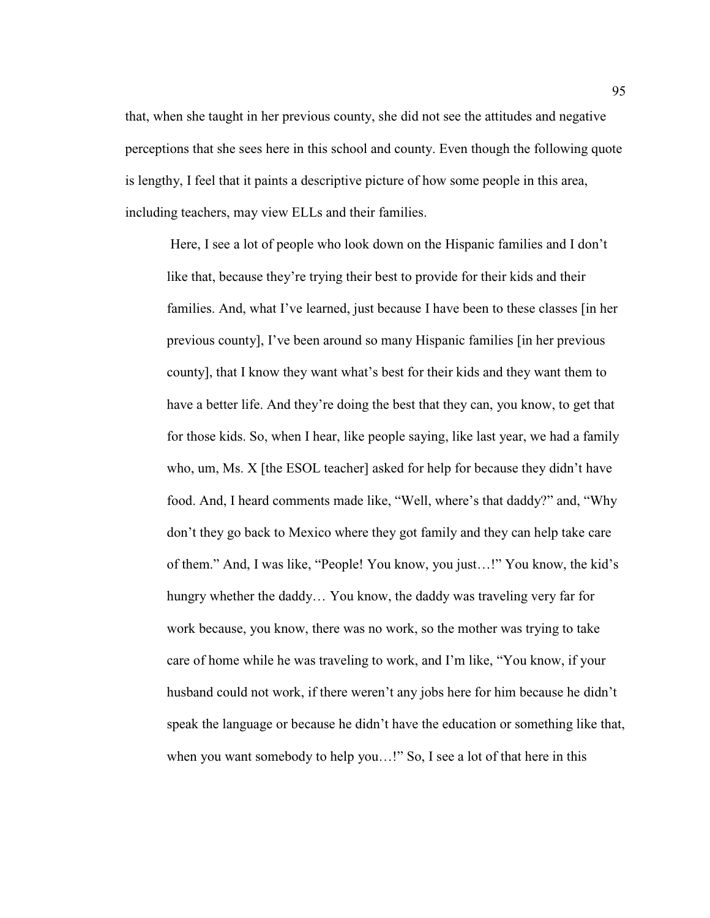that, when she taught in her previous county, she did not see the attitudes and negative perceptions that she sees here in this school and county. Even though the following quote is lengthy, I feel that it paints a descriptive picture of how some people in this area, including teachers, may view ELLs and their families.

> Here, I see a lot of people who look down on the Hispanic families and I don't like that, because they're trying their best to provide for their kids and their families. And, what I've learned, just because I have been to these classes [in her previous county], I've been around so many Hispanic families [in her previous county], that I know they want what's best for their kids and they want them to have a better life. And they're doing the best that they can, you know, to get that for those kids. So, when I hear, like people saying, like last year, we had a family who, um, Ms. X [the ESOL teacher] asked for help for because they didn't have food. And, I heard comments made like, "Well, where's that daddy?" and, "Why don't they go back to Mexico where they got family and they can help take care of them." And, I was like, "People! You know, you just…!" You know, the kid's hungry whether the daddy… You know, the daddy was traveling very far for work because, you know, there was no work, so the mother was trying to take care of home while he was traveling to work, and I'm like, "You know, if your husband could not work, if there weren't any jobs here for him because he didn't speak the language or because he didn't have the education or something like that, when you want somebody to help you…!" So, I see a lot of that here in this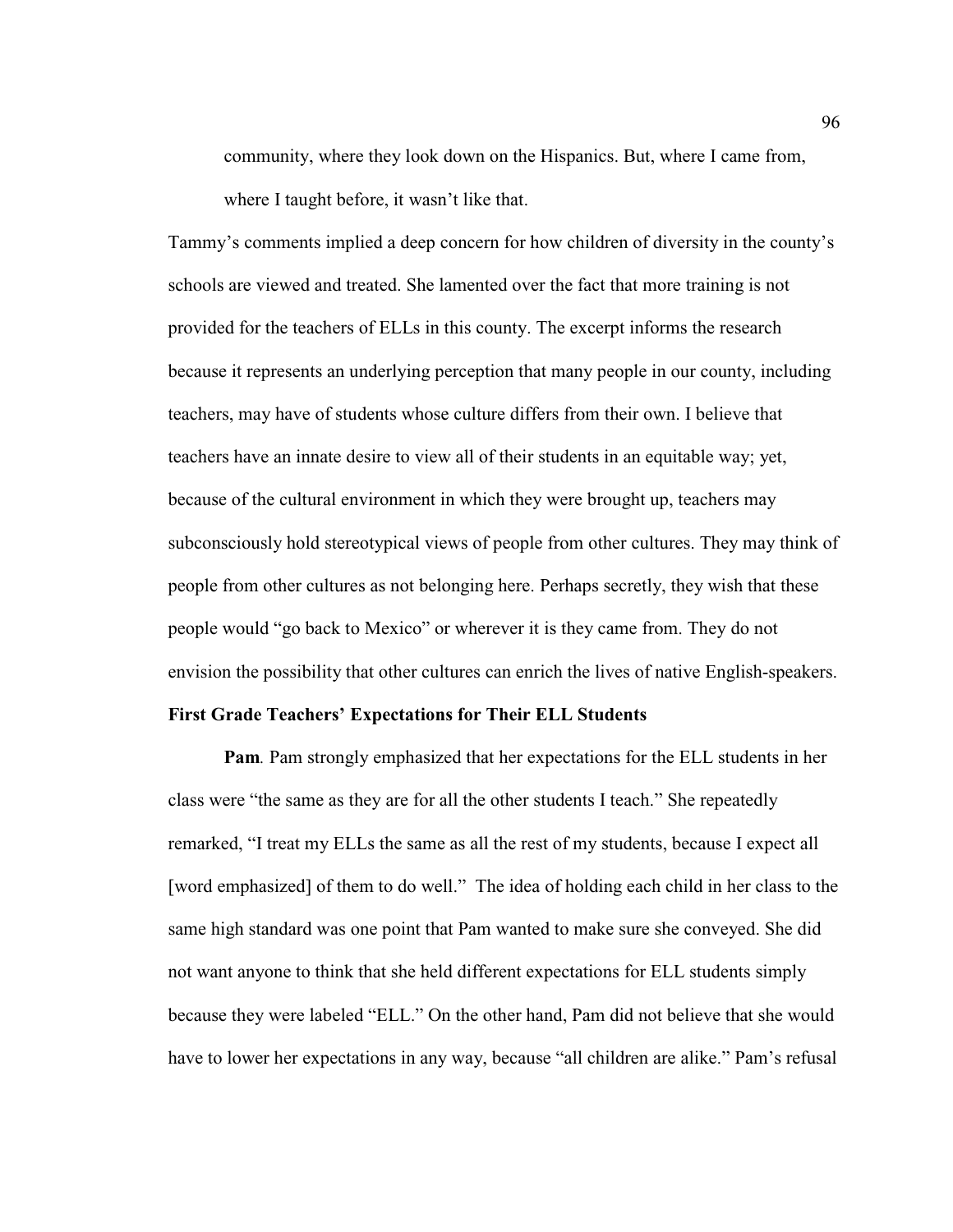> community, where they look down on the Hispanics. But, where I came from, where I taught before, it wasn't like that.

Tammy's comments implied a deep concern for how children of diversity in the county's schools are viewed and treated. She lamented over the fact that more training is not provided for the teachers of ELLs in this county. The excerpt informs the research because it represents an underlying perception that many people in our county, including teachers, may have of students whose culture differs from their own. I believe that teachers have an innate desire to view all of their students in an equitable way; yet, because of the cultural environment in which they were brought up, teachers may subconsciously hold stereotypical views of people from other cultures. They may think of people from other cultures as not belonging here. Perhaps secretly, they wish that these people would "go back to Mexico" or wherever it is they came from. They do not envision the possibility that other cultures can enrich the lives of native English-speakers.

**First Grade Teachers' Expectations for Their ELL Students**

**Pam***.* Pam strongly emphasized that her expectations for the ELL students in her class were "the same as they are for all the other students I teach." She repeatedly remarked, "I treat my ELLs the same as all the rest of my students, because I expect all [word emphasized] of them to do well." The idea of holding each child in her class to the same high standard was one point that Pam wanted to make sure she conveyed. She did not want anyone to think that she held different expectations for ELL students simply because they were labeled "ELL." On the other hand, Pam did not believe that she would have to lower her expectations in any way, because "all children are alike." Pam's refusal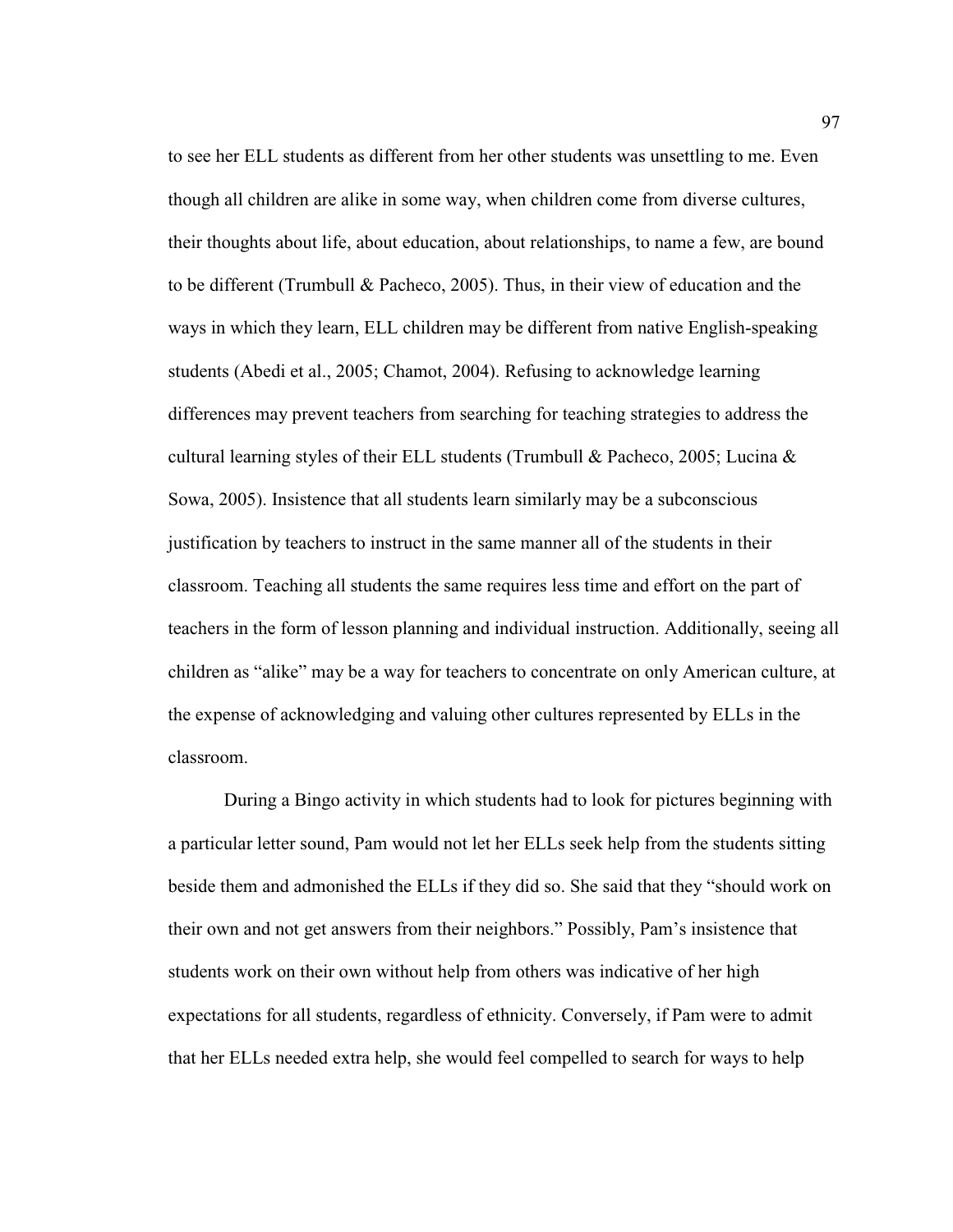to see her ELL students as different from her other students was unsettling to me. Even though all children are alike in some way, when children come from diverse cultures, their thoughts about life, about education, about relationships, to name a few, are bound to be different (Trumbull & Pacheco, 2005). Thus, in their view of education and the ways in which they learn, ELL children may be different from native English-speaking students (Abedi et al., 2005; Chamot, 2004). Refusing to acknowledge learning differences may prevent teachers from searching for teaching strategies to address the cultural learning styles of their ELL students (Trumbull & Pacheco, 2005; Lucina & Sowa, 2005). Insistence that all students learn similarly may be a subconscious justification by teachers to instruct in the same manner all of the students in their classroom. Teaching all students the same requires less time and effort on the part of teachers in the form of lesson planning and individual instruction. Additionally, seeing all children as "alike" may be a way for teachers to concentrate on only American culture, at the expense of acknowledging and valuing other cultures represented by ELLs in the classroom.

During a Bingo activity in which students had to look for pictures beginning with a particular letter sound, Pam would not let her ELLs seek help from the students sitting beside them and admonished the ELLs if they did so. She said that they "should work on their own and not get answers from their neighbors." Possibly, Pam's insistence that students work on their own without help from others was indicative of her high expectations for all students, regardless of ethnicity. Conversely, if Pam were to admit that her ELLs needed extra help, she would feel compelled to search for ways to help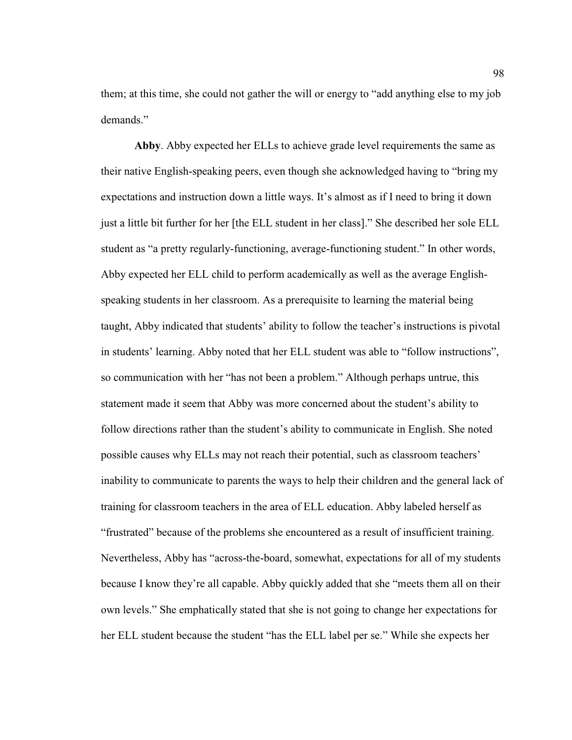them; at this time, she could not gather the will or energy to "add anything else to my job demands."

**Abby**. Abby expected her ELLs to achieve grade level requirements the same as their native English-speaking peers, even though she acknowledged having to "bring my expectations and instruction down a little ways. It's almost as if I need to bring it down just a little bit further for her [the ELL student in her class]." She described her sole ELL student as "a pretty regularly-functioning, average-functioning student." In other words, Abby expected her ELL child to perform academically as well as the average English-speaking students in her classroom. As a prerequisite to learning the material being taught, Abby indicated that students' ability to follow the teacher's instructions is pivotal in students' learning. Abby noted that her ELL student was able to "follow instructions", so communication with her "has not been a problem." Although perhaps untrue, this statement made it seem that Abby was more concerned about the student's ability to follow directions rather than the student's ability to communicate in English. She noted possible causes why ELLs may not reach their potential, such as classroom teachers' inability to communicate to parents the ways to help their children and the general lack of training for classroom teachers in the area of ELL education. Abby labeled herself as "frustrated" because of the problems she encountered as a result of insufficient training. Nevertheless, Abby has "across-the-board, somewhat, expectations for all of my students because I know they're all capable. Abby quickly added that she "meets them all on their own levels." She emphatically stated that she is not going to change her expectations for her ELL student because the student "has the ELL label per se." While she expects her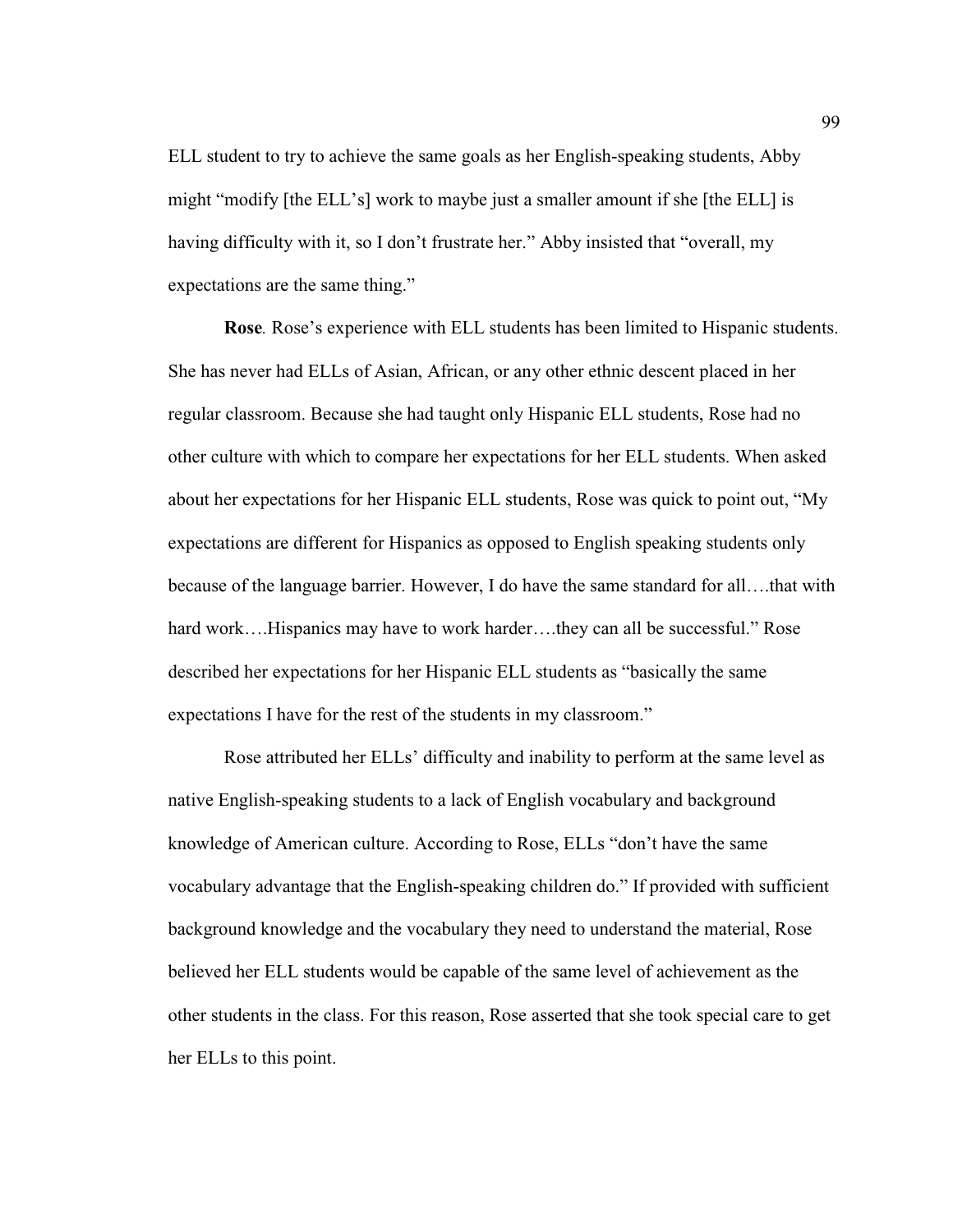ELL student to try to achieve the same goals as her English-speaking students, Abby might "modify [the ELL's] work to maybe just a smaller amount if she [the ELL] is having difficulty with it, so I don't frustrate her." Abby insisted that "overall, my expectations are the same thing."

***Rose*.** Rose's experience with ELL students has been limited to Hispanic students. She has never had ELLs of Asian, African, or any other ethnic descent placed in her regular classroom. Because she had taught only Hispanic ELL students, Rose had no other culture with which to compare her expectations for her ELL students. When asked about her expectations for her Hispanic ELL students, Rose was quick to point out, "My expectations are different for Hispanics as opposed to English speaking students only because of the language barrier. However, I do have the same standard for all….that with hard work….Hispanics may have to work harder….they can all be successful." Rose described her expectations for her Hispanic ELL students as "basically the same expectations I have for the rest of the students in my classroom."

Rose attributed her ELLs' difficulty and inability to perform at the same level as native English-speaking students to a lack of English vocabulary and background knowledge of American culture. According to Rose, ELLs "don't have the same vocabulary advantage that the English-speaking children do." If provided with sufficient background knowledge and the vocabulary they need to understand the material, Rose believed her ELL students would be capable of the same level of achievement as the other students in the class. For this reason, Rose asserted that she took special care to get her ELLs to this point.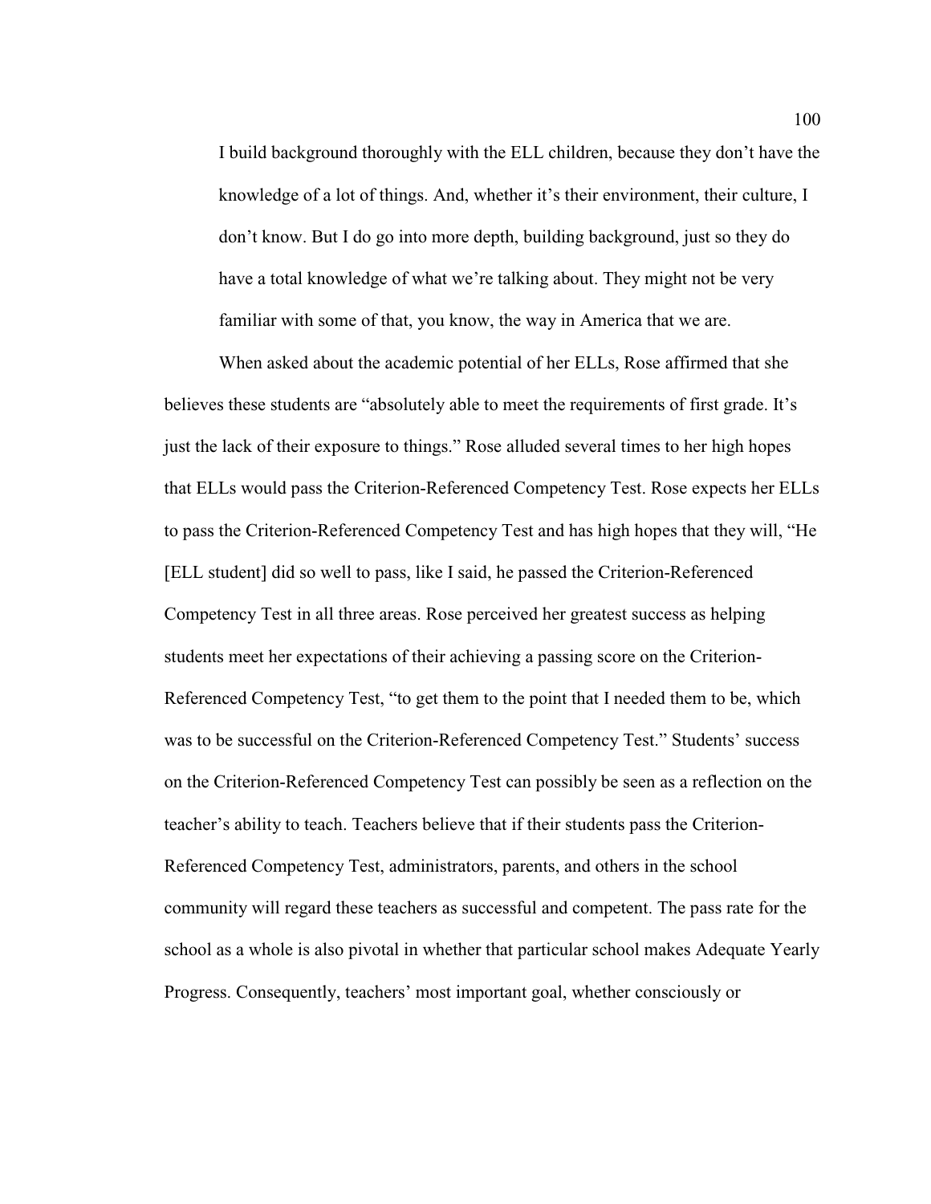> I build background thoroughly with the ELL children, because they don't have the knowledge of a lot of things. And, whether it's their environment, their culture, I don't know. But I do go into more depth, building background, just so they do have a total knowledge of what we're talking about. They might not be very familiar with some of that, you know, the way in America that we are.

When asked about the academic potential of her ELLs, Rose affirmed that she believes these students are "absolutely able to meet the requirements of first grade. It's just the lack of their exposure to things." Rose alluded several times to her high hopes that ELLs would pass the Criterion-Referenced Competency Test. Rose expects her ELLs to pass the Criterion-Referenced Competency Test and has high hopes that they will, "He [ELL student] did so well to pass, like I said, he passed the Criterion-Referenced Competency Test in all three areas. Rose perceived her greatest success as helping students meet her expectations of their achieving a passing score on the Criterion-Referenced Competency Test, "to get them to the point that I needed them to be, which was to be successful on the Criterion-Referenced Competency Test." Students' success on the Criterion-Referenced Competency Test can possibly be seen as a reflection on the teacher's ability to teach. Teachers believe that if their students pass the Criterion-Referenced Competency Test, administrators, parents, and others in the school community will regard these teachers as successful and competent. The pass rate for the school as a whole is also pivotal in whether that particular school makes Adequate Yearly Progress. Consequently, teachers' most important goal, whether consciously or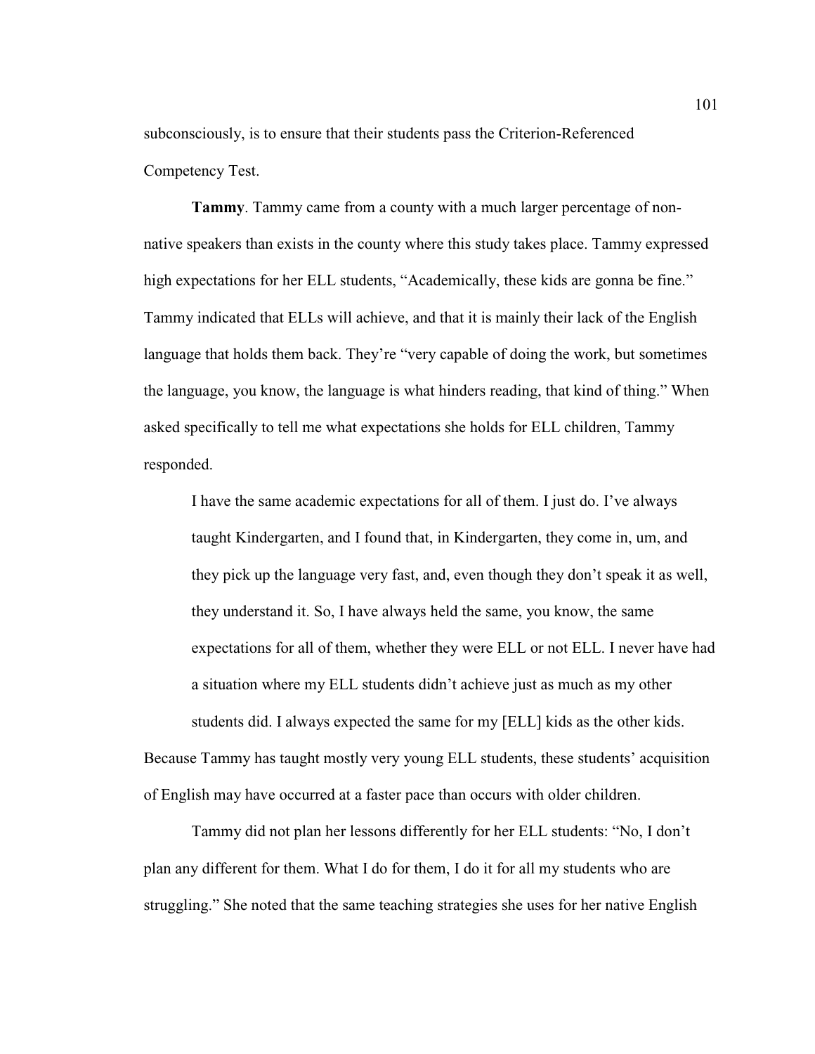subconsciously, is to ensure that their students pass the Criterion-Referenced Competency Test.

**Tammy**. Tammy came from a county with a much larger percentage of non-native speakers than exists in the county where this study takes place. Tammy expressed high expectations for her ELL students, "Academically, these kids are gonna be fine." Tammy indicated that ELLs will achieve, and that it is mainly their lack of the English language that holds them back. They're "very capable of doing the work, but sometimes the language, you know, the language is what hinders reading, that kind of thing." When asked specifically to tell me what expectations she holds for ELL children, Tammy responded.

> I have the same academic expectations for all of them. I just do. I've always taught Kindergarten, and I found that, in Kindergarten, they come in, um, and they pick up the language very fast, and, even though they don't speak it as well, they understand it. So, I have always held the same, you know, the same expectations for all of them, whether they were ELL or not ELL. I never have had a situation where my ELL students didn't achieve just as much as my other students did. I always expected the same for my [ELL] kids as the other kids.

Because Tammy has taught mostly very young ELL students, these students' acquisition of English may have occurred at a faster pace than occurs with older children.

Tammy did not plan her lessons differently for her ELL students: "No, I don't plan any different for them. What I do for them, I do it for all my students who are struggling." She noted that the same teaching strategies she uses for her native English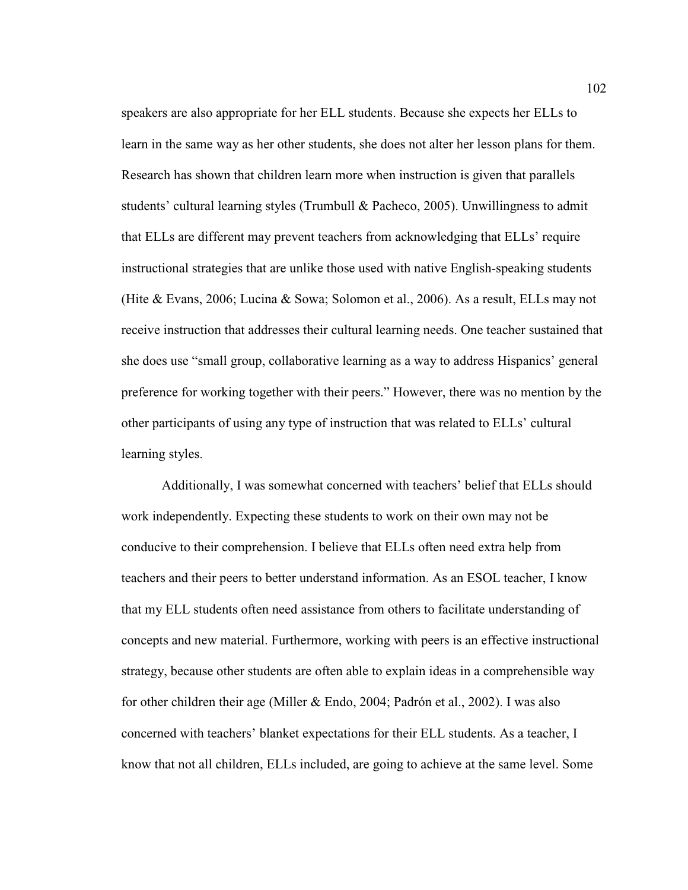speakers are also appropriate for her ELL students. Because she expects her ELLs to learn in the same way as her other students, she does not alter her lesson plans for them. Research has shown that children learn more when instruction is given that parallels students' cultural learning styles (Trumbull & Pacheco, 2005). Unwillingness to admit that ELLs are different may prevent teachers from acknowledging that ELLs' require instructional strategies that are unlike those used with native English-speaking students (Hite & Evans, 2006; Lucina & Sowa; Solomon et al., 2006). As a result, ELLs may not receive instruction that addresses their cultural learning needs. One teacher sustained that she does use "small group, collaborative learning as a way to address Hispanics' general preference for working together with their peers." However, there was no mention by the other participants of using any type of instruction that was related to ELLs' cultural learning styles.

Additionally, I was somewhat concerned with teachers' belief that ELLs should work independently. Expecting these students to work on their own may not be conducive to their comprehension. I believe that ELLs often need extra help from teachers and their peers to better understand information. As an ESOL teacher, I know that my ELL students often need assistance from others to facilitate understanding of concepts and new material. Furthermore, working with peers is an effective instructional strategy, because other students are often able to explain ideas in a comprehensible way for other children their age (Miller & Endo, 2004; Padrón et al., 2002). I was also concerned with teachers' blanket expectations for their ELL students. As a teacher, I know that not all children, ELLs included, are going to achieve at the same level. Some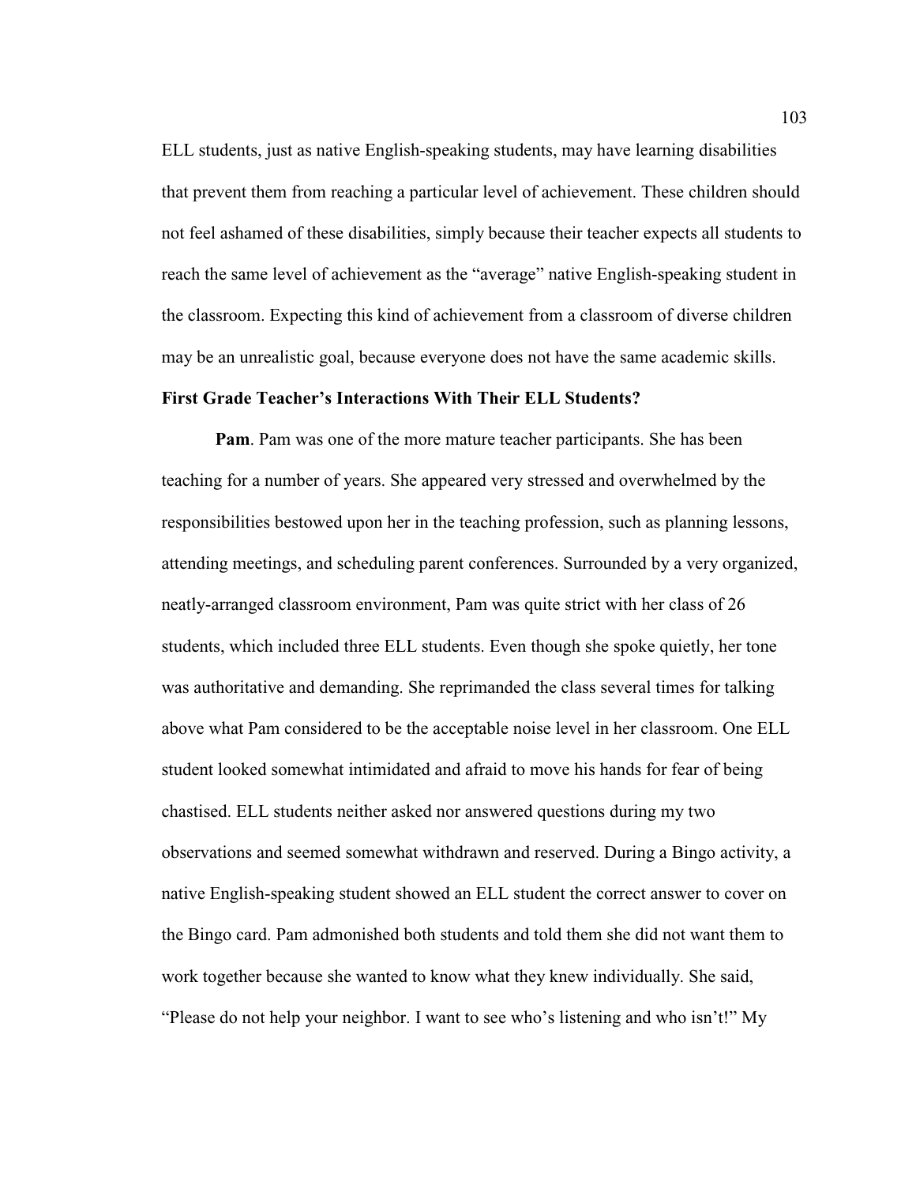ELL students, just as native English-speaking students, may have learning disabilities that prevent them from reaching a particular level of achievement. These children should not feel ashamed of these disabilities, simply because their teacher expects all students to reach the same level of achievement as the "average" native English-speaking student in the classroom. Expecting this kind of achievement from a classroom of diverse children may be an unrealistic goal, because everyone does not have the same academic skills.

### First Grade Teacher's Interactions With Their ELL Students?

**Pam**. Pam was one of the more mature teacher participants. She has been teaching for a number of years. She appeared very stressed and overwhelmed by the responsibilities bestowed upon her in the teaching profession, such as planning lessons, attending meetings, and scheduling parent conferences. Surrounded by a very organized, neatly-arranged classroom environment, Pam was quite strict with her class of 26 students, which included three ELL students. Even though she spoke quietly, her tone was authoritative and demanding. She reprimanded the class several times for talking above what Pam considered to be the acceptable noise level in her classroom. One ELL student looked somewhat intimidated and afraid to move his hands for fear of being chastised. ELL students neither asked nor answered questions during my two observations and seemed somewhat withdrawn and reserved. During a Bingo activity, a native English-speaking student showed an ELL student the correct answer to cover on the Bingo card. Pam admonished both students and told them she did not want them to work together because she wanted to know what they knew individually. She said, "Please do not help your neighbor. I want to see who's listening and who isn't!" My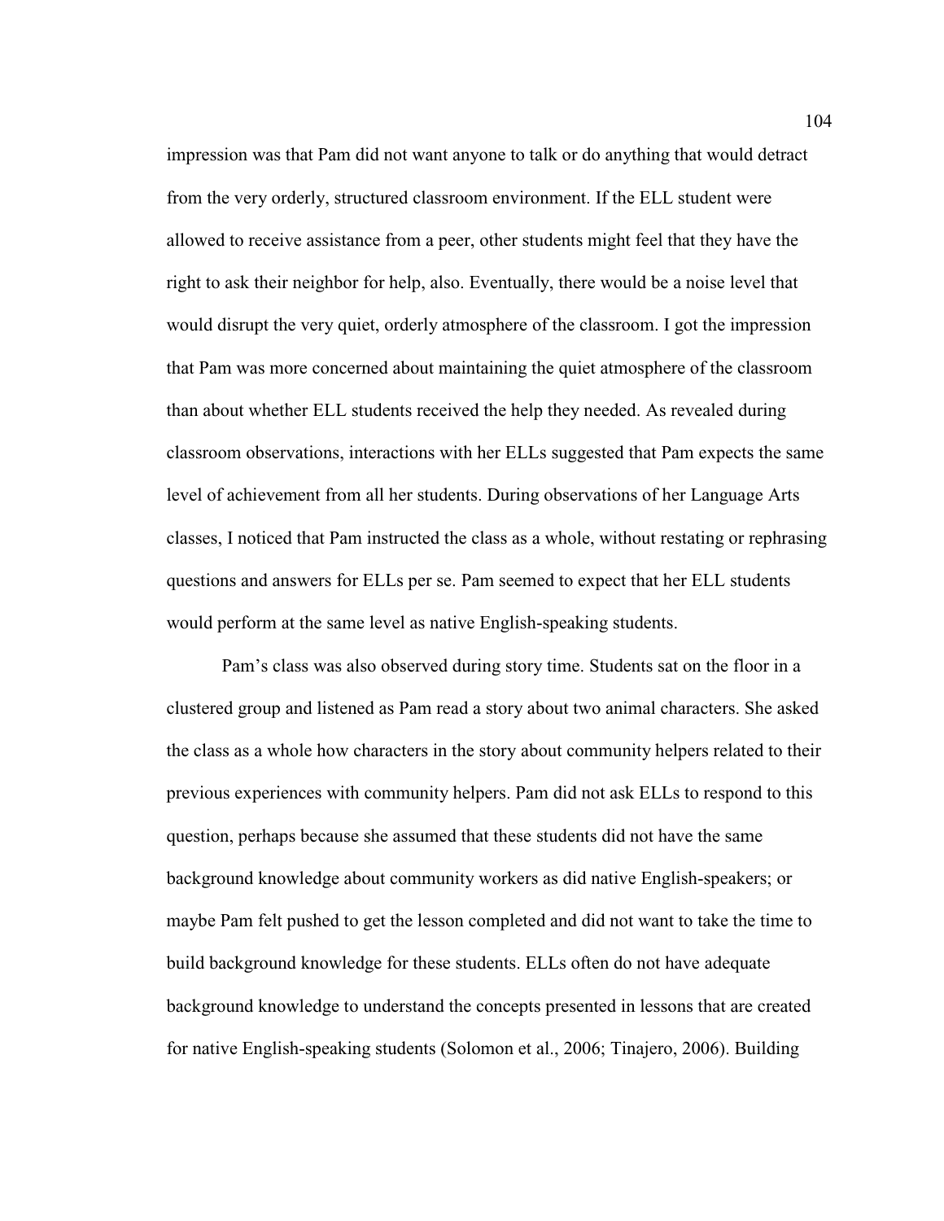impression was that Pam did not want anyone to talk or do anything that would detract from the very orderly, structured classroom environment. If the ELL student were allowed to receive assistance from a peer, other students might feel that they have the right to ask their neighbor for help, also. Eventually, there would be a noise level that would disrupt the very quiet, orderly atmosphere of the classroom. I got the impression that Pam was more concerned about maintaining the quiet atmosphere of the classroom than about whether ELL students received the help they needed. As revealed during classroom observations, interactions with her ELLs suggested that Pam expects the same level of achievement from all her students. During observations of her Language Arts classes, I noticed that Pam instructed the class as a whole, without restating or rephrasing questions and answers for ELLs per se. Pam seemed to expect that her ELL students would perform at the same level as native English-speaking students.

Pam's class was also observed during story time. Students sat on the floor in a clustered group and listened as Pam read a story about two animal characters. She asked the class as a whole how characters in the story about community helpers related to their previous experiences with community helpers. Pam did not ask ELLs to respond to this question, perhaps because she assumed that these students did not have the same background knowledge about community workers as did native English-speakers; or maybe Pam felt pushed to get the lesson completed and did not want to take the time to build background knowledge for these students. ELLs often do not have adequate background knowledge to understand the concepts presented in lessons that are created for native English-speaking students (Solomon et al., 2006; Tinajero, 2006). Building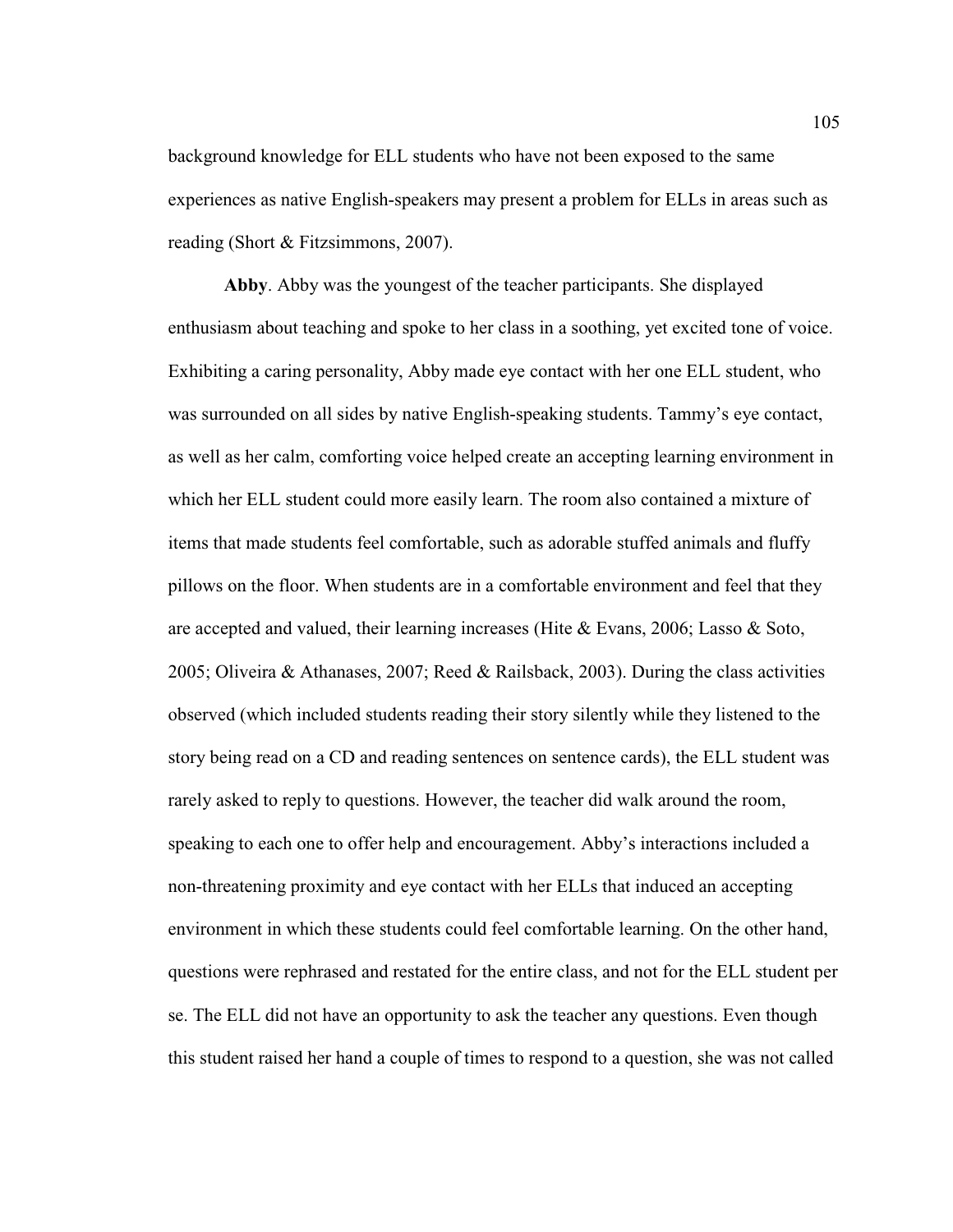background knowledge for ELL students who have not been exposed to the same experiences as native English-speakers may present a problem for ELLs in areas such as reading (Short & Fitzsimmons, 2007).

**Abby**. Abby was the youngest of the teacher participants. She displayed enthusiasm about teaching and spoke to her class in a soothing, yet excited tone of voice. Exhibiting a caring personality, Abby made eye contact with her one ELL student, who was surrounded on all sides by native English-speaking students. Tammy's eye contact, as well as her calm, comforting voice helped create an accepting learning environment in which her ELL student could more easily learn. The room also contained a mixture of items that made students feel comfortable, such as adorable stuffed animals and fluffy pillows on the floor. When students are in a comfortable environment and feel that they are accepted and valued, their learning increases (Hite & Evans, 2006; Lasso & Soto, 2005; Oliveira & Athanases, 2007; Reed & Railsback, 2003). During the class activities observed (which included students reading their story silently while they listened to the story being read on a CD and reading sentences on sentence cards), the ELL student was rarely asked to reply to questions. However, the teacher did walk around the room, speaking to each one to offer help and encouragement. Abby's interactions included a non-threatening proximity and eye contact with her ELLs that induced an accepting environment in which these students could feel comfortable learning. On the other hand, questions were rephrased and restated for the entire class, and not for the ELL student per se. The ELL did not have an opportunity to ask the teacher any questions. Even though this student raised her hand a couple of times to respond to a question, she was not called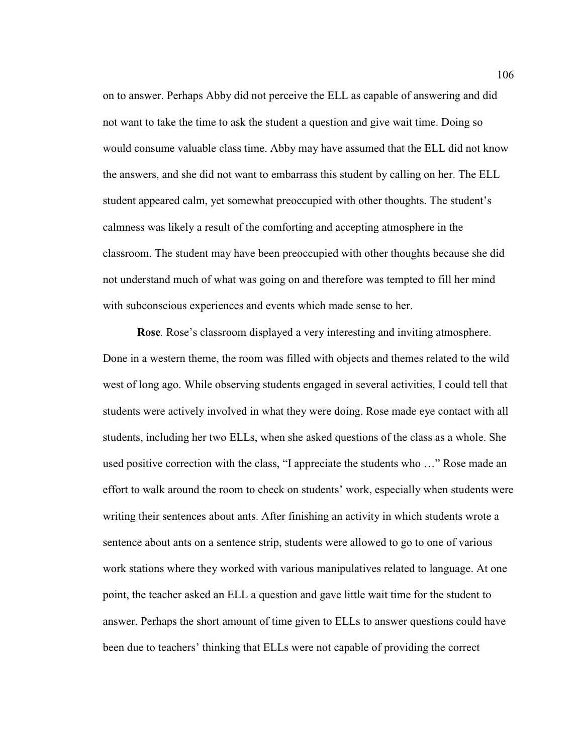on to answer. Perhaps Abby did not perceive the ELL as capable of answering and did not want to take the time to ask the student a question and give wait time. Doing so would consume valuable class time. Abby may have assumed that the ELL did not know the answers, and she did not want to embarrass this student by calling on her. The ELL student appeared calm, yet somewhat preoccupied with other thoughts. The student's calmness was likely a result of the comforting and accepting atmosphere in the classroom. The student may have been preoccupied with other thoughts because she did not understand much of what was going on and therefore was tempted to fill her mind with subconscious experiences and events which made sense to her.

**Rose***.* Rose's classroom displayed a very interesting and inviting atmosphere. Done in a western theme, the room was filled with objects and themes related to the wild west of long ago. While observing students engaged in several activities, I could tell that students were actively involved in what they were doing. Rose made eye contact with all students, including her two ELLs, when she asked questions of the class as a whole. She used positive correction with the class, "I appreciate the students who …" Rose made an effort to walk around the room to check on students' work, especially when students were writing their sentences about ants. After finishing an activity in which students wrote a sentence about ants on a sentence strip, students were allowed to go to one of various work stations where they worked with various manipulatives related to language. At one point, the teacher asked an ELL a question and gave little wait time for the student to answer. Perhaps the short amount of time given to ELLs to answer questions could have been due to teachers' thinking that ELLs were not capable of providing the correct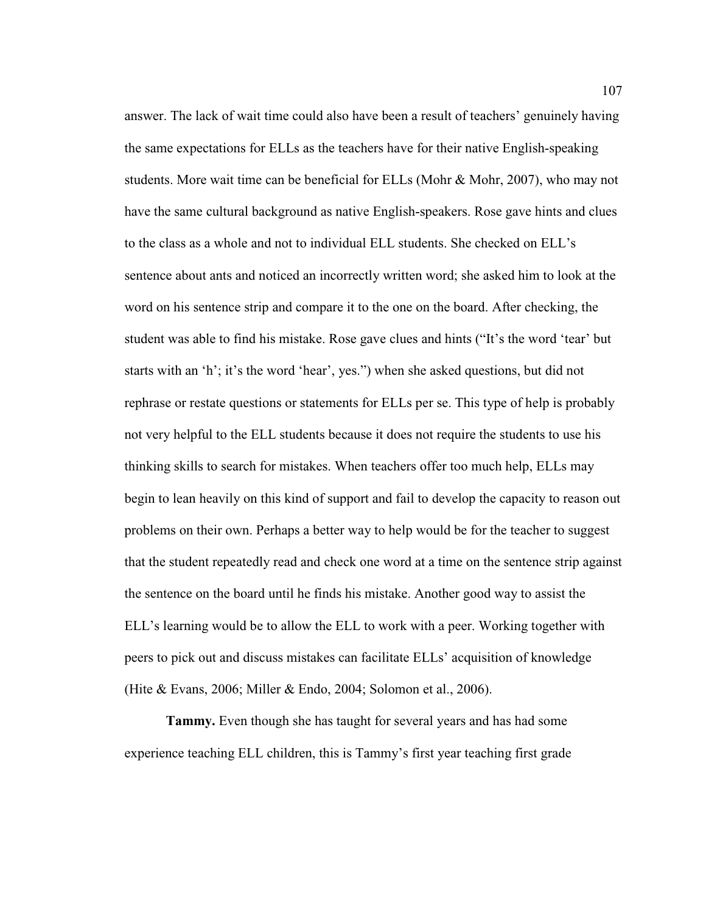answer. The lack of wait time could also have been a result of teachers' genuinely having the same expectations for ELLs as the teachers have for their native English-speaking students. More wait time can be beneficial for ELLs (Mohr & Mohr, 2007), who may not have the same cultural background as native English-speakers. Rose gave hints and clues to the class as a whole and not to individual ELL students. She checked on ELL's sentence about ants and noticed an incorrectly written word; she asked him to look at the word on his sentence strip and compare it to the one on the board. After checking, the student was able to find his mistake. Rose gave clues and hints ("It's the word 'tear' but starts with an 'h'; it's the word 'hear', yes.") when she asked questions, but did not rephrase or restate questions or statements for ELLs per se. This type of help is probably not very helpful to the ELL students because it does not require the students to use his thinking skills to search for mistakes. When teachers offer too much help, ELLs may begin to lean heavily on this kind of support and fail to develop the capacity to reason out problems on their own. Perhaps a better way to help would be for the teacher to suggest that the student repeatedly read and check one word at a time on the sentence strip against the sentence on the board until he finds his mistake. Another good way to assist the ELL's learning would be to allow the ELL to work with a peer. Working together with peers to pick out and discuss mistakes can facilitate ELLs' acquisition of knowledge (Hite & Evans, 2006; Miller & Endo, 2004; Solomon et al., 2006).

**Tammy.** Even though she has taught for several years and has had some experience teaching ELL children, this is Tammy's first year teaching first grade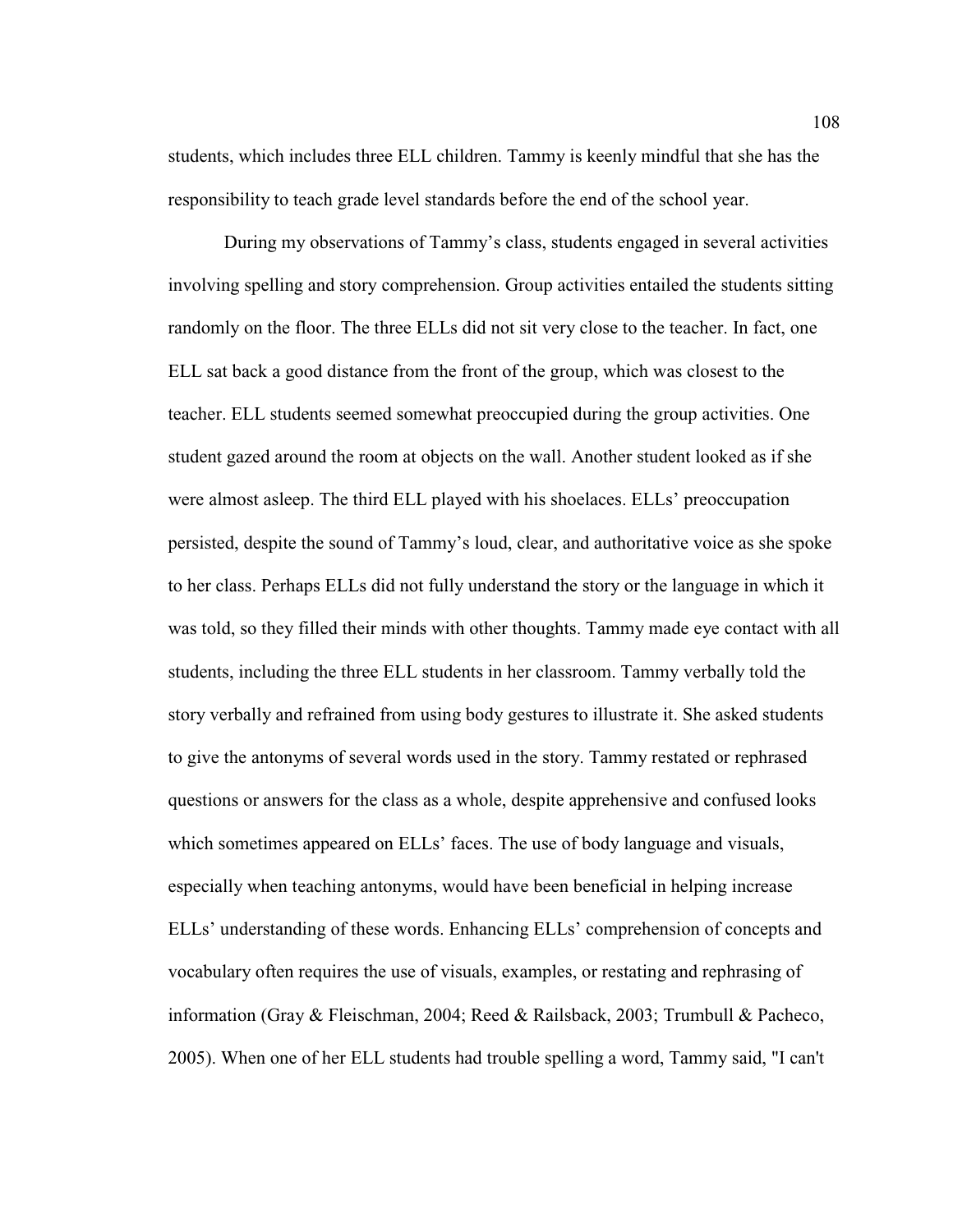students, which includes three ELL children. Tammy is keenly mindful that she has the responsibility to teach grade level standards before the end of the school year.

During my observations of Tammy's class, students engaged in several activities involving spelling and story comprehension. Group activities entailed the students sitting randomly on the floor. The three ELLs did not sit very close to the teacher. In fact, one ELL sat back a good distance from the front of the group, which was closest to the teacher. ELL students seemed somewhat preoccupied during the group activities. One student gazed around the room at objects on the wall. Another student looked as if she were almost asleep. The third ELL played with his shoelaces. ELLs' preoccupation persisted, despite the sound of Tammy's loud, clear, and authoritative voice as she spoke to her class. Perhaps ELLs did not fully understand the story or the language in which it was told, so they filled their minds with other thoughts. Tammy made eye contact with all students, including the three ELL students in her classroom. Tammy verbally told the story verbally and refrained from using body gestures to illustrate it. She asked students to give the antonyms of several words used in the story. Tammy restated or rephrased questions or answers for the class as a whole, despite apprehensive and confused looks which sometimes appeared on ELLs' faces. The use of body language and visuals, especially when teaching antonyms, would have been beneficial in helping increase ELLs' understanding of these words. Enhancing ELLs' comprehension of concepts and vocabulary often requires the use of visuals, examples, or restating and rephrasing of information (Gray & Fleischman, 2004; Reed & Railsback, 2003; Trumbull & Pacheco, 2005). When one of her ELL students had trouble spelling a word, Tammy said, "I can't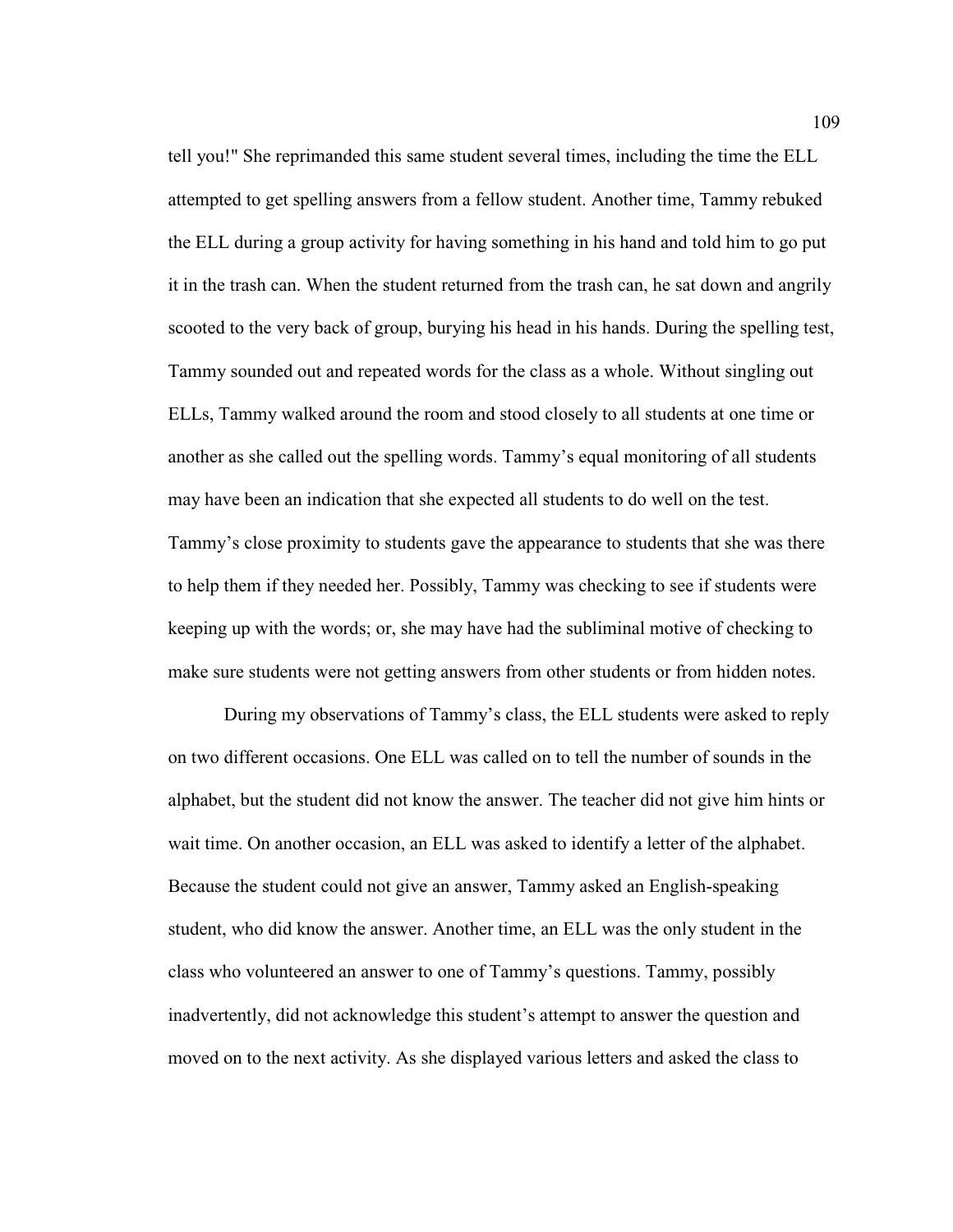tell you!" She reprimanded this same student several times, including the time the ELL attempted to get spelling answers from a fellow student. Another time, Tammy rebuked the ELL during a group activity for having something in his hand and told him to go put it in the trash can. When the student returned from the trash can, he sat down and angrily scooted to the very back of group, burying his head in his hands. During the spelling test, Tammy sounded out and repeated words for the class as a whole. Without singling out ELLs, Tammy walked around the room and stood closely to all students at one time or another as she called out the spelling words. Tammy's equal monitoring of all students may have been an indication that she expected all students to do well on the test. Tammy's close proximity to students gave the appearance to students that she was there to help them if they needed her. Possibly, Tammy was checking to see if students were keeping up with the words; or, she may have had the subliminal motive of checking to make sure students were not getting answers from other students or from hidden notes.

During my observations of Tammy's class, the ELL students were asked to reply on two different occasions. One ELL was called on to tell the number of sounds in the alphabet, but the student did not know the answer. The teacher did not give him hints or wait time. On another occasion, an ELL was asked to identify a letter of the alphabet. Because the student could not give an answer, Tammy asked an English-speaking student, who did know the answer. Another time, an ELL was the only student in the class who volunteered an answer to one of Tammy's questions. Tammy, possibly inadvertently, did not acknowledge this student's attempt to answer the question and moved on to the next activity. As she displayed various letters and asked the class to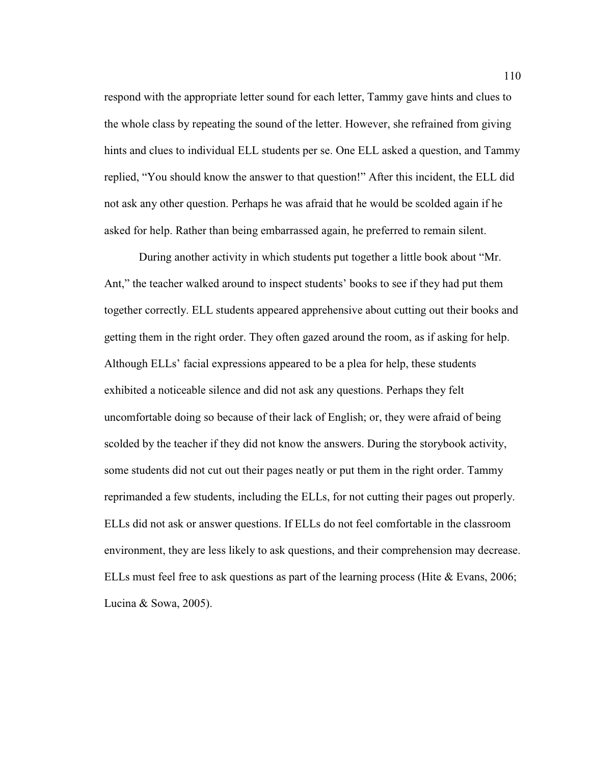respond with the appropriate letter sound for each letter, Tammy gave hints and clues to the whole class by repeating the sound of the letter. However, she refrained from giving hints and clues to individual ELL students per se. One ELL asked a question, and Tammy replied, "You should know the answer to that question!" After this incident, the ELL did not ask any other question. Perhaps he was afraid that he would be scolded again if he asked for help. Rather than being embarrassed again, he preferred to remain silent.

During another activity in which students put together a little book about "Mr. Ant," the teacher walked around to inspect students' books to see if they had put them together correctly. ELL students appeared apprehensive about cutting out their books and getting them in the right order. They often gazed around the room, as if asking for help. Although ELLs' facial expressions appeared to be a plea for help, these students exhibited a noticeable silence and did not ask any questions. Perhaps they felt uncomfortable doing so because of their lack of English; or, they were afraid of being scolded by the teacher if they did not know the answers. During the storybook activity, some students did not cut out their pages neatly or put them in the right order. Tammy reprimanded a few students, including the ELLs, for not cutting their pages out properly. ELLs did not ask or answer questions. If ELLs do not feel comfortable in the classroom environment, they are less likely to ask questions, and their comprehension may decrease. ELLs must feel free to ask questions as part of the learning process (Hite & Evans, 2006; Lucina & Sowa, 2005).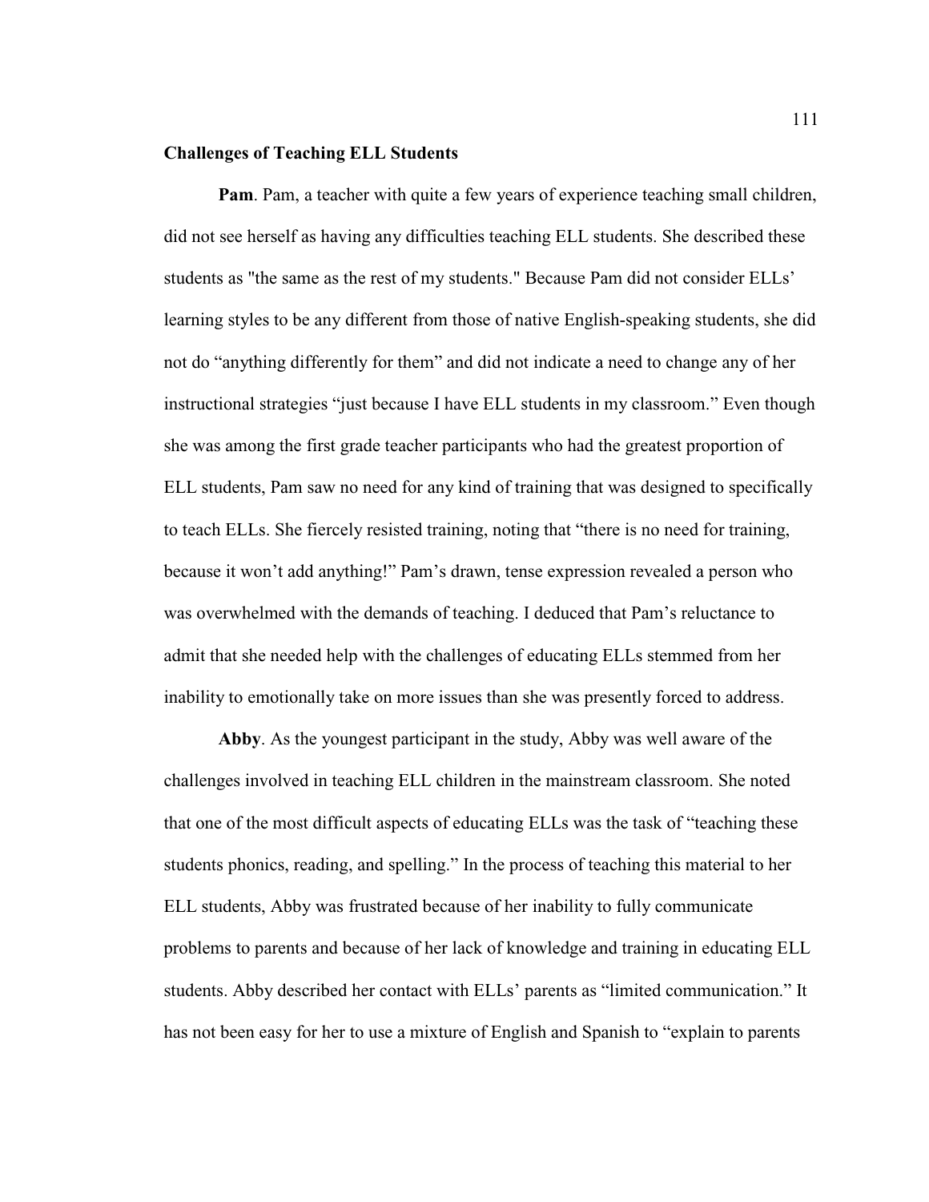**Challenges of Teaching ELL Students**

**Pam**. Pam, a teacher with quite a few years of experience teaching small children, did not see herself as having any difficulties teaching ELL students. She described these students as "the same as the rest of my students." Because Pam did not consider ELLs' learning styles to be any different from those of native English-speaking students, she did not do "anything differently for them" and did not indicate a need to change any of her instructional strategies "just because I have ELL students in my classroom." Even though she was among the first grade teacher participants who had the greatest proportion of ELL students, Pam saw no need for any kind of training that was designed to specifically to teach ELLs. She fiercely resisted training, noting that "there is no need for training, because it won't add anything!" Pam's drawn, tense expression revealed a person who was overwhelmed with the demands of teaching. I deduced that Pam's reluctance to admit that she needed help with the challenges of educating ELLs stemmed from her inability to emotionally take on more issues than she was presently forced to address.

**Abby**. As the youngest participant in the study, Abby was well aware of the challenges involved in teaching ELL children in the mainstream classroom. She noted that one of the most difficult aspects of educating ELLs was the task of "teaching these students phonics, reading, and spelling." In the process of teaching this material to her ELL students, Abby was frustrated because of her inability to fully communicate problems to parents and because of her lack of knowledge and training in educating ELL students. Abby described her contact with ELLs' parents as "limited communication." It has not been easy for her to use a mixture of English and Spanish to "explain to parents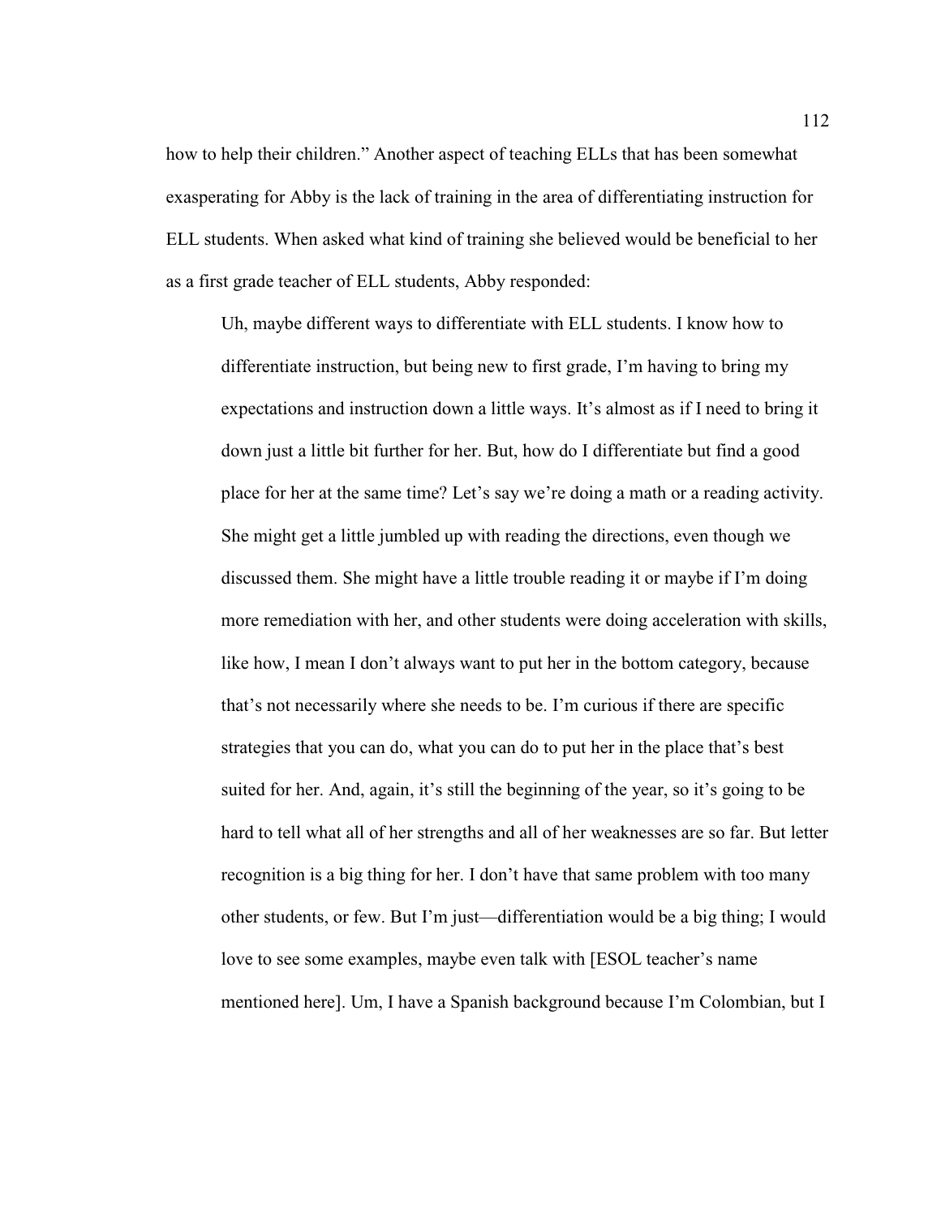how to help their children." Another aspect of teaching ELLs that has been somewhat exasperating for Abby is the lack of training in the area of differentiating instruction for ELL students. When asked what kind of training she believed would be beneficial to her as a first grade teacher of ELL students, Abby responded:

> Uh, maybe different ways to differentiate with ELL students. I know how to differentiate instruction, but being new to first grade, I'm having to bring my expectations and instruction down a little ways. It's almost as if I need to bring it down just a little bit further for her. But, how do I differentiate but find a good place for her at the same time? Let's say we're doing a math or a reading activity. She might get a little jumbled up with reading the directions, even though we discussed them. She might have a little trouble reading it or maybe if I'm doing more remediation with her, and other students were doing acceleration with skills, like how, I mean I don't always want to put her in the bottom category, because that's not necessarily where she needs to be. I'm curious if there are specific strategies that you can do, what you can do to put her in the place that's best suited for her. And, again, it's still the beginning of the year, so it's going to be hard to tell what all of her strengths and all of her weaknesses are so far. But letter recognition is a big thing for her. I don't have that same problem with too many other students, or few. But I'm just—differentiation would be a big thing; I would love to see some examples, maybe even talk with [ESOL teacher's name mentioned here]. Um, I have a Spanish background because I'm Colombian, but I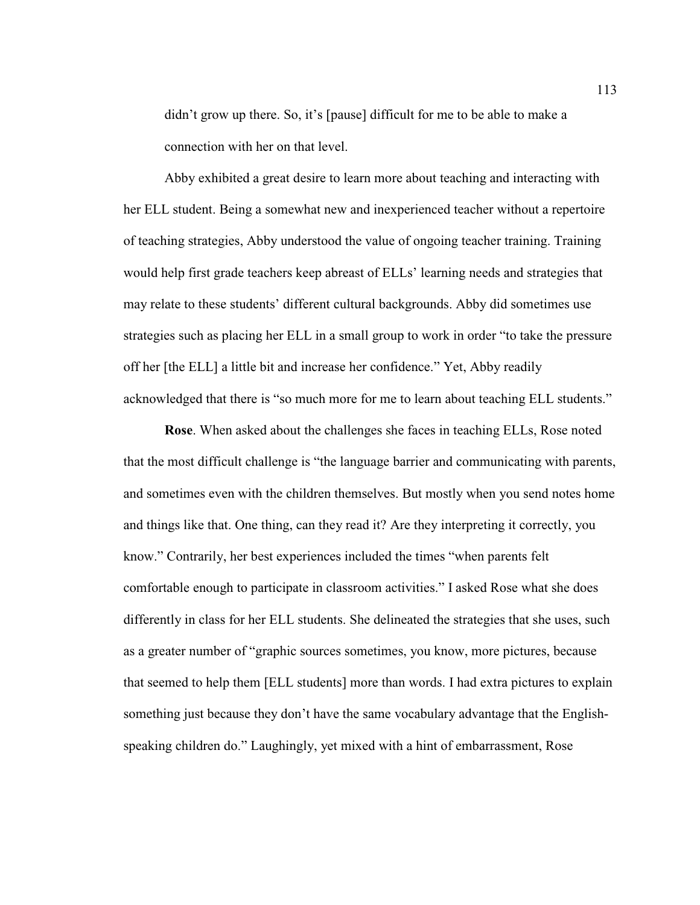> didn't grow up there. So, it's [pause] difficult for me to be able to make a connection with her on that level.

Abby exhibited a great desire to learn more about teaching and interacting with her ELL student. Being a somewhat new and inexperienced teacher without a repertoire of teaching strategies, Abby understood the value of ongoing teacher training. Training would help first grade teachers keep abreast of ELLs' learning needs and strategies that may relate to these students' different cultural backgrounds. Abby did sometimes use strategies such as placing her ELL in a small group to work in order "to take the pressure off her [the ELL] a little bit and increase her confidence." Yet, Abby readily acknowledged that there is "so much more for me to learn about teaching ELL students."

**Rose**. When asked about the challenges she faces in teaching ELLs, Rose noted that the most difficult challenge is "the language barrier and communicating with parents, and sometimes even with the children themselves. But mostly when you send notes home and things like that. One thing, can they read it? Are they interpreting it correctly, you know." Contrarily, her best experiences included the times "when parents felt comfortable enough to participate in classroom activities." I asked Rose what she does differently in class for her ELL students. She delineated the strategies that she uses, such as a greater number of "graphic sources sometimes, you know, more pictures, because that seemed to help them [ELL students] more than words. I had extra pictures to explain something just because they don't have the same vocabulary advantage that the English-speaking children do." Laughingly, yet mixed with a hint of embarrassment, Rose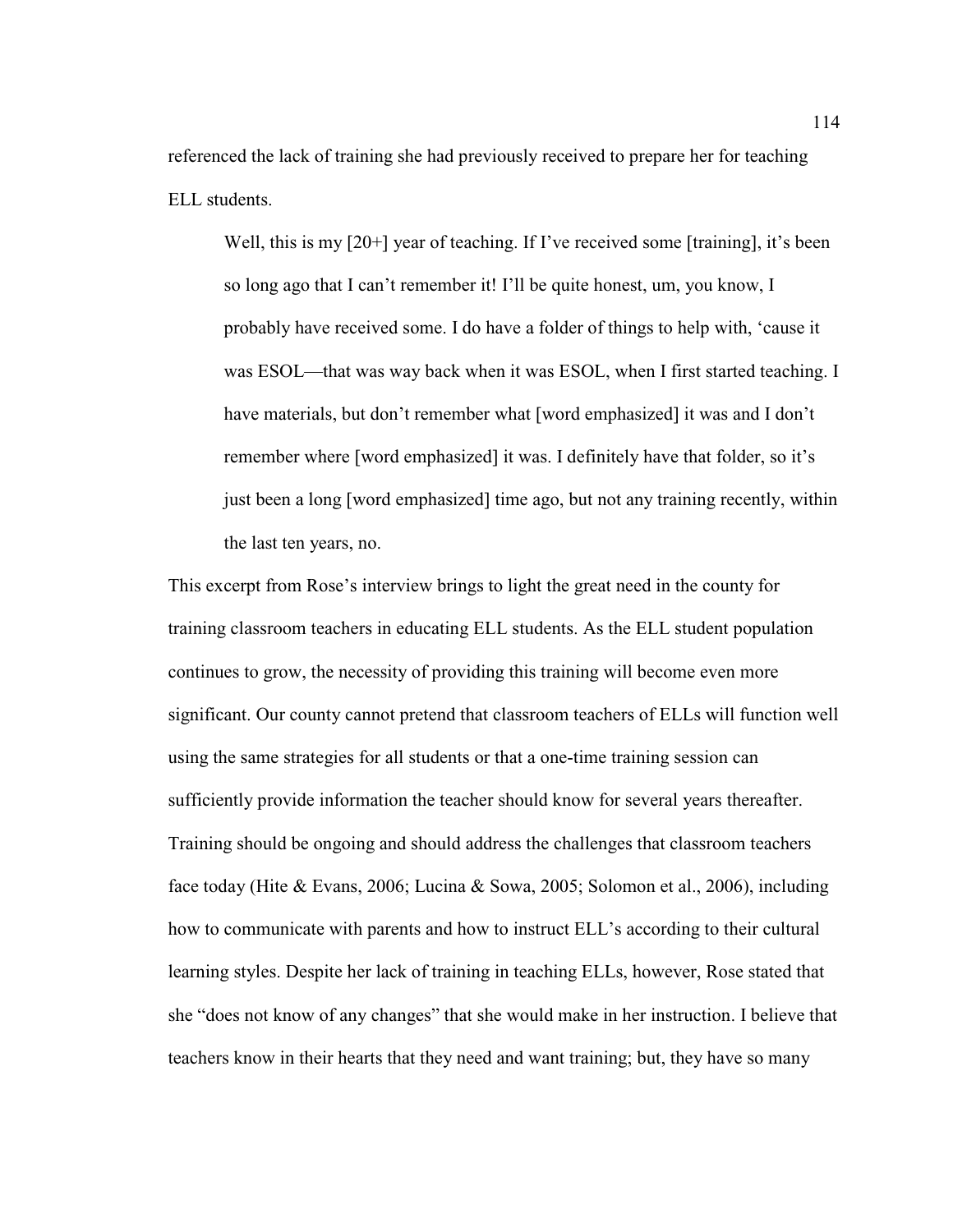referenced the lack of training she had previously received to prepare her for teaching ELL students.

> Well, this is my [20+] year of teaching. If I've received some [training], it's been so long ago that I can't remember it! I'll be quite honest, um, you know, I probably have received some. I do have a folder of things to help with, 'cause it was ESOL—that was way back when it was ESOL, when I first started teaching. I have materials, but don't remember what [word emphasized] it was and I don't remember where [word emphasized] it was. I definitely have that folder, so it's just been a long [word emphasized] time ago, but not any training recently, within the last ten years, no.

This excerpt from Rose's interview brings to light the great need in the county for training classroom teachers in educating ELL students. As the ELL student population continues to grow, the necessity of providing this training will become even more significant. Our county cannot pretend that classroom teachers of ELLs will function well using the same strategies for all students or that a one-time training session can sufficiently provide information the teacher should know for several years thereafter. Training should be ongoing and should address the challenges that classroom teachers face today (Hite & Evans, 2006; Lucina & Sowa, 2005; Solomon et al., 2006), including how to communicate with parents and how to instruct ELL's according to their cultural learning styles. Despite her lack of training in teaching ELLs, however, Rose stated that she "does not know of any changes" that she would make in her instruction. I believe that teachers know in their hearts that they need and want training; but, they have so many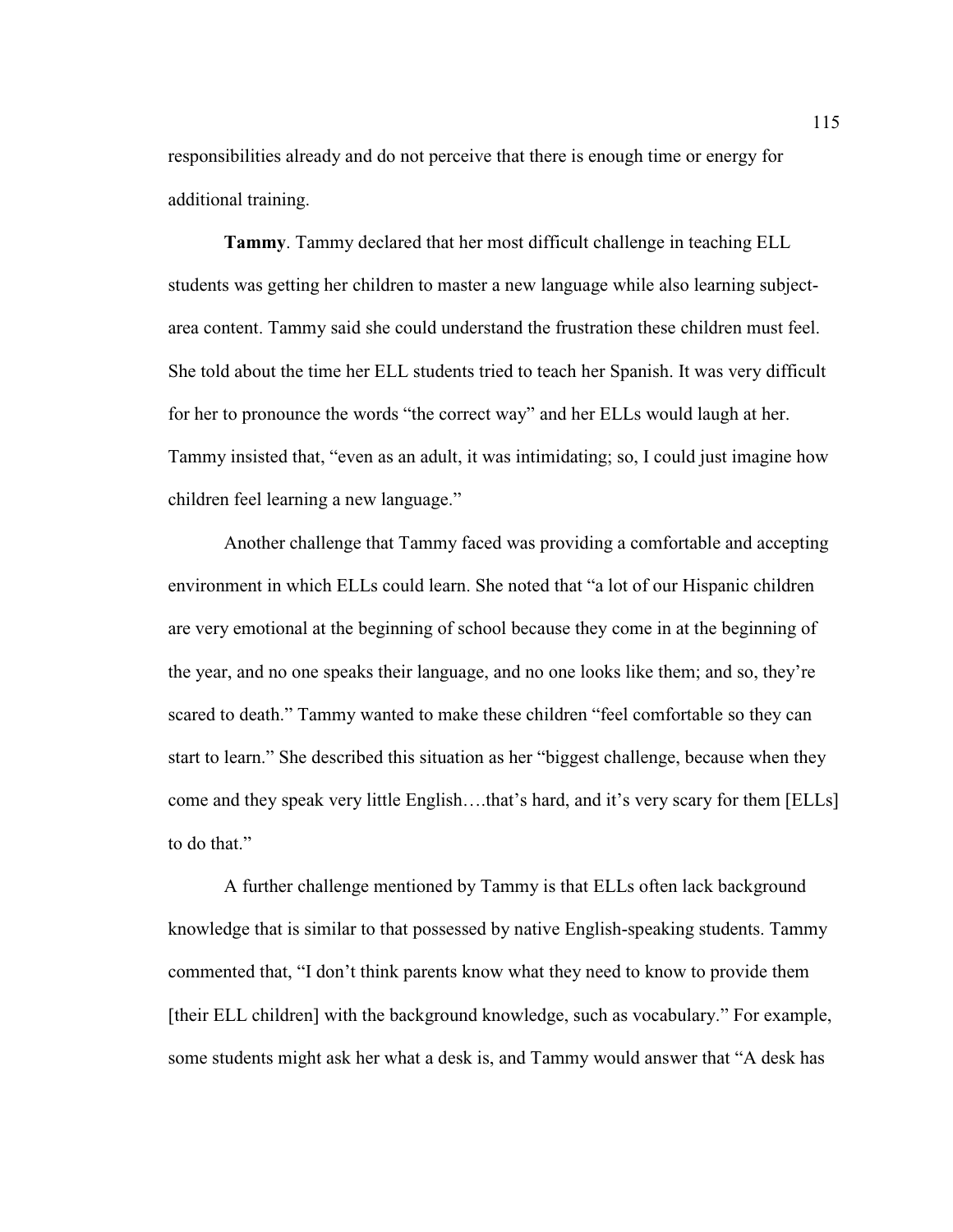responsibilities already and do not perceive that there is enough time or energy for additional training.

**Tammy**. Tammy declared that her most difficult challenge in teaching ELL students was getting her children to master a new language while also learning subject-area content. Tammy said she could understand the frustration these children must feel. She told about the time her ELL students tried to teach her Spanish. It was very difficult for her to pronounce the words "the correct way" and her ELLs would laugh at her. Tammy insisted that, "even as an adult, it was intimidating; so, I could just imagine how children feel learning a new language."

Another challenge that Tammy faced was providing a comfortable and accepting environment in which ELLs could learn. She noted that "a lot of our Hispanic children are very emotional at the beginning of school because they come in at the beginning of the year, and no one speaks their language, and no one looks like them; and so, they're scared to death." Tammy wanted to make these children "feel comfortable so they can start to learn." She described this situation as her "biggest challenge, because when they come and they speak very little English….that's hard, and it's very scary for them [ELLs] to do that."

A further challenge mentioned by Tammy is that ELLs often lack background knowledge that is similar to that possessed by native English-speaking students. Tammy commented that, "I don't think parents know what they need to know to provide them [their ELL children] with the background knowledge, such as vocabulary." For example, some students might ask her what a desk is, and Tammy would answer that "A desk has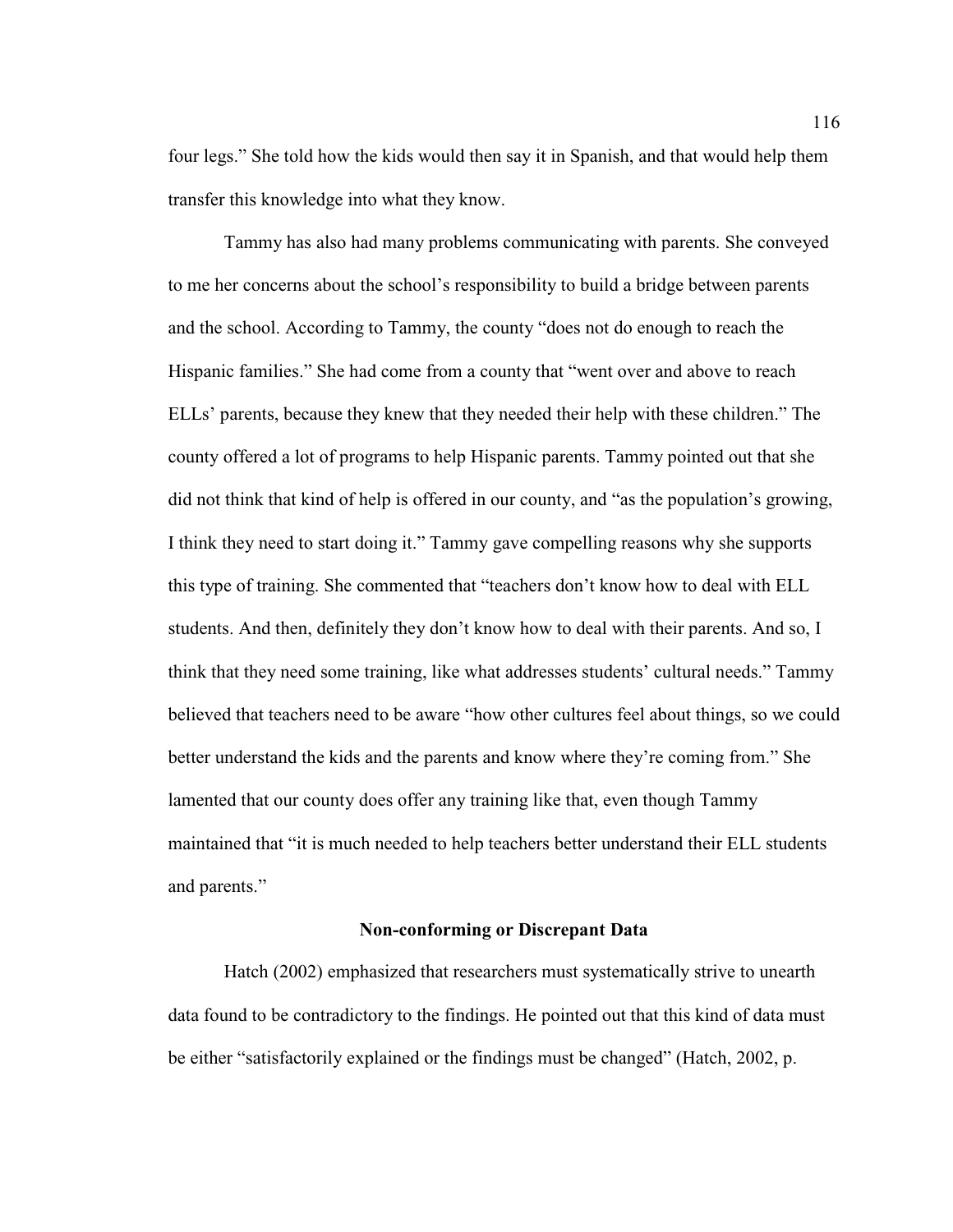four legs." She told how the kids would then say it in Spanish, and that would help them transfer this knowledge into what they know.

Tammy has also had many problems communicating with parents. She conveyed to me her concerns about the school's responsibility to build a bridge between parents and the school. According to Tammy, the county "does not do enough to reach the Hispanic families." She had come from a county that "went over and above to reach ELLs' parents, because they knew that they needed their help with these children." The county offered a lot of programs to help Hispanic parents. Tammy pointed out that she did not think that kind of help is offered in our county, and "as the population's growing, I think they need to start doing it." Tammy gave compelling reasons why she supports this type of training. She commented that "teachers don't know how to deal with ELL students. And then, definitely they don't know how to deal with their parents. And so, I think that they need some training, like what addresses students' cultural needs." Tammy believed that teachers need to be aware "how other cultures feel about things, so we could better understand the kids and the parents and know where they're coming from." She lamented that our county does offer any training like that, even though Tammy maintained that "it is much needed to help teachers better understand their ELL students and parents."

### Non-conforming or Discrepant Data

Hatch (2002) emphasized that researchers must systematically strive to unearth data found to be contradictory to the findings. He pointed out that this kind of data must be either "satisfactorily explained or the findings must be changed" (Hatch, 2002, p.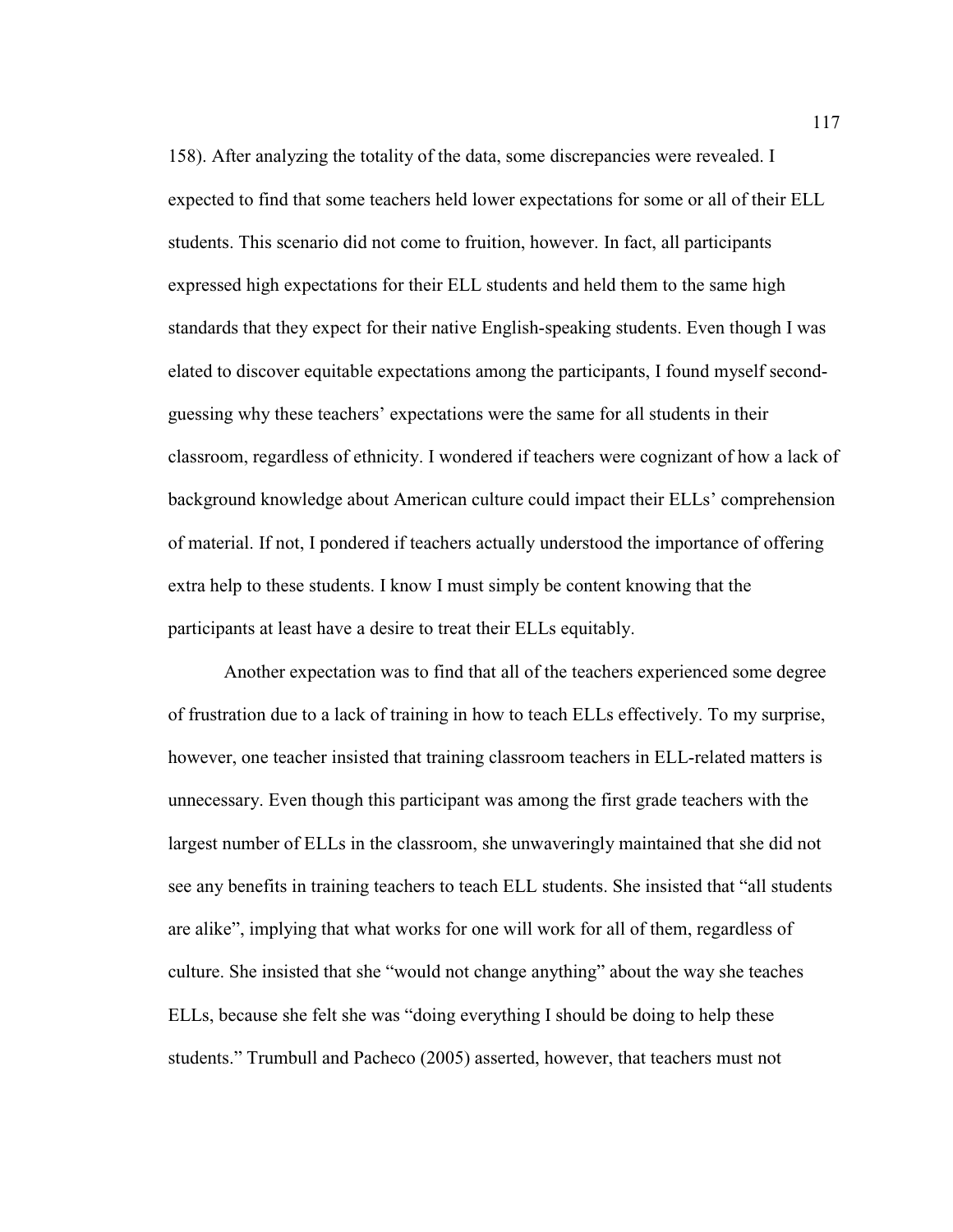158). After analyzing the totality of the data, some discrepancies were revealed. I expected to find that some teachers held lower expectations for some or all of their ELL students. This scenario did not come to fruition, however. In fact, all participants expressed high expectations for their ELL students and held them to the same high standards that they expect for their native English-speaking students. Even though I was elated to discover equitable expectations among the participants, I found myself second-guessing why these teachers' expectations were the same for all students in their classroom, regardless of ethnicity. I wondered if teachers were cognizant of how a lack of background knowledge about American culture could impact their ELLs' comprehension of material. If not, I pondered if teachers actually understood the importance of offering extra help to these students. I know I must simply be content knowing that the participants at least have a desire to treat their ELLs equitably.

Another expectation was to find that all of the teachers experienced some degree of frustration due to a lack of training in how to teach ELLs effectively. To my surprise, however, one teacher insisted that training classroom teachers in ELL-related matters is unnecessary. Even though this participant was among the first grade teachers with the largest number of ELLs in the classroom, she unwaveringly maintained that she did not see any benefits in training teachers to teach ELL students. She insisted that "all students are alike", implying that what works for one will work for all of them, regardless of culture. She insisted that she "would not change anything" about the way she teaches ELLs, because she felt she was "doing everything I should be doing to help these students." Trumbull and Pacheco (2005) asserted, however, that teachers must not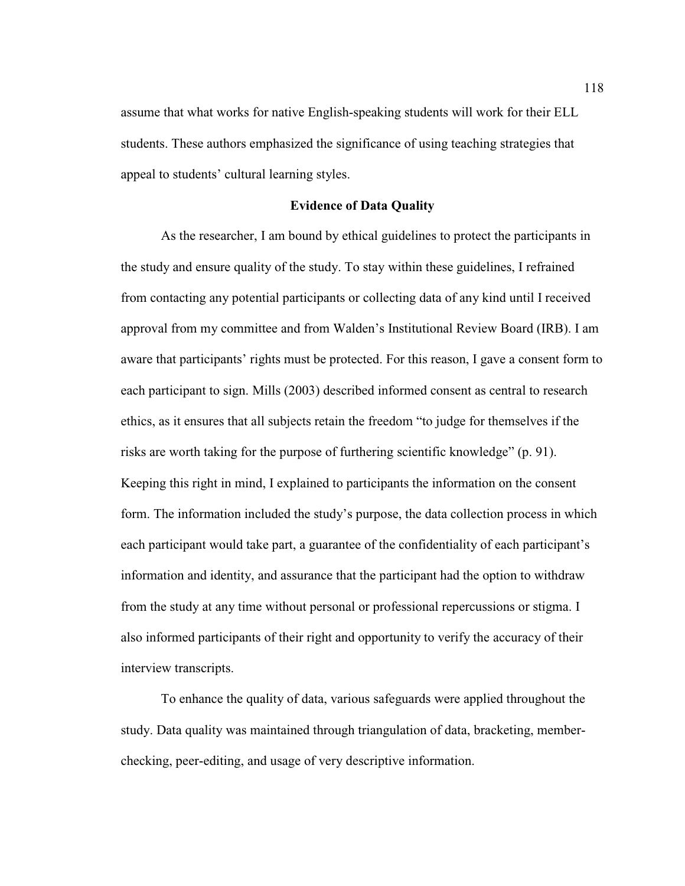assume that what works for native English-speaking students will work for their ELL students. These authors emphasized the significance of using teaching strategies that appeal to students' cultural learning styles.

## Evidence of Data Quality

As the researcher, I am bound by ethical guidelines to protect the participants in the study and ensure quality of the study. To stay within these guidelines, I refrained from contacting any potential participants or collecting data of any kind until I received approval from my committee and from Walden's Institutional Review Board (IRB). I am aware that participants' rights must be protected. For this reason, I gave a consent form to each participant to sign. Mills (2003) described informed consent as central to research ethics, as it ensures that all subjects retain the freedom "to judge for themselves if the risks are worth taking for the purpose of furthering scientific knowledge" (p. 91). Keeping this right in mind, I explained to participants the information on the consent form. The information included the study's purpose, the data collection process in which each participant would take part, a guarantee of the confidentiality of each participant's information and identity, and assurance that the participant had the option to withdraw from the study at any time without personal or professional repercussions or stigma. I also informed participants of their right and opportunity to verify the accuracy of their interview transcripts.

To enhance the quality of data, various safeguards were applied throughout the study. Data quality was maintained through triangulation of data, bracketing, member-checking, peer-editing, and usage of very descriptive information.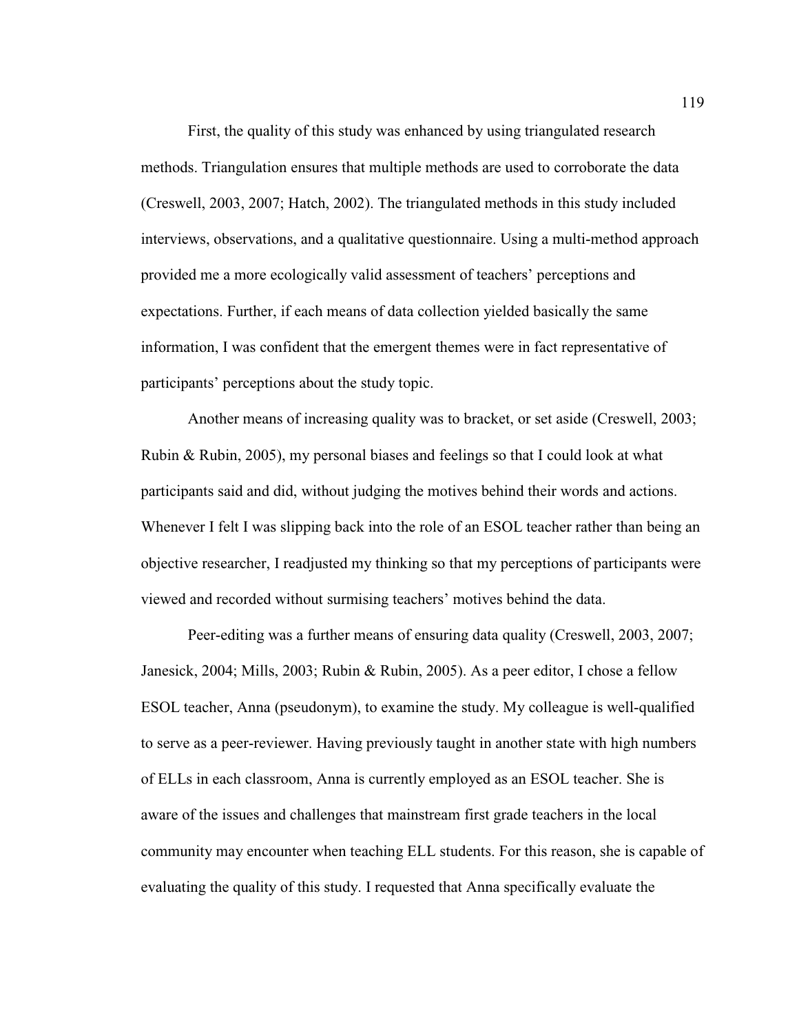First, the quality of this study was enhanced by using triangulated research methods. Triangulation ensures that multiple methods are used to corroborate the data (Creswell, 2003, 2007; Hatch, 2002). The triangulated methods in this study included interviews, observations, and a qualitative questionnaire. Using a multi-method approach provided me a more ecologically valid assessment of teachers' perceptions and expectations. Further, if each means of data collection yielded basically the same information, I was confident that the emergent themes were in fact representative of participants' perceptions about the study topic.

Another means of increasing quality was to bracket, or set aside (Creswell, 2003; Rubin & Rubin, 2005), my personal biases and feelings so that I could look at what participants said and did, without judging the motives behind their words and actions. Whenever I felt I was slipping back into the role of an ESOL teacher rather than being an objective researcher, I readjusted my thinking so that my perceptions of participants were viewed and recorded without surmising teachers' motives behind the data.

Peer-editing was a further means of ensuring data quality (Creswell, 2003, 2007; Janesick, 2004; Mills, 2003; Rubin & Rubin, 2005). As a peer editor, I chose a fellow ESOL teacher, Anna (pseudonym), to examine the study. My colleague is well-qualified to serve as a peer-reviewer. Having previously taught in another state with high numbers of ELLs in each classroom, Anna is currently employed as an ESOL teacher. She is aware of the issues and challenges that mainstream first grade teachers in the local community may encounter when teaching ELL students. For this reason, she is capable of evaluating the quality of this study. I requested that Anna specifically evaluate the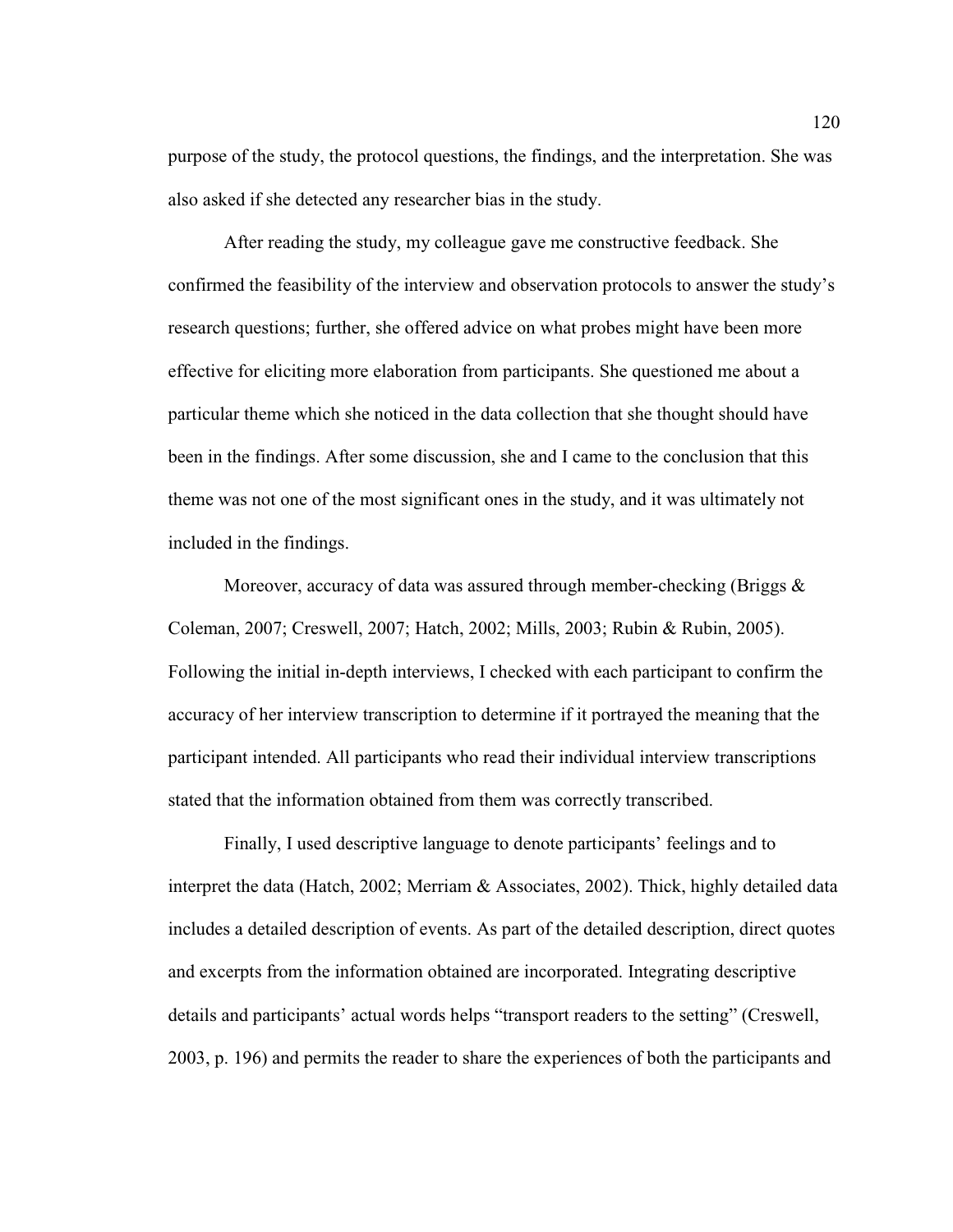purpose of the study, the protocol questions, the findings, and the interpretation. She was also asked if she detected any researcher bias in the study.

After reading the study, my colleague gave me constructive feedback. She confirmed the feasibility of the interview and observation protocols to answer the study's research questions; further, she offered advice on what probes might have been more effective for eliciting more elaboration from participants. She questioned me about a particular theme which she noticed in the data collection that she thought should have been in the findings. After some discussion, she and I came to the conclusion that this theme was not one of the most significant ones in the study, and it was ultimately not included in the findings.

Moreover, accuracy of data was assured through member-checking (Briggs & Coleman, 2007; Creswell, 2007; Hatch, 2002; Mills, 2003; Rubin & Rubin, 2005). Following the initial in-depth interviews, I checked with each participant to confirm the accuracy of her interview transcription to determine if it portrayed the meaning that the participant intended. All participants who read their individual interview transcriptions stated that the information obtained from them was correctly transcribed.

Finally, I used descriptive language to denote participants' feelings and to interpret the data (Hatch, 2002; Merriam & Associates, 2002). Thick, highly detailed data includes a detailed description of events. As part of the detailed description, direct quotes and excerpts from the information obtained are incorporated. Integrating descriptive details and participants' actual words helps "transport readers to the setting" (Creswell, 2003, p. 196) and permits the reader to share the experiences of both the participants and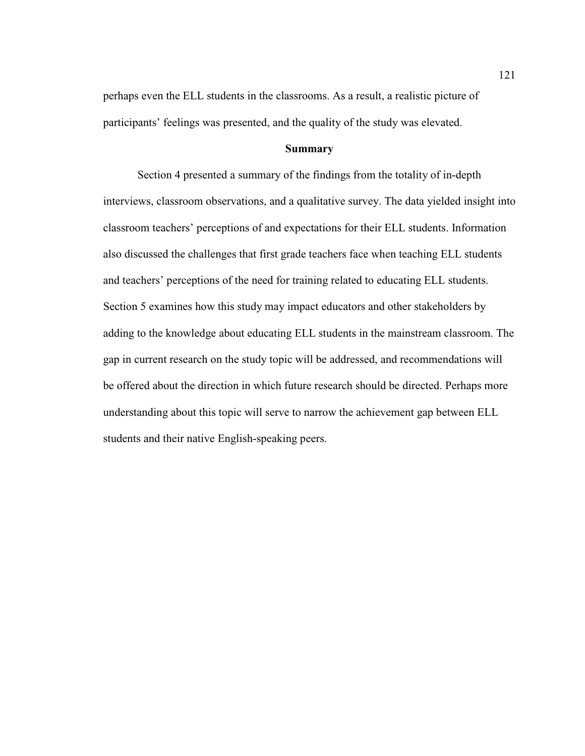perhaps even the ELL students in the classrooms. As a result, a realistic picture of participants' feelings was presented, and the quality of the study was elevated.

## Summary

Section 4 presented a summary of the findings from the totality of in-depth interviews, classroom observations, and a qualitative survey. The data yielded insight into classroom teachers' perceptions of and expectations for their ELL students. Information also discussed the challenges that first grade teachers face when teaching ELL students and teachers' perceptions of the need for training related to educating ELL students. Section 5 examines how this study may impact educators and other stakeholders by adding to the knowledge about educating ELL students in the mainstream classroom. The gap in current research on the study topic will be addressed, and recommendations will be offered about the direction in which future research should be directed. Perhaps more understanding about this topic will serve to narrow the achievement gap between ELL students and their native English-speaking peers.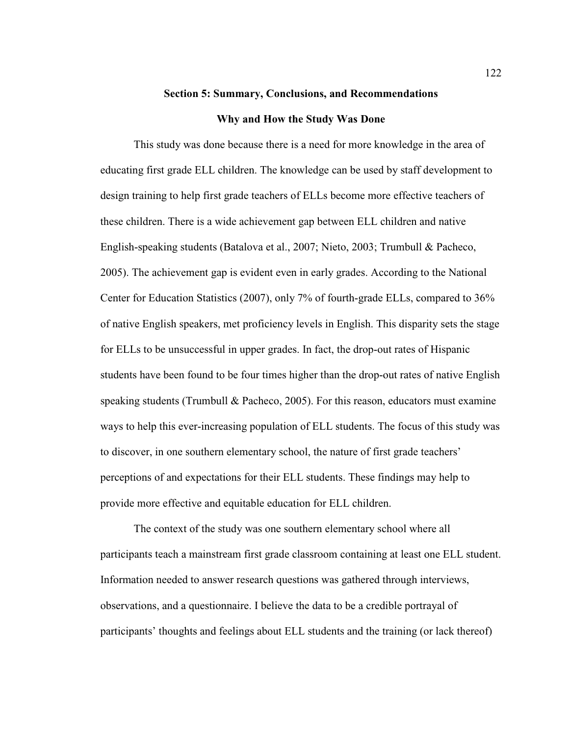# Section 5: Summary, Conclusions, and Recommendations

## Why and How the Study Was Done

This study was done because there is a need for more knowledge in the area of educating first grade ELL children. The knowledge can be used by staff development to design training to help first grade teachers of ELLs become more effective teachers of these children. There is a wide achievement gap between ELL children and native English-speaking students (Batalova et al., 2007; Nieto, 2003; Trumbull & Pacheco, 2005). The achievement gap is evident even in early grades. According to the National Center for Education Statistics (2007), only 7% of fourth-grade ELLs, compared to 36% of native English speakers, met proficiency levels in English. This disparity sets the stage for ELLs to be unsuccessful in upper grades. In fact, the drop-out rates of Hispanic students have been found to be four times higher than the drop-out rates of native English speaking students (Trumbull & Pacheco, 2005). For this reason, educators must examine ways to help this ever-increasing population of ELL students. The focus of this study was to discover, in one southern elementary school, the nature of first grade teachers' perceptions of and expectations for their ELL students. These findings may help to provide more effective and equitable education for ELL children.

The context of the study was one southern elementary school where all participants teach a mainstream first grade classroom containing at least one ELL student. Information needed to answer research questions was gathered through interviews, observations, and a questionnaire. I believe the data to be a credible portrayal of participants' thoughts and feelings about ELL students and the training (or lack thereof)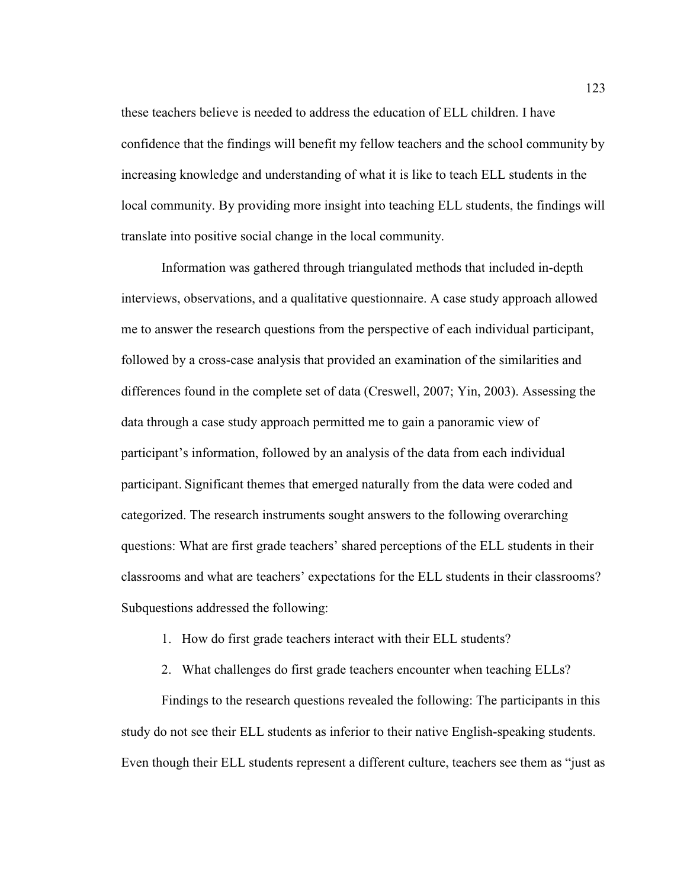these teachers believe is needed to address the education of ELL children. I have confidence that the findings will benefit my fellow teachers and the school community by increasing knowledge and understanding of what it is like to teach ELL students in the local community. By providing more insight into teaching ELL students, the findings will translate into positive social change in the local community.

Information was gathered through triangulated methods that included in-depth interviews, observations, and a qualitative questionnaire. A case study approach allowed me to answer the research questions from the perspective of each individual participant, followed by a cross-case analysis that provided an examination of the similarities and differences found in the complete set of data (Creswell, 2007; Yin, 2003). Assessing the data through a case study approach permitted me to gain a panoramic view of participant's information, followed by an analysis of the data from each individual participant. Significant themes that emerged naturally from the data were coded and categorized. The research instruments sought answers to the following overarching questions: What are first grade teachers' shared perceptions of the ELL students in their classrooms and what are teachers' expectations for the ELL students in their classrooms? Subquestions addressed the following:

1. How do first grade teachers interact with their ELL students?
2. What challenges do first grade teachers encounter when teaching ELLs?

Findings to the research questions revealed the following: The participants in this study do not see their ELL students as inferior to their native English-speaking students. Even though their ELL students represent a different culture, teachers see them as "just as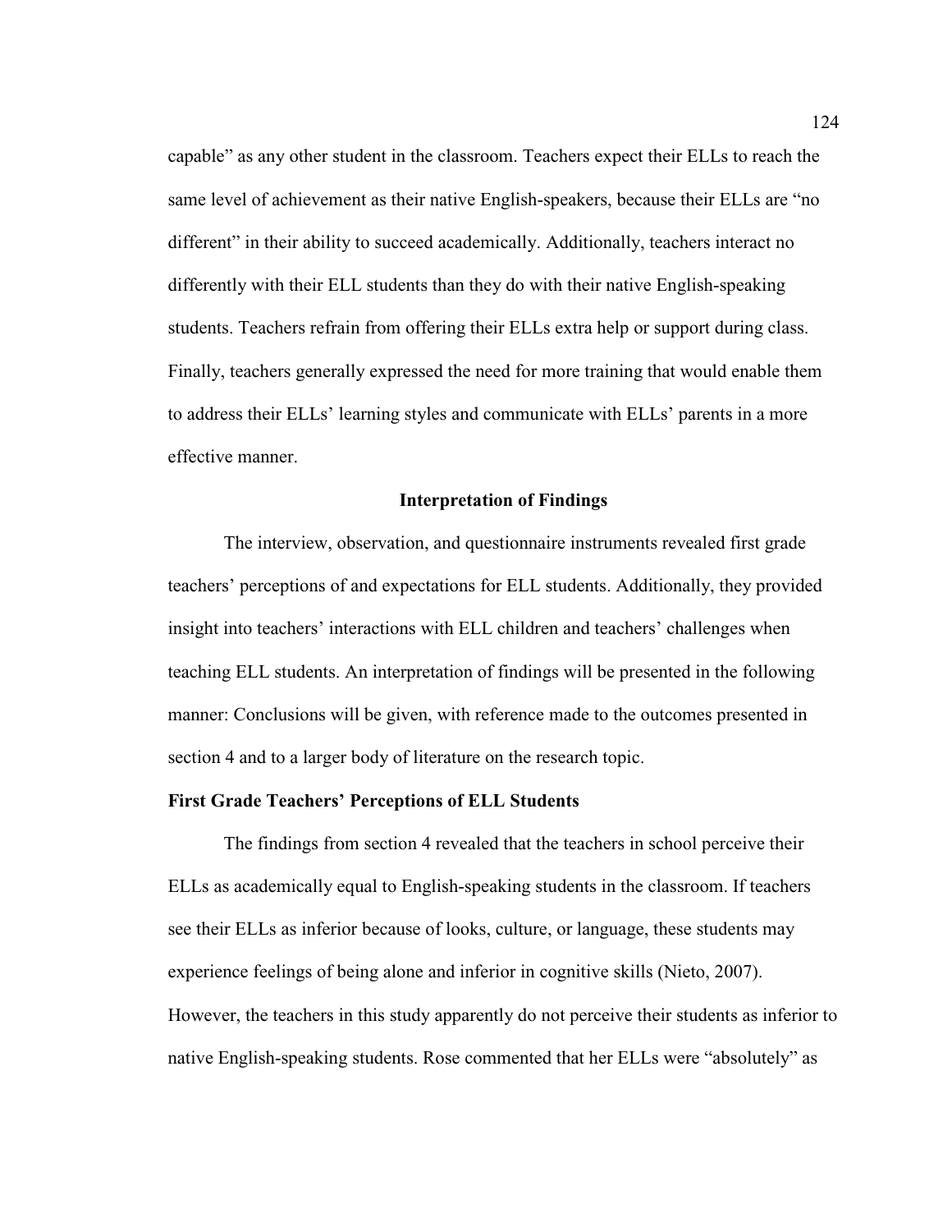capable" as any other student in the classroom. Teachers expect their ELLs to reach the same level of achievement as their native English-speakers, because their ELLs are "no different" in their ability to succeed academically. Additionally, teachers interact no differently with their ELL students than they do with their native English-speaking students. Teachers refrain from offering their ELLs extra help or support during class. Finally, teachers generally expressed the need for more training that would enable them to address their ELLs' learning styles and communicate with ELLs' parents in a more effective manner.

## Interpretation of Findings

The interview, observation, and questionnaire instruments revealed first grade teachers' perceptions of and expectations for ELL students. Additionally, they provided insight into teachers' interactions with ELL children and teachers' challenges when teaching ELL students. An interpretation of findings will be presented in the following manner: Conclusions will be given, with reference made to the outcomes presented in section 4 and to a larger body of literature on the research topic.

### First Grade Teachers' Perceptions of ELL Students

The findings from section 4 revealed that the teachers in school perceive their ELLs as academically equal to English-speaking students in the classroom. If teachers see their ELLs as inferior because of looks, culture, or language, these students may experience feelings of being alone and inferior in cognitive skills (Nieto, 2007). However, the teachers in this study apparently do not perceive their students as inferior to native English-speaking students. Rose commented that her ELLs were "absolutely" as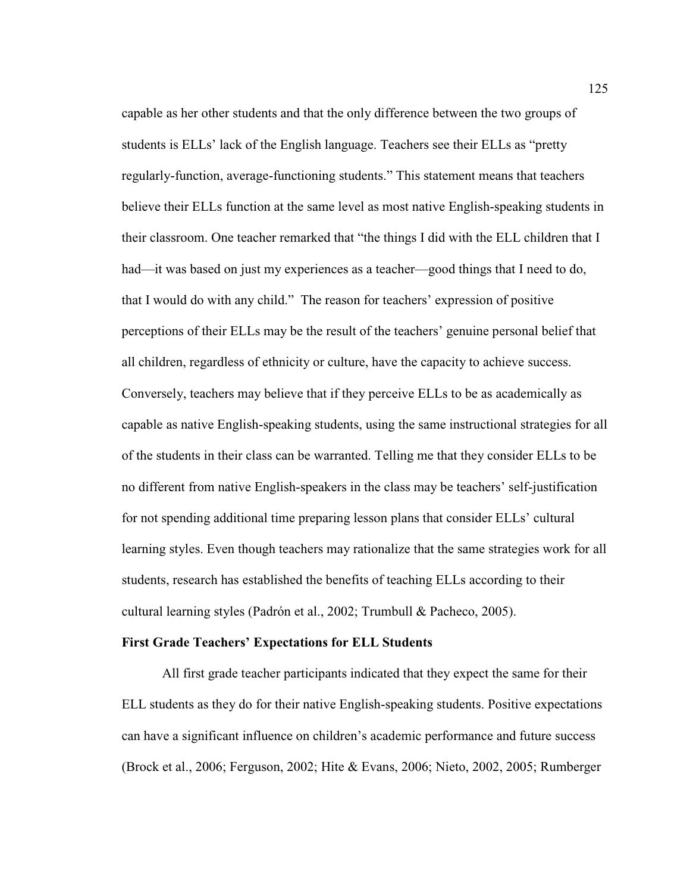capable as her other students and that the only difference between the two groups of students is ELLs' lack of the English language. Teachers see their ELLs as "pretty regularly-function, average-functioning students." This statement means that teachers believe their ELLs function at the same level as most native English-speaking students in their classroom. One teacher remarked that "the things I did with the ELL children that I had—it was based on just my experiences as a teacher—good things that I need to do, that I would do with any child." The reason for teachers' expression of positive perceptions of their ELLs may be the result of the teachers' genuine personal belief that all children, regardless of ethnicity or culture, have the capacity to achieve success. Conversely, teachers may believe that if they perceive ELLs to be as academically as capable as native English-speaking students, using the same instructional strategies for all of the students in their class can be warranted. Telling me that they consider ELLs to be no different from native English-speakers in the class may be teachers' self-justification for not spending additional time preparing lesson plans that consider ELLs' cultural learning styles. Even though teachers may rationalize that the same strategies work for all students, research has established the benefits of teaching ELLs according to their cultural learning styles (Padrón et al., 2002; Trumbull & Pacheco, 2005).

**First Grade Teachers' Expectations for ELL Students**

All first grade teacher participants indicated that they expect the same for their ELL students as they do for their native English-speaking students. Positive expectations can have a significant influence on children's academic performance and future success (Brock et al., 2006; Ferguson, 2002; Hite & Evans, 2006; Nieto, 2002, 2005; Rumberger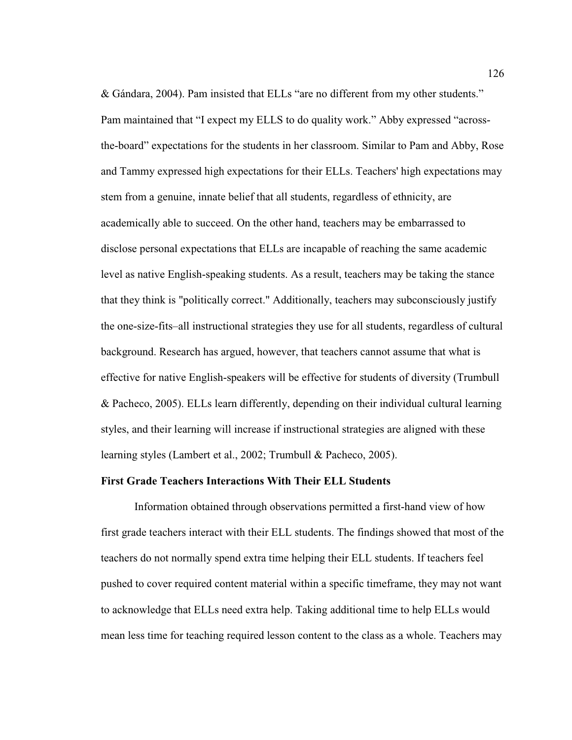& Gándara, 2004). Pam insisted that ELLs "are no different from my other students." Pam maintained that "I expect my ELLS to do quality work." Abby expressed "across-the-board" expectations for the students in her classroom. Similar to Pam and Abby, Rose and Tammy expressed high expectations for their ELLs. Teachers' high expectations may stem from a genuine, innate belief that all students, regardless of ethnicity, are academically able to succeed. On the other hand, teachers may be embarrassed to disclose personal expectations that ELLs are incapable of reaching the same academic level as native English-speaking students. As a result, teachers may be taking the stance that they think is "politically correct." Additionally, teachers may subconsciously justify the one-size-fits–all instructional strategies they use for all students, regardless of cultural background. Research has argued, however, that teachers cannot assume that what is effective for native English-speakers will be effective for students of diversity (Trumbull & Pacheco, 2005). ELLs learn differently, depending on their individual cultural learning styles, and their learning will increase if instructional strategies are aligned with these learning styles (Lambert et al., 2002; Trumbull & Pacheco, 2005).

**First Grade Teachers Interactions With Their ELL Students**

Information obtained through observations permitted a first-hand view of how first grade teachers interact with their ELL students. The findings showed that most of the teachers do not normally spend extra time helping their ELL students. If teachers feel pushed to cover required content material within a specific timeframe, they may not want to acknowledge that ELLs need extra help. Taking additional time to help ELLs would mean less time for teaching required lesson content to the class as a whole. Teachers may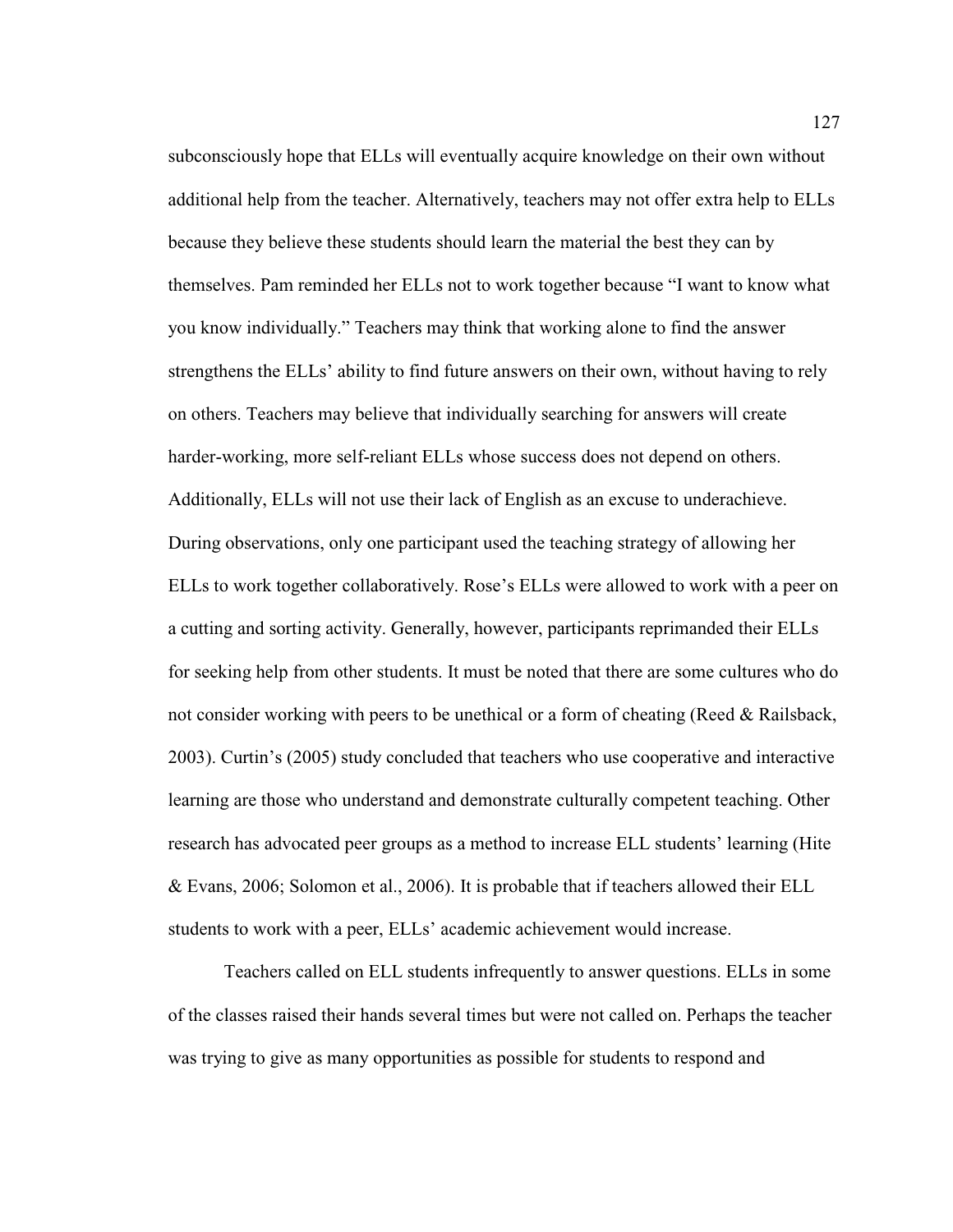subconsciously hope that ELLs will eventually acquire knowledge on their own without additional help from the teacher. Alternatively, teachers may not offer extra help to ELLs because they believe these students should learn the material the best they can by themselves. Pam reminded her ELLs not to work together because "I want to know what you know individually." Teachers may think that working alone to find the answer strengthens the ELLs' ability to find future answers on their own, without having to rely on others. Teachers may believe that individually searching for answers will create harder-working, more self-reliant ELLs whose success does not depend on others. Additionally, ELLs will not use their lack of English as an excuse to underachieve. During observations, only one participant used the teaching strategy of allowing her ELLs to work together collaboratively. Rose's ELLs were allowed to work with a peer on a cutting and sorting activity. Generally, however, participants reprimanded their ELLs for seeking help from other students. It must be noted that there are some cultures who do not consider working with peers to be unethical or a form of cheating (Reed & Railsback, 2003). Curtin's (2005) study concluded that teachers who use cooperative and interactive learning are those who understand and demonstrate culturally competent teaching. Other research has advocated peer groups as a method to increase ELL students' learning (Hite & Evans, 2006; Solomon et al., 2006). It is probable that if teachers allowed their ELL students to work with a peer, ELLs' academic achievement would increase.

Teachers called on ELL students infrequently to answer questions. ELLs in some of the classes raised their hands several times but were not called on. Perhaps the teacher was trying to give as many opportunities as possible for students to respond and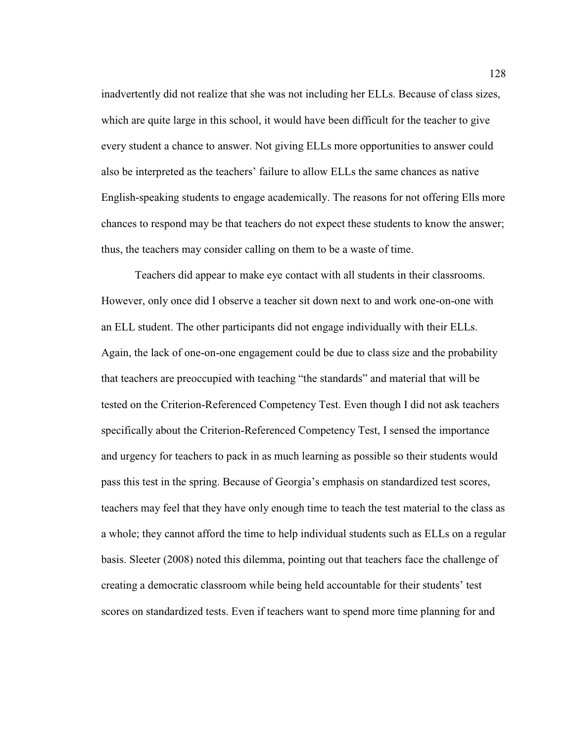inadvertently did not realize that she was not including her ELLs. Because of class sizes, which are quite large in this school, it would have been difficult for the teacher to give every student a chance to answer. Not giving ELLs more opportunities to answer could also be interpreted as the teachers' failure to allow ELLs the same chances as native English-speaking students to engage academically. The reasons for not offering Ells more chances to respond may be that teachers do not expect these students to know the answer; thus, the teachers may consider calling on them to be a waste of time.

Teachers did appear to make eye contact with all students in their classrooms. However, only once did I observe a teacher sit down next to and work one-on-one with an ELL student. The other participants did not engage individually with their ELLs. Again, the lack of one-on-one engagement could be due to class size and the probability that teachers are preoccupied with teaching "the standards" and material that will be tested on the Criterion-Referenced Competency Test. Even though I did not ask teachers specifically about the Criterion-Referenced Competency Test, I sensed the importance and urgency for teachers to pack in as much learning as possible so their students would pass this test in the spring. Because of Georgia's emphasis on standardized test scores, teachers may feel that they have only enough time to teach the test material to the class as a whole; they cannot afford the time to help individual students such as ELLs on a regular basis. Sleeter (2008) noted this dilemma, pointing out that teachers face the challenge of creating a democratic classroom while being held accountable for their students' test scores on standardized tests. Even if teachers want to spend more time planning for and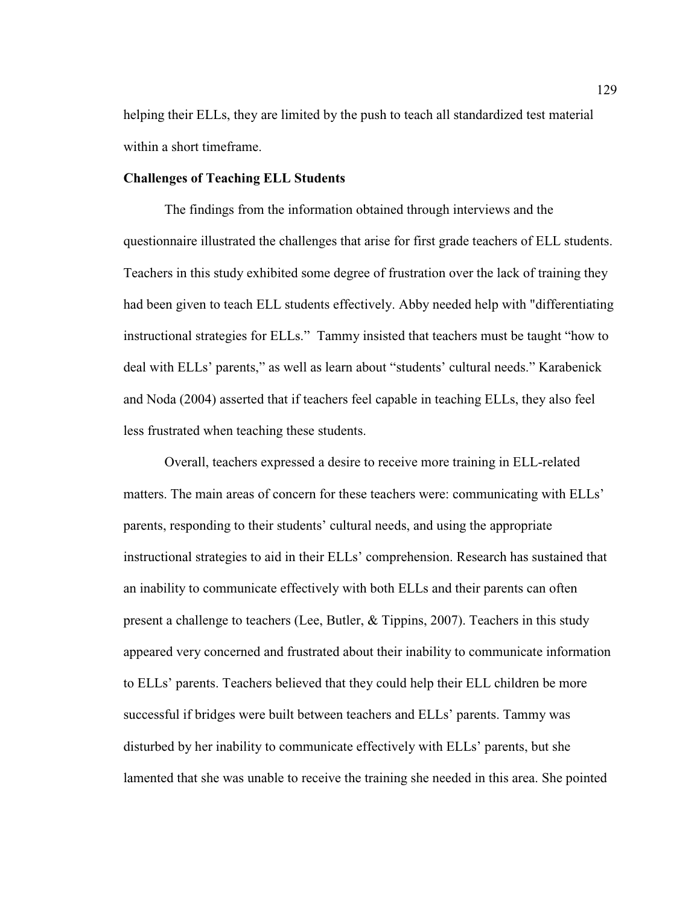helping their ELLs, they are limited by the push to teach all standardized test material within a short timeframe.

**Challenges of Teaching ELL Students**

The findings from the information obtained through interviews and the questionnaire illustrated the challenges that arise for first grade teachers of ELL students. Teachers in this study exhibited some degree of frustration over the lack of training they had been given to teach ELL students effectively. Abby needed help with "differentiating instructional strategies for ELLs." Tammy insisted that teachers must be taught "how to deal with ELLs' parents," as well as learn about "students' cultural needs." Karabenick and Noda (2004) asserted that if teachers feel capable in teaching ELLs, they also feel less frustrated when teaching these students.

Overall, teachers expressed a desire to receive more training in ELL-related matters. The main areas of concern for these teachers were: communicating with ELLs' parents, responding to their students' cultural needs, and using the appropriate instructional strategies to aid in their ELLs' comprehension. Research has sustained that an inability to communicate effectively with both ELLs and their parents can often present a challenge to teachers (Lee, Butler, & Tippins, 2007). Teachers in this study appeared very concerned and frustrated about their inability to communicate information to ELLs' parents. Teachers believed that they could help their ELL children be more successful if bridges were built between teachers and ELLs' parents. Tammy was disturbed by her inability to communicate effectively with ELLs' parents, but she lamented that she was unable to receive the training she needed in this area. She pointed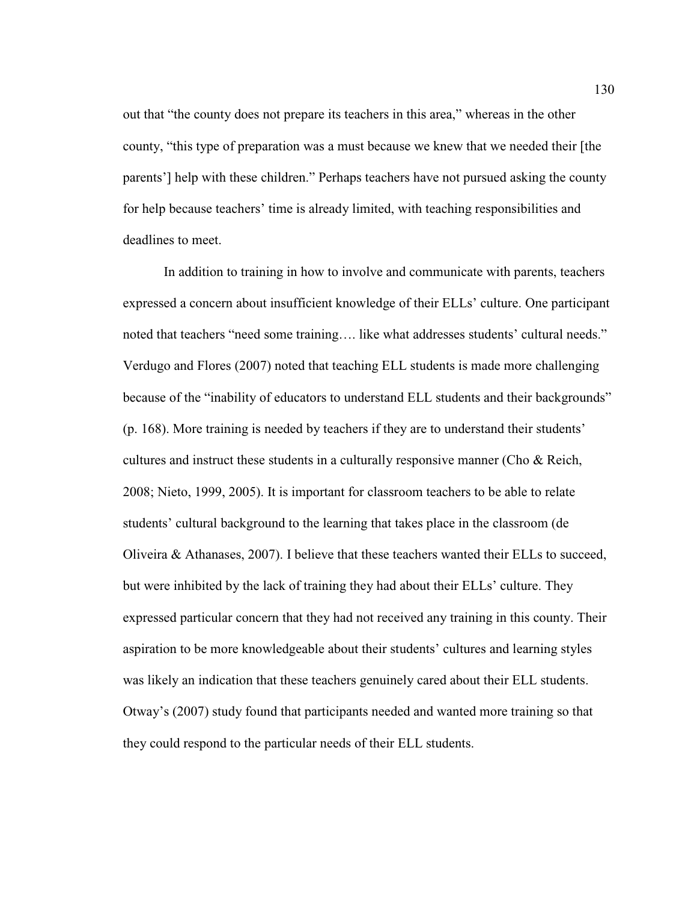out that "the county does not prepare its teachers in this area," whereas in the other county, "this type of preparation was a must because we knew that we needed their [the parents'] help with these children." Perhaps teachers have not pursued asking the county for help because teachers' time is already limited, with teaching responsibilities and deadlines to meet.

In addition to training in how to involve and communicate with parents, teachers expressed a concern about insufficient knowledge of their ELLs' culture. One participant noted that teachers "need some training…. like what addresses students' cultural needs." Verdugo and Flores (2007) noted that teaching ELL students is made more challenging because of the "inability of educators to understand ELL students and their backgrounds" (p. 168). More training is needed by teachers if they are to understand their students' cultures and instruct these students in a culturally responsive manner (Cho & Reich, 2008; Nieto, 1999, 2005). It is important for classroom teachers to be able to relate students' cultural background to the learning that takes place in the classroom (de Oliveira & Athanases, 2007). I believe that these teachers wanted their ELLs to succeed, but were inhibited by the lack of training they had about their ELLs' culture. They expressed particular concern that they had not received any training in this county. Their aspiration to be more knowledgeable about their students' cultures and learning styles was likely an indication that these teachers genuinely cared about their ELL students. Otway's (2007) study found that participants needed and wanted more training so that they could respond to the particular needs of their ELL students.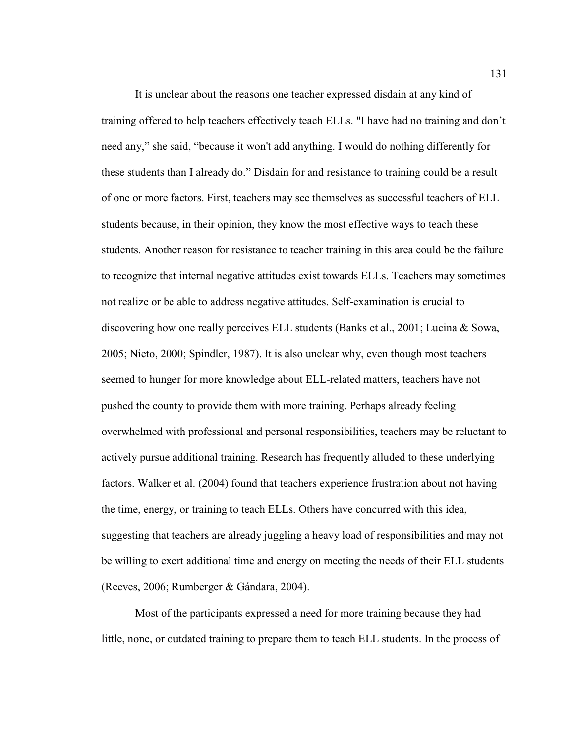It is unclear about the reasons one teacher expressed disdain at any kind of training offered to help teachers effectively teach ELLs. "I have had no training and don't need any," she said, "because it won't add anything. I would do nothing differently for these students than I already do." Disdain for and resistance to training could be a result of one or more factors. First, teachers may see themselves as successful teachers of ELL students because, in their opinion, they know the most effective ways to teach these students. Another reason for resistance to teacher training in this area could be the failure to recognize that internal negative attitudes exist towards ELLs. Teachers may sometimes not realize or be able to address negative attitudes. Self-examination is crucial to discovering how one really perceives ELL students (Banks et al., 2001; Lucina & Sowa, 2005; Nieto, 2000; Spindler, 1987). It is also unclear why, even though most teachers seemed to hunger for more knowledge about ELL-related matters, teachers have not pushed the county to provide them with more training. Perhaps already feeling overwhelmed with professional and personal responsibilities, teachers may be reluctant to actively pursue additional training. Research has frequently alluded to these underlying factors. Walker et al. (2004) found that teachers experience frustration about not having the time, energy, or training to teach ELLs. Others have concurred with this idea, suggesting that teachers are already juggling a heavy load of responsibilities and may not be willing to exert additional time and energy on meeting the needs of their ELL students (Reeves, 2006; Rumberger & Gándara, 2004).

Most of the participants expressed a need for more training because they had little, none, or outdated training to prepare them to teach ELL students. In the process of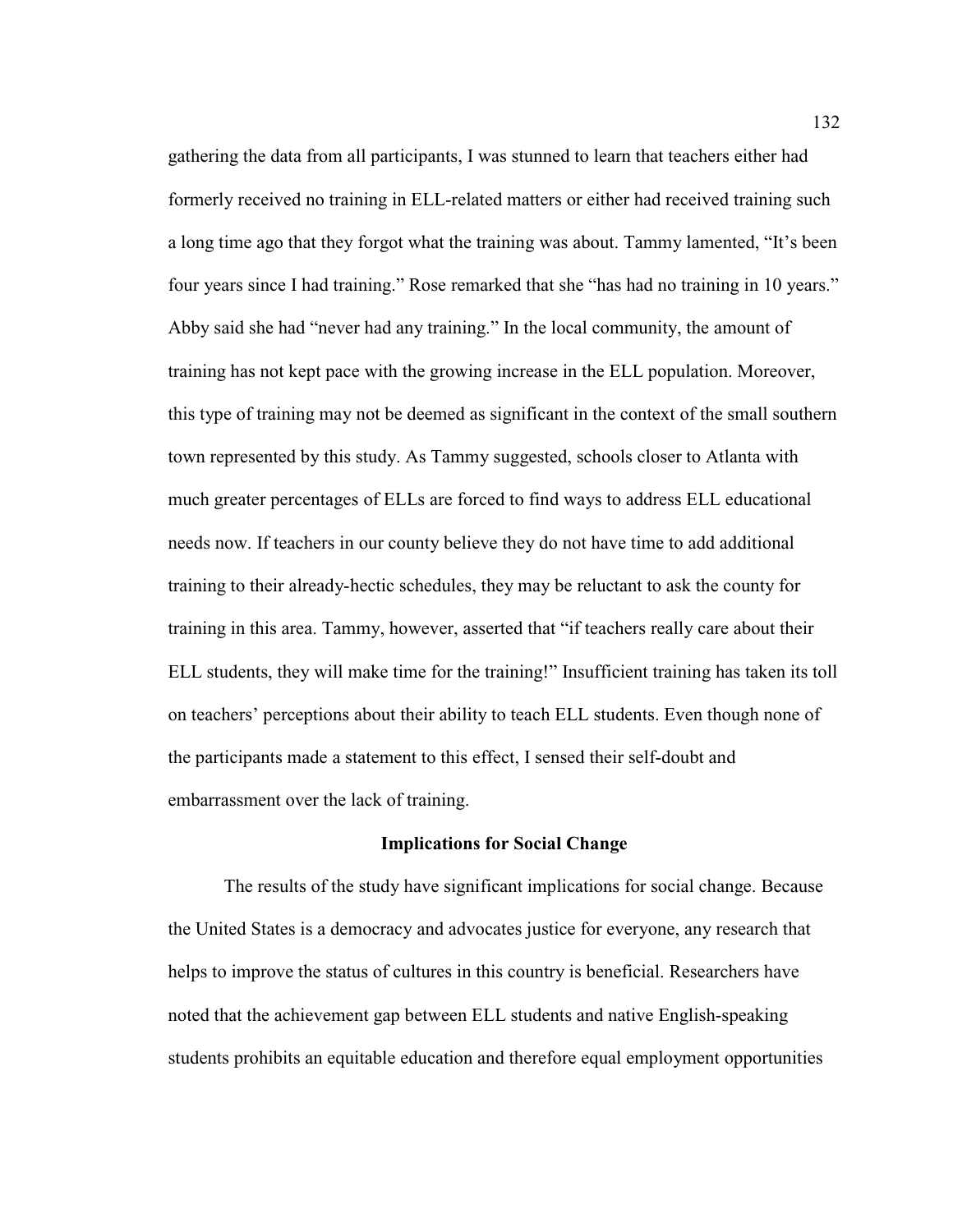gathering the data from all participants, I was stunned to learn that teachers either had formerly received no training in ELL-related matters or either had received training such a long time ago that they forgot what the training was about. Tammy lamented, "It's been four years since I had training." Rose remarked that she "has had no training in 10 years." Abby said she had "never had any training." In the local community, the amount of training has not kept pace with the growing increase in the ELL population. Moreover, this type of training may not be deemed as significant in the context of the small southern town represented by this study. As Tammy suggested, schools closer to Atlanta with much greater percentages of ELLs are forced to find ways to address ELL educational needs now. If teachers in our county believe they do not have time to add additional training to their already-hectic schedules, they may be reluctant to ask the county for training in this area. Tammy, however, asserted that "if teachers really care about their ELL students, they will make time for the training!" Insufficient training has taken its toll on teachers' perceptions about their ability to teach ELL students. Even though none of the participants made a statement to this effect, I sensed their self-doubt and embarrassment over the lack of training.

## Implications for Social Change

The results of the study have significant implications for social change. Because the United States is a democracy and advocates justice for everyone, any research that helps to improve the status of cultures in this country is beneficial. Researchers have noted that the achievement gap between ELL students and native English-speaking students prohibits an equitable education and therefore equal employment opportunities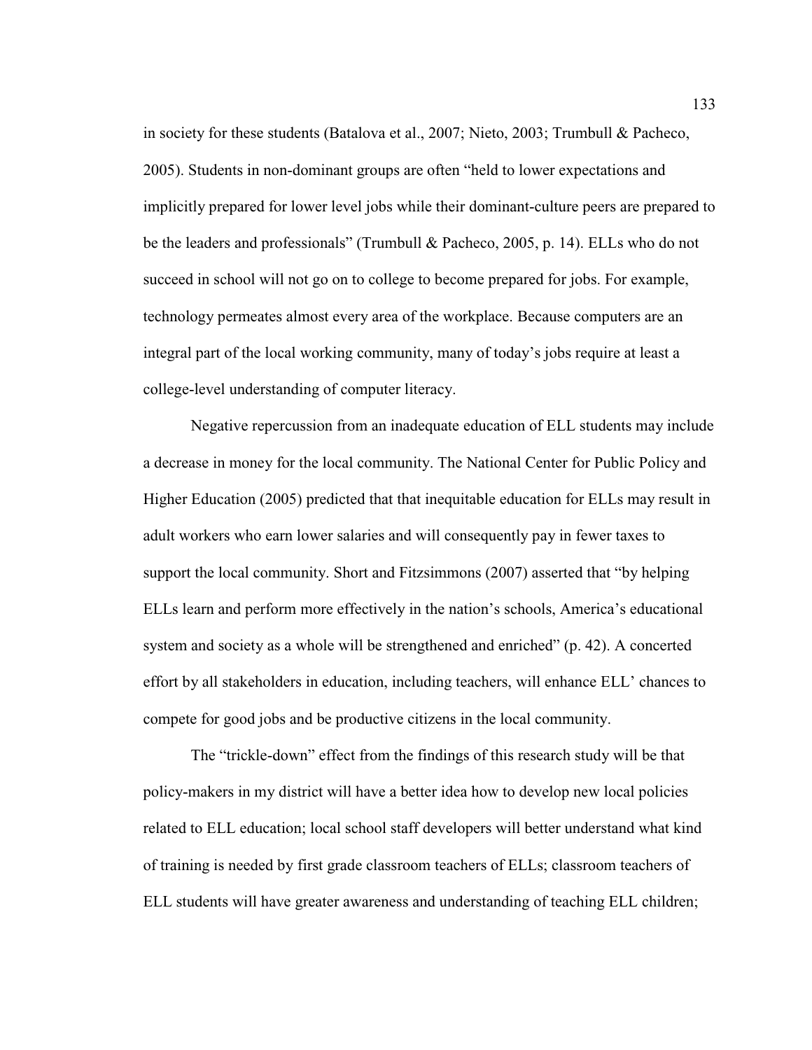in society for these students (Batalova et al., 2007; Nieto, 2003; Trumbull & Pacheco, 2005). Students in non-dominant groups are often "held to lower expectations and implicitly prepared for lower level jobs while their dominant-culture peers are prepared to be the leaders and professionals" (Trumbull & Pacheco, 2005, p. 14). ELLs who do not succeed in school will not go on to college to become prepared for jobs. For example, technology permeates almost every area of the workplace. Because computers are an integral part of the local working community, many of today's jobs require at least a college-level understanding of computer literacy.

Negative repercussion from an inadequate education of ELL students may include a decrease in money for the local community. The National Center for Public Policy and Higher Education (2005) predicted that that inequitable education for ELLs may result in adult workers who earn lower salaries and will consequently pay in fewer taxes to support the local community. Short and Fitzsimmons (2007) asserted that "by helping ELLs learn and perform more effectively in the nation's schools, America's educational system and society as a whole will be strengthened and enriched" (p. 42). A concerted effort by all stakeholders in education, including teachers, will enhance ELL' chances to compete for good jobs and be productive citizens in the local community.

The "trickle-down" effect from the findings of this research study will be that policy-makers in my district will have a better idea how to develop new local policies related to ELL education; local school staff developers will better understand what kind of training is needed by first grade classroom teachers of ELLs; classroom teachers of ELL students will have greater awareness and understanding of teaching ELL children;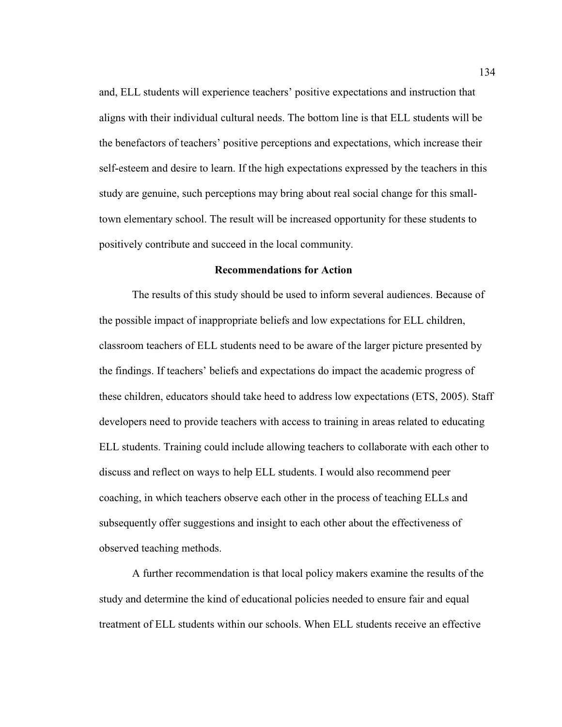and, ELL students will experience teachers' positive expectations and instruction that aligns with their individual cultural needs. The bottom line is that ELL students will be the benefactors of teachers' positive perceptions and expectations, which increase their self-esteem and desire to learn. If the high expectations expressed by the teachers in this study are genuine, such perceptions may bring about real social change for this small-town elementary school. The result will be increased opportunity for these students to positively contribute and succeed in the local community.

## Recommendations for Action

The results of this study should be used to inform several audiences. Because of the possible impact of inappropriate beliefs and low expectations for ELL children, classroom teachers of ELL students need to be aware of the larger picture presented by the findings. If teachers' beliefs and expectations do impact the academic progress of these children, educators should take heed to address low expectations (ETS, 2005). Staff developers need to provide teachers with access to training in areas related to educating ELL students. Training could include allowing teachers to collaborate with each other to discuss and reflect on ways to help ELL students. I would also recommend peer coaching, in which teachers observe each other in the process of teaching ELLs and subsequently offer suggestions and insight to each other about the effectiveness of observed teaching methods.

A further recommendation is that local policy makers examine the results of the study and determine the kind of educational policies needed to ensure fair and equal treatment of ELL students within our schools. When ELL students receive an effective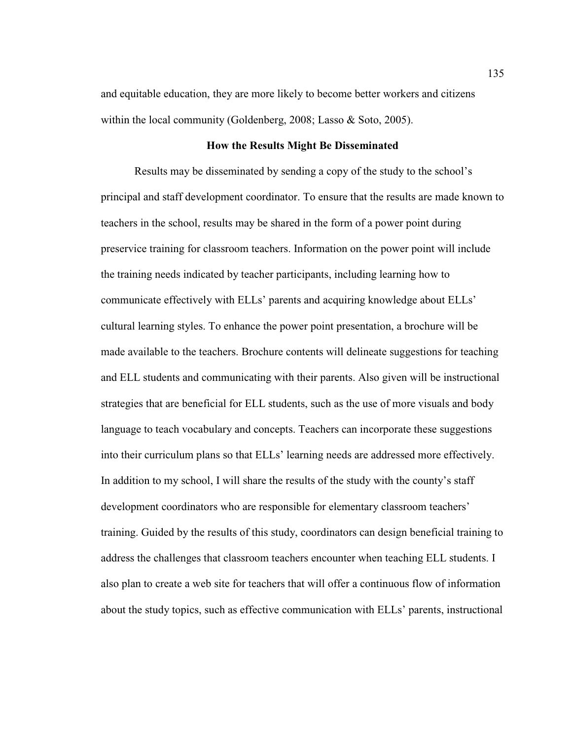and equitable education, they are more likely to become better workers and citizens within the local community (Goldenberg, 2008; Lasso & Soto, 2005).

## How the Results Might Be Disseminated

Results may be disseminated by sending a copy of the study to the school's principal and staff development coordinator. To ensure that the results are made known to teachers in the school, results may be shared in the form of a power point during preservice training for classroom teachers. Information on the power point will include the training needs indicated by teacher participants, including learning how to communicate effectively with ELLs' parents and acquiring knowledge about ELLs' cultural learning styles. To enhance the power point presentation, a brochure will be made available to the teachers. Brochure contents will delineate suggestions for teaching and ELL students and communicating with their parents. Also given will be instructional strategies that are beneficial for ELL students, such as the use of more visuals and body language to teach vocabulary and concepts. Teachers can incorporate these suggestions into their curriculum plans so that ELLs' learning needs are addressed more effectively. In addition to my school, I will share the results of the study with the county's staff development coordinators who are responsible for elementary classroom teachers' training. Guided by the results of this study, coordinators can design beneficial training to address the challenges that classroom teachers encounter when teaching ELL students. I also plan to create a web site for teachers that will offer a continuous flow of information about the study topics, such as effective communication with ELLs' parents, instructional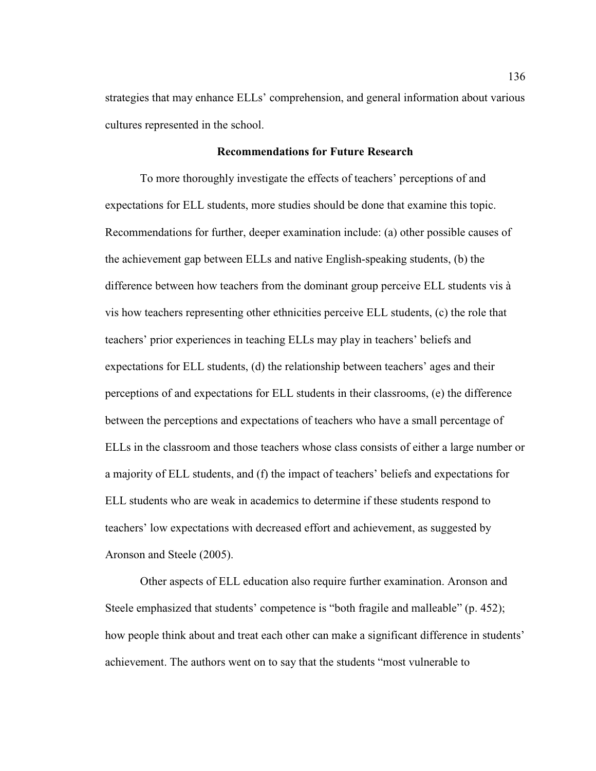strategies that may enhance ELLs' comprehension, and general information about various cultures represented in the school.

## Recommendations for Future Research

To more thoroughly investigate the effects of teachers' perceptions of and expectations for ELL students, more studies should be done that examine this topic. Recommendations for further, deeper examination include: (a) other possible causes of the achievement gap between ELLs and native English-speaking students, (b) the difference between how teachers from the dominant group perceive ELL students vis à vis how teachers representing other ethnicities perceive ELL students, (c) the role that teachers' prior experiences in teaching ELLs may play in teachers' beliefs and expectations for ELL students, (d) the relationship between teachers' ages and their perceptions of and expectations for ELL students in their classrooms, (e) the difference between the perceptions and expectations of teachers who have a small percentage of ELLs in the classroom and those teachers whose class consists of either a large number or a majority of ELL students, and (f) the impact of teachers' beliefs and expectations for ELL students who are weak in academics to determine if these students respond to teachers' low expectations with decreased effort and achievement, as suggested by Aronson and Steele (2005).

Other aspects of ELL education also require further examination. Aronson and Steele emphasized that students' competence is "both fragile and malleable" (p. 452); how people think about and treat each other can make a significant difference in students' achievement. The authors went on to say that the students "most vulnerable to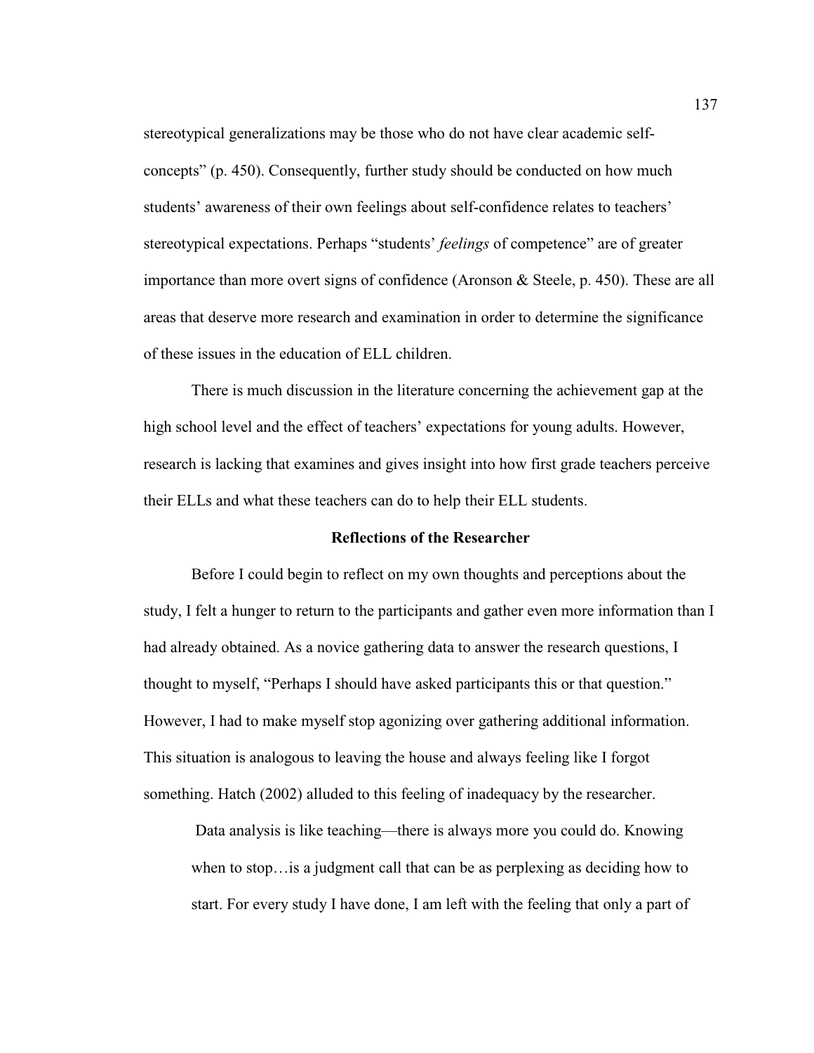stereotypical generalizations may be those who do not have clear academic self-concepts" (p. 450). Consequently, further study should be conducted on how much students' awareness of their own feelings about self-confidence relates to teachers' stereotypical expectations. Perhaps "students' *feelings* of competence" are of greater importance than more overt signs of confidence (Aronson & Steele, p. 450). These are all areas that deserve more research and examination in order to determine the significance of these issues in the education of ELL children.

There is much discussion in the literature concerning the achievement gap at the high school level and the effect of teachers' expectations for young adults. However, research is lacking that examines and gives insight into how first grade teachers perceive their ELLs and what these teachers can do to help their ELL students.

**Reflections of the Researcher**

Before I could begin to reflect on my own thoughts and perceptions about the study, I felt a hunger to return to the participants and gather even more information than I had already obtained. As a novice gathering data to answer the research questions, I thought to myself, "Perhaps I should have asked participants this or that question." However, I had to make myself stop agonizing over gathering additional information. This situation is analogous to leaving the house and always feeling like I forgot something. Hatch (2002) alluded to this feeling of inadequacy by the researcher.

> Data analysis is like teaching—there is always more you could do. Knowing when to stop…is a judgment call that can be as perplexing as deciding how to start. For every study I have done, I am left with the feeling that only a part of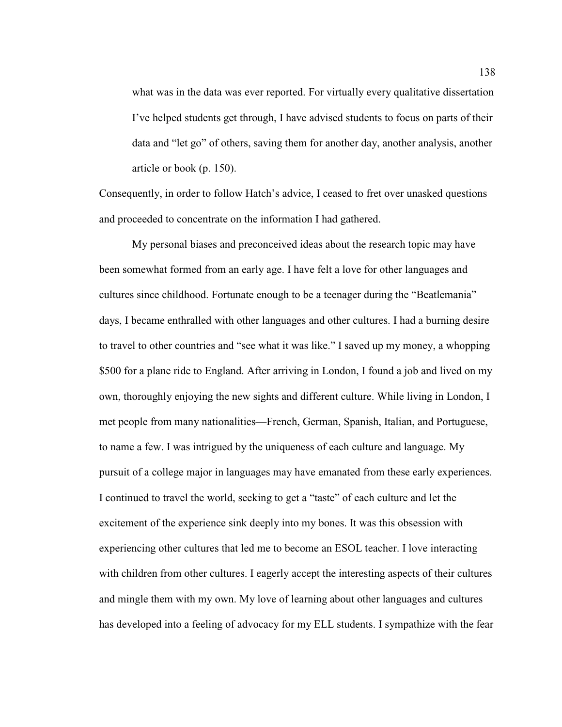> what was in the data was ever reported. For virtually every qualitative dissertation I've helped students get through, I have advised students to focus on parts of their data and "let go" of others, saving them for another day, another analysis, another article or book (p. 150).

Consequently, in order to follow Hatch's advice, I ceased to fret over unasked questions and proceeded to concentrate on the information I had gathered.

My personal biases and preconceived ideas about the research topic may have been somewhat formed from an early age. I have felt a love for other languages and cultures since childhood. Fortunate enough to be a teenager during the "Beatlemania" days, I became enthralled with other languages and other cultures. I had a burning desire to travel to other countries and "see what it was like." I saved up my money, a whopping $500 for a plane ride to England. After arriving in London, I found a job and lived on my own, thoroughly enjoying the new sights and different culture. While living in London, I met people from many nationalities—French, German, Spanish, Italian, and Portuguese, to name a few. I was intrigued by the uniqueness of each culture and language. My pursuit of a college major in languages may have emanated from these early experiences. I continued to travel the world, seeking to get a "taste" of each culture and let the excitement of the experience sink deeply into my bones. It was this obsession with experiencing other cultures that led me to become an ESOL teacher. I love interacting with children from other cultures. I eagerly accept the interesting aspects of their cultures and mingle them with my own. My love of learning about other languages and cultures has developed into a feeling of advocacy for my ELL students. I sympathize with the fear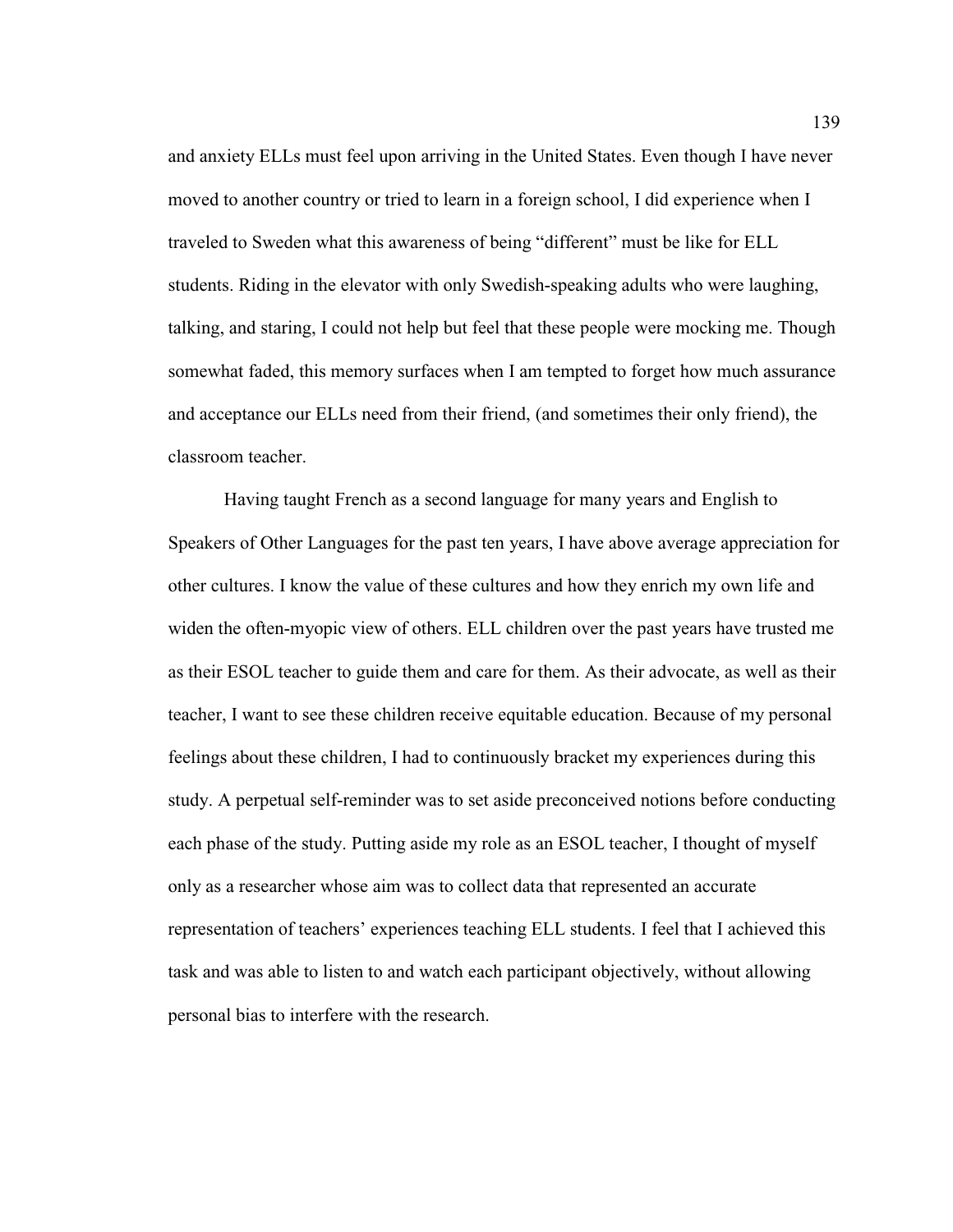and anxiety ELLs must feel upon arriving in the United States. Even though I have never moved to another country or tried to learn in a foreign school, I did experience when I traveled to Sweden what this awareness of being "different" must be like for ELL students. Riding in the elevator with only Swedish-speaking adults who were laughing, talking, and staring, I could not help but feel that these people were mocking me. Though somewhat faded, this memory surfaces when I am tempted to forget how much assurance and acceptance our ELLs need from their friend, (and sometimes their only friend), the classroom teacher.

Having taught French as a second language for many years and English to Speakers of Other Languages for the past ten years, I have above average appreciation for other cultures. I know the value of these cultures and how they enrich my own life and widen the often-myopic view of others. ELL children over the past years have trusted me as their ESOL teacher to guide them and care for them. As their advocate, as well as their teacher, I want to see these children receive equitable education. Because of my personal feelings about these children, I had to continuously bracket my experiences during this study. A perpetual self-reminder was to set aside preconceived notions before conducting each phase of the study. Putting aside my role as an ESOL teacher, I thought of myself only as a researcher whose aim was to collect data that represented an accurate representation of teachers' experiences teaching ELL students. I feel that I achieved this task and was able to listen to and watch each participant objectively, without allowing personal bias to interfere with the research.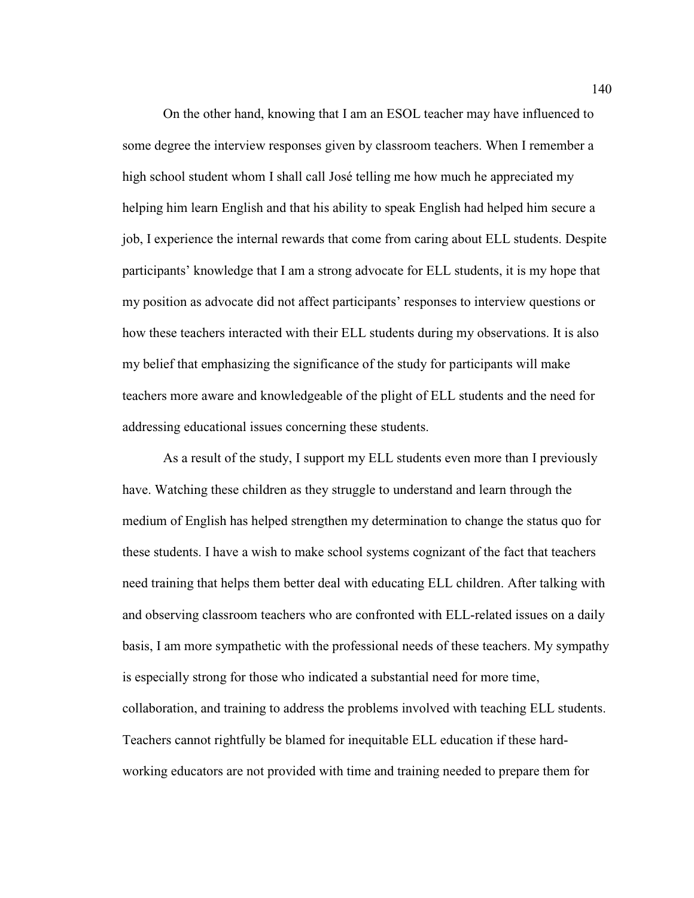On the other hand, knowing that I am an ESOL teacher may have influenced to some degree the interview responses given by classroom teachers. When I remember a high school student whom I shall call José telling me how much he appreciated my helping him learn English and that his ability to speak English had helped him secure a job, I experience the internal rewards that come from caring about ELL students. Despite participants' knowledge that I am a strong advocate for ELL students, it is my hope that my position as advocate did not affect participants' responses to interview questions or how these teachers interacted with their ELL students during my observations. It is also my belief that emphasizing the significance of the study for participants will make teachers more aware and knowledgeable of the plight of ELL students and the need for addressing educational issues concerning these students.

As a result of the study, I support my ELL students even more than I previously have. Watching these children as they struggle to understand and learn through the medium of English has helped strengthen my determination to change the status quo for these students. I have a wish to make school systems cognizant of the fact that teachers need training that helps them better deal with educating ELL children. After talking with and observing classroom teachers who are confronted with ELL-related issues on a daily basis, I am more sympathetic with the professional needs of these teachers. My sympathy is especially strong for those who indicated a substantial need for more time, collaboration, and training to address the problems involved with teaching ELL students. Teachers cannot rightfully be blamed for inequitable ELL education if these hard-working educators are not provided with time and training needed to prepare them for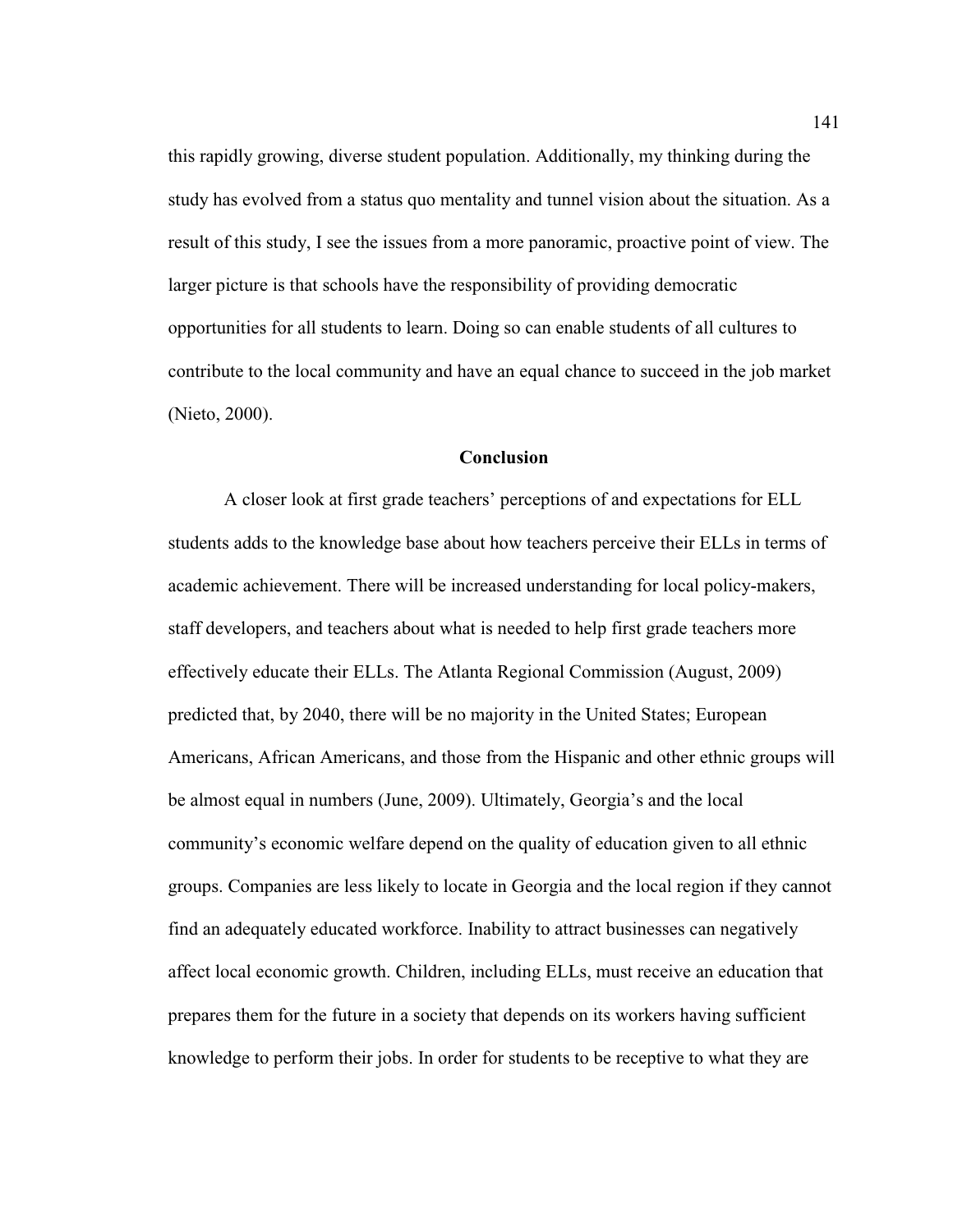this rapidly growing, diverse student population. Additionally, my thinking during the study has evolved from a status quo mentality and tunnel vision about the situation. As a result of this study, I see the issues from a more panoramic, proactive point of view. The larger picture is that schools have the responsibility of providing democratic opportunities for all students to learn. Doing so can enable students of all cultures to contribute to the local community and have an equal chance to succeed in the job market (Nieto, 2000).

## Conclusion

A closer look at first grade teachers' perceptions of and expectations for ELL students adds to the knowledge base about how teachers perceive their ELLs in terms of academic achievement. There will be increased understanding for local policy-makers, staff developers, and teachers about what is needed to help first grade teachers more effectively educate their ELLs. The Atlanta Regional Commission (August, 2009) predicted that, by 2040, there will be no majority in the United States; European Americans, African Americans, and those from the Hispanic and other ethnic groups will be almost equal in numbers (June, 2009). Ultimately, Georgia's and the local community's economic welfare depend on the quality of education given to all ethnic groups. Companies are less likely to locate in Georgia and the local region if they cannot find an adequately educated workforce. Inability to attract businesses can negatively affect local economic growth. Children, including ELLs, must receive an education that prepares them for the future in a society that depends on its workers having sufficient knowledge to perform their jobs. In order for students to be receptive to what they are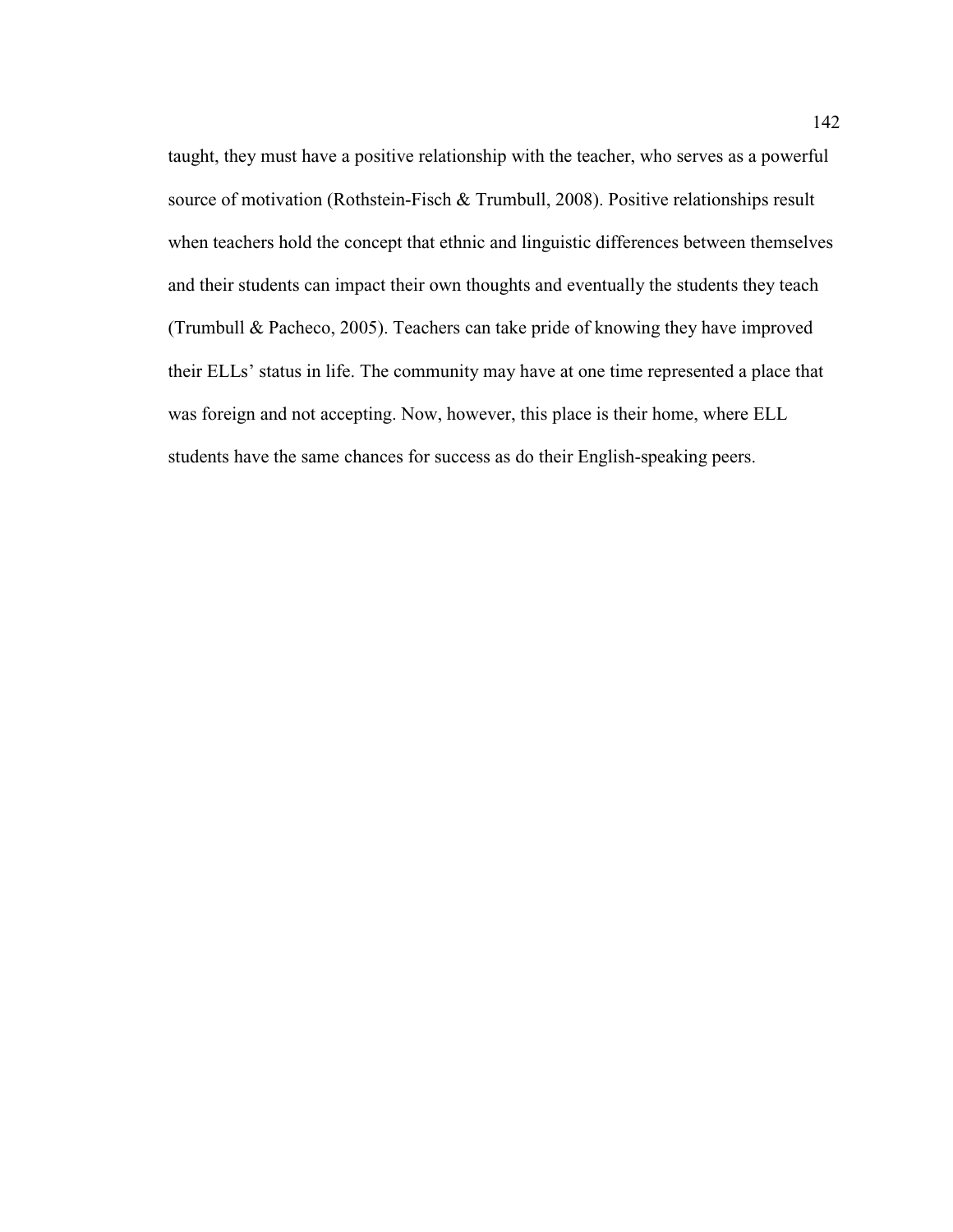taught, they must have a positive relationship with the teacher, who serves as a powerful source of motivation (Rothstein-Fisch & Trumbull, 2008). Positive relationships result when teachers hold the concept that ethnic and linguistic differences between themselves and their students can impact their own thoughts and eventually the students they teach (Trumbull & Pacheco, 2005). Teachers can take pride of knowing they have improved their ELLs' status in life. The community may have at one time represented a place that was foreign and not accepting. Now, however, this place is their home, where ELL students have the same chances for success as do their English-speaking peers.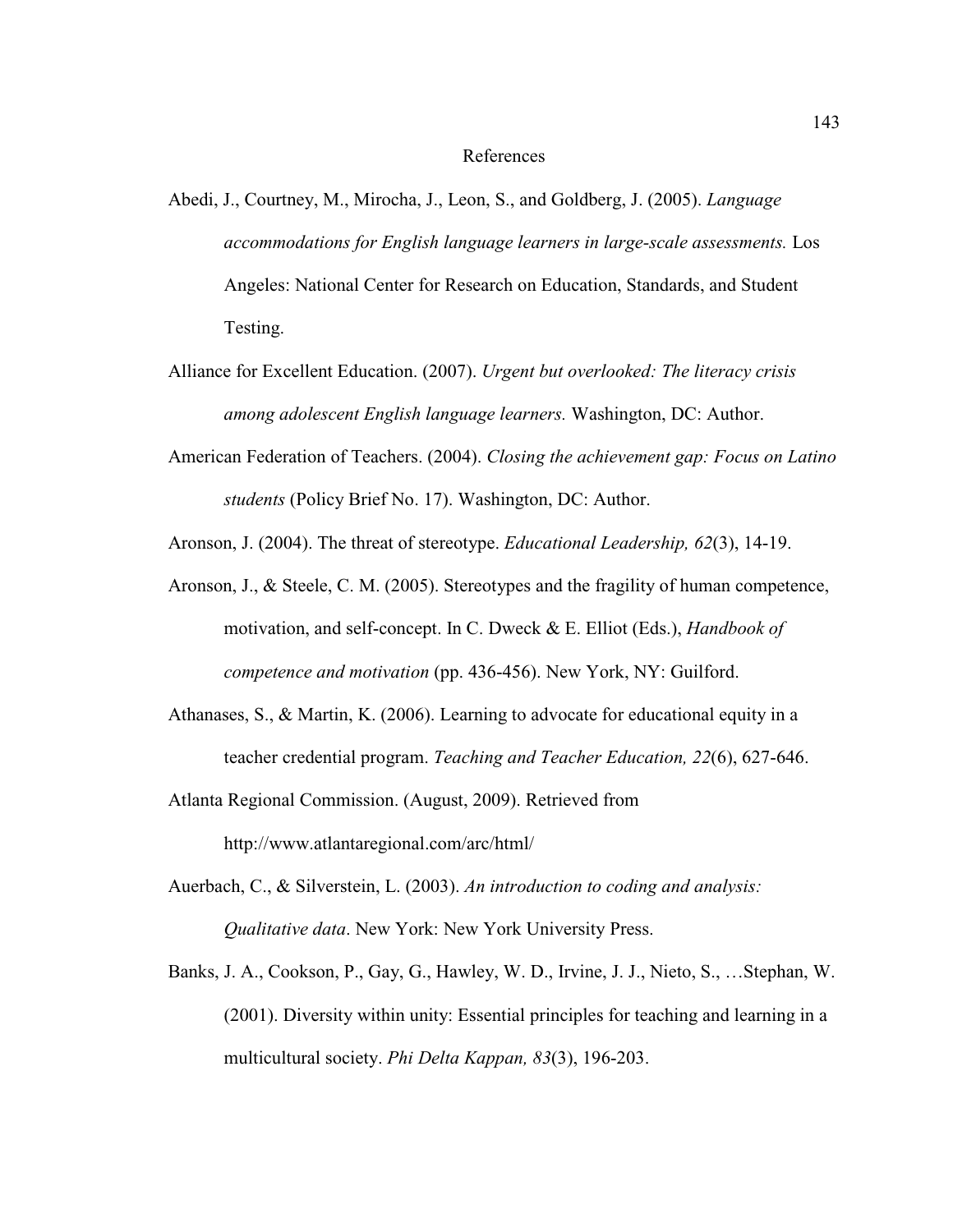# References

Abedi, J., Courtney, M., Mirocha, J., Leon, S., and Goldberg, J. (2005). *Language accommodations for English language learners in large-scale assessments.* Los Angeles: National Center for Research on Education, Standards, and Student Testing.

Alliance for Excellent Education. (2007). *Urgent but overlooked: The literacy crisis among adolescent English language learners.* Washington, DC: Author.

American Federation of Teachers. (2004). *Closing the achievement gap: Focus on Latino students* (Policy Brief No. 17). Washington, DC: Author.

Aronson, J. (2004). The threat of stereotype. *Educational Leadership, 62*(3), 14-19.

Aronson, J., & Steele, C. M. (2005). Stereotypes and the fragility of human competence, motivation, and self-concept. In C. Dweck & E. Elliot (Eds.), *Handbook of competence and motivation* (pp. 436-456). New York, NY: Guilford.

Athanases, S., & Martin, K. (2006). Learning to advocate for educational equity in a teacher credential program. *Teaching and Teacher Education, 22*(6), 627-646.

Atlanta Regional Commission. (August, 2009). Retrieved from http://www.atlantaregional.com/arc/html/

Auerbach, C., & Silverstein, L. (2003). *An introduction to coding and analysis: Qualitative data*. New York: New York University Press.

Banks, J. A., Cookson, P., Gay, G., Hawley, W. D., Irvine, J. J., Nieto, S., …Stephan, W. (2001). Diversity within unity: Essential principles for teaching and learning in a multicultural society. *Phi Delta Kappan, 83*(3), 196-203.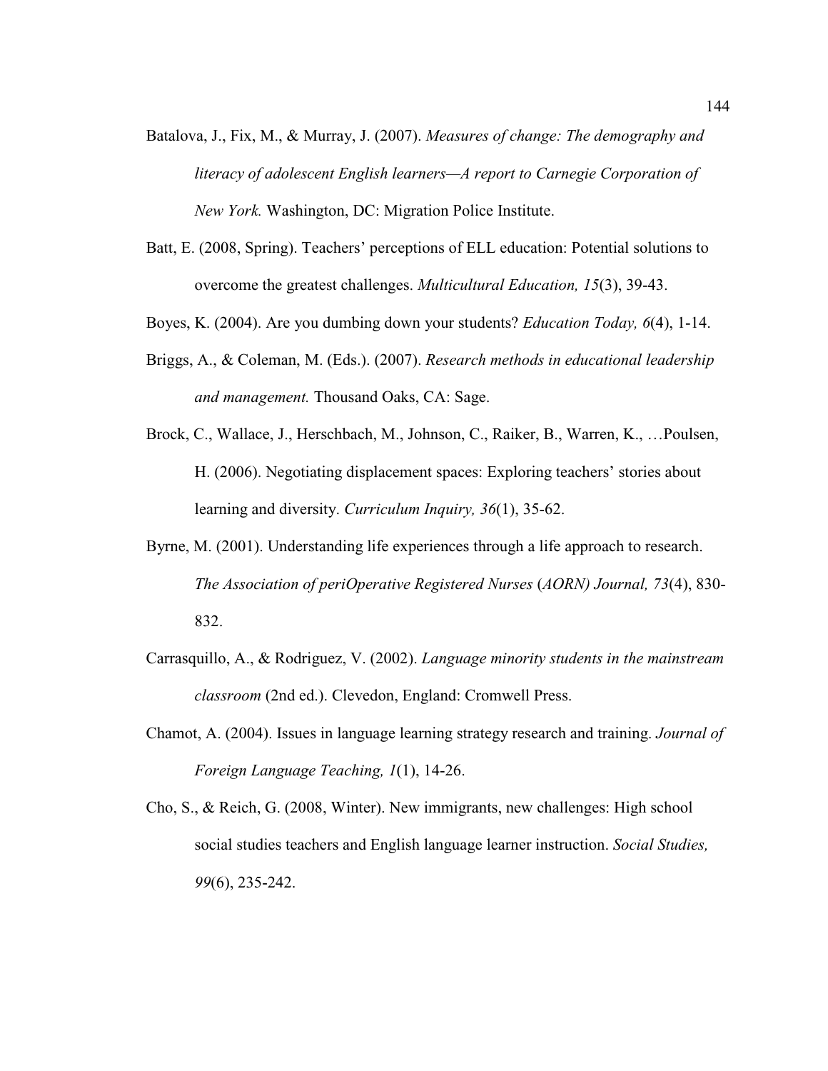Batalova, J., Fix, M., & Murray, J. (2007). *Measures of change: The demography and literacy of adolescent English learners—A report to Carnegie Corporation of New York.* Washington, DC: Migration Police Institute.

Batt, E. (2008, Spring). Teachers' perceptions of ELL education: Potential solutions to overcome the greatest challenges. *Multicultural Education, 15*(3), 39-43.

Boyes, K. (2004). Are you dumbing down your students? *Education Today, 6*(4), 1-14.

Briggs, A., & Coleman, M. (Eds.). (2007). *Research methods in educational leadership and management.* Thousand Oaks, CA: Sage.

Brock, C., Wallace, J., Herschbach, M., Johnson, C., Raiker, B., Warren, K., …Poulsen, H. (2006). Negotiating displacement spaces: Exploring teachers' stories about learning and diversity. *Curriculum Inquiry, 36*(1), 35-62.

Byrne, M. (2001). Understanding life experiences through a life approach to research. *The Association of periOperative Registered Nurses* (*AORN) Journal, 73*(4), 830-832.

Carrasquillo, A., & Rodriguez, V. (2002). *Language minority students in the mainstream classroom* (2nd ed.). Clevedon, England: Cromwell Press.

Chamot, A. (2004). Issues in language learning strategy research and training. *Journal of Foreign Language Teaching, 1*(1), 14-26.

Cho, S., & Reich, G. (2008, Winter). New immigrants, new challenges: High school social studies teachers and English language learner instruction. *Social Studies, 99*(6), 235-242.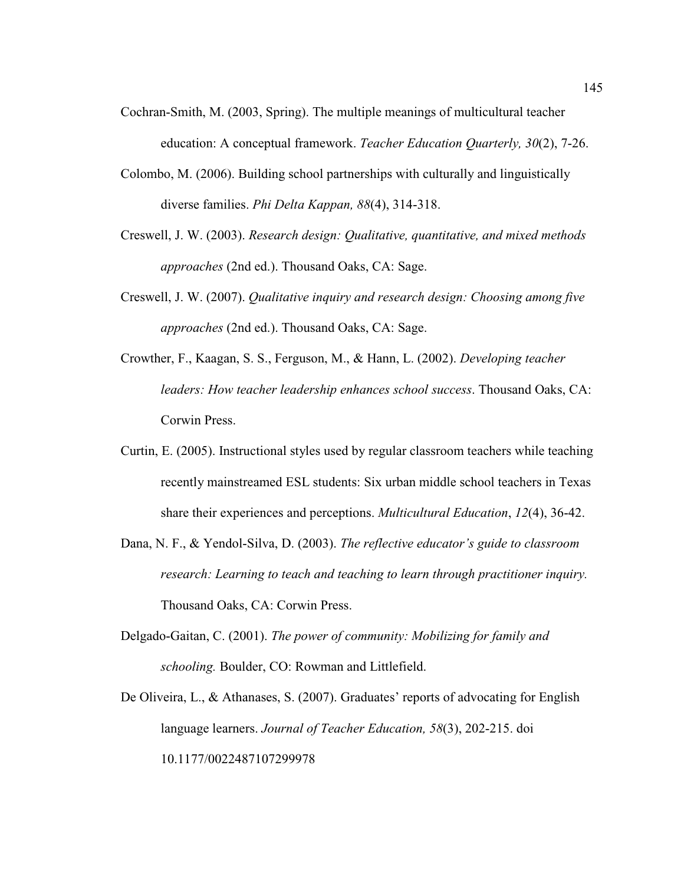Cochran-Smith, M. (2003, Spring). The multiple meanings of multicultural teacher education: A conceptual framework. *Teacher Education Quarterly, 30*(2), 7-26.

Colombo, M. (2006). Building school partnerships with culturally and linguistically diverse families. *Phi Delta Kappan, 88*(4), 314-318.

Creswell, J. W. (2003). *Research design: Qualitative, quantitative, and mixed methods approaches* (2nd ed.). Thousand Oaks, CA: Sage.

Creswell, J. W. (2007). *Qualitative inquiry and research design: Choosing among five approaches* (2nd ed.). Thousand Oaks, CA: Sage.

Crowther, F., Kaagan, S. S., Ferguson, M., & Hann, L. (2002). *Developing teacher leaders: How teacher leadership enhances school success*. Thousand Oaks, CA: Corwin Press.

Curtin, E. (2005). Instructional styles used by regular classroom teachers while teaching recently mainstreamed ESL students: Six urban middle school teachers in Texas share their experiences and perceptions. *Multicultural Education*, *12*(4), 36-42.

Dana, N. F., & Yendol-Silva, D. (2003). *The reflective educator's guide to classroom research: Learning to teach and teaching to learn through practitioner inquiry.* Thousand Oaks, CA: Corwin Press.

Delgado-Gaitan, C. (2001). *The power of community: Mobilizing for family and schooling.* Boulder, CO: Rowman and Littlefield.

De Oliveira, L., & Athanases, S. (2007). Graduates' reports of advocating for English language learners. *Journal of Teacher Education, 58*(3), 202-215. doi 10.1177/0022487107299978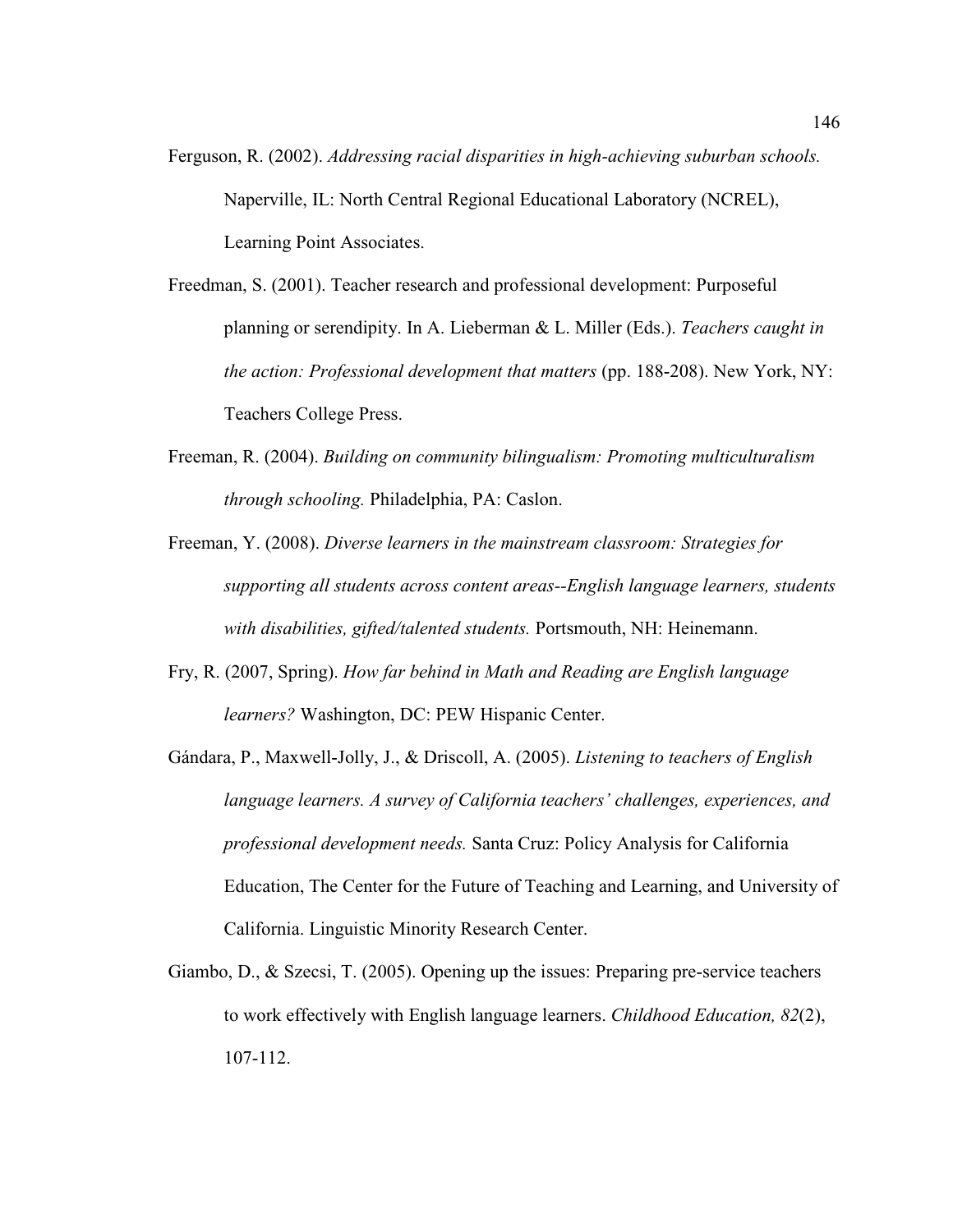Ferguson, R. (2002). *Addressing racial disparities in high-achieving suburban schools.* Naperville, IL: North Central Regional Educational Laboratory (NCREL), Learning Point Associates.

Freedman, S. (2001). Teacher research and professional development: Purposeful planning or serendipity. In A. Lieberman & L. Miller (Eds.). *Teachers caught in the action: Professional development that matters* (pp. 188-208). New York, NY: Teachers College Press.

Freeman, R. (2004). *Building on community bilingualism: Promoting multiculturalism through schooling.* Philadelphia, PA: Caslon.

Freeman, Y. (2008). *Diverse learners in the mainstream classroom: Strategies for supporting all students across content areas--English language learners, students with disabilities, gifted/talented students.* Portsmouth, NH: Heinemann.

Fry, R. (2007, Spring). *How far behind in Math and Reading are English language learners?* Washington, DC: PEW Hispanic Center.

Gándara, P., Maxwell-Jolly, J., & Driscoll, A. (2005). *Listening to teachers of English language learners. A survey of California teachers' challenges, experiences, and professional development needs.* Santa Cruz: Policy Analysis for California Education, The Center for the Future of Teaching and Learning, and University of California. Linguistic Minority Research Center.

Giambo, D., & Szecsi, T. (2005). Opening up the issues: Preparing pre-service teachers to work effectively with English language learners. *Childhood Education, 82*(2), 107-112.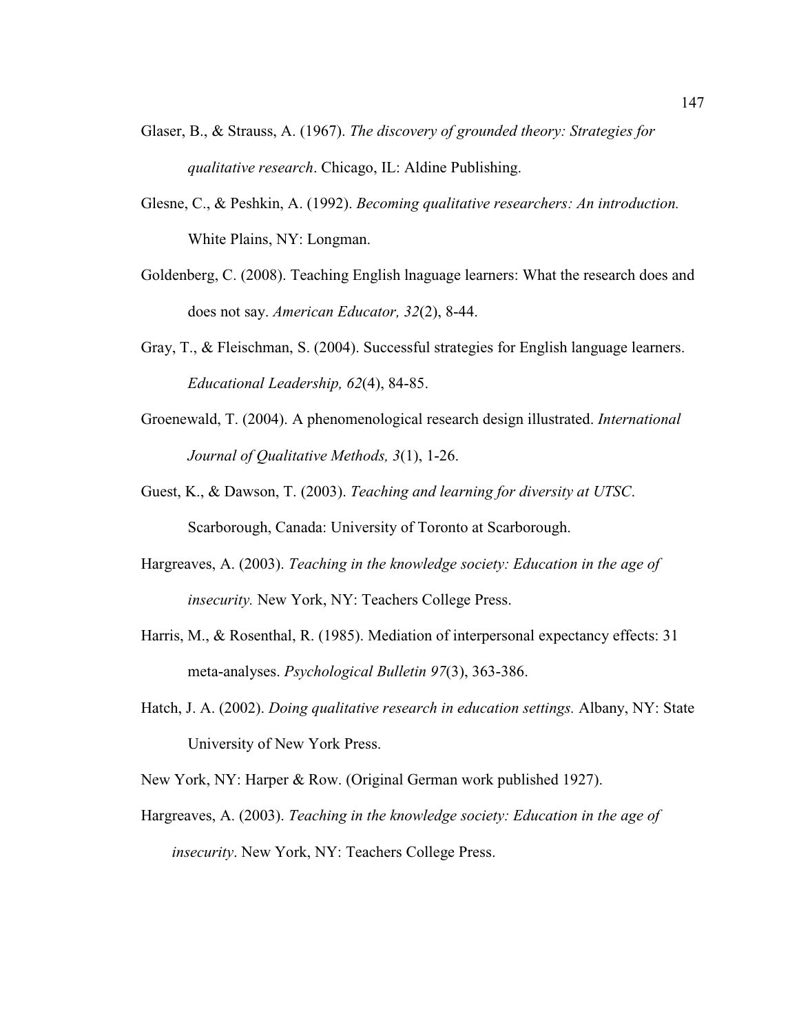Glaser, B., & Strauss, A. (1967). *The discovery of grounded theory: Strategies for qualitative research*. Chicago, IL: Aldine Publishing.

Glesne, C., & Peshkin, A. (1992). *Becoming qualitative researchers: An introduction.* White Plains, NY: Longman.

Goldenberg, C. (2008). Teaching English lnaguage learners: What the research does and does not say. *American Educator, 32*(2), 8-44.

Gray, T., & Fleischman, S. (2004). Successful strategies for English language learners. *Educational Leadership, 62*(4), 84-85.

Groenewald, T. (2004). A phenomenological research design illustrated. *International Journal of Qualitative Methods, 3*(1), 1-26.

Guest, K., & Dawson, T. (2003). *Teaching and learning for diversity at UTSC*. Scarborough, Canada: University of Toronto at Scarborough.

Hargreaves, A. (2003). *Teaching in the knowledge society: Education in the age of insecurity.* New York, NY: Teachers College Press.

Harris, M., & Rosenthal, R. (1985). Mediation of interpersonal expectancy effects: 31 meta-analyses. *Psychological Bulletin 97*(3), 363-386.

Hatch, J. A. (2002). *Doing qualitative research in education settings.* Albany, NY: State University of New York Press.

New York, NY: Harper & Row. (Original German work published 1927).

Hargreaves, A. (2003). *Teaching in the knowledge society: Education in the age of insecurity*. New York, NY: Teachers College Press.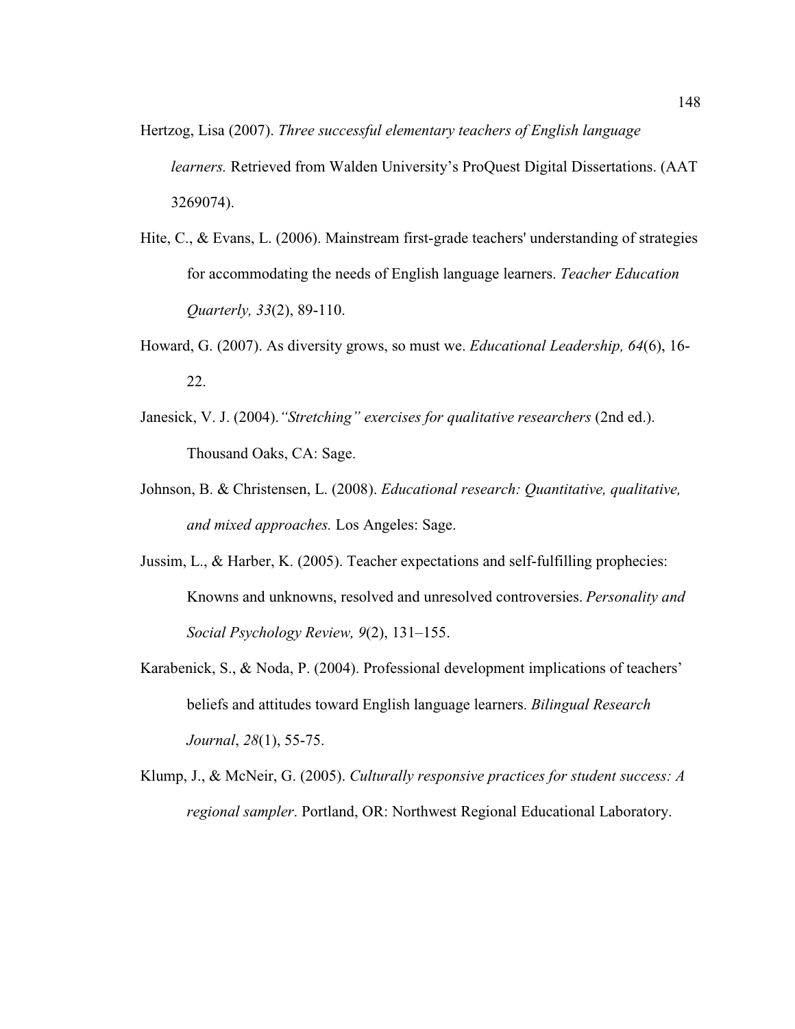Hertzog, Lisa (2007). *Three successful elementary teachers of English language learners.* Retrieved from Walden University's ProQuest Digital Dissertations. (AAT 3269074).

Hite, C., & Evans, L. (2006). Mainstream first-grade teachers' understanding of strategies for accommodating the needs of English language learners. *Teacher Education Quarterly, 33*(2), 89-110.

Howard, G. (2007). As diversity grows, so must we. *Educational Leadership, 64*(6), 16-22.

Janesick, V. J. (2004).*"Stretching" exercises for qualitative researchers* (2nd ed.). Thousand Oaks, CA: Sage.

Johnson, B. & Christensen, L. (2008). *Educational research: Quantitative, qualitative, and mixed approaches.* Los Angeles: Sage.

Jussim, L., & Harber, K. (2005). Teacher expectations and self-fulfilling prophecies: Knowns and unknowns, resolved and unresolved controversies. *Personality and Social Psychology Review, 9*(2), 131–155.

Karabenick, S., & Noda, P. (2004). Professional development implications of teachers' beliefs and attitudes toward English language learners. *Bilingual Research Journal*, *28*(1), 55-75.

Klump, J., & McNeir, G. (2005). *Culturally responsive practices for student success: A regional sampler*. Portland, OR: Northwest Regional Educational Laboratory.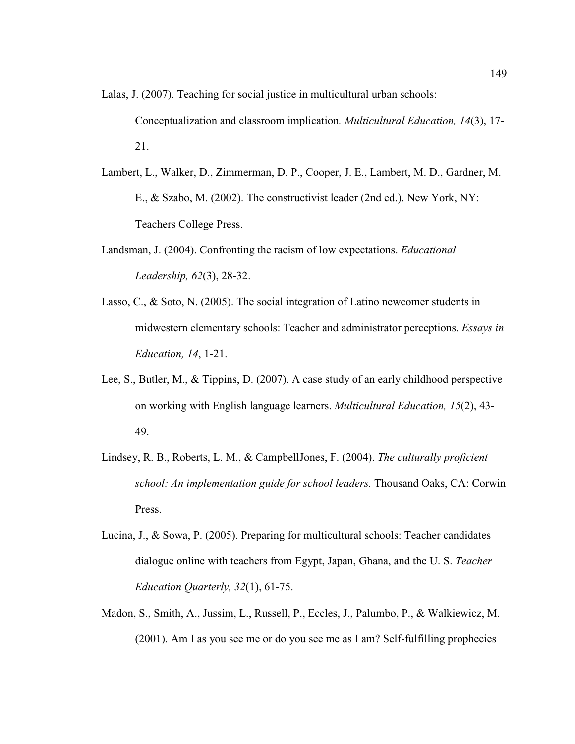Lalas, J. (2007). Teaching for social justice in multicultural urban schools: Conceptualization and classroom implication*. Multicultural Education, 14*(3), 17-21.

Lambert, L., Walker, D., Zimmerman, D. P., Cooper, J. E., Lambert, M. D., Gardner, M. E., & Szabo, M. (2002). The constructivist leader (2nd ed.). New York, NY: Teachers College Press.

Landsman, J. (2004). Confronting the racism of low expectations. *Educational Leadership, 62*(3), 28-32.

Lasso, C., & Soto, N. (2005). The social integration of Latino newcomer students in midwestern elementary schools: Teacher and administrator perceptions. *Essays in Education, 14*, 1-21.

Lee, S., Butler, M., & Tippins, D. (2007). A case study of an early childhood perspective on working with English language learners. *Multicultural Education, 15*(2), 43-49.

Lindsey, R. B., Roberts, L. M., & CampbellJones, F. (2004). *The culturally proficient school: An implementation guide for school leaders.* Thousand Oaks, CA: Corwin Press.

Lucina, J., & Sowa, P. (2005). Preparing for multicultural schools: Teacher candidates dialogue online with teachers from Egypt, Japan, Ghana, and the U. S. *Teacher Education Quarterly, 32*(1), 61-75.

Madon, S., Smith, A., Jussim, L., Russell, P., Eccles, J., Palumbo, P., & Walkiewicz, M. (2001). Am I as you see me or do you see me as I am? Self-fulfilling prophecies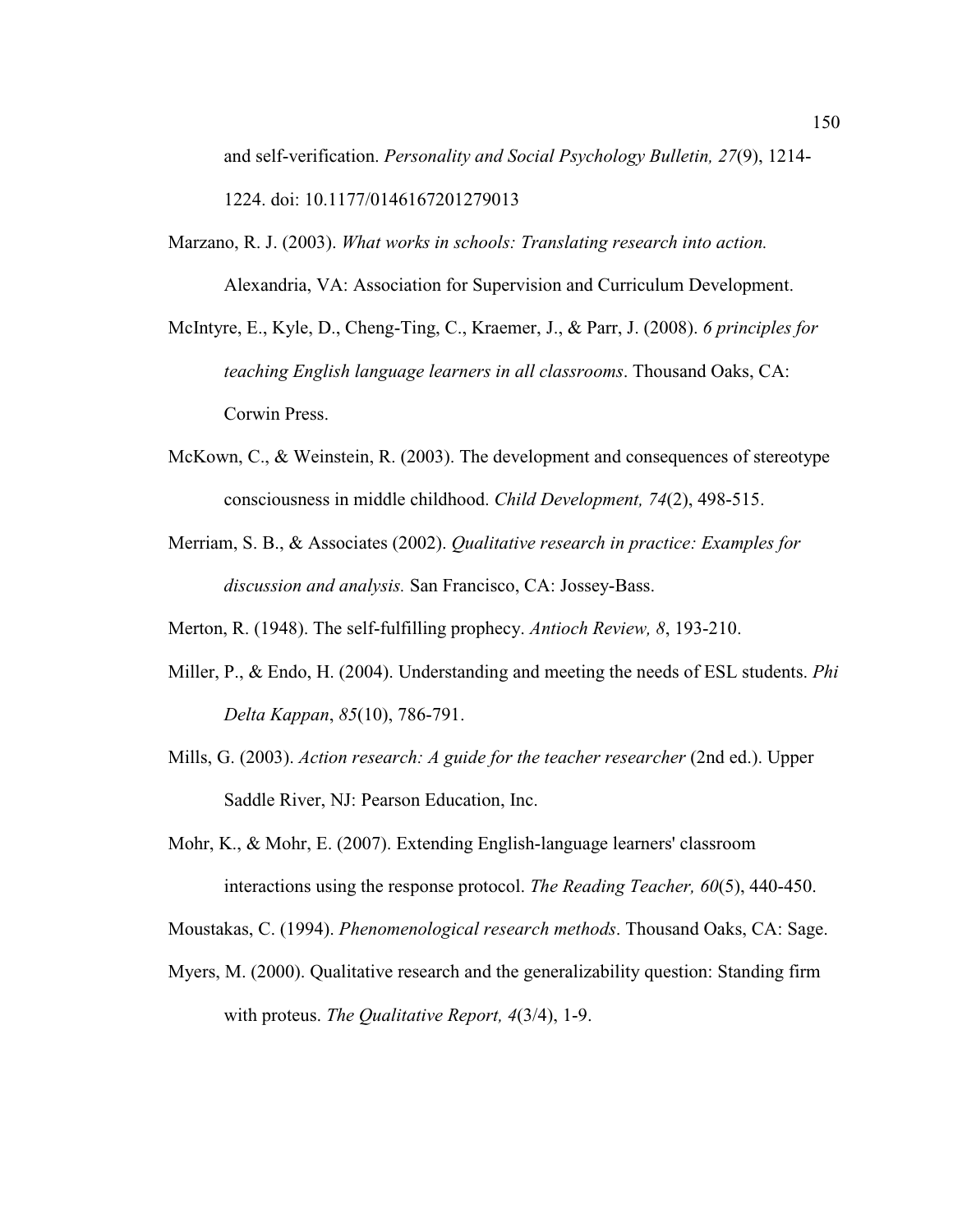and self-verification. *Personality and Social Psychology Bulletin, 27*(9), 1214-1224. doi: 10.1177/0146167201279013

Marzano, R. J. (2003). *What works in schools: Translating research into action.* Alexandria, VA: Association for Supervision and Curriculum Development.

McIntyre, E., Kyle, D., Cheng-Ting, C., Kraemer, J., & Parr, J. (2008). *6 principles for teaching English language learners in all classrooms*. Thousand Oaks, CA: Corwin Press.

McKown, C., & Weinstein, R. (2003). The development and consequences of stereotype consciousness in middle childhood. *Child Development, 74*(2), 498-515.

Merriam, S. B., & Associates (2002). *Qualitative research in practice: Examples for discussion and analysis.* San Francisco, CA: Jossey-Bass.

Merton, R. (1948). The self-fulfilling prophecy. *Antioch Review, 8*, 193-210.

Miller, P., & Endo, H. (2004). Understanding and meeting the needs of ESL students. *Phi Delta Kappan*, *85*(10), 786-791.

Mills, G. (2003). *Action research: A guide for the teacher researcher* (2nd ed.). Upper Saddle River, NJ: Pearson Education, Inc.

Mohr, K., & Mohr, E. (2007). Extending English-language learners' classroom interactions using the response protocol. *The Reading Teacher, 60*(5), 440-450.

Moustakas, C. (1994). *Phenomenological research methods*. Thousand Oaks, CA: Sage.

Myers, M. (2000). Qualitative research and the generalizability question: Standing firm with proteus. *The Qualitative Report, 4*(3/4), 1-9.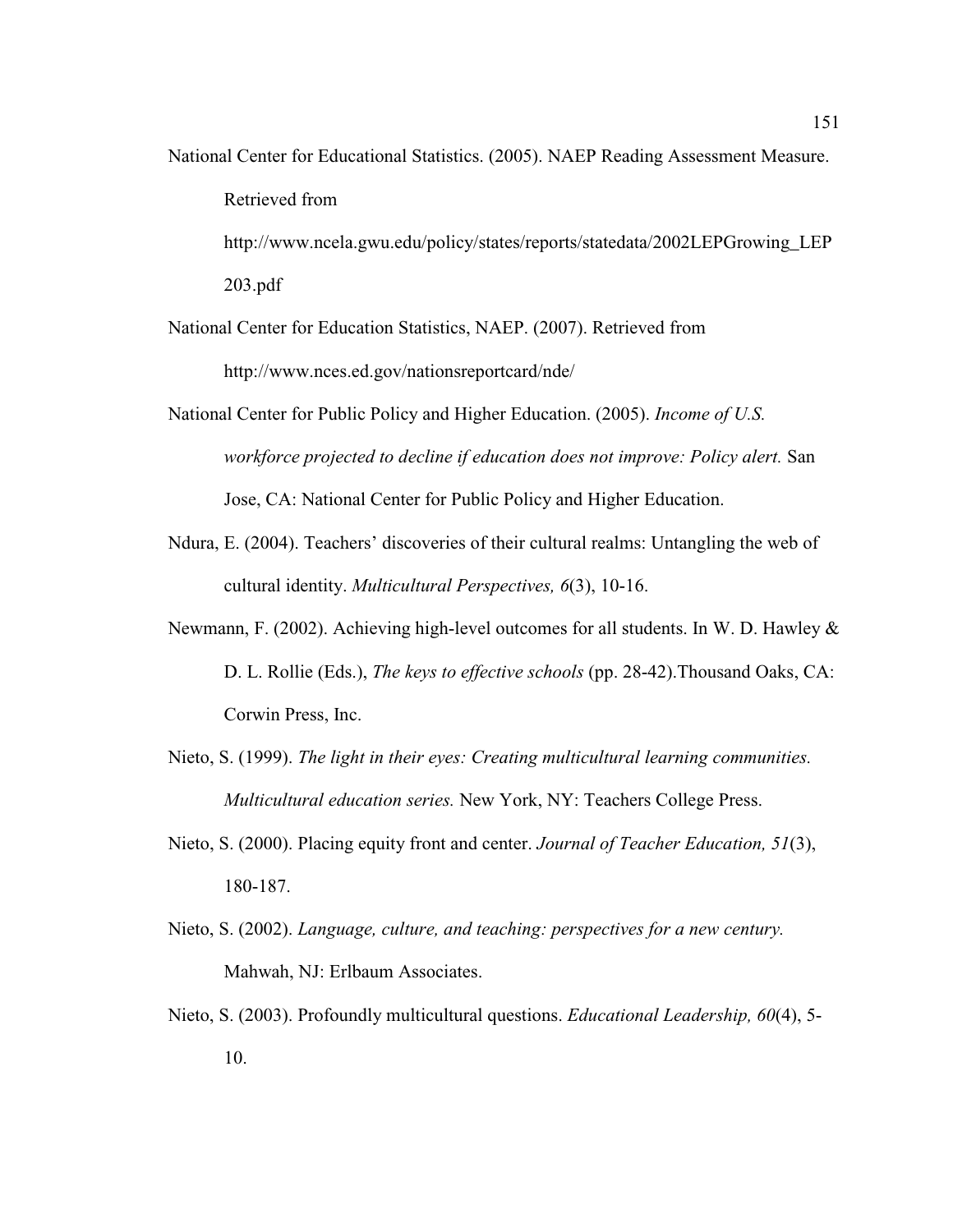National Center for Educational Statistics. (2005). NAEP Reading Assessment Measure. Retrieved from http://www.ncela.gwu.edu/policy/states/reports/statedata/2002LEPGrowing_LEP203.pdf

National Center for Education Statistics, NAEP. (2007). Retrieved from http://www.nces.ed.gov/nationsreportcard/nde/

National Center for Public Policy and Higher Education. (2005). *Income of U.S. workforce projected to decline if education does not improve: Policy alert.* San Jose, CA: National Center for Public Policy and Higher Education.

Ndura, E. (2004). Teachers' discoveries of their cultural realms: Untangling the web of cultural identity. *Multicultural Perspectives, 6*(3), 10-16.

Newmann, F. (2002). Achieving high-level outcomes for all students. In W. D. Hawley & D. L. Rollie (Eds.), *The keys to effective schools* (pp. 28-42).Thousand Oaks, CA: Corwin Press, Inc.

Nieto, S. (1999). *The light in their eyes: Creating multicultural learning communities. Multicultural education series.* New York, NY: Teachers College Press.

Nieto, S. (2000). Placing equity front and center. *Journal of Teacher Education, 51*(3), 180-187.

Nieto, S. (2002). *Language, culture, and teaching: perspectives for a new century.* Mahwah, NJ: Erlbaum Associates.

Nieto, S. (2003). Profoundly multicultural questions. *Educational Leadership, 60*(4), 5-10.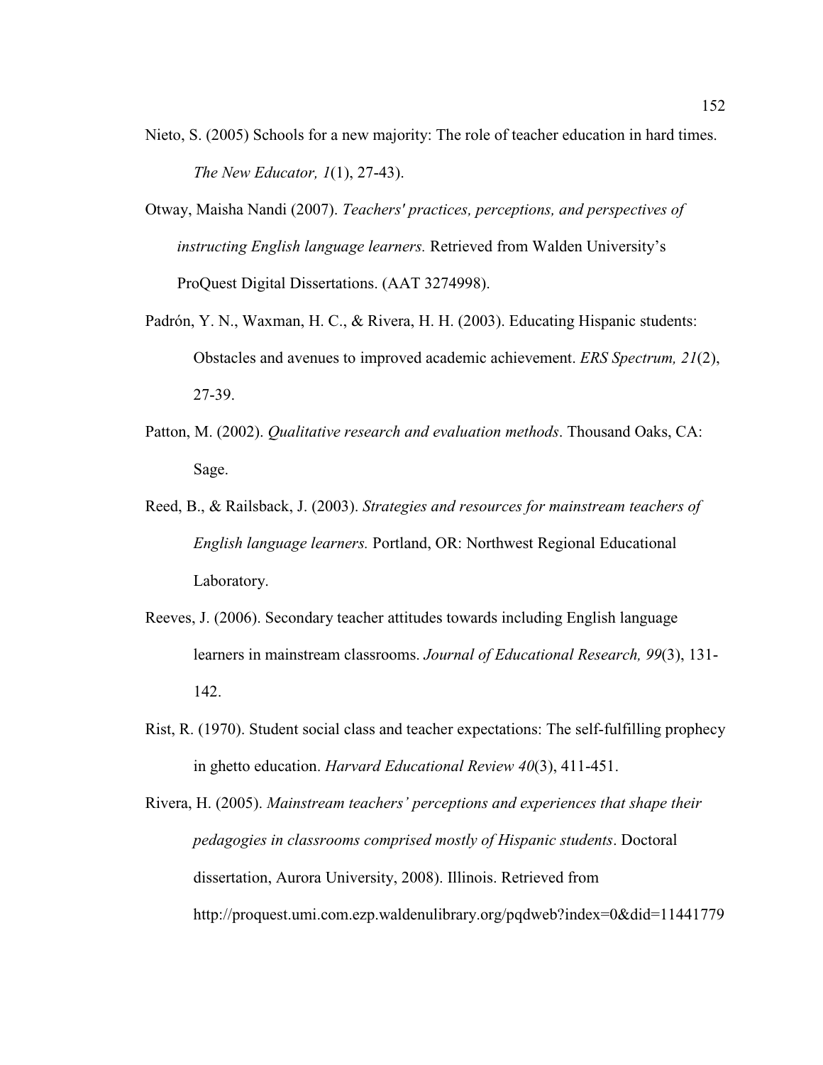Nieto, S. (2005) Schools for a new majority: The role of teacher education in hard times. *The New Educator, 1*(1), 27-43).

Otway, Maisha Nandi (2007). *Teachers' practices, perceptions, and perspectives of instructing English language learners.* Retrieved from Walden University's ProQuest Digital Dissertations. (AAT 3274998).

Padrón, Y. N., Waxman, H. C., & Rivera, H. H. (2003). Educating Hispanic students: Obstacles and avenues to improved academic achievement. *ERS Spectrum, 21*(2), 27-39.

Patton, M. (2002). *Qualitative research and evaluation methods*. Thousand Oaks, CA: Sage.

Reed, B., & Railsback, J. (2003). *Strategies and resources for mainstream teachers of English language learners.* Portland, OR: Northwest Regional Educational Laboratory.

Reeves, J. (2006). Secondary teacher attitudes towards including English language learners in mainstream classrooms. *Journal of Educational Research, 99*(3), 131-142.

Rist, R. (1970). Student social class and teacher expectations: The self-fulfilling prophecy in ghetto education. *Harvard Educational Review 40*(3), 411-451.

Rivera, H. (2005). *Mainstream teachers' perceptions and experiences that shape their pedagogies in classrooms comprised mostly of Hispanic students*. Doctoral dissertation, Aurora University, 2008). Illinois. Retrieved from http://proquest.umi.com.ezp.waldenulibrary.org/pqdweb?index=0&did=11441779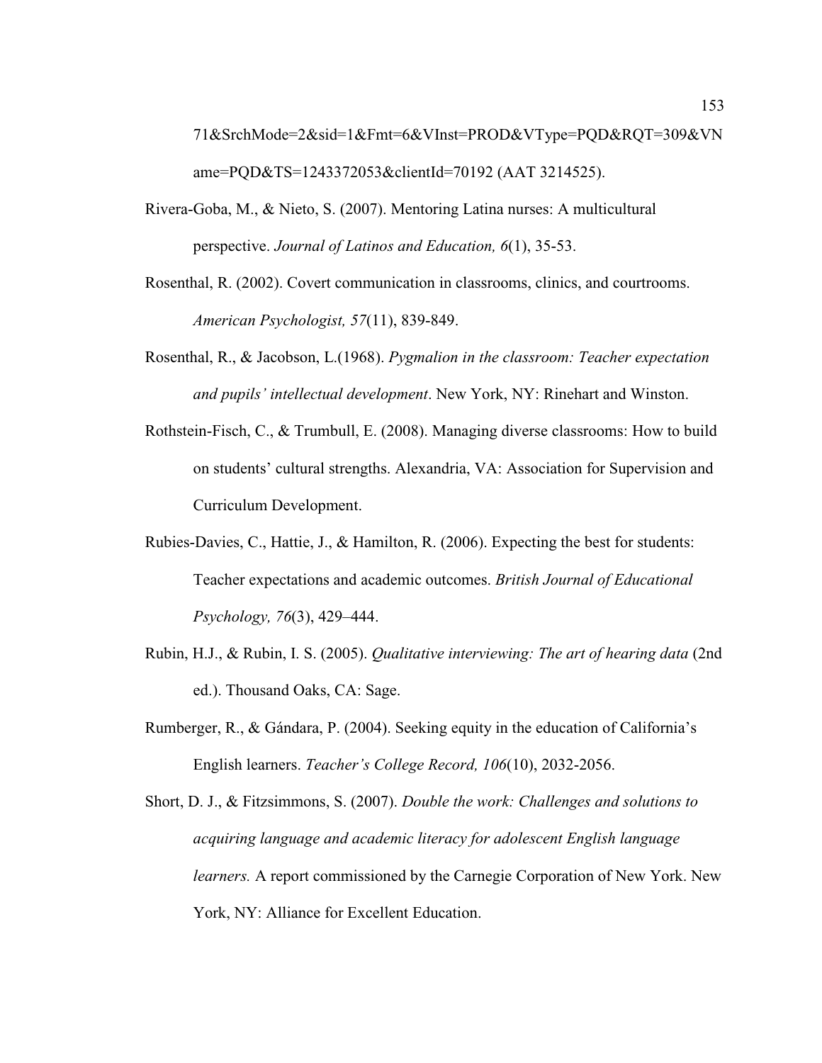71&SrchMode=2&sid=1&Fmt=6&VInst=PROD&VType=PQD&RQT=309&VName=PQD&TS=1243372053&clientId=70192 (AAT 3214525).

Rivera-Goba, M., & Nieto, S. (2007). Mentoring Latina nurses: A multicultural perspective. *Journal of Latinos and Education, 6*(1), 35-53.

Rosenthal, R. (2002). Covert communication in classrooms, clinics, and courtrooms. *American Psychologist, 57*(11), 839-849.

Rosenthal, R., & Jacobson, L.(1968). *Pygmalion in the classroom: Teacher expectation and pupils' intellectual development*. New York, NY: Rinehart and Winston.

Rothstein-Fisch, C., & Trumbull, E. (2008). Managing diverse classrooms: How to build on students' cultural strengths. Alexandria, VA: Association for Supervision and Curriculum Development.

Rubies-Davies, C., Hattie, J., & Hamilton, R. (2006). Expecting the best for students: Teacher expectations and academic outcomes. *British Journal of Educational Psychology, 76*(3), 429–444.

Rubin, H.J., & Rubin, I. S. (2005). *Qualitative interviewing: The art of hearing data* (2nd ed.). Thousand Oaks, CA: Sage.

Rumberger, R., & Gándara, P. (2004). Seeking equity in the education of California's English learners. *Teacher's College Record, 106*(10), 2032-2056.

Short, D. J., & Fitzsimmons, S. (2007). *Double the work: Challenges and solutions to acquiring language and academic literacy for adolescent English language learners.* A report commissioned by the Carnegie Corporation of New York. New York, NY: Alliance for Excellent Education.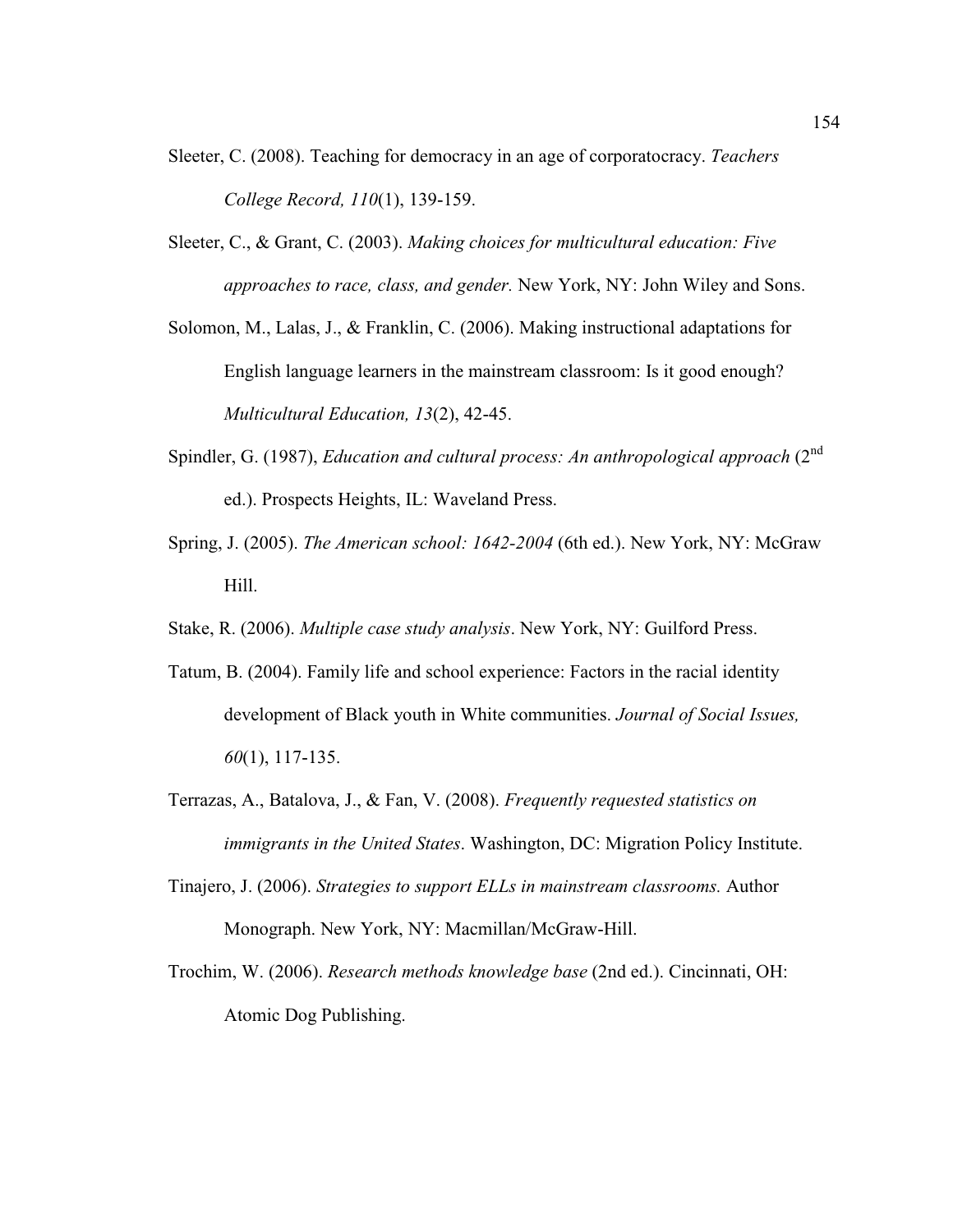Sleeter, C. (2008). Teaching for democracy in an age of corporatocracy. *Teachers College Record, 110*(1), 139-159.

Sleeter, C., & Grant, C. (2003). *Making choices for multicultural education: Five approaches to race, class, and gender.* New York, NY: John Wiley and Sons.

Solomon, M., Lalas, J., & Franklin, C. (2006). Making instructional adaptations for English language learners in the mainstream classroom: Is it good enough? *Multicultural Education, 13*(2), 42-45.

Spindler, G. (1987), *Education and cultural process: An anthropological approach* (2nd ed.). Prospects Heights, IL: Waveland Press.

Spring, J. (2005). *The American school: 1642-2004* (6th ed.). New York, NY: McGraw Hill.

Stake, R. (2006). *Multiple case study analysis*. New York, NY: Guilford Press.

Tatum, B. (2004). Family life and school experience: Factors in the racial identity development of Black youth in White communities. *Journal of Social Issues, 60*(1), 117-135.

Terrazas, A., Batalova, J., & Fan, V. (2008). *Frequently requested statistics on immigrants in the United States*. Washington, DC: Migration Policy Institute.

Tinajero, J. (2006). *Strategies to support ELLs in mainstream classrooms.* Author Monograph. New York, NY: Macmillan/McGraw-Hill.

Trochim, W. (2006). *Research methods knowledge base* (2nd ed.). Cincinnati, OH: Atomic Dog Publishing.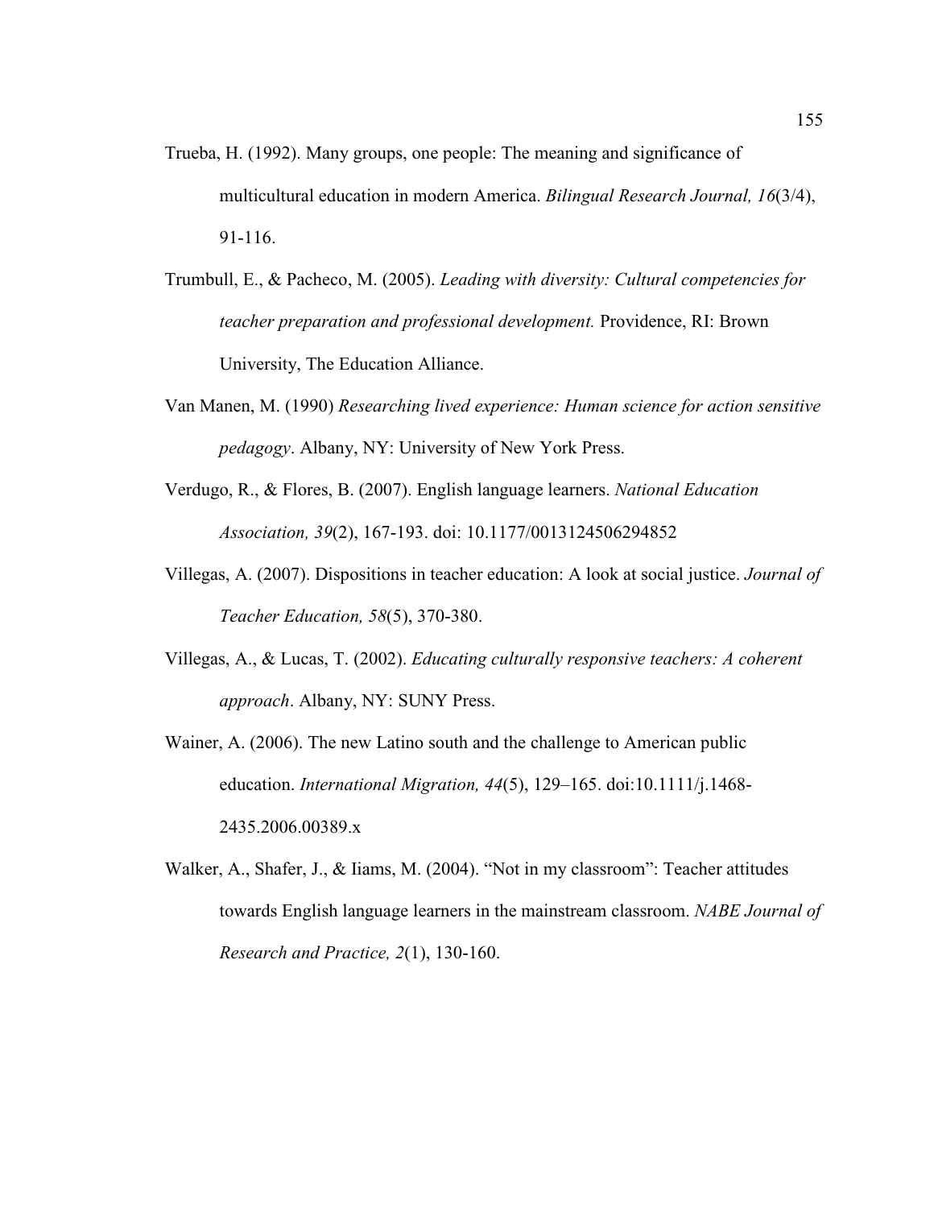Trueba, H. (1992). Many groups, one people: The meaning and significance of multicultural education in modern America. *Bilingual Research Journal, 16*(3/4), 91-116.

Trumbull, E., & Pacheco, M. (2005). *Leading with diversity: Cultural competencies for teacher preparation and professional development.* Providence, RI: Brown University, The Education Alliance.

Van Manen, M. (1990) *Researching lived experience: Human science for action sensitive pedagogy*. Albany, NY: University of New York Press.

Verdugo, R., & Flores, B. (2007). English language learners. *National Education Association, 39*(2), 167-193. doi: 10.1177/0013124506294852

Villegas, A. (2007). Dispositions in teacher education: A look at social justice. *Journal of Teacher Education, 58*(5), 370-380.

Villegas, A., & Lucas, T. (2002). *Educating culturally responsive teachers: A coherent approach*. Albany, NY: SUNY Press.

Wainer, A. (2006). The new Latino south and the challenge to American public education. *International Migration, 44*(5), 129–165. doi:10.1111/j.1468-2435.2006.00389.x

Walker, A., Shafer, J., & Iiams, M. (2004). "Not in my classroom": Teacher attitudes towards English language learners in the mainstream classroom. *NABE Journal of Research and Practice, 2*(1), 130-160.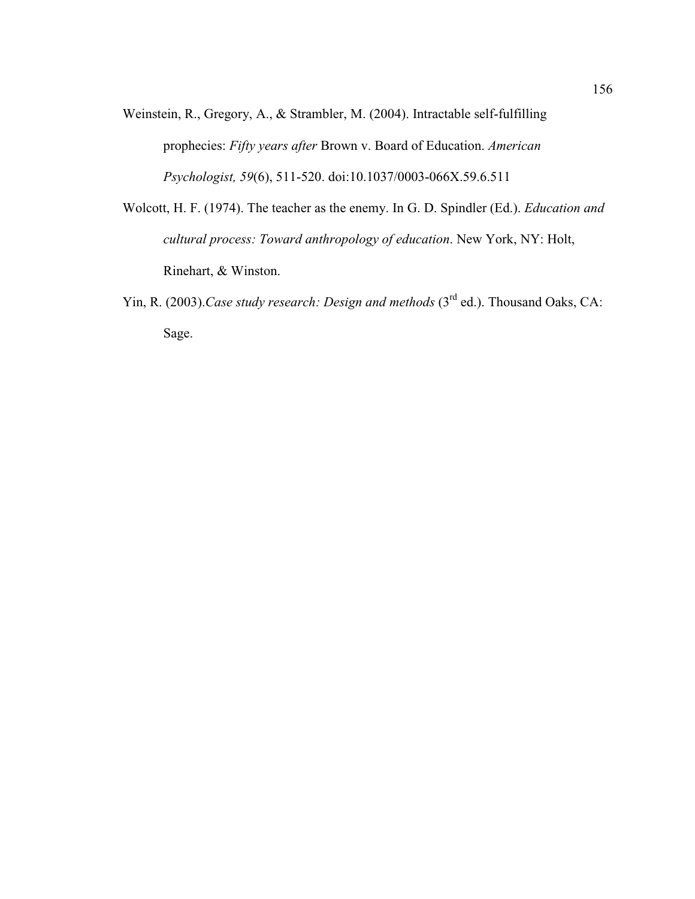Weinstein, R., Gregory, A., & Strambler, M. (2004). Intractable self-fulfilling prophecies: *Fifty years after* Brown v. Board of Education. *American Psychologist, 59*(6), 511-520. doi:10.1037/0003-066X.59.6.511

Wolcott, H. F. (1974). The teacher as the enemy. In G. D. Spindler (Ed.). *Education and cultural process: Toward anthropology of education*. New York, NY: Holt, Rinehart, & Winston.

Yin, R. (2003).*Case study research: Design and methods* (3rd ed.). Thousand Oaks, CA: Sage.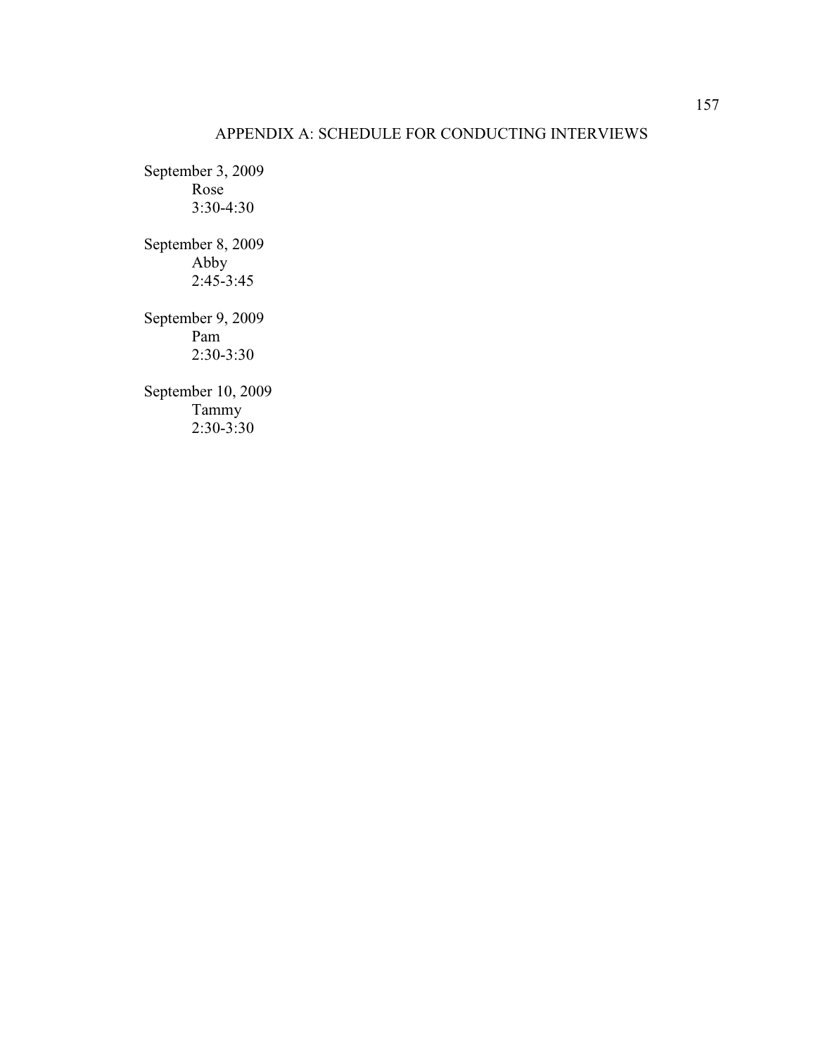# APPENDIX A: SCHEDULE FOR CONDUCTING INTERVIEWS

September 3, 2009
   Rose
   3:30-4:30

September 8, 2009
   Abby
   2:45-3:45

September 9, 2009
   Pam
   2:30-3:30

September 10, 2009
   Tammy
   2:30-3:30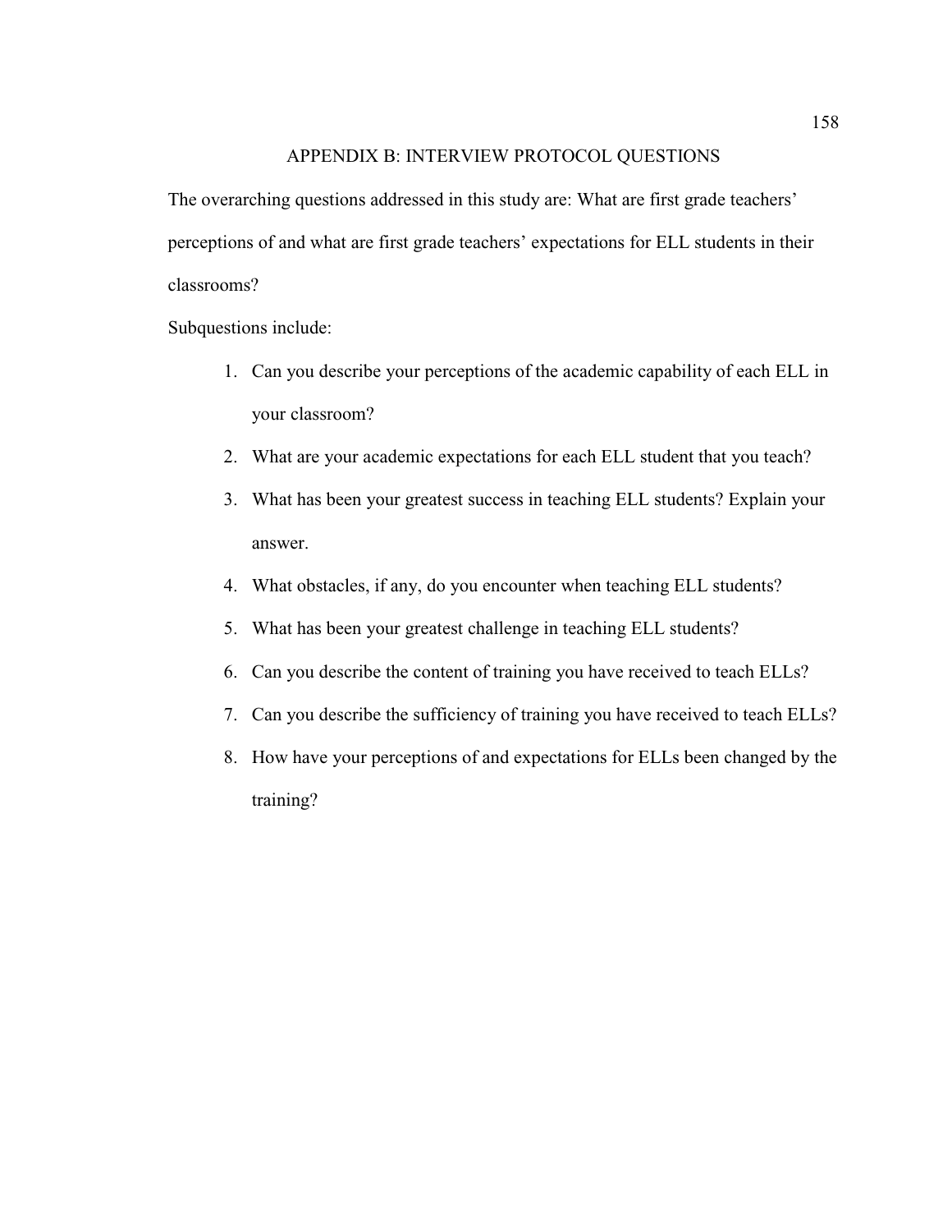# APPENDIX B: INTERVIEW PROTOCOL QUESTIONS

The overarching questions addressed in this study are: What are first grade teachers' perceptions of and what are first grade teachers' expectations for ELL students in their classrooms?

Subquestions include:

1. Can you describe your perceptions of the academic capability of each ELL in your classroom?
2. What are your academic expectations for each ELL student that you teach?
3. What has been your greatest success in teaching ELL students? Explain your answer.
4. What obstacles, if any, do you encounter when teaching ELL students?
5. What has been your greatest challenge in teaching ELL students?
6. Can you describe the content of training you have received to teach ELLs?
7. Can you describe the sufficiency of training you have received to teach ELLs?
8. How have your perceptions of and expectations for ELLs been changed by the training?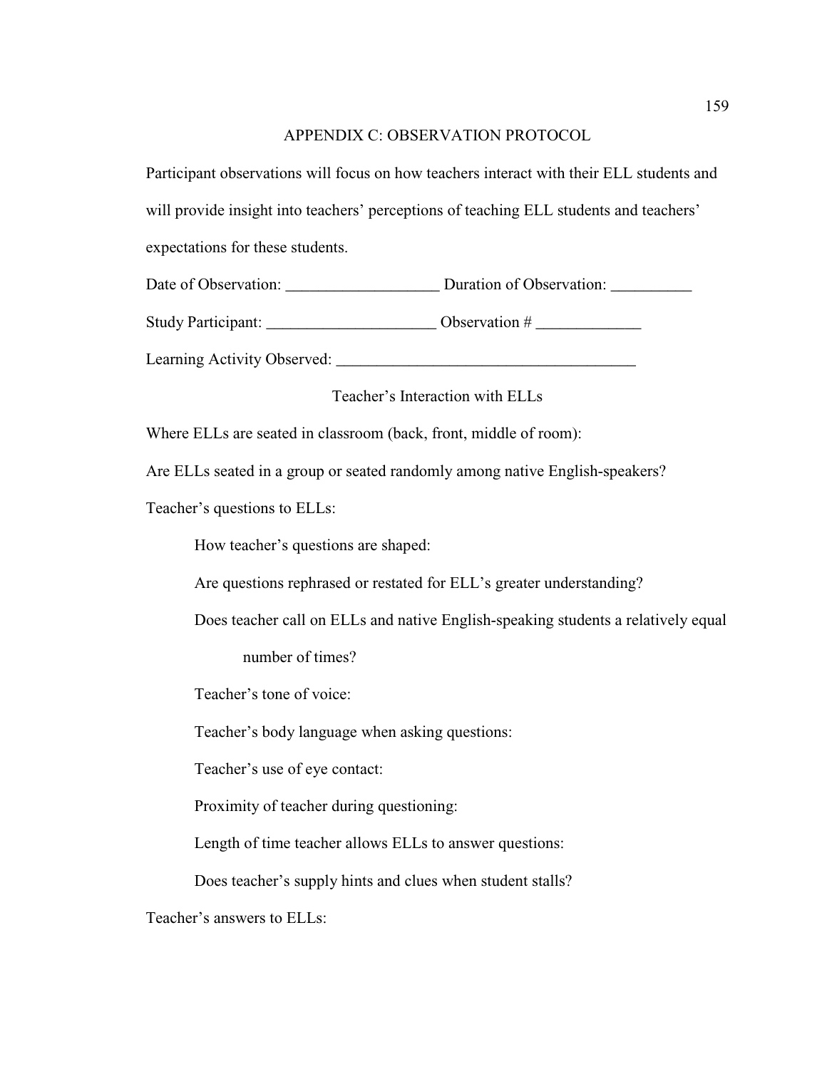## APPENDIX C: OBSERVATION PROTOCOL

Participant observations will focus on how teachers interact with their ELL students and will provide insight into teachers' perceptions of teaching ELL students and teachers' expectations for these students.

Date of Observation: ___________________ Duration of Observation: __________

Study Participant: _____________________ Observation # _____________

Learning Activity Observed: _____________________________________

Teacher's Interaction with ELLs

Where ELLs are seated in classroom (back, front, middle of room):

Are ELLs seated in a group or seated randomly among native English-speakers?

Teacher's questions to ELLs:

- How teacher's questions are shaped:
- Are questions rephrased or restated for ELL's greater understanding?
- Does teacher call on ELLs and native English-speaking students a relatively equal number of times?
- Teacher's tone of voice:
- Teacher's body language when asking questions:
- Teacher's use of eye contact:
- Proximity of teacher during questioning:
- Length of time teacher allows ELLs to answer questions:
- Does teacher's supply hints and clues when student stalls?

Teacher's answers to ELLs: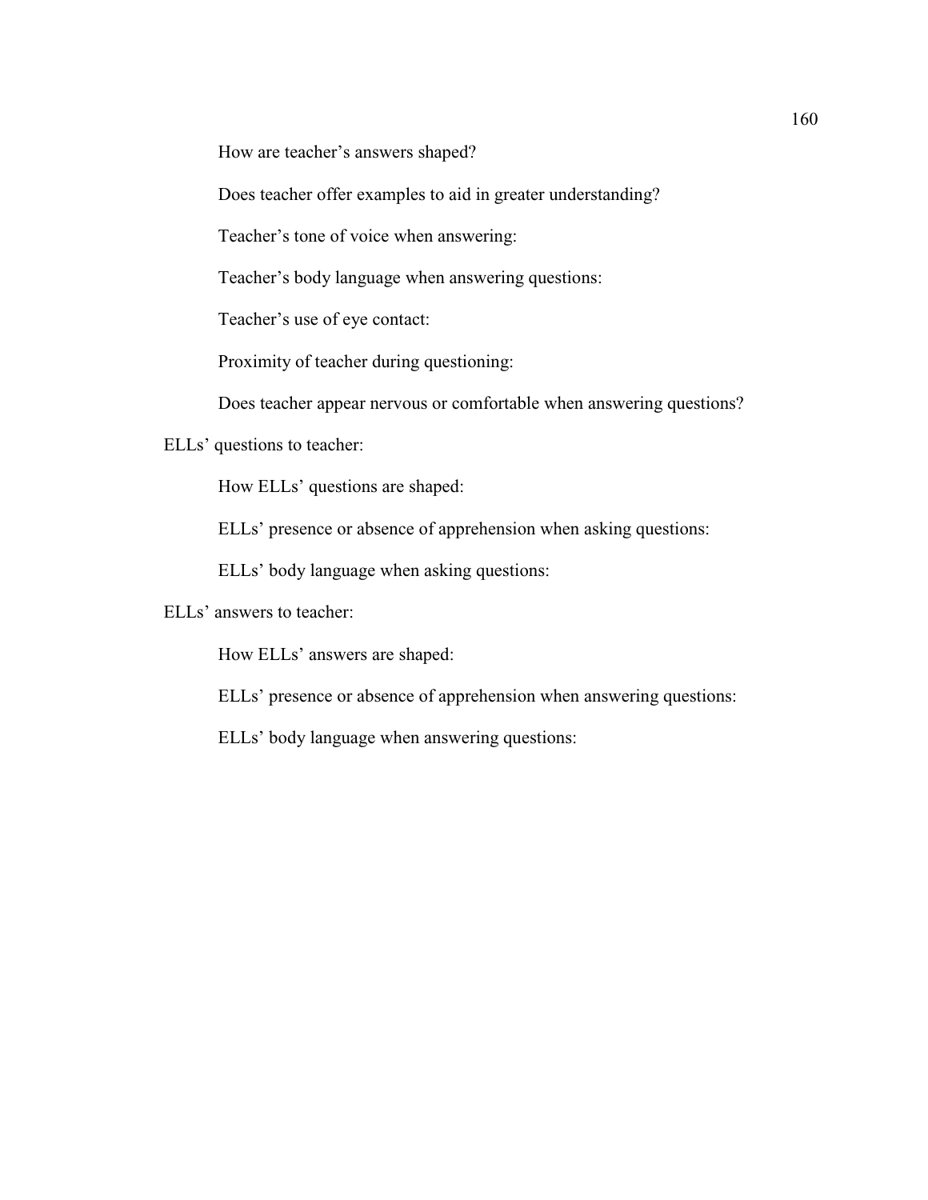How are teacher's answers shaped?

Does teacher offer examples to aid in greater understanding?

Teacher's tone of voice when answering:

Teacher's body language when answering questions:

Teacher's use of eye contact:

Proximity of teacher during questioning:

Does teacher appear nervous or comfortable when answering questions?

ELLs' questions to teacher:

How ELLs' questions are shaped:

ELLs' presence or absence of apprehension when asking questions:

ELLs' body language when asking questions:

ELLs' answers to teacher:

How ELLs' answers are shaped:

ELLs' presence or absence of apprehension when answering questions:

ELLs' body language when answering questions: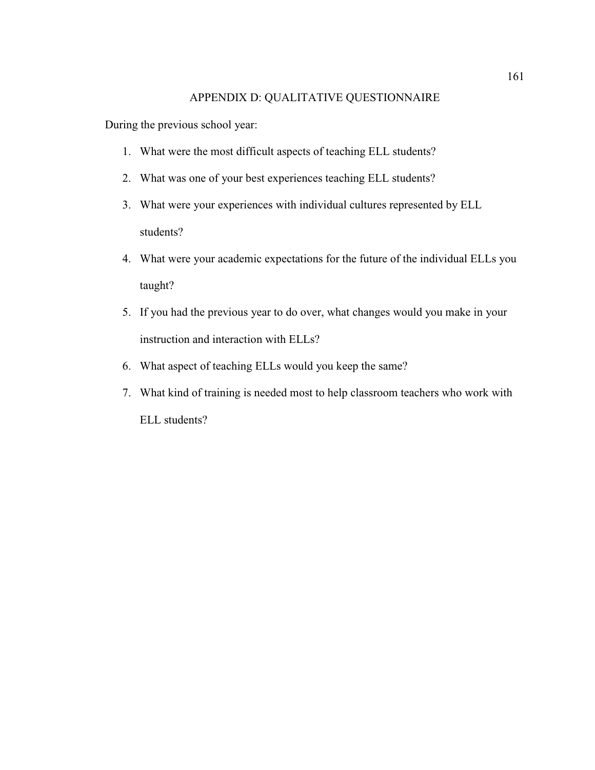# APPENDIX D: QUALITATIVE QUESTIONNAIRE

During the previous school year:

1. What were the most difficult aspects of teaching ELL students?
2. What was one of your best experiences teaching ELL students?
3. What were your experiences with individual cultures represented by ELL students?
4. What were your academic expectations for the future of the individual ELLs you taught?
5. If you had the previous year to do over, what changes would you make in your instruction and interaction with ELLs?
6. What aspect of teaching ELLs would you keep the same?
7. What kind of training is needed most to help classroom teachers who work with ELL students?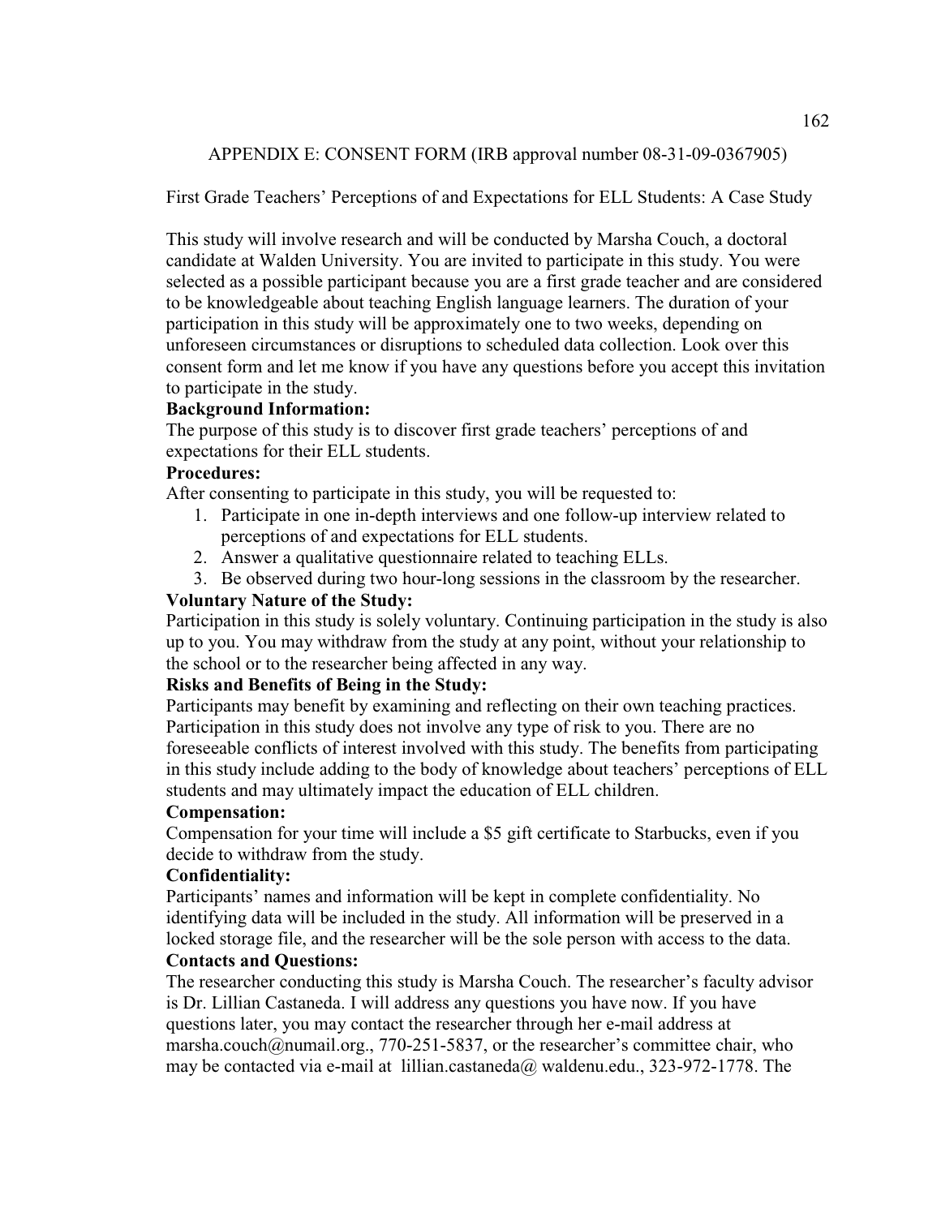## APPENDIX E: CONSENT FORM (IRB approval number 08-31-09-0367905)

First Grade Teachers' Perceptions of and Expectations for ELL Students: A Case Study

This study will involve research and will be conducted by Marsha Couch, a doctoral candidate at Walden University. You are invited to participate in this study. You were selected as a possible participant because you are a first grade teacher and are considered to be knowledgeable about teaching English language learners. The duration of your participation in this study will be approximately one to two weeks, depending on unforeseen circumstances or disruptions to scheduled data collection. Look over this consent form and let me know if you have any questions before you accept this invitation to participate in the study.

**Background Information:**

The purpose of this study is to discover first grade teachers' perceptions of and expectations for their ELL students.

**Procedures:**

After consenting to participate in this study, you will be requested to:

1. Participate in one in-depth interviews and one follow-up interview related to perceptions of and expectations for ELL students.
2. Answer a qualitative questionnaire related to teaching ELLs.
3. Be observed during two hour-long sessions in the classroom by the researcher.

**Voluntary Nature of the Study:**

Participation in this study is solely voluntary. Continuing participation in the study is also up to you. You may withdraw from the study at any point, without your relationship to the school or to the researcher being affected in any way.

**Risks and Benefits of Being in the Study:**

Participants may benefit by examining and reflecting on their own teaching practices. Participation in this study does not involve any type of risk to you. There are no foreseeable conflicts of interest involved with this study. The benefits from participating in this study include adding to the body of knowledge about teachers' perceptions of ELL students and may ultimately impact the education of ELL children.

**Compensation:**

Compensation for your time will include a $5 gift certificate to Starbucks, even if you decide to withdraw from the study.

**Confidentiality:**

Participants' names and information will be kept in complete confidentiality. No identifying data will be included in the study. All information will be preserved in a locked storage file, and the researcher will be the sole person with access to the data.

**Contacts and Questions:**

The researcher conducting this study is Marsha Couch. The researcher's faculty advisor is Dr. Lillian Castaneda. I will address any questions you have now. If you have questions later, you may contact the researcher through her e-mail address at marsha.couch@numail.org., 770-251-5837, or the researcher's committee chair, who may be contacted via e-mail at lillian.castaneda@ waldenu.edu., 323-972-1778. The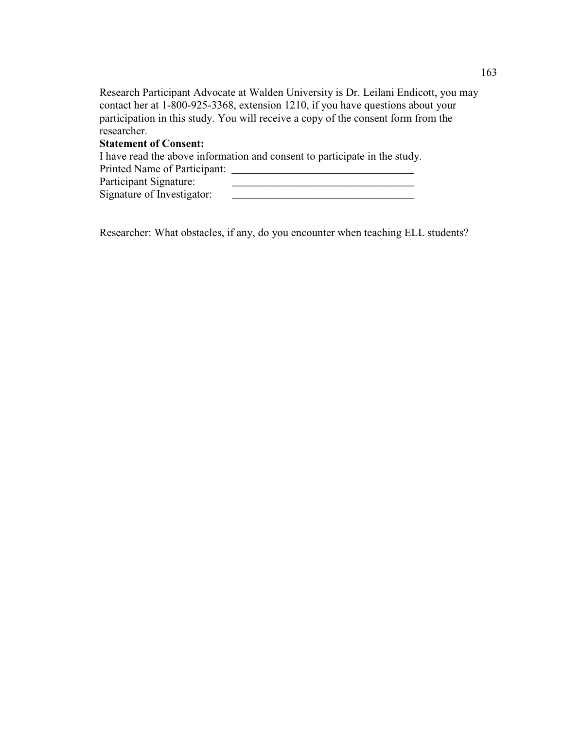Research Participant Advocate at Walden University is Dr. Leilani Endicott, you may contact her at 1-800-925-3368, extension 1210, if you have questions about your participation in this study. You will receive a copy of the consent form from the researcher.

**Statement of Consent:**

I have read the above information and consent to participate in the study.

Printed Name of Participant: __________________________________

Participant Signature: __________________________________

Signature of Investigator: __________________________________

Researcher: What obstacles, if any, do you encounter when teaching ELL students?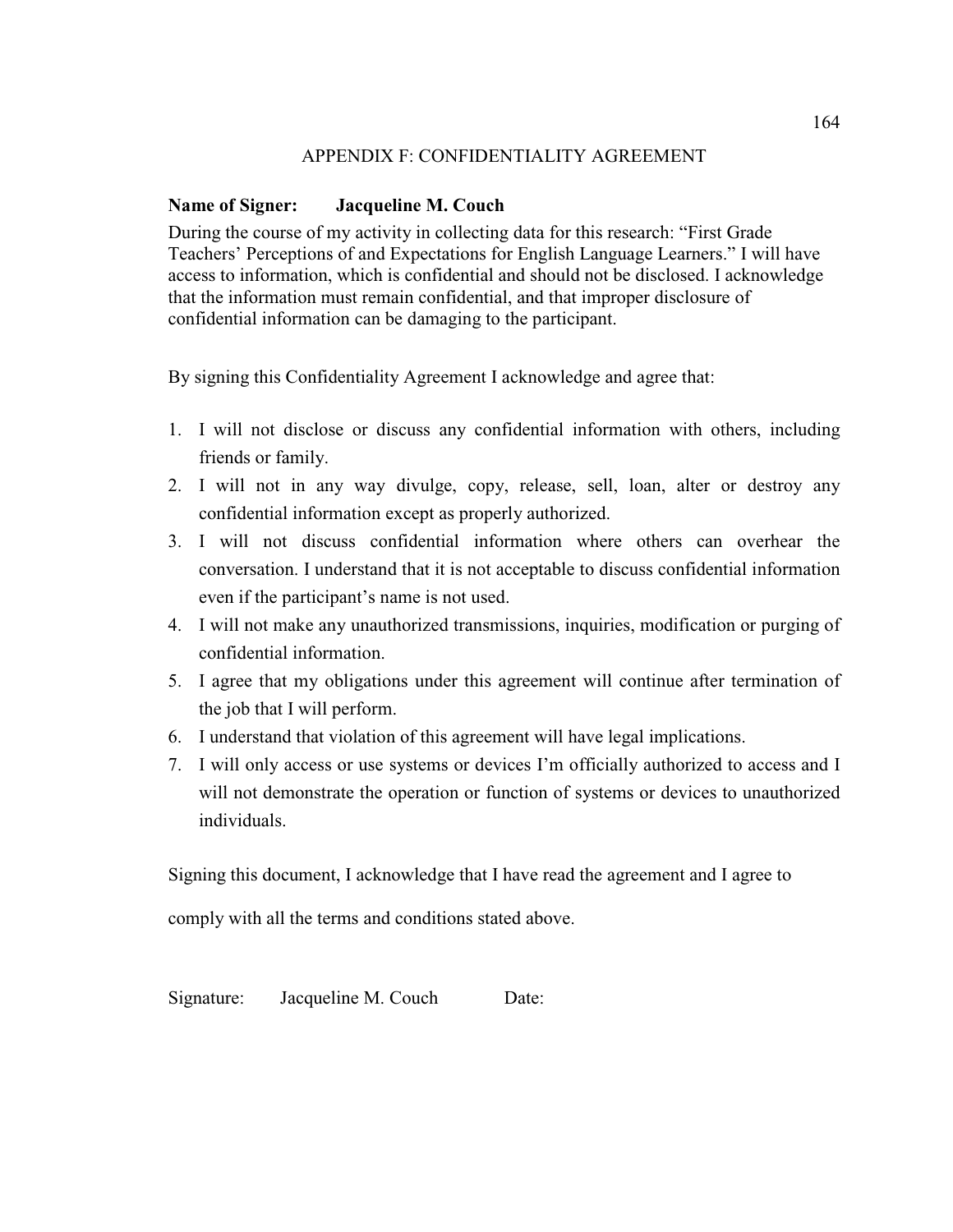## APPENDIX F: CONFIDENTIALITY AGREEMENT

**Name of Signer: Jacqueline M. Couch**

During the course of my activity in collecting data for this research: "First Grade Teachers' Perceptions of and Expectations for English Language Learners." I will have access to information, which is confidential and should not be disclosed. I acknowledge that the information must remain confidential, and that improper disclosure of confidential information can be damaging to the participant.

By signing this Confidentiality Agreement I acknowledge and agree that:

1. I will not disclose or discuss any confidential information with others, including friends or family.
2. I will not in any way divulge, copy, release, sell, loan, alter or destroy any confidential information except as properly authorized.
3. I will not discuss confidential information where others can overhear the conversation. I understand that it is not acceptable to discuss confidential information even if the participant's name is not used.
4. I will not make any unauthorized transmissions, inquiries, modification or purging of confidential information.
5. I agree that my obligations under this agreement will continue after termination of the job that I will perform.
6. I understand that violation of this agreement will have legal implications.
7. I will only access or use systems or devices I'm officially authorized to access and I will not demonstrate the operation or function of systems or devices to unauthorized individuals.

Signing this document, I acknowledge that I have read the agreement and I agree to comply with all the terms and conditions stated above.

Signature: Jacqueline M. Couch Date: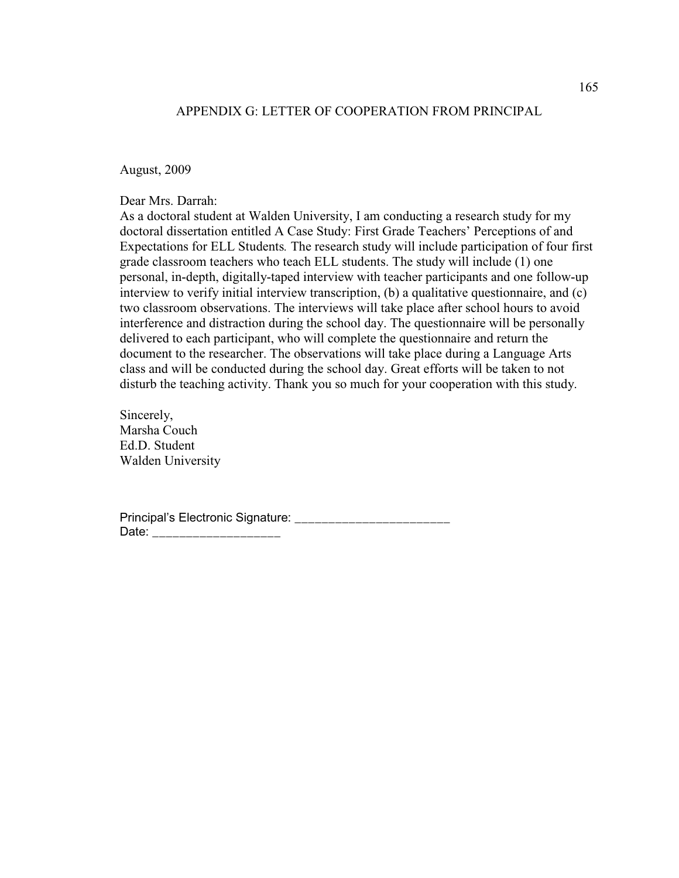# APPENDIX G: LETTER OF COOPERATION FROM PRINCIPAL

August, 2009

Dear Mrs. Darrah:
As a doctoral student at Walden University, I am conducting a research study for my doctoral dissertation entitled A Case Study: First Grade Teachers' Perceptions of and Expectations for ELL Students*.* The research study will include participation of four first grade classroom teachers who teach ELL students. The study will include (1) one personal, in-depth, digitally-taped interview with teacher participants and one follow-up interview to verify initial interview transcription, (b) a qualitative questionnaire, and (c) two classroom observations. The interviews will take place after school hours to avoid interference and distraction during the school day. The questionnaire will be personally delivered to each participant, who will complete the questionnaire and return the document to the researcher. The observations will take place during a Language Arts class and will be conducted during the school day. Great efforts will be taken to not disturb the teaching activity. Thank you so much for your cooperation with this study.

Sincerely,
Marsha Couch
Ed.D. Student
Walden University

Principal's Electronic Signature: _______________________
Date: ___________________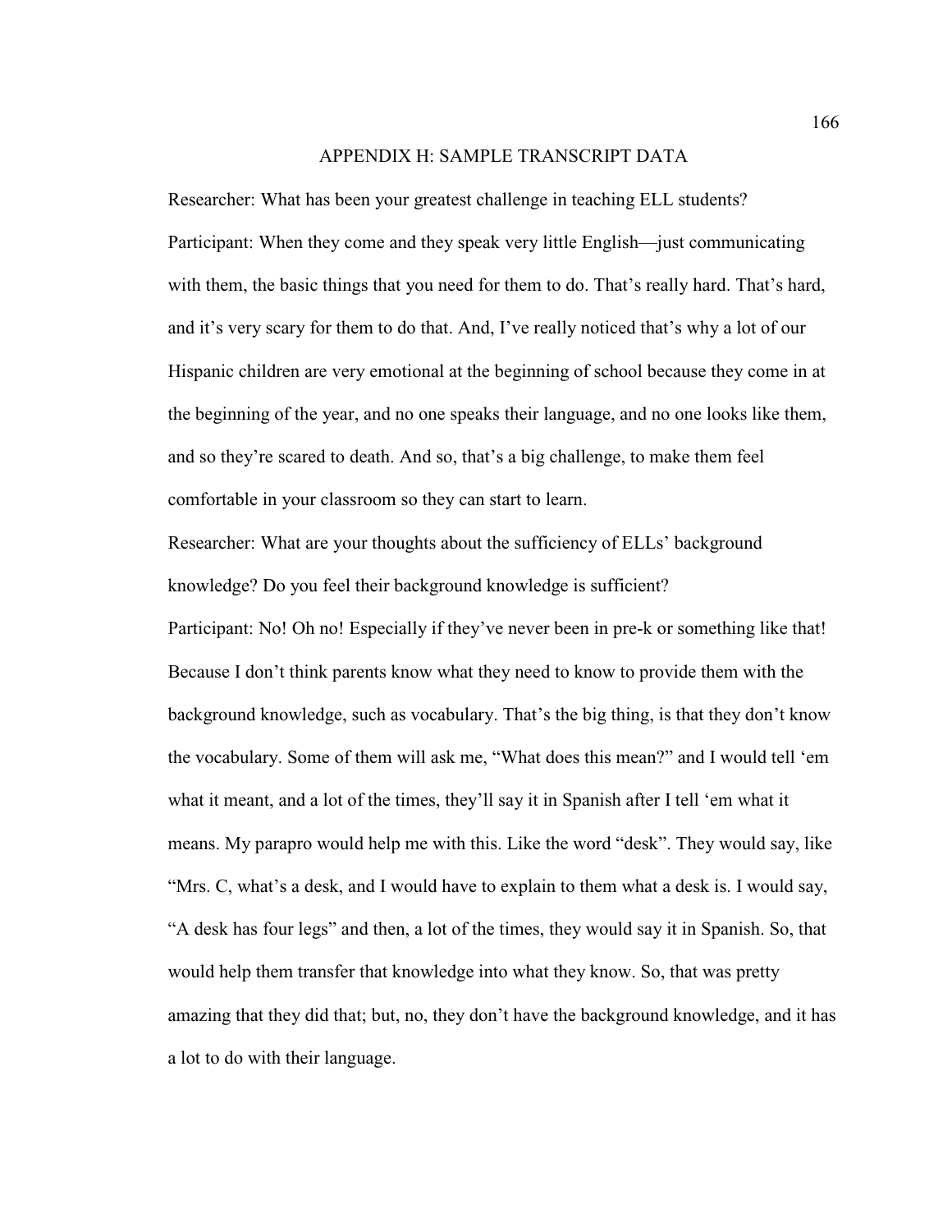# APPENDIX H: SAMPLE TRANSCRIPT DATA

Researcher: What has been your greatest challenge in teaching ELL students?

Participant: When they come and they speak very little English—just communicating with them, the basic things that you need for them to do. That's really hard. That's hard, and it's very scary for them to do that. And, I've really noticed that's why a lot of our Hispanic children are very emotional at the beginning of school because they come in at the beginning of the year, and no one speaks their language, and no one looks like them, and so they're scared to death. And so, that's a big challenge, to make them feel comfortable in your classroom so they can start to learn.

Researcher: What are your thoughts about the sufficiency of ELLs' background knowledge? Do you feel their background knowledge is sufficient?

Participant: No! Oh no! Especially if they've never been in pre-k or something like that! Because I don't think parents know what they need to know to provide them with the background knowledge, such as vocabulary. That's the big thing, is that they don't know the vocabulary. Some of them will ask me, "What does this mean?" and I would tell 'em what it meant, and a lot of the times, they'll say it in Spanish after I tell 'em what it means. My parapro would help me with this. Like the word "desk". They would say, like "Mrs. C, what's a desk, and I would have to explain to them what a desk is. I would say, "A desk has four legs" and then, a lot of the times, they would say it in Spanish. So, that would help them transfer that knowledge into what they know. So, that was pretty amazing that they did that; but, no, they don't have the background knowledge, and it has a lot to do with their language.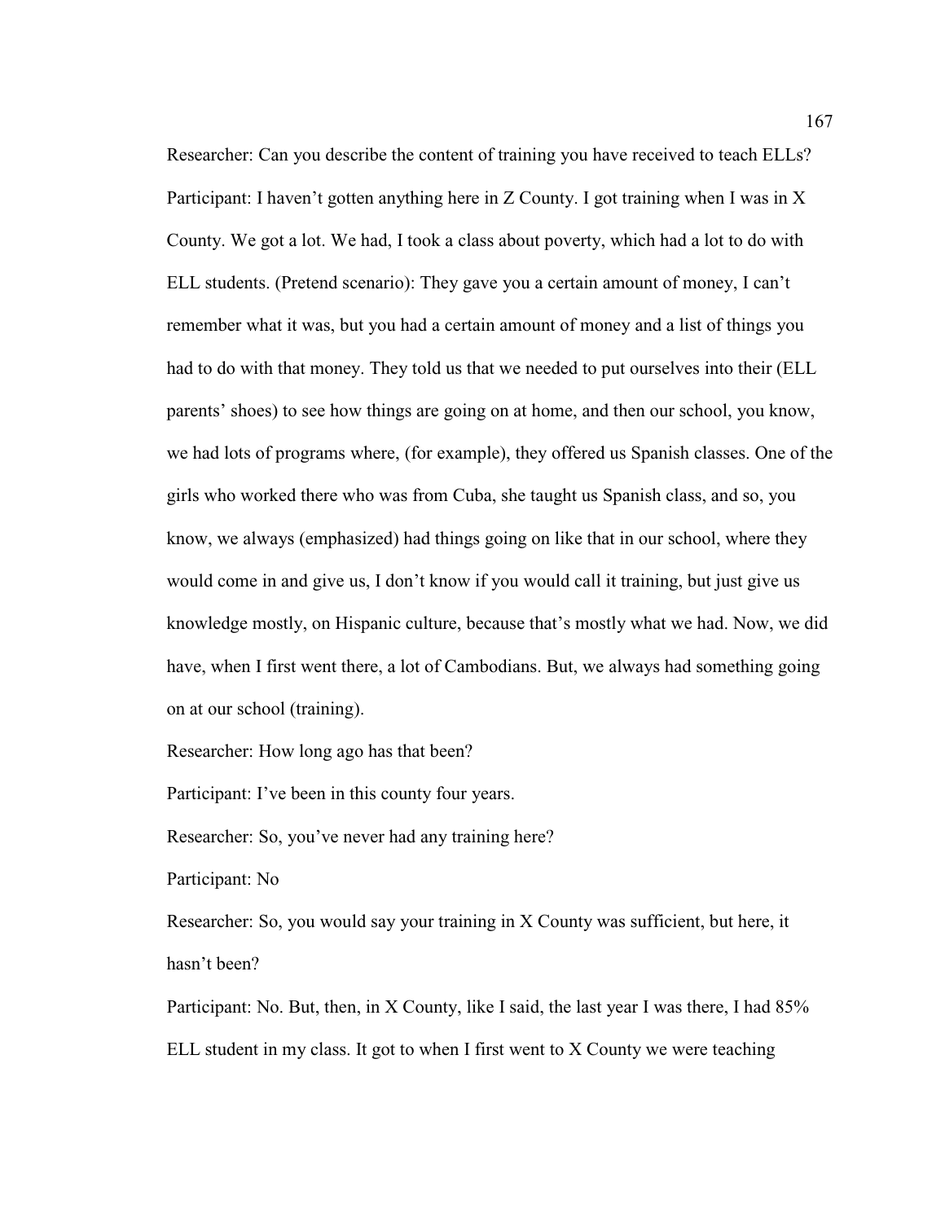Researcher: Can you describe the content of training you have received to teach ELLs?

Participant: I haven't gotten anything here in Z County. I got training when I was in X County. We got a lot. We had, I took a class about poverty, which had a lot to do with ELL students. (Pretend scenario): They gave you a certain amount of money, I can't remember what it was, but you had a certain amount of money and a list of things you had to do with that money. They told us that we needed to put ourselves into their (ELL parents' shoes) to see how things are going on at home, and then our school, you know, we had lots of programs where, (for example), they offered us Spanish classes. One of the girls who worked there who was from Cuba, she taught us Spanish class, and so, you know, we always (emphasized) had things going on like that in our school, where they would come in and give us, I don't know if you would call it training, but just give us knowledge mostly, on Hispanic culture, because that's mostly what we had. Now, we did have, when I first went there, a lot of Cambodians. But, we always had something going on at our school (training).

Researcher: How long ago has that been?

Participant: I've been in this county four years.

Researcher: So, you've never had any training here?

Participant: No

Researcher: So, you would say your training in X County was sufficient, but here, it hasn't been?

Participant: No. But, then, in X County, like I said, the last year I was there, I had 85% ELL student in my class. It got to when I first went to X County we were teaching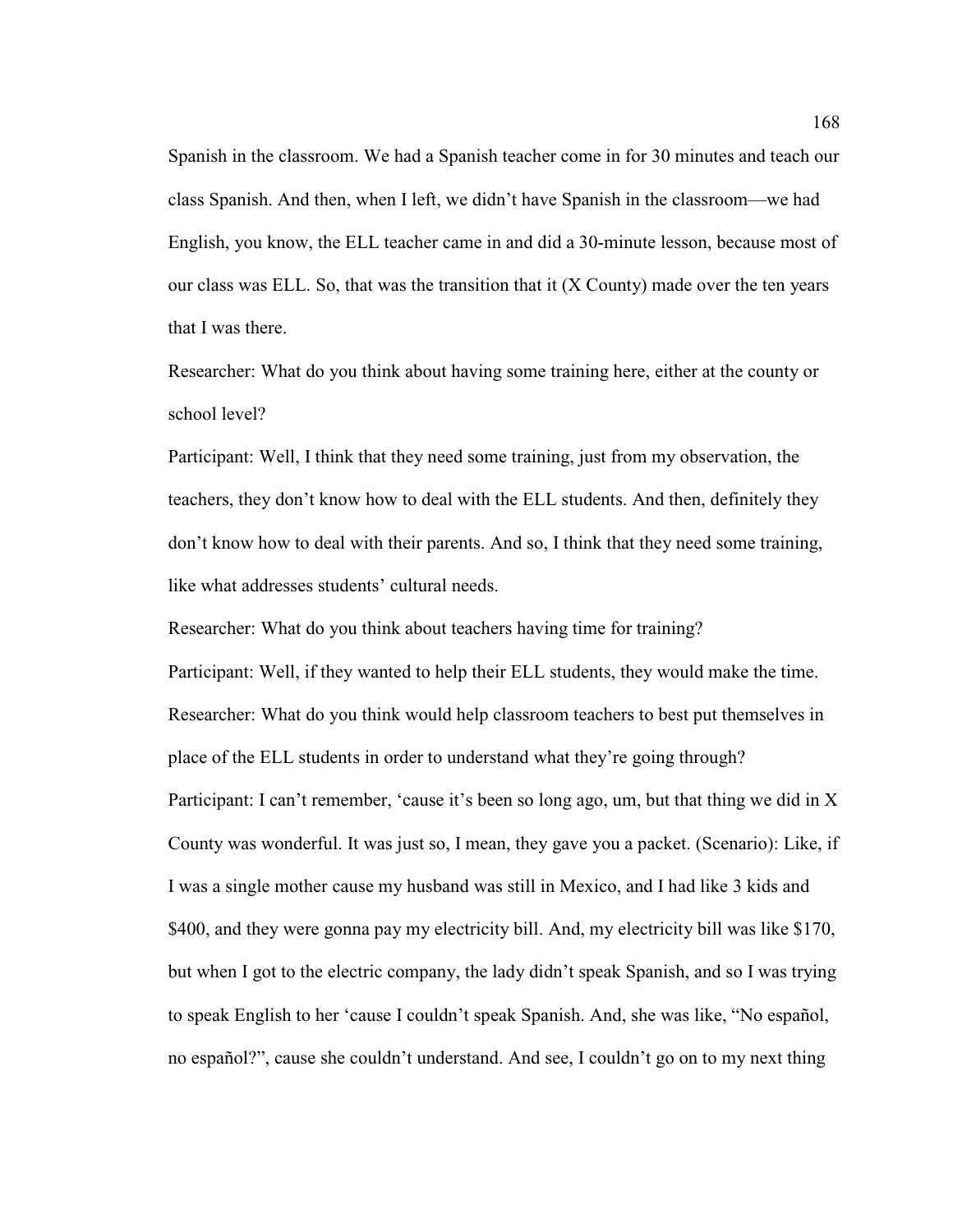Spanish in the classroom. We had a Spanish teacher come in for 30 minutes and teach our class Spanish. And then, when I left, we didn't have Spanish in the classroom—we had English, you know, the ELL teacher came in and did a 30-minute lesson, because most of our class was ELL. So, that was the transition that it (X County) made over the ten years that I was there.

Researcher: What do you think about having some training here, either at the county or school level?

Participant: Well, I think that they need some training, just from my observation, the teachers, they don't know how to deal with the ELL students. And then, definitely they don't know how to deal with their parents. And so, I think that they need some training, like what addresses students' cultural needs.

Researcher: What do you think about teachers having time for training?

Participant: Well, if they wanted to help their ELL students, they would make the time.

Researcher: What do you think would help classroom teachers to best put themselves in place of the ELL students in order to understand what they're going through?

Participant: I can't remember, 'cause it's been so long ago, um, but that thing we did in X County was wonderful. It was just so, I mean, they gave you a packet. (Scenario): Like, if I was a single mother cause my husband was still in Mexico, and I had like 3 kids and $400, and they were gonna pay my electricity bill. And, my electricity bill was like $170, but when I got to the electric company, the lady didn't speak Spanish, and so I was trying to speak English to her 'cause I couldn't speak Spanish. And, she was like, "No español, no español?", cause she couldn't understand. And see, I couldn't go on to my next thing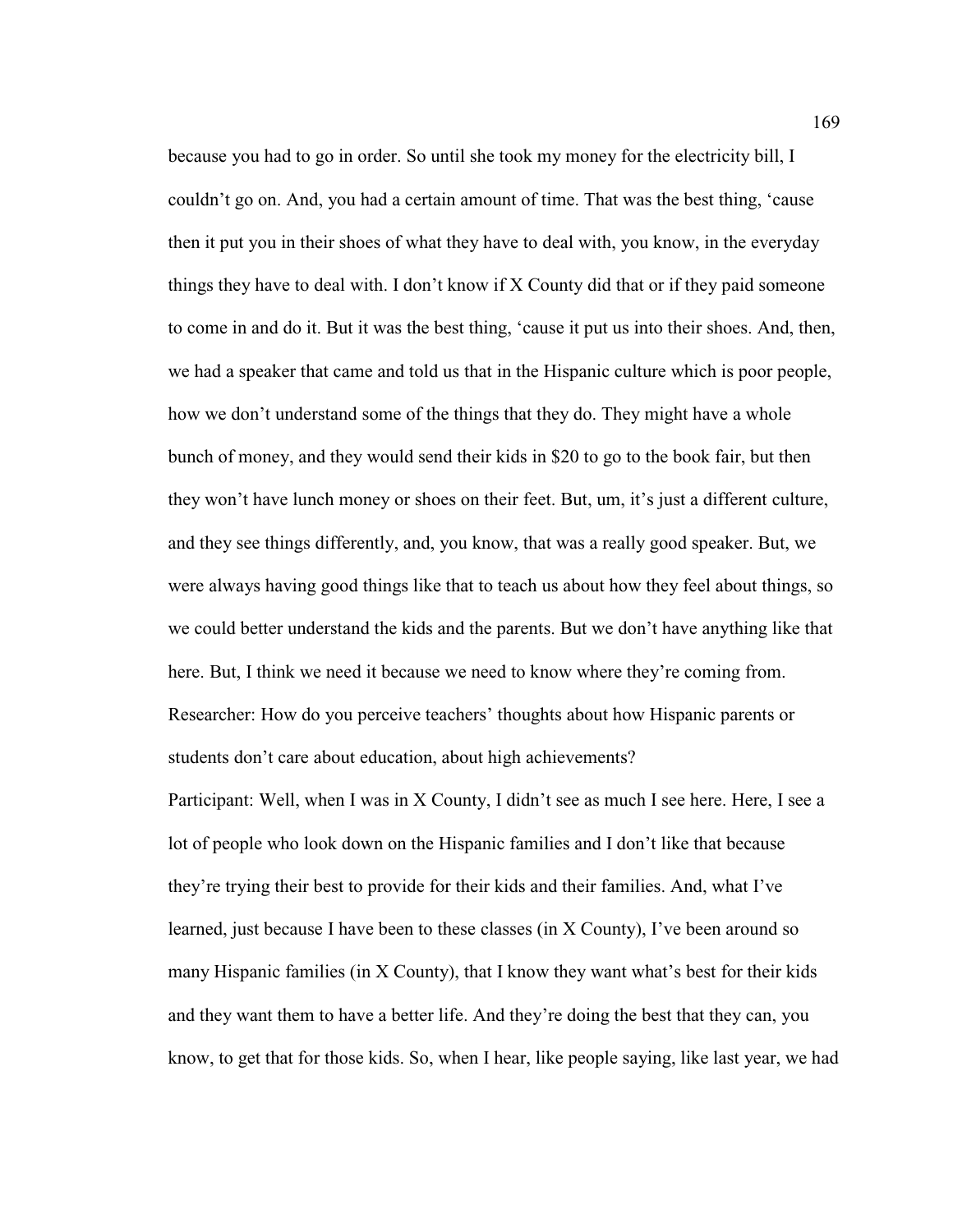because you had to go in order. So until she took my money for the electricity bill, I couldn't go on. And, you had a certain amount of time. That was the best thing, 'cause then it put you in their shoes of what they have to deal with, you know, in the everyday things they have to deal with. I don't know if X County did that or if they paid someone to come in and do it. But it was the best thing, 'cause it put us into their shoes. And, then, we had a speaker that came and told us that in the Hispanic culture which is poor people, how we don't understand some of the things that they do. They might have a whole bunch of money, and they would send their kids in $20 to go to the book fair, but then they won't have lunch money or shoes on their feet. But, um, it's just a different culture, and they see things differently, and, you know, that was a really good speaker. But, we were always having good things like that to teach us about how they feel about things, so we could better understand the kids and the parents. But we don't have anything like that here. But, I think we need it because we need to know where they're coming from.

Researcher: How do you perceive teachers' thoughts about how Hispanic parents or students don't care about education, about high achievements?

Participant: Well, when I was in X County, I didn't see as much I see here. Here, I see a lot of people who look down on the Hispanic families and I don't like that because they're trying their best to provide for their kids and their families. And, what I've learned, just because I have been to these classes (in X County), I've been around so many Hispanic families (in X County), that I know they want what's best for their kids and they want them to have a better life. And they're doing the best that they can, you know, to get that for those kids. So, when I hear, like people saying, like last year, we had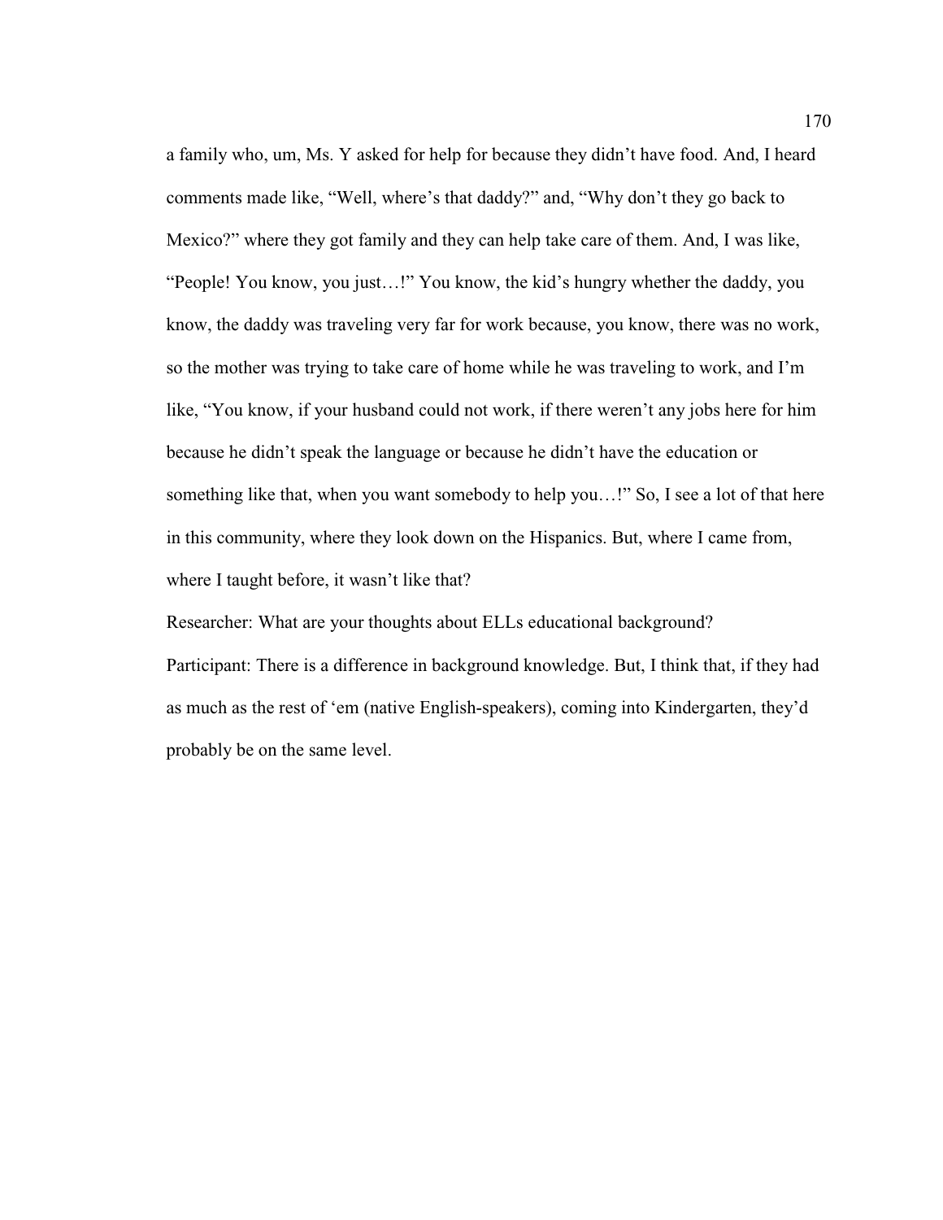a family who, um, Ms. Y asked for help for because they didn't have food. And, I heard comments made like, "Well, where's that daddy?" and, "Why don't they go back to Mexico?" where they got family and they can help take care of them. And, I was like, "People! You know, you just…!" You know, the kid's hungry whether the daddy, you know, the daddy was traveling very far for work because, you know, there was no work, so the mother was trying to take care of home while he was traveling to work, and I'm like, "You know, if your husband could not work, if there weren't any jobs here for him because he didn't speak the language or because he didn't have the education or something like that, when you want somebody to help you…!" So, I see a lot of that here in this community, where they look down on the Hispanics. But, where I came from, where I taught before, it wasn't like that?

Researcher: What are your thoughts about ELLs educational background?

Participant: There is a difference in background knowledge. But, I think that, if they had as much as the rest of 'em (native English-speakers), coming into Kindergarten, they'd probably be on the same level.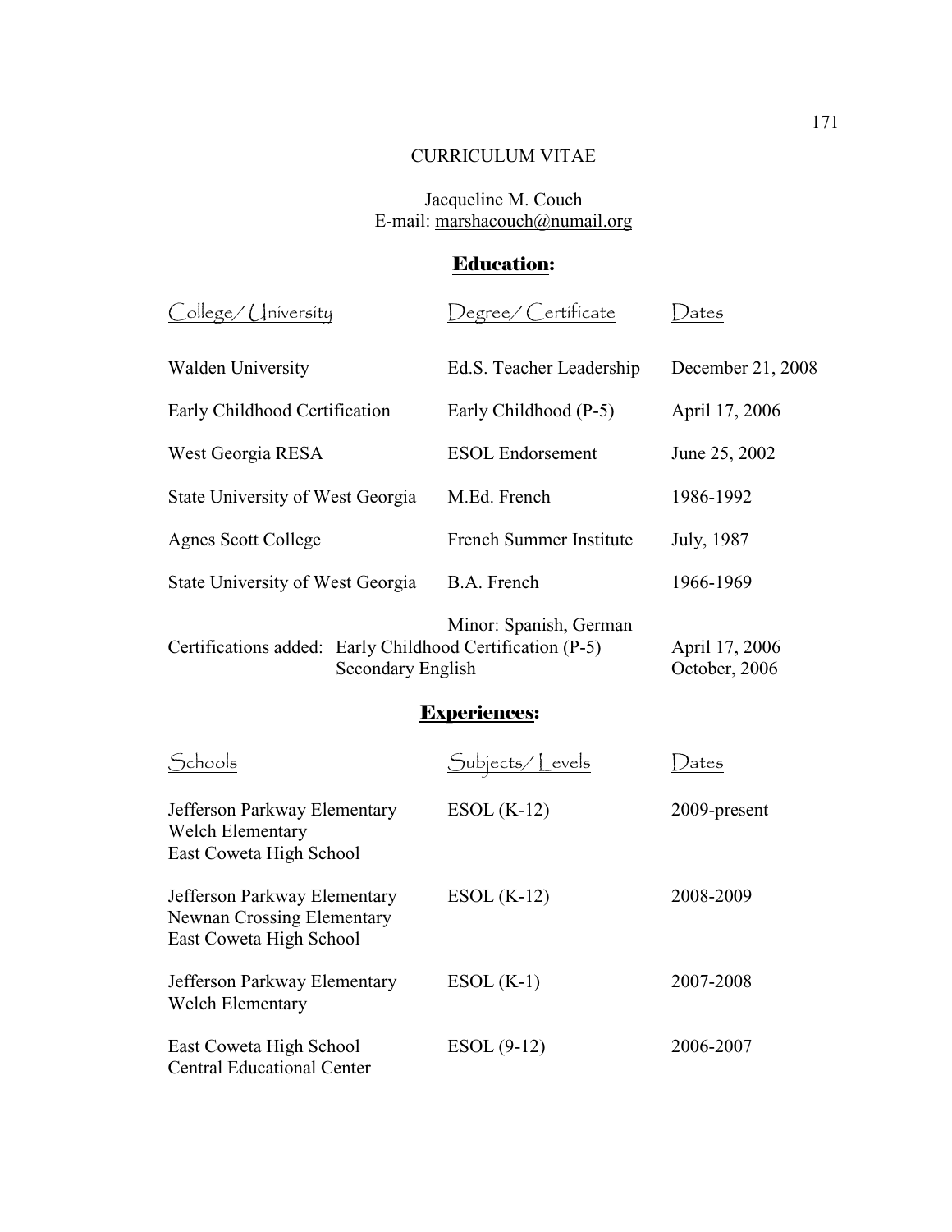# CURRICULUM VITAE

Jacqueline M. Couch
E-mail: marshacouch@numail.org

## Education:

| College/ University | Degree/ Certificate | Dates |
|---|---|---|
| Walden University | Ed.S. Teacher Leadership | December 21, 2008 |
| Early Childhood Certification | Early Childhood (P-5) | April 17, 2006 |
| West Georgia RESA | ESOL Endorsement | June 25, 2002 |
| State University of West Georgia | M.Ed. French | 1986-1992 |
| Agnes Scott College | French Summer Institute | July, 1987 |
| State University of West Georgia | B.A. French<br>Minor: Spanish, German | 1966-1969 |

Certifications added: Early Childhood Certification (P-5) — April 17, 2006
Secondary English — October, 2006

## Experiences:

| Schools | Subjects/ Levels | Dates |
|---|---|---|
| Jefferson Parkway Elementary<br>Welch Elementary<br>East Coweta High School | ESOL (K-12) | 2009-present |
| Jefferson Parkway Elementary<br>Newnan Crossing Elementary<br>East Coweta High School | ESOL (K-12) | 2008-2009 |
| Jefferson Parkway Elementary<br>Welch Elementary | ESOL (K-1) | 2007-2008 |
| East Coweta High School<br>Central Educational Center | ESOL (9-12) | 2006-2007 |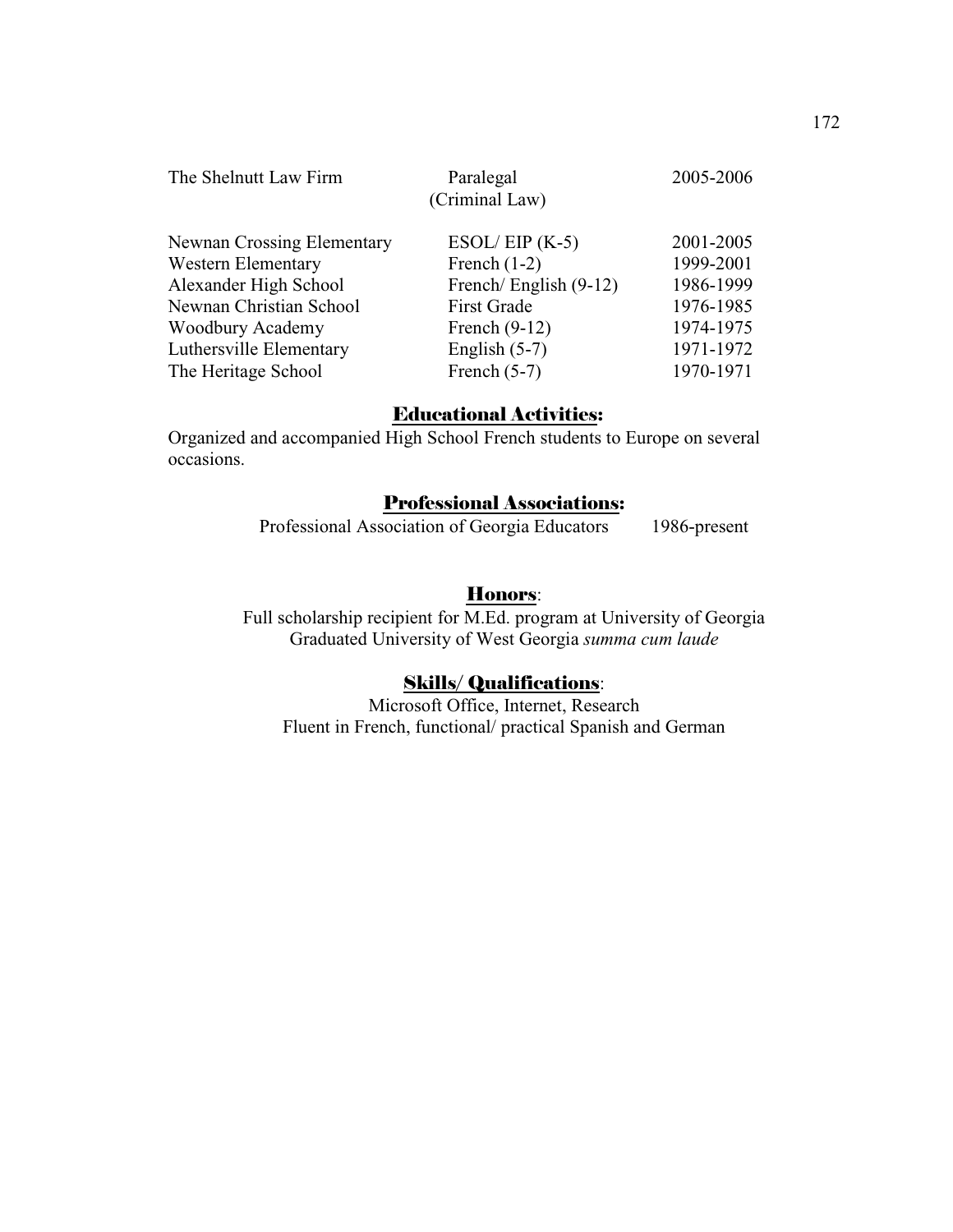| | | |
|---|---|---|
| The Shelnutt Law Firm | Paralegal (Criminal Law) | 2005-2006 |
| Newnan Crossing Elementary | ESOL/ EIP (K-5) | 2001-2005 |
| Western Elementary | French (1-2) | 1999-2001 |
| Alexander High School | French/ English (9-12) | 1986-1999 |
| Newnan Christian School | First Grade | 1976-1985 |
| Woodbury Academy | French (9-12) | 1974-1975 |
| Luthersville Elementary | English (5-7) | 1971-1972 |
| The Heritage School | French (5-7) | 1970-1971 |

## Educational Activities:

Organized and accompanied High School French students to Europe on several occasions.

## Professional Associations:

Professional Association of Georgia Educators 1986-present

## Honors:

Full scholarship recipient for M.Ed. program at University of Georgia
Graduated University of West Georgia *summa cum laude*

## Skills/ Qualifications:

Microsoft Office, Internet, Research
Fluent in French, functional/ practical Spanish and German